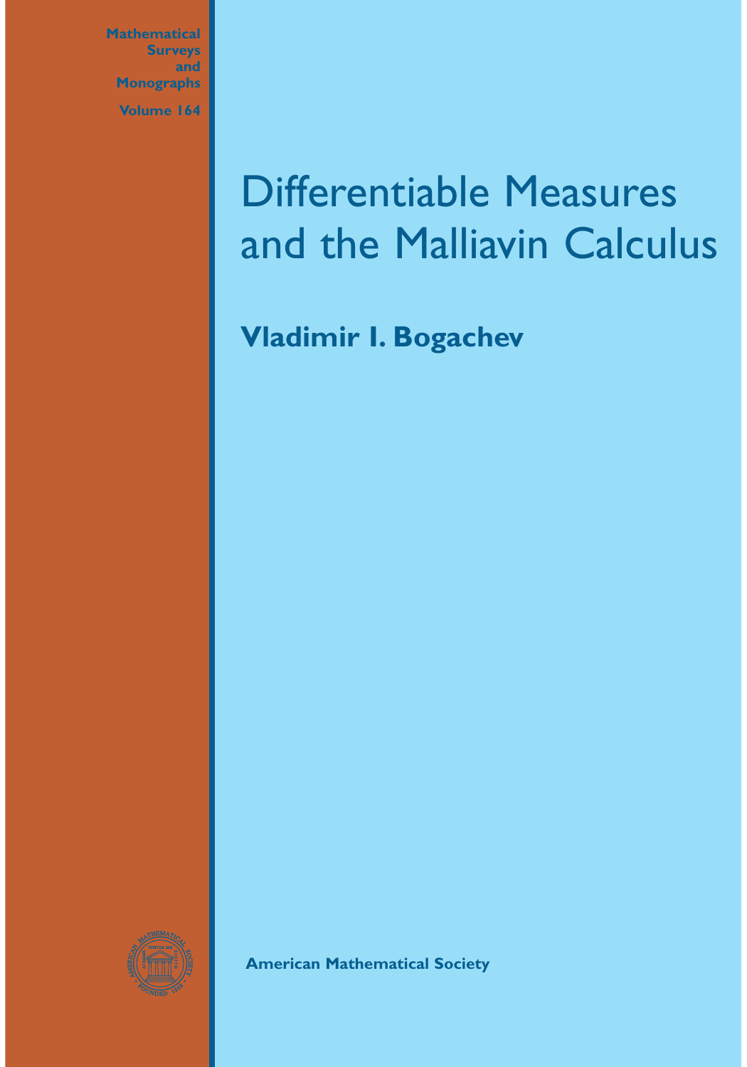Mathematical Surveys and Monographs

Volume 164

# Differentiable Measures and the Malliavin Calculus

**Vladimir I. Bogachev**

**American Mathematical Society**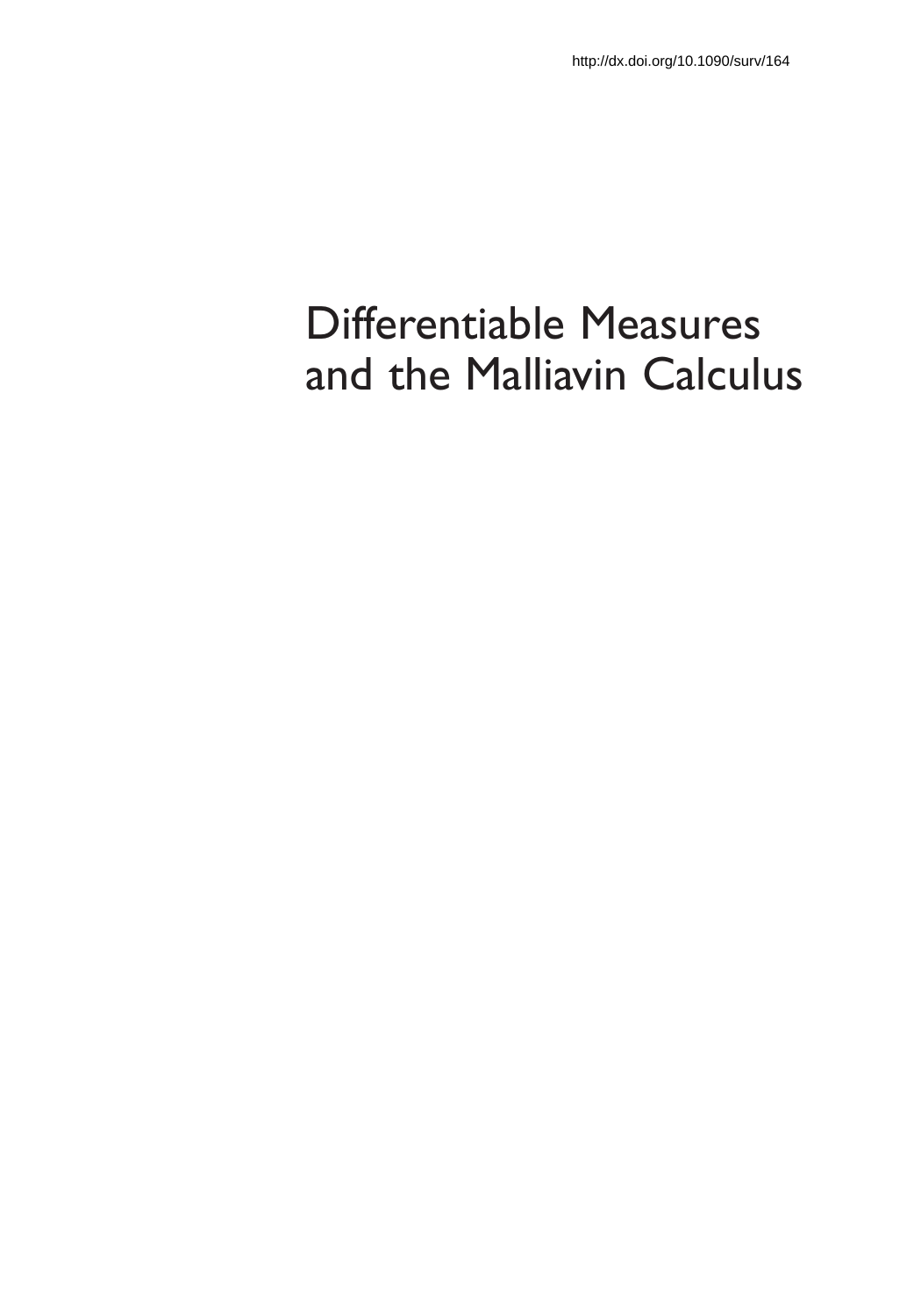http://dx.doi.org/10.1090/surv/164

# Differentiable Measures and the Malliavin Calculus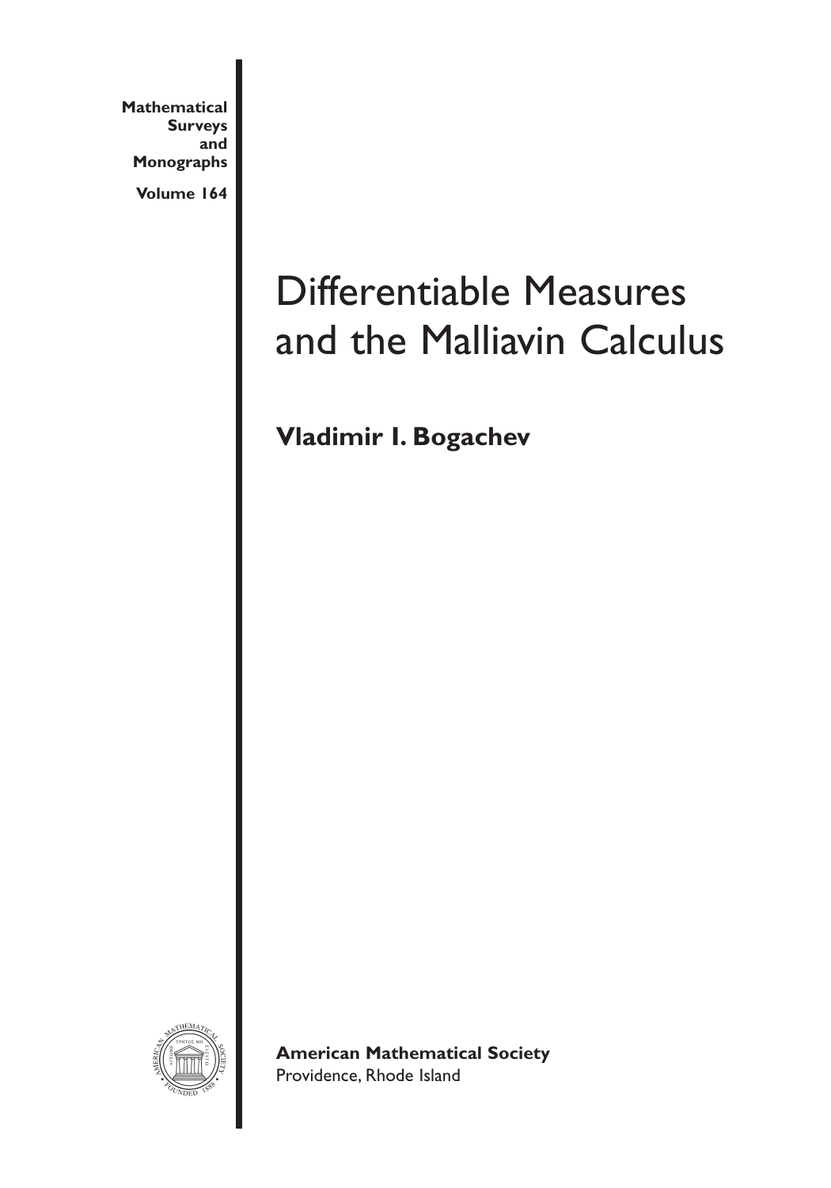**Mathematical Surveys and Monographs**

**Volume 164**

# Differentiable Measures and the Malliavin Calculus

**Vladimir I. Bogachev**

**American Mathematical Society**

Providence, Rhode Island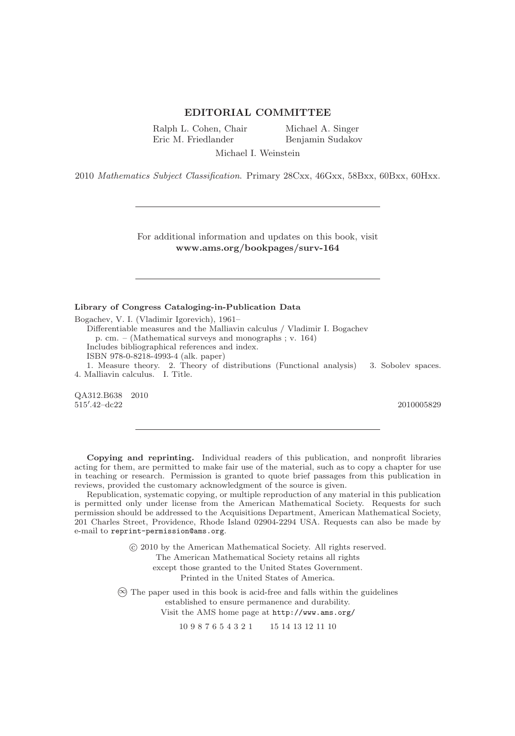## EDITORIAL COMMITTEE

Ralph L. Cohen, Chair
Eric M. Friedlander
Michael A. Singer
Benjamin Sudakov
Michael I. Weinstein

2010 *Mathematics Subject Classification*. Primary 28Cxx, 46Gxx, 58Bxx, 60Bxx, 60Hxx.

---

For additional information and updates on this book, visit
**www.ams.org/bookpages/surv-164**

---

**Library of Congress Cataloging-in-Publication Data**

Bogachev, V. I. (Vladimir Igorevich), 1961–
Differentiable measures and the Malliavin calculus / Vladimir I. Bogachev
p. cm. – (Mathematical surveys and monographs ; v. 164)
Includes bibliographical references and index.
ISBN 978-0-8218-4993-4 (alk. paper)
1. Measure theory. 2. Theory of distributions (Functional analysis) 3. Sobolev spaces. 4. Malliavin calculus. I. Title.

QA312.B638 2010
515′.42–dc22 2010005829

---

**Copying and reprinting.** Individual readers of this publication, and nonprofit libraries acting for them, are permitted to make fair use of the material, such as to copy a chapter for use in teaching or research. Permission is granted to quote brief passages from this publication in reviews, provided the customary acknowledgment of the source is given.

Republication, systematic copying, or multiple reproduction of any material in this publication is permitted only under license from the American Mathematical Society. Requests for such permission should be addressed to the Acquisitions Department, American Mathematical Society, 201 Charles Street, Providence, Rhode Island 02904-2294 USA. Requests can also be made by e-mail to reprint-permission@ams.org.

© 2010 by the American Mathematical Society. All rights reserved.
The American Mathematical Society retains all rights
except those granted to the United States Government.
Printed in the United States of America.

∞ The paper used in this book is acid-free and falls within the guidelines
established to ensure permanence and durability.
Visit the AMS home page at http://www.ams.org/

10 9 8 7 6 5 4 3 2 1 15 14 13 12 11 10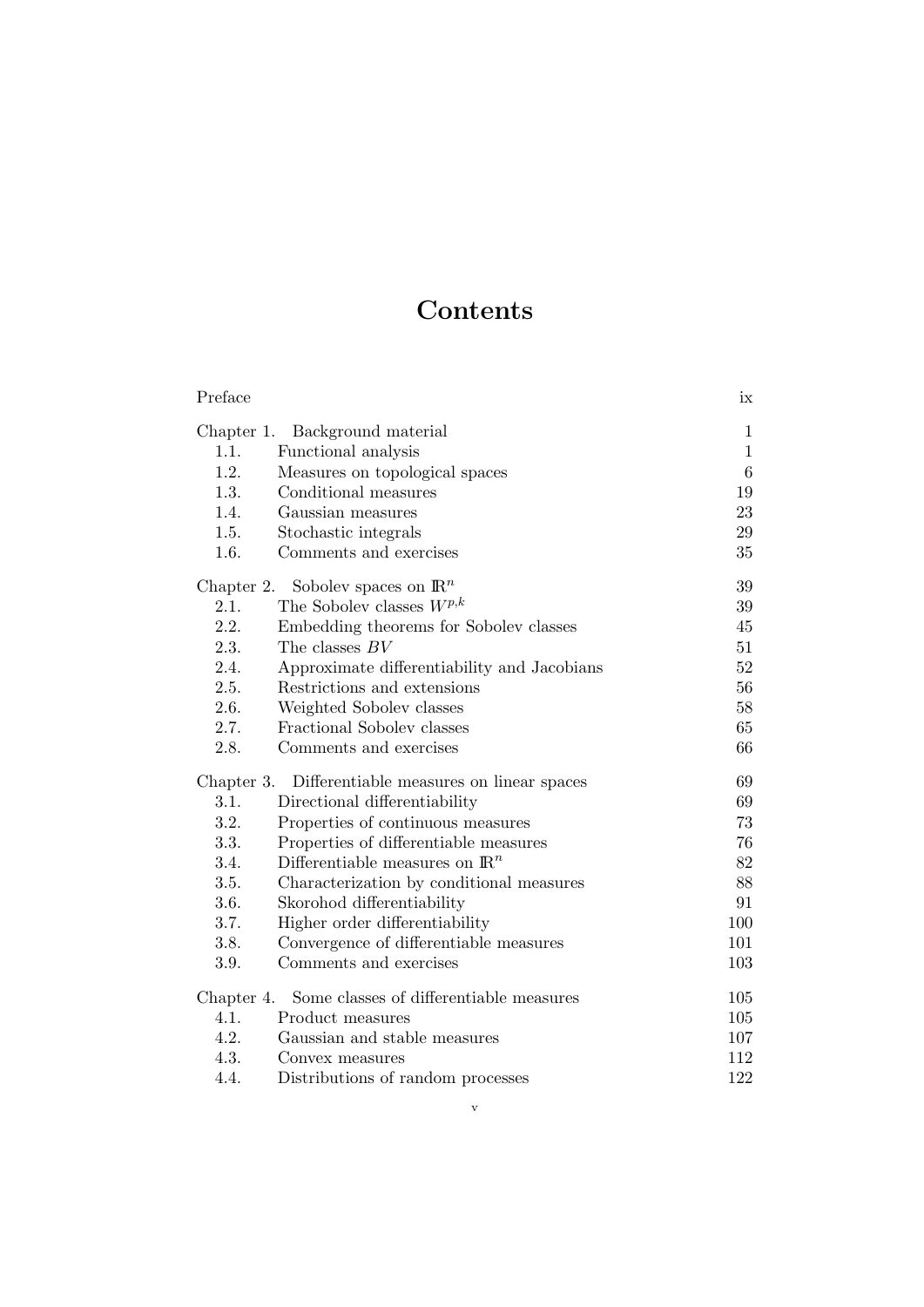# Contents

| | | |
|---|---|---|
| Preface | | ix |
| Chapter 1. | Background material | 1 |
| 1.1. | Functional analysis | 1 |
| 1.2. | Measures on topological spaces | 6 |
| 1.3. | Conditional measures | 19 |
| 1.4. | Gaussian measures | 23 |
| 1.5. | Stochastic integrals | 29 |
| 1.6. | Comments and exercises | 35 |
| Chapter 2. | Sobolev spaces on $\mathbb{R}^n$ | 39 |
| 2.1. | The Sobolev classes $W^{p,k}$ | 39 |
| 2.2. | Embedding theorems for Sobolev classes | 45 |
| 2.3. | The classes $BV$ | 51 |
| 2.4. | Approximate differentiability and Jacobians | 52 |
| 2.5. | Restrictions and extensions | 56 |
| 2.6. | Weighted Sobolev classes | 58 |
| 2.7. | Fractional Sobolev classes | 65 |
| 2.8. | Comments and exercises | 66 |
| Chapter 3. | Differentiable measures on linear spaces | 69 |
| 3.1. | Directional differentiability | 69 |
| 3.2. | Properties of continuous measures | 73 |
| 3.3. | Properties of differentiable measures | 76 |
| 3.4. | Differentiable measures on $\mathbb{R}^n$ | 82 |
| 3.5. | Characterization by conditional measures | 88 |
| 3.6. | Skorohod differentiability | 91 |
| 3.7. | Higher order differentiability | 100 |
| 3.8. | Convergence of differentiable measures | 101 |
| 3.9. | Comments and exercises | 103 |
| Chapter 4. | Some classes of differentiable measures | 105 |
| 4.1. | Product measures | 105 |
| 4.2. | Gaussian and stable measures | 107 |
| 4.3. | Convex measures | 112 |
| 4.4. | Distributions of random processes | 122 |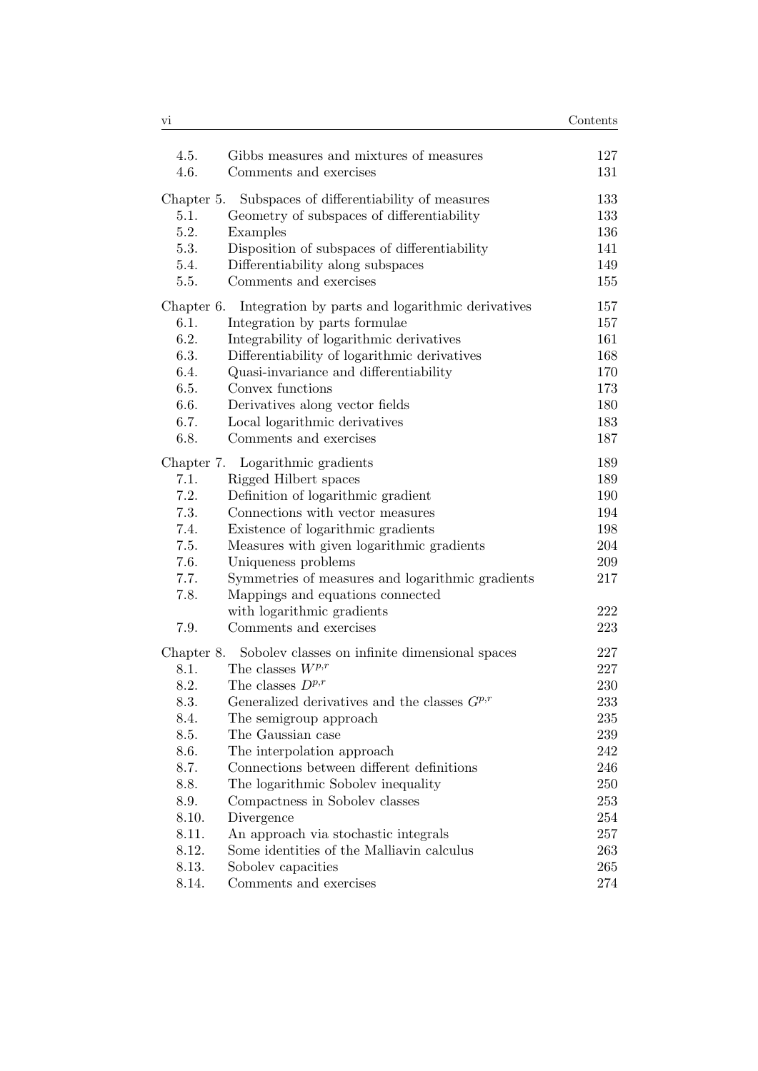| | | |
|---|---|---|
| 4.5. | Gibbs measures and mixtures of measures | 127 |
| 4.6. | Comments and exercises | 131 |
| Chapter 5. | Subspaces of differentiability of measures | 133 |
| 5.1. | Geometry of subspaces of differentiability | 133 |
| 5.2. | Examples | 136 |
| 5.3. | Disposition of subspaces of differentiability | 141 |
| 5.4. | Differentiability along subspaces | 149 |
| 5.5. | Comments and exercises | 155 |
| Chapter 6. | Integration by parts and logarithmic derivatives | 157 |
| 6.1. | Integration by parts formulae | 157 |
| 6.2. | Integrability of logarithmic derivatives | 161 |
| 6.3. | Differentiability of logarithmic derivatives | 168 |
| 6.4. | Quasi-invariance and differentiability | 170 |
| 6.5. | Convex functions | 173 |
| 6.6. | Derivatives along vector fields | 180 |
| 6.7. | Local logarithmic derivatives | 183 |
| 6.8. | Comments and exercises | 187 |
| Chapter 7. | Logarithmic gradients | 189 |
| 7.1. | Rigged Hilbert spaces | 189 |
| 7.2. | Definition of logarithmic gradient | 190 |
| 7.3. | Connections with vector measures | 194 |
| 7.4. | Existence of logarithmic gradients | 198 |
| 7.5. | Measures with given logarithmic gradients | 204 |
| 7.6. | Uniqueness problems | 209 |
| 7.7. | Symmetries of measures and logarithmic gradients | 217 |
| 7.8. | Mappings and equations connected with logarithmic gradients | 222 |
| 7.9. | Comments and exercises | 223 |
| Chapter 8. | Sobolev classes on infinite dimensional spaces | 227 |
| 8.1. | The classes $W^{p,r}$ | 227 |
| 8.2. | The classes $D^{p,r}$ | 230 |
| 8.3. | Generalized derivatives and the classes $G^{p,r}$ | 233 |
| 8.4. | The semigroup approach | 235 |
| 8.5. | The Gaussian case | 239 |
| 8.6. | The interpolation approach | 242 |
| 8.7. | Connections between different definitions | 246 |
| 8.8. | The logarithmic Sobolev inequality | 250 |
| 8.9. | Compactness in Sobolev classes | 253 |
| 8.10. | Divergence | 254 |
| 8.11. | An approach via stochastic integrals | 257 |
| 8.12. | Some identities of the Malliavin calculus | 263 |
| 8.13. | Sobolev capacities | 265 |
| 8.14. | Comments and exercises | 274 |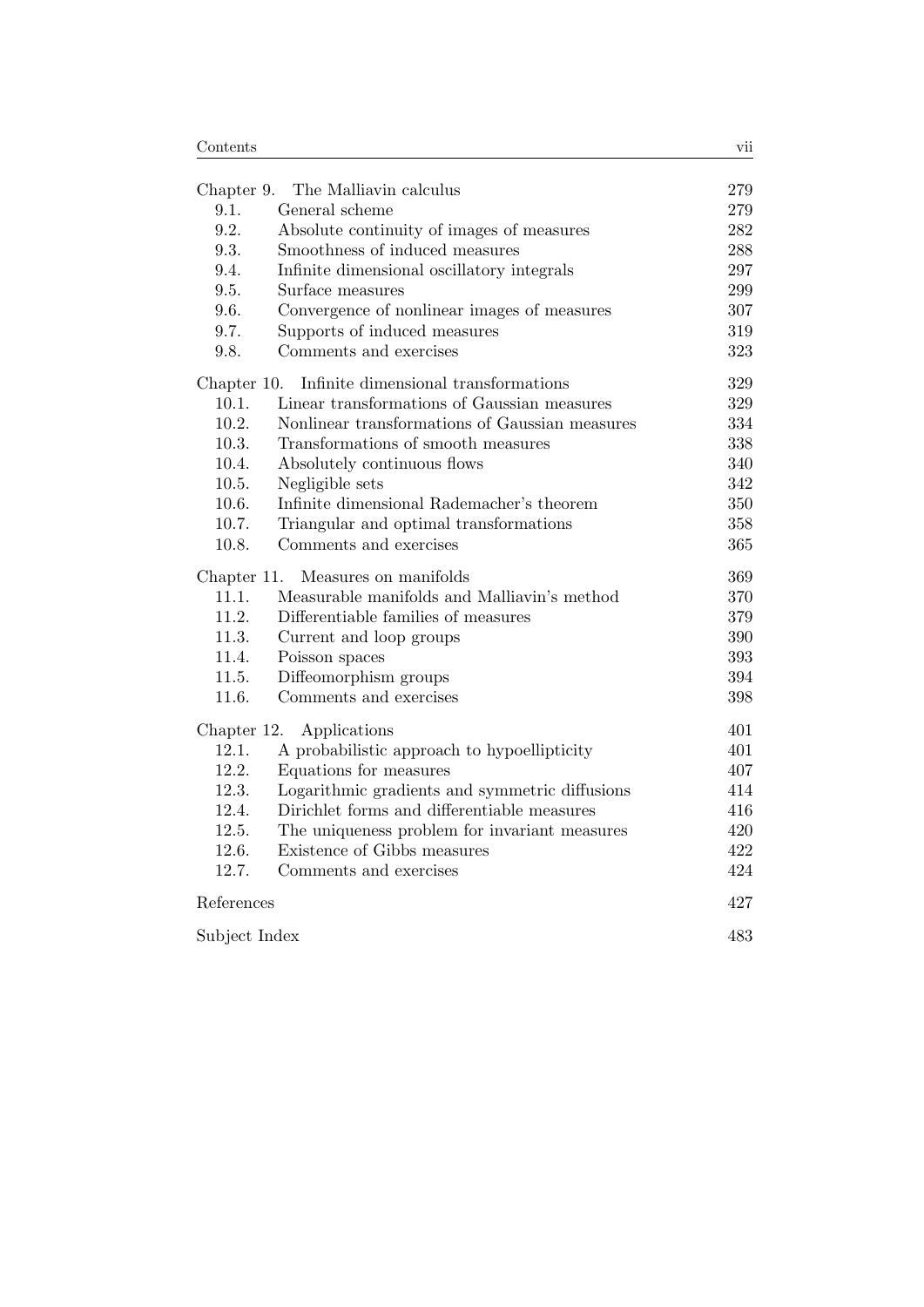| | | |
|---|---|---|
| Chapter 9. | The Malliavin calculus | 279 |
| 9.1. | General scheme | 279 |
| 9.2. | Absolute continuity of images of measures | 282 |
| 9.3. | Smoothness of induced measures | 288 |
| 9.4. | Infinite dimensional oscillatory integrals | 297 |
| 9.5. | Surface measures | 299 |
| 9.6. | Convergence of nonlinear images of measures | 307 |
| 9.7. | Supports of induced measures | 319 |
| 9.8. | Comments and exercises | 323 |
| Chapter 10. | Infinite dimensional transformations | 329 |
| 10.1. | Linear transformations of Gaussian measures | 329 |
| 10.2. | Nonlinear transformations of Gaussian measures | 334 |
| 10.3. | Transformations of smooth measures | 338 |
| 10.4. | Absolutely continuous flows | 340 |
| 10.5. | Negligible sets | 342 |
| 10.6. | Infinite dimensional Rademacher's theorem | 350 |
| 10.7. | Triangular and optimal transformations | 358 |
| 10.8. | Comments and exercises | 365 |
| Chapter 11. | Measures on manifolds | 369 |
| 11.1. | Measurable manifolds and Malliavin's method | 370 |
| 11.2. | Differentiable families of measures | 379 |
| 11.3. | Current and loop groups | 390 |
| 11.4. | Poisson spaces | 393 |
| 11.5. | Diffeomorphism groups | 394 |
| 11.6. | Comments and exercises | 398 |
| Chapter 12. | Applications | 401 |
| 12.1. | A probabilistic approach to hypoellipticity | 401 |
| 12.2. | Equations for measures | 407 |
| 12.3. | Logarithmic gradients and symmetric diffusions | 414 |
| 12.4. | Dirichlet forms and differentiable measures | 416 |
| 12.5. | The uniqueness problem for invariant measures | 420 |
| 12.6. | Existence of Gibbs measures | 422 |
| 12.7. | Comments and exercises | 424 |
| References | | 427 |
| Subject Index | | 483 |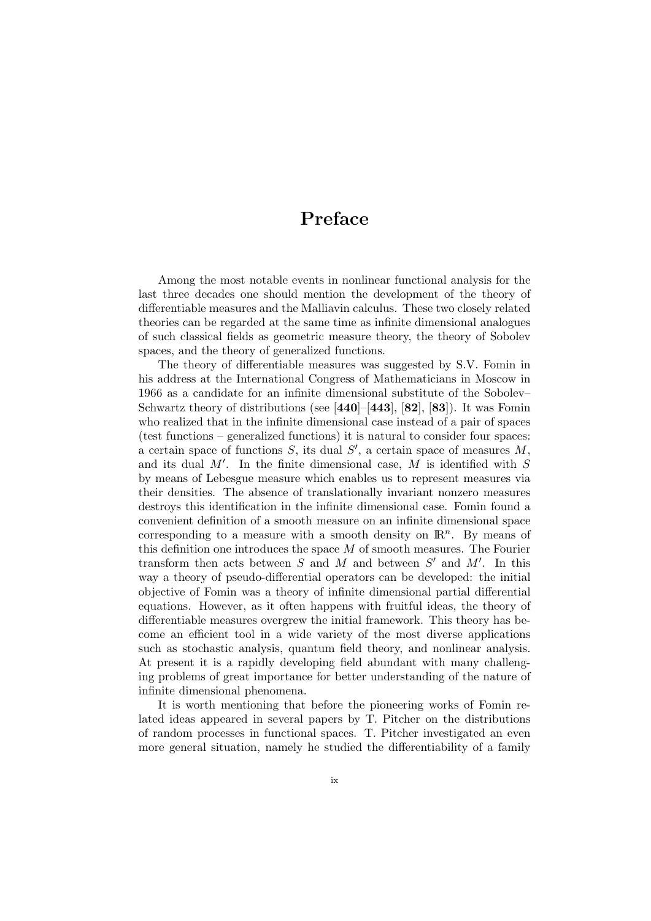# Preface

Among the most notable events in nonlinear functional analysis for the last three decades one should mention the development of the theory of differentiable measures and the Malliavin calculus. These two closely related theories can be regarded at the same time as infinite dimensional analogues of such classical fields as geometric measure theory, the theory of Sobolev spaces, and the theory of generalized functions.

The theory of differentiable measures was suggested by S.V. Fomin in his address at the International Congress of Mathematicians in Moscow in 1966 as a candidate for an infinite dimensional substitute of the Sobolev–Schwartz theory of distributions (see [**440**]–[**443**], [**82**], [**83**]). It was Fomin who realized that in the infinite dimensional case instead of a pair of spaces (test functions – generalized functions) it is natural to consider four spaces: a certain space of functions $S$, its dual $S'$, a certain space of measures $M$, and its dual $M'$. In the finite dimensional case, $M$ is identified with $S$ by means of Lebesgue measure which enables us to represent measures via their densities. The absence of translationally invariant nonzero measures destroys this identification in the infinite dimensional case. Fomin found a convenient definition of a smooth measure on an infinite dimensional space corresponding to a measure with a smooth density on $\mathbb{R}^n$. By means of this definition one introduces the space $M$ of smooth measures. The Fourier transform then acts between $S$ and $M$ and between $S'$ and $M'$. In this way a theory of pseudo-differential operators can be developed: the initial objective of Fomin was a theory of infinite dimensional partial differential equations. However, as it often happens with fruitful ideas, the theory of differentiable measures overgrew the initial framework. This theory has become an efficient tool in a wide variety of the most diverse applications such as stochastic analysis, quantum field theory, and nonlinear analysis. At present it is a rapidly developing field abundant with many challenging problems of great importance for better understanding of the nature of infinite dimensional phenomena.

It is worth mentioning that before the pioneering works of Fomin related ideas appeared in several papers by T. Pitcher on the distributions of random processes in functional spaces. T. Pitcher investigated an even more general situation, namely he studied the differentiability of a family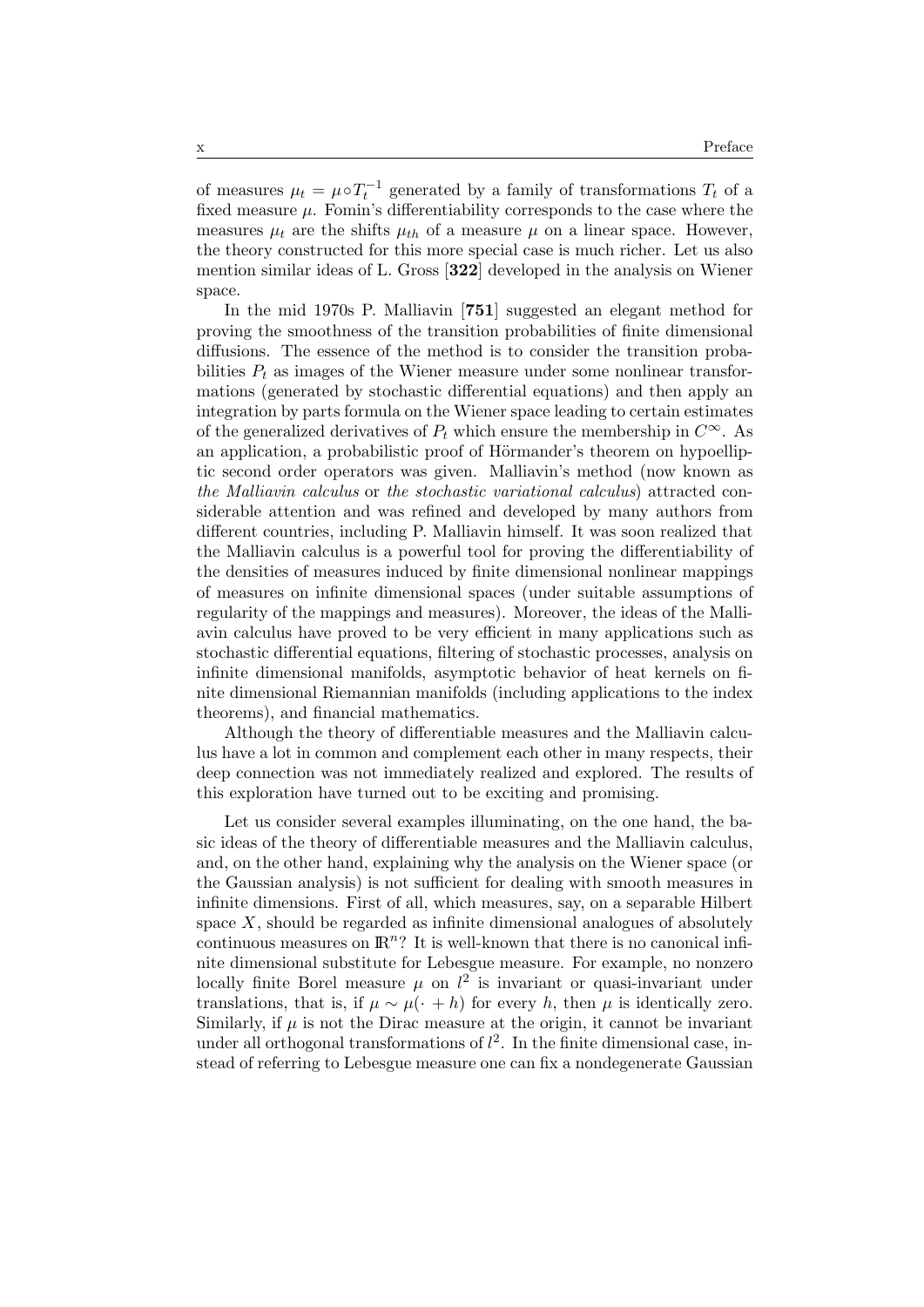of measures $\mu_t = \mu \circ T_t^{-1}$ generated by a family of transformations $T_t$ of a fixed measure $\mu$. Fomin's differentiability corresponds to the case where the measures $\mu_t$ are the shifts $\mu_{th}$ of a measure $\mu$ on a linear space. However, the theory constructed for this more special case is much richer. Let us also mention similar ideas of L. Gross [**322**] developed in the analysis on Wiener space.

In the mid 1970s P. Malliavin [**751**] suggested an elegant method for proving the smoothness of the transition probabilities of finite dimensional diffusions. The essence of the method is to consider the transition probabilities $P_t$ as images of the Wiener measure under some nonlinear transformations (generated by stochastic differential equations) and then apply an integration by parts formula on the Wiener space leading to certain estimates of the generalized derivatives of $P_t$ which ensure the membership in $C^\infty$. As an application, a probabilistic proof of Hörmander's theorem on hypoelliptic second order operators was given. Malliavin's method (now known as *the Malliavin calculus* or *the stochastic variational calculus*) attracted considerable attention and was refined and developed by many authors from different countries, including P. Malliavin himself. It was soon realized that the Malliavin calculus is a powerful tool for proving the differentiability of the densities of measures induced by finite dimensional nonlinear mappings of measures on infinite dimensional spaces (under suitable assumptions of regularity of the mappings and measures). Moreover, the ideas of the Malliavin calculus have proved to be very efficient in many applications such as stochastic differential equations, filtering of stochastic processes, analysis on infinite dimensional manifolds, asymptotic behavior of heat kernels on finite dimensional Riemannian manifolds (including applications to the index theorems), and financial mathematics.

Although the theory of differentiable measures and the Malliavin calculus have a lot in common and complement each other in many respects, their deep connection was not immediately realized and explored. The results of this exploration have turned out to be exciting and promising.

Let us consider several examples illuminating, on the one hand, the basic ideas of the theory of differentiable measures and the Malliavin calculus, and, on the other hand, explaining why the analysis on the Wiener space (or the Gaussian analysis) is not sufficient for dealing with smooth measures in infinite dimensions. First of all, which measures, say, on a separable Hilbert space $X$, should be regarded as infinite dimensional analogues of absolutely continuous measures on $\mathbb{R}^n$? It is well-known that there is no canonical infinite dimensional substitute for Lebesgue measure. For example, no nonzero locally finite Borel measure $\mu$ on $l^2$ is invariant or quasi-invariant under translations, that is, if $\mu \sim \mu(\cdot + h)$ for every $h$, then $\mu$ is identically zero. Similarly, if $\mu$ is not the Dirac measure at the origin, it cannot be invariant under all orthogonal transformations of $l^2$. In the finite dimensional case, instead of referring to Lebesgue measure one can fix a nondegenerate Gaussian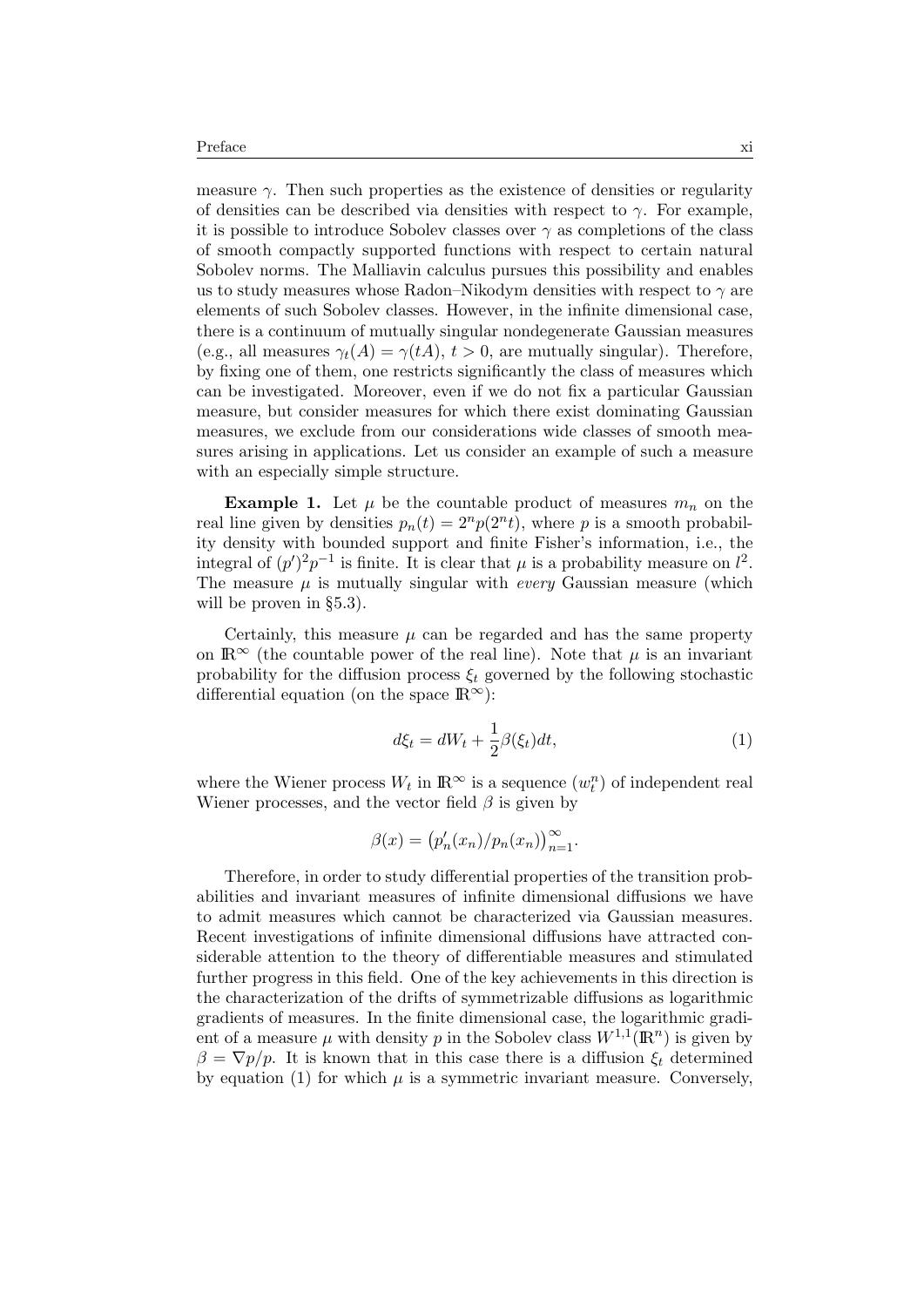measure $\gamma$. Then such properties as the existence of densities or regularity of densities can be described via densities with respect to $\gamma$. For example, it is possible to introduce Sobolev classes over $\gamma$ as completions of the class of smooth compactly supported functions with respect to certain natural Sobolev norms. The Malliavin calculus pursues this possibility and enables us to study measures whose Radon–Nikodym densities with respect to $\gamma$ are elements of such Sobolev classes. However, in the infinite dimensional case, there is a continuum of mutually singular nondegenerate Gaussian measures (e.g., all measures $\gamma_t(A) = \gamma(tA)$, $t > 0$, are mutually singular). Therefore, by fixing one of them, one restricts significantly the class of measures which can be investigated. Moreover, even if we do not fix a particular Gaussian measure, but consider measures for which there exist dominating Gaussian measures, we exclude from our considerations wide classes of smooth measures arising in applications. Let us consider an example of such a measure with an especially simple structure.

**Example 1.** Let $\mu$ be the countable product of measures $m_n$ on the real line given by densities $p_n(t) = 2^n p(2^n t)$, where $p$ is a smooth probability density with bounded support and finite Fisher's information, i.e., the integral of $(p')^2 p^{-1}$ is finite. It is clear that $\mu$ is a probability measure on $l^2$. The measure $\mu$ is mutually singular with *every* Gaussian measure (which will be proven in §5.3).

Certainly, this measure $\mu$ can be regarded and has the same property on $\mathbb{R}^\infty$ (the countable power of the real line). Note that $\mu$ is an invariant probability for the diffusion process $\xi_t$ governed by the following stochastic differential equation (on the space $\mathbb{R}^\infty$):

$$d\xi_t = dW_t + \frac{1}{2}\beta(\xi_t)dt, \tag{1}$$

where the Wiener process $W_t$ in $\mathbb{R}^\infty$ is a sequence $(w_t^n)$ of independent real Wiener processes, and the vector field $\beta$ is given by

$$\beta(x) = \big(p_n'(x_n)/p_n(x_n)\big)_{n=1}^\infty.$$

Therefore, in order to study differential properties of the transition probabilities and invariant measures of infinite dimensional diffusions we have to admit measures which cannot be characterized via Gaussian measures. Recent investigations of infinite dimensional diffusions have attracted considerable attention to the theory of differentiable measures and stimulated further progress in this field. One of the key achievements in this direction is the characterization of the drifts of symmetrizable diffusions as logarithmic gradients of measures. In the finite dimensional case, the logarithmic gradient of a measure $\mu$ with density $p$ in the Sobolev class $W^{1,1}(\mathbb{R}^n)$ is given by $\beta = \nabla p/p$. It is known that in this case there is a diffusion $\xi_t$ determined by equation (1) for which $\mu$ is a symmetric invariant measure. Conversely,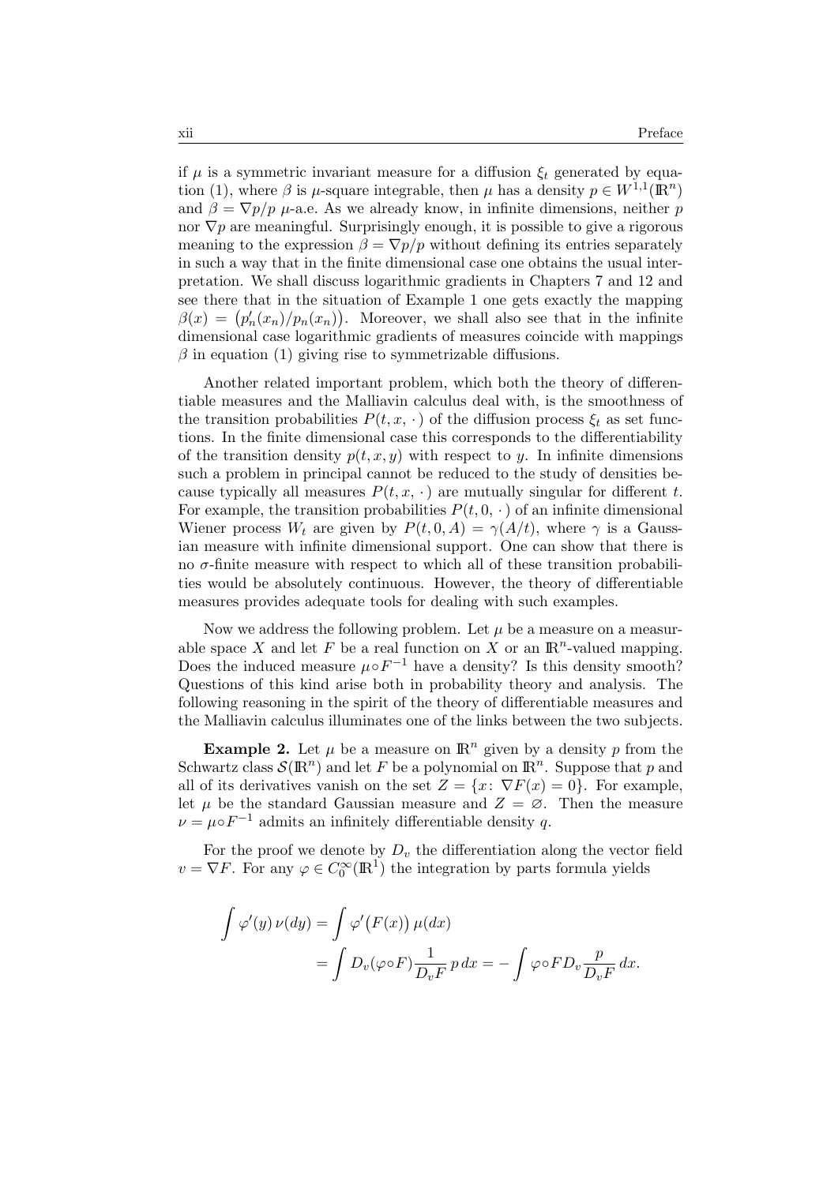if $\mu$ is a symmetric invariant measure for a diffusion $\xi_t$ generated by equation (1), where $\beta$ is $\mu$-square integrable, then $\mu$ has a density $p \in W^{1,1}(\mathbb{R}^n)$ and $\beta = \nabla p/p$ $\mu$-a.e. As we already know, in infinite dimensions, neither $p$ nor $\nabla p$ are meaningful. Surprisingly enough, it is possible to give a rigorous meaning to the expression $\beta = \nabla p/p$ without defining its entries separately in such a way that in the finite dimensional case one obtains the usual interpretation. We shall discuss logarithmic gradients in Chapters 7 and 12 and see there that in the situation of Example 1 one gets exactly the mapping $\beta(x) = \bigl(p_n'(x_n)/p_n(x_n)\bigr)$. Moreover, we shall also see that in the infinite dimensional case logarithmic gradients of measures coincide with mappings $\beta$ in equation (1) giving rise to symmetrizable diffusions.

Another related important problem, which both the theory of differentiable measures and the Malliavin calculus deal with, is the smoothness of the transition probabilities $P(t,x,\,\cdot\,)$ of the diffusion process $\xi_t$ as set functions. In the finite dimensional case this corresponds to the differentiability of the transition density $p(t,x,y)$ with respect to $y$. In infinite dimensions such a problem in principal cannot be reduced to the study of densities because typically all measures $P(t,x,\,\cdot\,)$ are mutually singular for different $t$. For example, the transition probabilities $P(t,0,\,\cdot\,)$ of an infinite dimensional Wiener process $W_t$ are given by $P(t,0,A) = \gamma(A/t)$, where $\gamma$ is a Gaussian measure with infinite dimensional support. One can show that there is no $\sigma$-finite measure with respect to which all of these transition probabilities would be absolutely continuous. However, the theory of differentiable measures provides adequate tools for dealing with such examples.

Now we address the following problem. Let $\mu$ be a measure on a measurable space $X$ and let $F$ be a real function on $X$ or an $\mathbb{R}^n$-valued mapping. Does the induced measure $\mu\circ F^{-1}$ have a density? Is this density smooth? Questions of this kind arise both in probability theory and analysis. The following reasoning in the spirit of the theory of differentiable measures and the Malliavin calculus illuminates one of the links between the two subjects.

**Example 2.** Let $\mu$ be a measure on $\mathbb{R}^n$ given by a density $p$ from the Schwartz class $\mathcal{S}(\mathbb{R}^n)$ and let $F$ be a polynomial on $\mathbb{R}^n$. Suppose that $p$ and all of its derivatives vanish on the set $Z = \{x\colon \nabla F(x) = 0\}$. For example, let $\mu$ be the standard Gaussian measure and $Z = \varnothing$. Then the measure $\nu = \mu\circ F^{-1}$ admits an infinitely differentiable density $q$.

For the proof we denote by $D_v$ the differentiation along the vector field $v = \nabla F$. For any $\varphi \in C_0^\infty(\mathbb{R}^1)$ the integration by parts formula yields

$$\int \varphi'(y)\,\nu(dy) = \int \varphi'\bigl(F(x)\bigr)\,\mu(dx)$$
$$= \int D_v(\varphi\circ F)\frac{1}{D_v F}\,p\,dx = -\int \varphi\circ F D_v \frac{p}{D_v F}\,dx.$$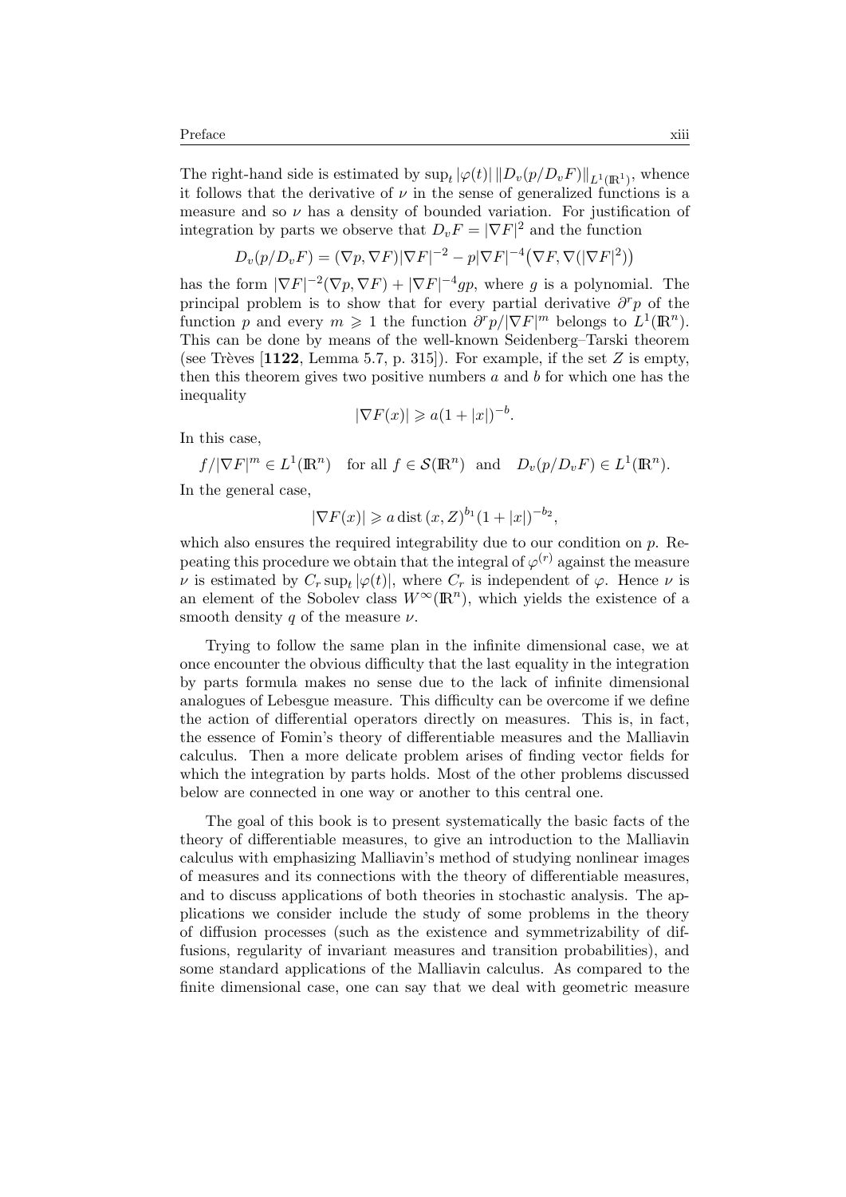The right-hand side is estimated by $\sup_t |\varphi(t)| \, \|D_v(p/D_vF)\|_{L^1(\mathbb{R}^1)}$, whence it follows that the derivative of $\nu$ in the sense of generalized functions is a measure and so $\nu$ has a density of bounded variation. For justification of integration by parts we observe that $D_vF = |\nabla F|^2$ and the function

$$D_v(p/D_vF) = (\nabla p, \nabla F)|\nabla F|^{-2} - p|\nabla F|^{-4}\big(\nabla F, \nabla(|\nabla F|^2)\big)$$

has the form $|\nabla F|^{-2}(\nabla p, \nabla F) + |\nabla F|^{-4} g p$, where $g$ is a polynomial. The principal problem is to show that for every partial derivative $\partial^r p$ of the function $p$ and every $m \geqslant 1$ the function $\partial^r p/|\nabla F|^m$ belongs to $L^1(\mathbb{R}^n)$. This can be done by means of the well-known Seidenberg–Tarski theorem (see Trèves [**1122**, Lemma 5.7, p. 315]). For example, if the set $Z$ is empty, then this theorem gives two positive numbers $a$ and $b$ for which one has the inequality

$$|\nabla F(x)| \geqslant a(1+|x|)^{-b}.$$

In this case,

$$f/|\nabla F|^m \in L^1(\mathbb{R}^n) \quad \text{for all } f \in \mathcal{S}(\mathbb{R}^n) \quad \text{and} \quad D_v(p/D_vF) \in L^1(\mathbb{R}^n).$$

In the general case,

$$|\nabla F(x)| \geqslant a \operatorname{dist}(x, Z)^{b_1}(1+|x|)^{-b_2},$$

which also ensures the required integrability due to our condition on $p$. Repeating this procedure we obtain that the integral of $\varphi^{(r)}$ against the measure $\nu$ is estimated by $C_r \sup_t |\varphi(t)|$, where $C_r$ is independent of $\varphi$. Hence $\nu$ is an element of the Sobolev class $W^\infty(\mathbb{R}^n)$, which yields the existence of a smooth density $q$ of the measure $\nu$.

Trying to follow the same plan in the infinite dimensional case, we at once encounter the obvious difficulty that the last equality in the integration by parts formula makes no sense due to the lack of infinite dimensional analogues of Lebesgue measure. This difficulty can be overcome if we define the action of differential operators directly on measures. This is, in fact, the essence of Fomin's theory of differentiable measures and the Malliavin calculus. Then a more delicate problem arises of finding vector fields for which the integration by parts holds. Most of the other problems discussed below are connected in one way or another to this central one.

The goal of this book is to present systematically the basic facts of the theory of differentiable measures, to give an introduction to the Malliavin calculus with emphasizing Malliavin's method of studying nonlinear images of measures and its connections with the theory of differentiable measures, and to discuss applications of both theories in stochastic analysis. The applications we consider include the study of some problems in the theory of diffusion processes (such as the existence and symmetrizability of diffusions, regularity of invariant measures and transition probabilities), and some standard applications of the Malliavin calculus. As compared to the finite dimensional case, one can say that we deal with geometric measure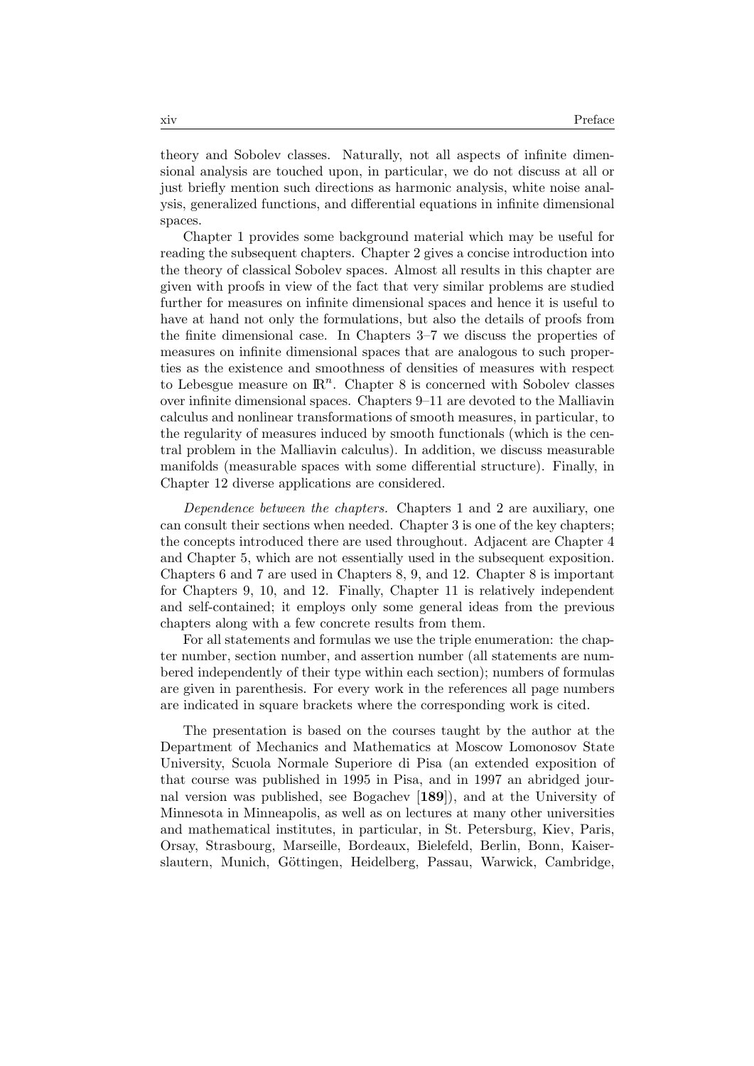theory and Sobolev classes. Naturally, not all aspects of infinite dimensional analysis are touched upon, in particular, we do not discuss at all or just briefly mention such directions as harmonic analysis, white noise analysis, generalized functions, and differential equations in infinite dimensional spaces.

Chapter 1 provides some background material which may be useful for reading the subsequent chapters. Chapter 2 gives a concise introduction into the theory of classical Sobolev spaces. Almost all results in this chapter are given with proofs in view of the fact that very similar problems are studied further for measures on infinite dimensional spaces and hence it is useful to have at hand not only the formulations, but also the details of proofs from the finite dimensional case. In Chapters 3–7 we discuss the properties of measures on infinite dimensional spaces that are analogous to such properties as the existence and smoothness of densities of measures with respect to Lebesgue measure on $\mathbb{R}^n$. Chapter 8 is concerned with Sobolev classes over infinite dimensional spaces. Chapters 9–11 are devoted to the Malliavin calculus and nonlinear transformations of smooth measures, in particular, to the regularity of measures induced by smooth functionals (which is the central problem in the Malliavin calculus). In addition, we discuss measurable manifolds (measurable spaces with some differential structure). Finally, in Chapter 12 diverse applications are considered.

*Dependence between the chapters.* Chapters 1 and 2 are auxiliary, one can consult their sections when needed. Chapter 3 is one of the key chapters; the concepts introduced there are used throughout. Adjacent are Chapter 4 and Chapter 5, which are not essentially used in the subsequent exposition. Chapters 6 and 7 are used in Chapters 8, 9, and 12. Chapter 8 is important for Chapters 9, 10, and 12. Finally, Chapter 11 is relatively independent and self-contained; it employs only some general ideas from the previous chapters along with a few concrete results from them.

For all statements and formulas we use the triple enumeration: the chapter number, section number, and assertion number (all statements are numbered independently of their type within each section); numbers of formulas are given in parenthesis. For every work in the references all page numbers are indicated in square brackets where the corresponding work is cited.

The presentation is based on the courses taught by the author at the Department of Mechanics and Mathematics at Moscow Lomonosov State University, Scuola Normale Superiore di Pisa (an extended exposition of that course was published in 1995 in Pisa, and in 1997 an abridged journal version was published, see Bogachev [**189**]), and at the University of Minnesota in Minneapolis, as well as on lectures at many other universities and mathematical institutes, in particular, in St. Petersburg, Kiev, Paris, Orsay, Strasbourg, Marseille, Bordeaux, Bielefeld, Berlin, Bonn, Kaiserslautern, Munich, Göttingen, Heidelberg, Passau, Warwick, Cambridge,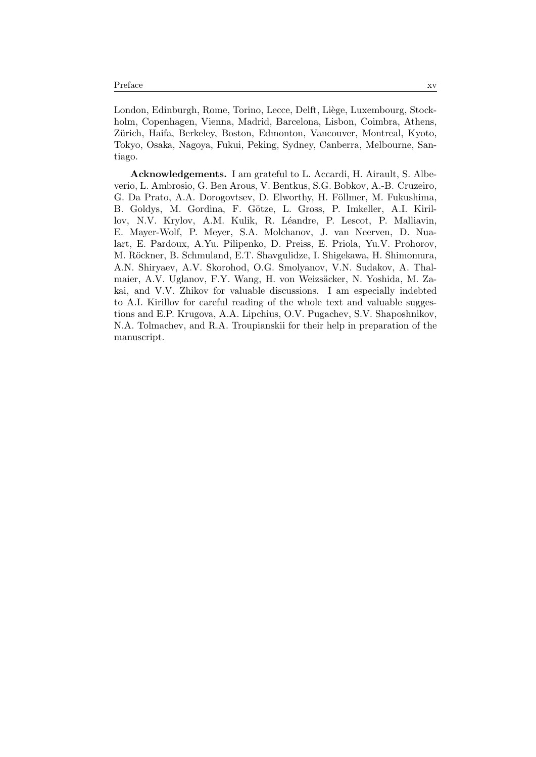London, Edinburgh, Rome, Torino, Lecce, Delft, Liège, Luxembourg, Stockholm, Copenhagen, Vienna, Madrid, Barcelona, Lisbon, Coimbra, Athens, Zürich, Haifa, Berkeley, Boston, Edmonton, Vancouver, Montreal, Kyoto, Tokyo, Osaka, Nagoya, Fukui, Peking, Sydney, Canberra, Melbourne, Santiago.

**Acknowledgements.** I am grateful to L. Accardi, H. Airault, S. Albeverio, L. Ambrosio, G. Ben Arous, V. Bentkus, S.G. Bobkov, A.-B. Cruzeiro, G. Da Prato, A.A. Dorogovtsev, D. Elworthy, H. Föllmer, M. Fukushima, B. Goldys, M. Gordina, F. Götze, L. Gross, P. Imkeller, A.I. Kirillov, N.V. Krylov, A.M. Kulik, R. Léandre, P. Lescot, P. Malliavin, E. Mayer-Wolf, P. Meyer, S.A. Molchanov, J. van Neerven, D. Nualart, E. Pardoux, A.Yu. Pilipenko, D. Preiss, E. Priola, Yu.V. Prohorov, M. Röckner, B. Schmuland, E.T. Shavgulidze, I. Shigekawa, H. Shimomura, A.N. Shiryaev, A.V. Skorohod, O.G. Smolyanov, V.N. Sudakov, A. Thalmaier, A.V. Uglanov, F.Y. Wang, H. von Weizsäcker, N. Yoshida, M. Zakai, and V.V. Zhikov for valuable discussions. I am especially indebted to A.I. Kirillov for careful reading of the whole text and valuable suggestions and E.P. Krugova, A.A. Lipchius, O.V. Pugachev, S.V. Shaposhnikov, N.A. Tolmachev, and R.A. Troupianskii for their help in preparation of the manuscript.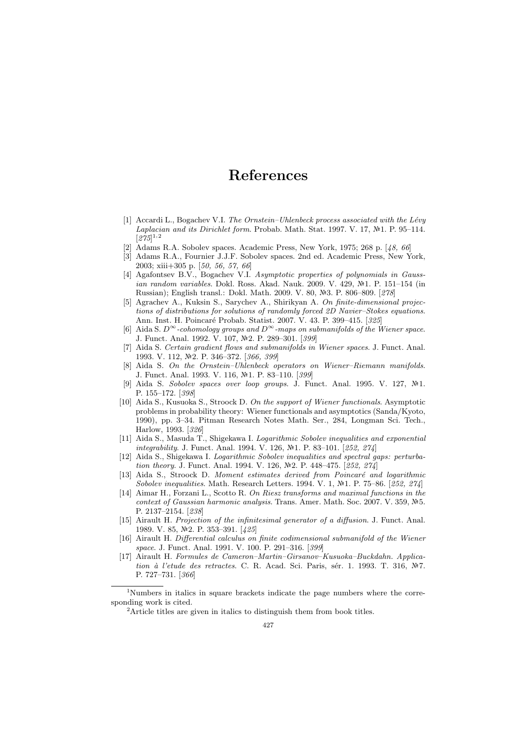# References

[1] Accardi L., Bogachev V.I. *The Ornstein–Uhlenbeck process associated with the Lévy Laplacian and its Dirichlet form*. Probab. Math. Stat. 1997. V. 17, №1. P. 95–114. [*275*][1,2]

[2] Adams R.A. Sobolev spaces. Academic Press, New York, 1975; 268 p. [*48, 66*]

[3] Adams R.A., Fournier J.J.F. Sobolev spaces. 2nd ed. Academic Press, New York, 2003; xiii+305 p. [*50, 56, 57, 66*]

[4] Agafontsev B.V., Bogachev V.I. *Asymptotic properties of polynomials in Gaussian random variables*. Dokl. Ross. Akad. Nauk. 2009. V. 429, №1. P. 151–154 (in Russian); English transl.: Dokl. Math. 2009. V. 80, №3. P. 806–809. [*278*]

[5] Agrachev A., Kuksin S., Sarychev A., Shirikyan A. *On finite-dimensional projections of distributions for solutions of randomly forced 2D Navier–Stokes equations*. Ann. Inst. H. Poincaré Probab. Statist. 2007. V. 43. P. 399–415. [*325*]

[6] Aida S. *$D^\infty$-cohomology groups and $D^\infty$-maps on submanifolds of the Wiener space*. J. Funct. Anal. 1992. V. 107, №2. P. 289–301. [*399*]

[7] Aida S. *Certain gradient flows and submanifolds in Wiener spaces*. J. Funct. Anal. 1993. V. 112, №2. P. 346–372. [*366, 399*]

[8] Aida S. *On the Ornstein–Uhlenbeck operators on Wiener–Riemann manifolds*. J. Funct. Anal. 1993. V. 116, №1. P. 83–110. [*399*]

[9] Aida S. *Sobolev spaces over loop groups*. J. Funct. Anal. 1995. V. 127, №1. P. 155–172. [*398*]

[10] Aida S., Kusuoka S., Stroock D. *On the support of Wiener functionals*. Asymptotic problems in probability theory: Wiener functionals and asymptotics (Sanda/Kyoto, 1990), pp. 3–34. Pitman Research Notes Math. Ser., 284, Longman Sci. Tech., Harlow, 1993. [*326*]

[11] Aida S., Masuda T., Shigekawa I. *Logarithmic Sobolev inequalities and exponential integrability*. J. Funct. Anal. 1994. V. 126, №1. P. 83–101. [*252, 274*]

[12] Aida S., Shigekawa I. *Logarithmic Sobolev inequalities and spectral gaps: perturbation theory*. J. Funct. Anal. 1994. V. 126, №2. P. 448–475. [*252, 274*]

[13] Aida S., Stroock D. *Moment estimates derived from Poincaré and logarithmic Sobolev inequalities*. Math. Research Letters. 1994. V. 1, №1. P. 75–86. [*252, 274*]

[14] Aimar H., Forzani L., Scotto R. *On Riesz transforms and maximal functions in the context of Gaussian harmonic analysis*. Trans. Amer. Math. Soc. 2007. V. 359, №5. P. 2137–2154. [*238*]

[15] Airault H. *Projection of the infinitesimal generator of a diffusion*. J. Funct. Anal. 1989. V. 85, №2. P. 353–391. [*425*]

[16] Airault H. *Differential calculus on finite codimensional submanifold of the Wiener space*. J. Funct. Anal. 1991. V. 100. P. 291–316. [*399*]

[17] Airault H. *Formules de Cameron–Martin–Girsanov–Kusuoka–Buckdahn. Application à l'etude des retractes*. C. R. Acad. Sci. Paris, sér. 1. 1993. T. 316, №7. P. 727–731. [*366*]

---

[1] Numbers in italics in square brackets indicate the page numbers where the corresponding work is cited.

[2] Article titles are given in italics to distinguish them from book titles.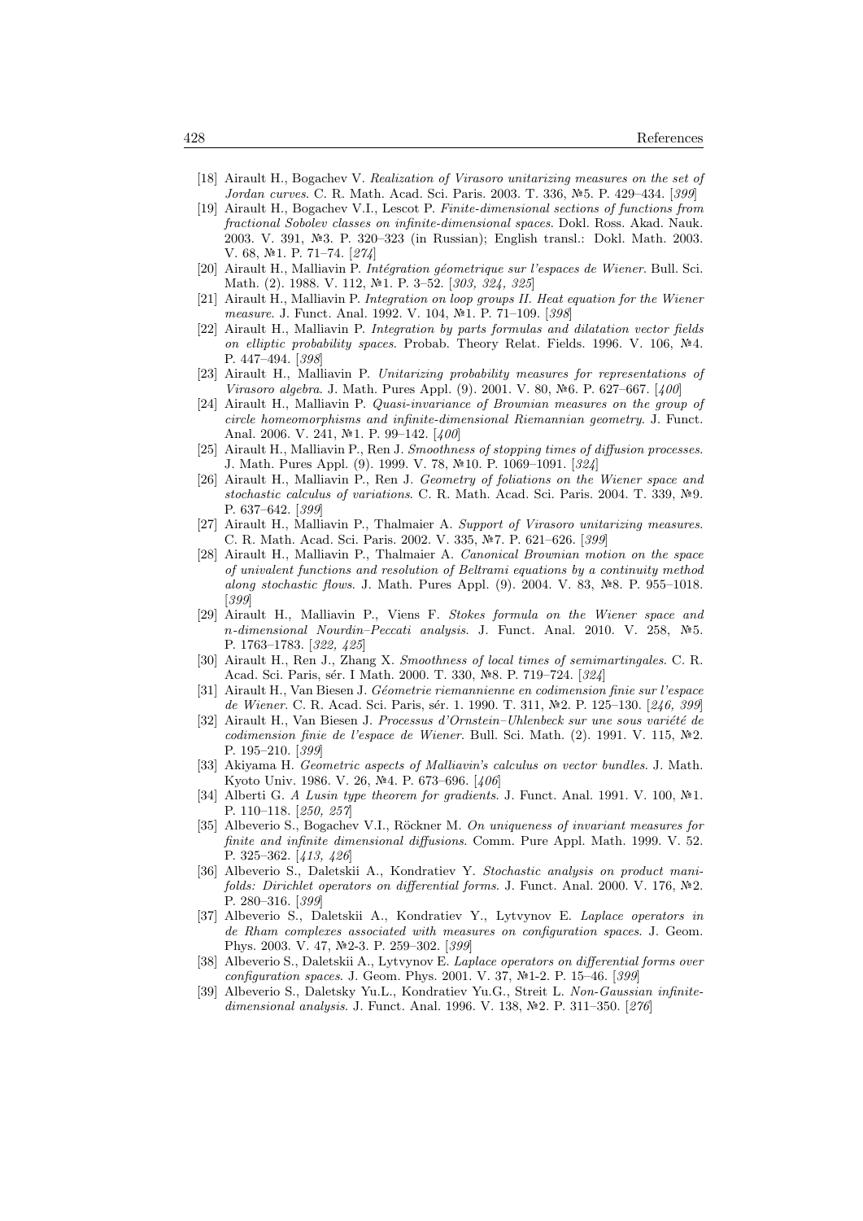[18] Airault H., Bogachev V. *Realization of Virasoro unitarizing measures on the set of Jordan curves*. C. R. Math. Acad. Sci. Paris. 2003. T. 336, №5. P. 429–434. [*399*]

[19] Airault H., Bogachev V.I., Lescot P. *Finite-dimensional sections of functions from fractional Sobolev classes on infinite-dimensional spaces*. Dokl. Ross. Akad. Nauk. 2003. V. 391, №3. P. 320–323 (in Russian); English transl.: Dokl. Math. 2003. V. 68, №1. P. 71–74. [*274*]

[20] Airault H., Malliavin P. *Intégration géometrique sur l'espaces de Wiener*. Bull. Sci. Math. (2). 1988. V. 112, №1. P. 3–52. [*303, 324, 325*]

[21] Airault H., Malliavin P. *Integration on loop groups II. Heat equation for the Wiener measure*. J. Funct. Anal. 1992. V. 104, №1. P. 71–109. [*398*]

[22] Airault H., Malliavin P. *Integration by parts formulas and dilatation vector fields on elliptic probability spaces*. Probab. Theory Relat. Fields. 1996. V. 106, №4. P. 447–494. [*398*]

[23] Airault H., Malliavin P. *Unitarizing probability measures for representations of Virasoro algebra*. J. Math. Pures Appl. (9). 2001. V. 80, №6. P. 627–667. [*400*]

[24] Airault H., Malliavin P. *Quasi-invariance of Brownian measures on the group of circle homeomorphisms and infinite-dimensional Riemannian geometry*. J. Funct. Anal. 2006. V. 241, №1. P. 99–142. [*400*]

[25] Airault H., Malliavin P., Ren J. *Smoothness of stopping times of diffusion processes*. J. Math. Pures Appl. (9). 1999. V. 78, №10. P. 1069–1091. [*324*]

[26] Airault H., Malliavin P., Ren J. *Geometry of foliations on the Wiener space and stochastic calculus of variations*. C. R. Math. Acad. Sci. Paris. 2004. T. 339, №9. P. 637–642. [*399*]

[27] Airault H., Malliavin P., Thalmaier A. *Support of Virasoro unitarizing measures*. C. R. Math. Acad. Sci. Paris. 2002. V. 335, №7. P. 621–626. [*399*]

[28] Airault H., Malliavin P., Thalmaier A. *Canonical Brownian motion on the space of univalent functions and resolution of Beltrami equations by a continuity method along stochastic flows*. J. Math. Pures Appl. (9). 2004. V. 83, №8. P. 955–1018. [*399*]

[29] Airault H., Malliavin P., Viens F. *Stokes formula on the Wiener space and n-dimensional Nourdin–Peccati analysis*. J. Funct. Anal. 2010. V. 258, №5. P. 1763–1783. [*322, 425*]

[30] Airault H., Ren J., Zhang X. *Smoothness of local times of semimartingales*. C. R. Acad. Sci. Paris, sér. I Math. 2000. T. 330, №8. P. 719–724. [*324*]

[31] Airault H., Van Biesen J. *Géometrie riemannienne en codimension finie sur l'espace de Wiener*. C. R. Acad. Sci. Paris, sér. 1. 1990. T. 311, №2. P. 125–130. [*246, 399*]

[32] Airault H., Van Biesen J. *Processus d'Ornstein–Uhlenbeck sur une sous variété de codimension finie de l'espace de Wiener*. Bull. Sci. Math. (2). 1991. V. 115, №2. P. 195–210. [*399*]

[33] Akiyama H. *Geometric aspects of Malliavin's calculus on vector bundles*. J. Math. Kyoto Univ. 1986. V. 26, №4. P. 673–696. [*406*]

[34] Alberti G. *A Lusin type theorem for gradients*. J. Funct. Anal. 1991. V. 100, №1. P. 110–118. [*250, 257*]

[35] Albeverio S., Bogachev V.I., Röckner M. *On uniqueness of invariant measures for finite and infinite dimensional diffusions*. Comm. Pure Appl. Math. 1999. V. 52. P. 325–362. [*413, 426*]

[36] Albeverio S., Daletskii A., Kondratiev Y. *Stochastic analysis on product manifolds: Dirichlet operators on differential forms*. J. Funct. Anal. 2000. V. 176, №2. P. 280–316. [*399*]

[37] Albeverio S., Daletskii A., Kondratiev Y., Lytvynov E. *Laplace operators in de Rham complexes associated with measures on configuration spaces*. J. Geom. Phys. 2003. V. 47, №2-3. P. 259–302. [*399*]

[38] Albeverio S., Daletskii A., Lytvynov E. *Laplace operators on differential forms over configuration spaces*. J. Geom. Phys. 2001. V. 37, №1-2. P. 15–46. [*399*]

[39] Albeverio S., Daletsky Yu.L., Kondratiev Yu.G., Streit L. *Non-Gaussian infinite-dimensional analysis*. J. Funct. Anal. 1996. V. 138, №2. P. 311–350. [*276*]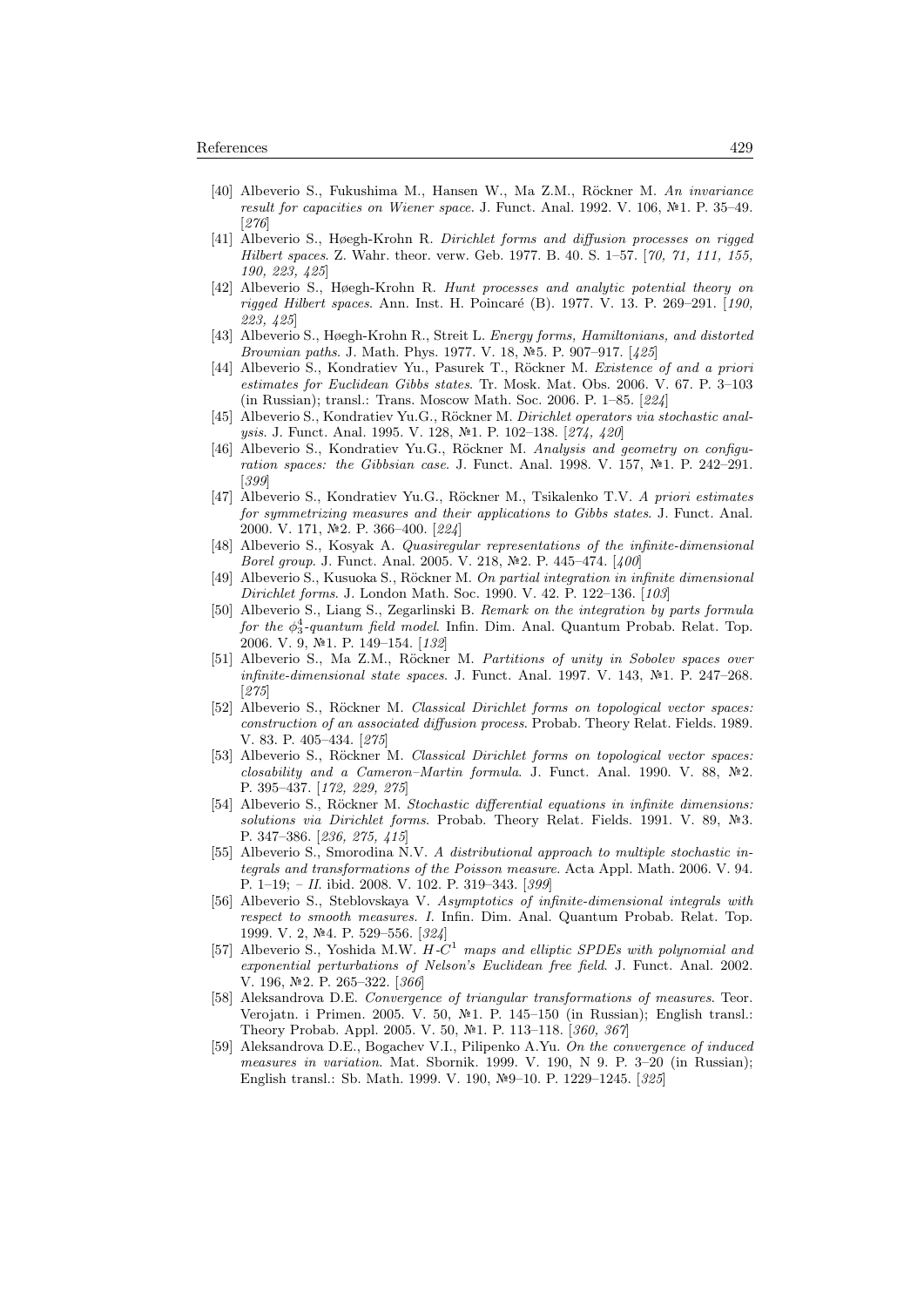[40] Albeverio S., Fukushima M., Hansen W., Ma Z.M., Röckner M. *An invariance result for capacities on Wiener space*. J. Funct. Anal. 1992. V. 106, №1. P. 35–49. [*276*]

[41] Albeverio S., Høegh-Krohn R. *Dirichlet forms and diffusion processes on rigged Hilbert spaces*. Z. Wahr. theor. verw. Geb. 1977. B. 40. S. 1–57. [*70, 71, 111, 155, 190, 223, 425*]

[42] Albeverio S., Høegh-Krohn R. *Hunt processes and analytic potential theory on rigged Hilbert spaces*. Ann. Inst. H. Poincaré (B). 1977. V. 13. P. 269–291. [*190, 223, 425*]

[43] Albeverio S., Høegh-Krohn R., Streit L. *Energy forms, Hamiltonians, and distorted Brownian paths*. J. Math. Phys. 1977. V. 18, №5. P. 907–917. [*425*]

[44] Albeverio S., Kondratiev Yu., Pasurek T., Röckner M. *Existence of and a priori estimates for Euclidean Gibbs states*. Tr. Mosk. Mat. Obs. 2006. V. 67. P. 3–103 (in Russian); transl.: Trans. Moscow Math. Soc. 2006. P. 1–85. [*224*]

[45] Albeverio S., Kondratiev Yu.G., Röckner M. *Dirichlet operators via stochastic analysis*. J. Funct. Anal. 1995. V. 128, №1. P. 102–138. [*274, 420*]

[46] Albeverio S., Kondratiev Yu.G., Röckner M. *Analysis and geometry on configuration spaces: the Gibbsian case*. J. Funct. Anal. 1998. V. 157, №1. P. 242–291. [*399*]

[47] Albeverio S., Kondratiev Yu.G., Röckner M., Tsikalenko T.V. *A priori estimates for symmetrizing measures and their applications to Gibbs states*. J. Funct. Anal. 2000. V. 171, №2. P. 366–400. [*224*]

[48] Albeverio S., Kosyak A. *Quasiregular representations of the infinite-dimensional Borel group*. J. Funct. Anal. 2005. V. 218, №2. P. 445–474. [*400*]

[49] Albeverio S., Kusuoka S., Röckner M. *On partial integration in infinite dimensional Dirichlet forms*. J. London Math. Soc. 1990. V. 42. P. 122–136. [*103*]

[50] Albeverio S., Liang S., Zegarlinski B. *Remark on the integration by parts formula for the $\phi^4_3$-quantum field model*. Infin. Dim. Anal. Quantum Probab. Relat. Top. 2006. V. 9, №1. P. 149–154. [*132*]

[51] Albeverio S., Ma Z.M., Röckner M. *Partitions of unity in Sobolev spaces over infinite-dimensional state spaces*. J. Funct. Anal. 1997. V. 143, №1. P. 247–268. [*275*]

[52] Albeverio S., Röckner M. *Classical Dirichlet forms on topological vector spaces: construction of an associated diffusion process*. Probab. Theory Relat. Fields. 1989. V. 83. P. 405–434. [*275*]

[53] Albeverio S., Röckner M. *Classical Dirichlet forms on topological vector spaces: closability and a Cameron–Martin formula*. J. Funct. Anal. 1990. V. 88, №2. P. 395–437. [*172, 229, 275*]

[54] Albeverio S., Röckner M. *Stochastic differential equations in infinite dimensions: solutions via Dirichlet forms*. Probab. Theory Relat. Fields. 1991. V. 89, №3. P. 347–386. [*236, 275, 415*]

[55] Albeverio S., Smorodina N.V. *A distributional approach to multiple stochastic integrals and transformations of the Poisson measure*. Acta Appl. Math. 2006. V. 94. P. 1–19; – *II*. ibid. 2008. V. 102. P. 319–343. [*399*]

[56] Albeverio S., Steblovskaya V. *Asymptotics of infinite-dimensional integrals with respect to smooth measures. I*. Infin. Dim. Anal. Quantum Probab. Relat. Top. 1999. V. 2, №4. P. 529–556. [*324*]

[57] Albeverio S., Yoshida M.W. *$H$-$C^1$ maps and elliptic SPDEs with polynomial and exponential perturbations of Nelson's Euclidean free field*. J. Funct. Anal. 2002. V. 196, №2. P. 265–322. [*366*]

[58] Aleksandrova D.E. *Convergence of triangular transformations of measures*. Teor. Verojatn. i Primen. 2005. V. 50, №1. P. 145–150 (in Russian); English transl.: Theory Probab. Appl. 2005. V. 50, №1. P. 113–118. [*360, 367*]

[59] Aleksandrova D.E., Bogachev V.I., Pilipenko A.Yu. *On the convergence of induced measures in variation*. Mat. Sbornik. 1999. V. 190, N 9. P. 3–20 (in Russian); English transl.: Sb. Math. 1999. V. 190, №9–10. P. 1229–1245. [*325*]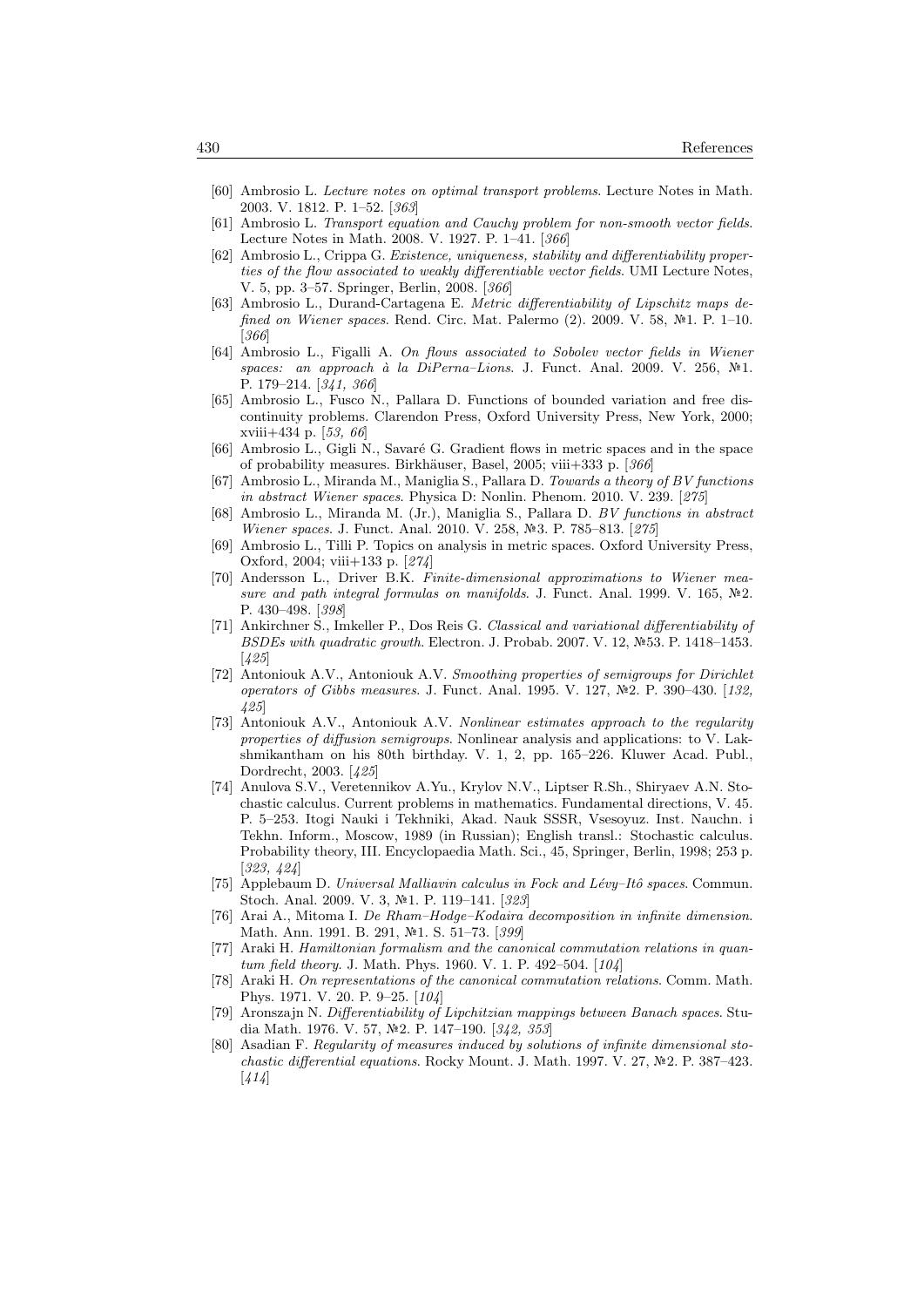[60] Ambrosio L. *Lecture notes on optimal transport problems*. Lecture Notes in Math. 2003. V. 1812. P. 1–52. [*363*]

[61] Ambrosio L. *Transport equation and Cauchy problem for non-smooth vector fields*. Lecture Notes in Math. 2008. V. 1927. P. 1–41. [*366*]

[62] Ambrosio L., Crippa G. *Existence, uniqueness, stability and differentiability properties of the flow associated to weakly differentiable vector fields*. UMI Lecture Notes, V. 5, pp. 3–57. Springer, Berlin, 2008. [*366*]

[63] Ambrosio L., Durand-Cartagena E. *Metric differentiability of Lipschitz maps defined on Wiener spaces*. Rend. Circ. Mat. Palermo (2). 2009. V. 58, №1. P. 1–10. [*366*]

[64] Ambrosio L., Figalli A. *On flows associated to Sobolev vector fields in Wiener spaces: an approach à la DiPerna–Lions*. J. Funct. Anal. 2009. V. 256, №1. P. 179–214. [*341, 366*]

[65] Ambrosio L., Fusco N., Pallara D. Functions of bounded variation and free discontinuity problems. Clarendon Press, Oxford University Press, New York, 2000; xviii+434 p. [*53, 66*]

[66] Ambrosio L., Gigli N., Savaré G. Gradient flows in metric spaces and in the space of probability measures. Birkhäuser, Basel, 2005; viii+333 p. [*366*]

[67] Ambrosio L., Miranda M., Maniglia S., Pallara D. *Towards a theory of BV functions in abstract Wiener spaces*. Physica D: Nonlin. Phenom. 2010. V. 239. [*275*]

[68] Ambrosio L., Miranda M. (Jr.), Maniglia S., Pallara D. *BV functions in abstract Wiener spaces*. J. Funct. Anal. 2010. V. 258, №3. P. 785–813. [*275*]

[69] Ambrosio L., Tilli P. Topics on analysis in metric spaces. Oxford University Press, Oxford, 2004; viii+133 p. [*274*]

[70] Andersson L., Driver B.K. *Finite-dimensional approximations to Wiener measure and path integral formulas on manifolds*. J. Funct. Anal. 1999. V. 165, №2. P. 430–498. [*398*]

[71] Ankirchner S., Imkeller P., Dos Reis G. *Classical and variational differentiability of BSDEs with quadratic growth*. Electron. J. Probab. 2007. V. 12, №53. P. 1418–1453. [*425*]

[72] Antoniouk A.V., Antoniouk A.V. *Smoothing properties of semigroups for Dirichlet operators of Gibbs measures*. J. Funct. Anal. 1995. V. 127, №2. P. 390–430. [*132, 425*]

[73] Antoniouk A.V., Antoniouk A.V. *Nonlinear estimates approach to the regularity properties of diffusion semigroups*. Nonlinear analysis and applications: to V. Lakshmikantham on his 80th birthday. V. 1, 2, pp. 165–226. Kluwer Acad. Publ., Dordrecht, 2003. [*425*]

[74] Anulova S.V., Veretennikov A.Yu., Krylov N.V., Liptser R.Sh., Shiryaev A.N. Stochastic calculus. Current problems in mathematics. Fundamental directions, V. 45. P. 5–253. Itogi Nauki i Tekhniki, Akad. Nauk SSSR, Vsesoyuz. Inst. Nauchn. i Tekhn. Inform., Moscow, 1989 (in Russian); English transl.: Stochastic calculus. Probability theory, III. Encyclopaedia Math. Sci., 45, Springer, Berlin, 1998; 253 p. [*323, 424*]

[75] Applebaum D. *Universal Malliavin calculus in Fock and Lévy–Itô spaces*. Commun. Stoch. Anal. 2009. V. 3, №1. P. 119–141. [*323*]

[76] Arai A., Mitoma I. *De Rham–Hodge–Kodaira decomposition in infinite dimension*. Math. Ann. 1991. B. 291, №1. S. 51–73. [*399*]

[77] Araki H. *Hamiltonian formalism and the canonical commutation relations in quantum field theory*. J. Math. Phys. 1960. V. 1. P. 492–504. [*104*]

[78] Araki H. *On representations of the canonical commutation relations*. Comm. Math. Phys. 1971. V. 20. P. 9–25. [*104*]

[79] Aronszajn N. *Differentiability of Lipchitzian mappings between Banach spaces*. Studia Math. 1976. V. 57, №2. P. 147–190. [*342, 353*]

[80] Asadian F. *Regularity of measures induced by solutions of infinite dimensional stochastic differential equations*. Rocky Mount. J. Math. 1997. V. 27, №2. P. 387–423. [*414*]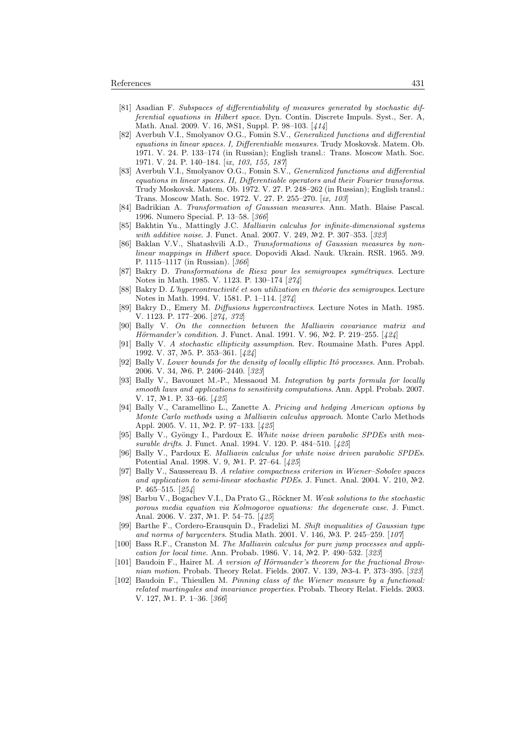[81] Asadian F. *Subspaces of differentiability of measures generated by stochastic differential equations in Hilbert space*. Dyn. Contin. Discrete Impuls. Syst., Ser. A, Math. Anal. 2009. V. 16, №S1, Suppl. P. 98–103. [*414*]

[82] Averbuh V.I., Smolyanov O.G., Fomin S.V., *Generalized functions and differential equations in linear spaces. I, Differentiable measures*. Trudy Moskovsk. Matem. Ob. 1971. V. 24. P. 133–174 (in Russian); English transl.: Trans. Moscow Math. Soc. 1971. V. 24. P. 140–184. [*ix, 103, 155, 187*]

[83] Averbuh V.I., Smolyanov O.G., Fomin S.V., *Generalized functions and differential equations in linear spaces. II, Differentiable operators and their Fourier transforms*. Trudy Moskovsk. Matem. Ob. 1972. V. 27. P. 248–262 (in Russian); English transl.: Trans. Moscow Math. Soc. 1972. V. 27. P. 255–270. [*ix, 103*]

[84] Badrikian A. *Transformation of Gaussian measures*. Ann. Math. Blaise Pascal. 1996. Numero Special. P. 13–58. [*366*]

[85] Bakhtin Yu., Mattingly J.C. *Malliavin calculus for infinite-dimensional systems with additive noise*. J. Funct. Anal. 2007. V. 249, №2. P. 307–353. [*323*]

[86] Baklan V.V., Shatashvili A.D., *Transformations of Gaussian measures by nonlinear mappings in Hilbert space*. Dopovidi Akad. Nauk. Ukrain. RSR. 1965. №9. P. 1115–1117 (in Russian). [*366*]

[87] Bakry D. *Transformations de Riesz pour les semigroupes symétriques*. Lecture Notes in Math. 1985. V. 1123. P. 130–174 [*274*]

[88] Bakry D. *L'hypercontractivité et son utilization en théorie des semigroupes*. Lecture Notes in Math. 1994. V. 1581. P. 1–114. [*274*]

[89] Bakry D., Emery M. *Diffusions hypercontractives*. Lecture Notes in Math. 1985. V. 1123. P. 177–206. [*274, 372*]

[90] Bally V. *On the connection between the Malliavin covariance matrix and Hörmander's condition*. J. Funct. Anal. 1991. V. 96, №2. P. 219–255. [*424*]

[91] Bally V. *A stochastic ellipticity assumption*. Rev. Roumaine Math. Pures Appl. 1992. V. 37, №5. P. 353–361. [*424*]

[92] Bally V. *Lower bounds for the density of locally elliptic Itô processes*. Ann. Probab. 2006. V. 34, №6. P. 2406–2440. [*323*]

[93] Bally V., Bavouzet M.-P., Messaoud M. *Integration by parts formula for locally smooth laws and applications to sensitivity computations*. Ann. Appl. Probab. 2007. V. 17, №1. P. 33–66. [*425*]

[94] Bally V., Caramellino L., Zanette A. *Pricing and hedging American options by Monte Carlo methods using a Malliavin calculus approach*. Monte Carlo Methods Appl. 2005. V. 11, №2. P. 97–133. [*425*]

[95] Bally V., Gyöngy I., Pardoux E. *White noise driven parabolic SPDEs with measurable drifts*. J. Funct. Anal. 1994. V. 120. P. 484–510. [*425*]

[96] Bally V., Pardoux E. *Malliavin calculus for white noise driven parabolic SPDEs*. Potential Anal. 1998. V. 9, №1. P. 27–64. [*425*]

[97] Bally V., Saussereau B. *A relative compactness criterion in Wiener–Sobolev spaces and application to semi-linear stochastic PDEs*. J. Funct. Anal. 2004. V. 210, №2. P. 465–515. [*254*]

[98] Barbu V., Bogachev V.I., Da Prato G., Röckner M. *Weak solutions to the stochastic porous media equation via Kolmogorov equations: the degenerate case*. J. Funct. Anal. 2006. V. 237, №1. P. 54–75. [*425*]

[99] Barthe F., Cordero-Erausquin D., Fradelizi M. *Shift inequalities of Gaussian type and norms of barycenters*. Studia Math. 2001. V. 146, №3. P. 245–259. [*107*]

[100] Bass R.F., Cranston M. *The Malliavin calculus for pure jump processes and application for local time*. Ann. Probab. 1986. V. 14, №2. P. 490–532. [*323*]

[101] Baudoin F., Hairer M. *A version of Hörmander's theorem for the fractional Brownian motion*. Probab. Theory Relat. Fields. 2007. V. 139, №3-4. P. 373–395. [*323*]

[102] Baudoin F., Thieullen M. *Pinning class of the Wiener measure by a functional: related martingales and invariance properties*. Probab. Theory Relat. Fields. 2003. V. 127, №1. P. 1–36. [*366*]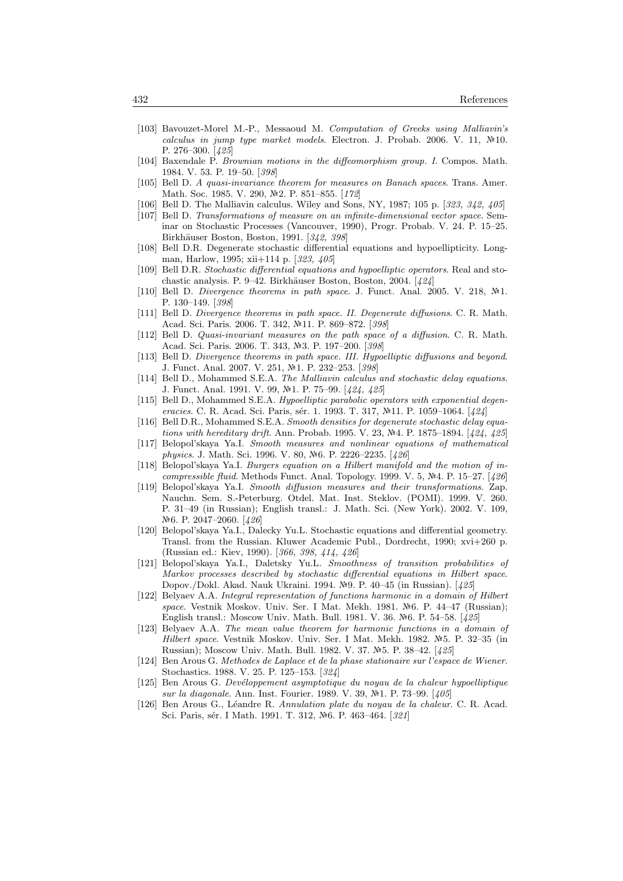[103] Bavouzet-Morel M.-P., Messaoud M. *Computation of Greeks using Malliavin's calculus in jump type market models*. Electron. J. Probab. 2006. V. 11, №10. P. 276–300. [*425*]

[104] Baxendale P. *Brownian motions in the diffeomorphism group. I*. Compos. Math. 1984. V. 53. P. 19–50. [*398*]

[105] Bell D. *A quasi-invariance theorem for measures on Banach spaces*. Trans. Amer. Math. Soc. 1985. V. 290, №2. P. 851–855. [*172*]

[106] Bell D. The Malliavin calculus. Wiley and Sons, NY, 1987; 105 p. [*323, 342, 405*]

[107] Bell D. *Transformations of measure on an infinite-dimensional vector space*. Seminar on Stochastic Processes (Vancouver, 1990), Progr. Probab. V. 24. P. 15–25. Birkhäuser Boston, Boston, 1991. [*342, 398*]

[108] Bell D.R. Degenerate stochastic differential equations and hypoellipticity. Longman, Harlow, 1995; xii+114 p. [*323, 405*]

[109] Bell D.R. *Stochastic differential equations and hypoelliptic operators*. Real and stochastic analysis. P. 9–42. Birkhäuser Boston, Boston, 2004. [*424*]

[110] Bell D. *Divergence theorems in path space*. J. Funct. Anal. 2005. V. 218, №1. P. 130–149. [*398*]

[111] Bell D. *Divergence theorems in path space. II. Degenerate diffusions*. C. R. Math. Acad. Sci. Paris. 2006. T. 342, №11. P. 869–872. [*398*]

[112] Bell D. *Quasi-invariant measures on the path space of a diffusion*. C. R. Math. Acad. Sci. Paris. 2006. T. 343, №3. P. 197–200. [*398*]

[113] Bell D. *Divergence theorems in path space. III. Hypoelliptic diffusions and beyond*. J. Funct. Anal. 2007. V. 251, №1. P. 232–253. [*398*]

[114] Bell D., Mohammed S.E.A. *The Malliavin calculus and stochastic delay equations*. J. Funct. Anal. 1991. V. 99, №1. P. 75–99. [*424, 425*]

[115] Bell D., Mohammed S.E.A. *Hypoelliptic parabolic operators with exponential degeneracies*. C. R. Acad. Sci. Paris, sér. 1. 1993. T. 317, №11. P. 1059–1064. [*424*]

[116] Bell D.R., Mohammed S.E.A. *Smooth densities for degenerate stochastic delay equations with hereditary drift*. Ann. Probab. 1995. V. 23, №4. P. 1875–1894. [*424, 425*]

[117] Belopol'skaya Ya.I. *Smooth measures and nonlinear equations of mathematical physics*. J. Math. Sci. 1996. V. 80, №6. P. 2226–2235. [*426*]

[118] Belopol'skaya Ya.I. *Burgers equation on a Hilbert manifold and the motion of incompressible fluid*. Methods Funct. Anal. Topology. 1999. V. 5, №4. P. 15–27. [*426*]

[119] Belopol'skaya Ya.I. *Smooth diffusion measures and their transformations*. Zap. Nauchn. Sem. S.-Peterburg. Otdel. Mat. Inst. Steklov. (POMI). 1999. V. 260. P. 31–49 (in Russian); English transl.: J. Math. Sci. (New York). 2002. V. 109, №6. P. 2047–2060. [*426*]

[120] Belopol'skaya Ya.I., Dalecky Yu.L. Stochastic equations and differential geometry. Transl. from the Russian. Kluwer Academic Publ., Dordrecht, 1990; xvi+260 p. (Russian ed.: Kiev, 1990). [*366, 398, 414, 426*]

[121] Belopol'skaya Ya.I., Daletsky Yu.L. *Smoothness of transition probabilities of Markov processes described by stochastic differential equations in Hilbert space*. Dopov./Dokl. Akad. Nauk Ukraini. 1994. №9. P. 40–45 (in Russian). [*425*]

[122] Belyaev A.A. *Integral representation of functions harmonic in a domain of Hilbert space*. Vestnik Moskov. Univ. Ser. I Mat. Mekh. 1981. №6. P. 44–47 (Russian); English transl.: Moscow Univ. Math. Bull. 1981. V. 36. №6. P. 54–58. [*425*]

[123] Belyaev A.A. *The mean value theorem for harmonic functions in a domain of Hilbert space*. Vestnik Moskov. Univ. Ser. I Mat. Mekh. 1982. №5. P. 32–35 (in Russian); Moscow Univ. Math. Bull. 1982. V. 37. №5. P. 38–42. [*425*]

[124] Ben Arous G. *Methodes de Laplace et de la phase stationaire sur l'espace de Wiener*. Stochastics. 1988. V. 25. P. 125–153. [*324*]

[125] Ben Arous G. *Devéloppement asymptotique du noyau de la chaleur hypoelliptique sur la diagonale*. Ann. Inst. Fourier. 1989. V. 39, №1. P. 73–99. [*405*]

[126] Ben Arous G., Léandre R. *Annulation plate du noyau de la chaleur*. C. R. Acad. Sci. Paris, sér. I Math. 1991. T. 312, №6. P. 463–464. [*321*]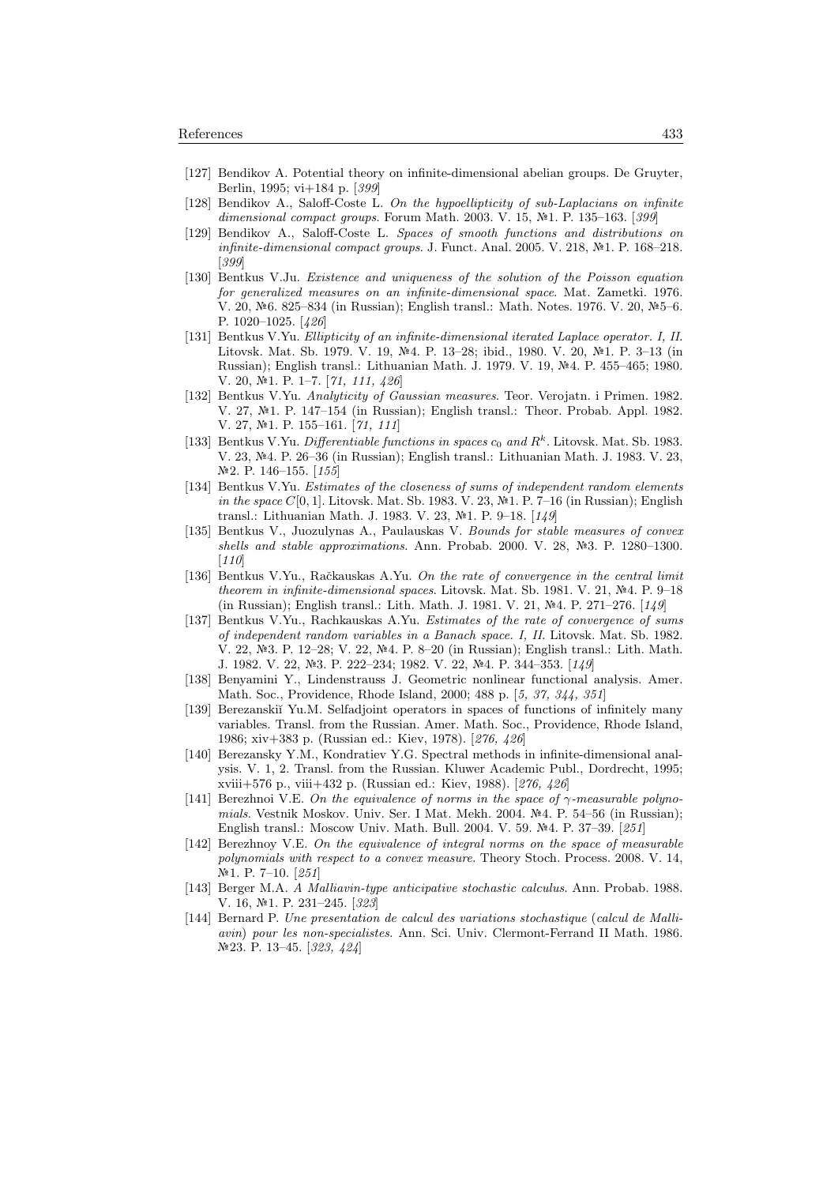[127] Bendikov A. Potential theory on infinite-dimensional abelian groups. De Gruyter, Berlin, 1995; vi+184 p. [*399*]

[128] Bendikov A., Saloff-Coste L. *On the hypoellipticity of sub-Laplacians on infinite dimensional compact groups.* Forum Math. 2003. V. 15, №1. P. 135–163. [*399*]

[129] Bendikov A., Saloff-Coste L. *Spaces of smooth functions and distributions on infinite-dimensional compact groups.* J. Funct. Anal. 2005. V. 218, №1. P. 168–218. [*399*]

[130] Bentkus V.Ju. *Existence and uniqueness of the solution of the Poisson equation for generalized measures on an infinite-dimensional space.* Mat. Zametki. 1976. V. 20, №6. 825–834 (in Russian); English transl.: Math. Notes. 1976. V. 20, №5–6. P. 1020–1025. [*426*]

[131] Bentkus V.Yu. *Ellipticity of an infinite-dimensional iterated Laplace operator. I, II.* Litovsk. Mat. Sb. 1979. V. 19, №4. P. 13–28; ibid., 1980. V. 20, №1. P. 3–13 (in Russian); English transl.: Lithuanian Math. J. 1979. V. 19, №4. P. 455–465; 1980. V. 20, №1. P. 1–7. [*71, 111, 426*]

[132] Bentkus V.Yu. *Analyticity of Gaussian measures.* Teor. Verojatn. i Primen. 1982. V. 27, №1. P. 147–154 (in Russian); English transl.: Theor. Probab. Appl. 1982. V. 27, №1. P. 155–161. [*71, 111*]

[133] Bentkus V.Yu. *Differentiable functions in spaces $c_0$ and $R^k$.* Litovsk. Mat. Sb. 1983. V. 23, №4. P. 26–36 (in Russian); English transl.: Lithuanian Math. J. 1983. V. 23, №2. P. 146–155. [*155*]

[134] Bentkus V.Yu. *Estimates of the closeness of sums of independent random elements in the space $C[0, 1]$.* Litovsk. Mat. Sb. 1983. V. 23, №1. P. 7–16 (in Russian); English transl.: Lithuanian Math. J. 1983. V. 23, №1. P. 9–18. [*149*]

[135] Bentkus V., Juozulynas A., Paulauskas V. *Bounds for stable measures of convex shells and stable approximations.* Ann. Probab. 2000. V. 28, №3. P. 1280–1300. [*110*]

[136] Bentkus V.Yu., Račkauskas A.Yu. *On the rate of convergence in the central limit theorem in infinite-dimensional spaces.* Litovsk. Mat. Sb. 1981. V. 21, №4. P. 9–18 (in Russian); English transl.: Lith. Math. J. 1981. V. 21, №4. P. 271–276. [*149*]

[137] Bentkus V.Yu., Rachkauskas A.Yu. *Estimates of the rate of convergence of sums of independent random variables in a Banach space. I, II.* Litovsk. Mat. Sb. 1982. V. 22, №3. P. 12–28; V. 22, №4. P. 8–20 (in Russian); English transl.: Lith. Math. J. 1982. V. 22, №3. P. 222–234; 1982. V. 22, №4. P. 344–353. [*149*]

[138] Benyamini Y., Lindenstrauss J. Geometric nonlinear functional analysis. Amer. Math. Soc., Providence, Rhode Island, 2000; 488 p. [*5, 37, 344, 351*]

[139] Berezanskiĭ Yu.M. Selfadjoint operators in spaces of functions of infinitely many variables. Transl. from the Russian. Amer. Math. Soc., Providence, Rhode Island, 1986; xiv+383 p. (Russian ed.: Kiev, 1978). [*276, 426*]

[140] Berezansky Y.M., Kondratiev Y.G. Spectral methods in infinite-dimensional analysis. V. 1, 2. Transl. from the Russian. Kluwer Academic Publ., Dordrecht, 1995; xviii+576 p., viii+432 p. (Russian ed.: Kiev, 1988). [*276, 426*]

[141] Berezhnoi V.E. *On the equivalence of norms in the space of $\gamma$-measurable polynomials.* Vestnik Moskov. Univ. Ser. I Mat. Mekh. 2004. №4. P. 54–56 (in Russian); English transl.: Moscow Univ. Math. Bull. 2004. V. 59. №4. P. 37–39. [*251*]

[142] Berezhnoy V.E. *On the equivalence of integral norms on the space of measurable polynomials with respect to a convex measure.* Theory Stoch. Process. 2008. V. 14, №1. P. 7–10. [*251*]

[143] Berger M.A. *A Malliavin-type anticipative stochastic calculus.* Ann. Probab. 1988. V. 16, №1. P. 231–245. [*323*]

[144] Bernard P. *Une presentation de calcul des variations stochastique (calcul de Malliavin) pour les non-specialistes.* Ann. Sci. Univ. Clermont-Ferrand II Math. 1986. №23. P. 13–45. [*323, 424*]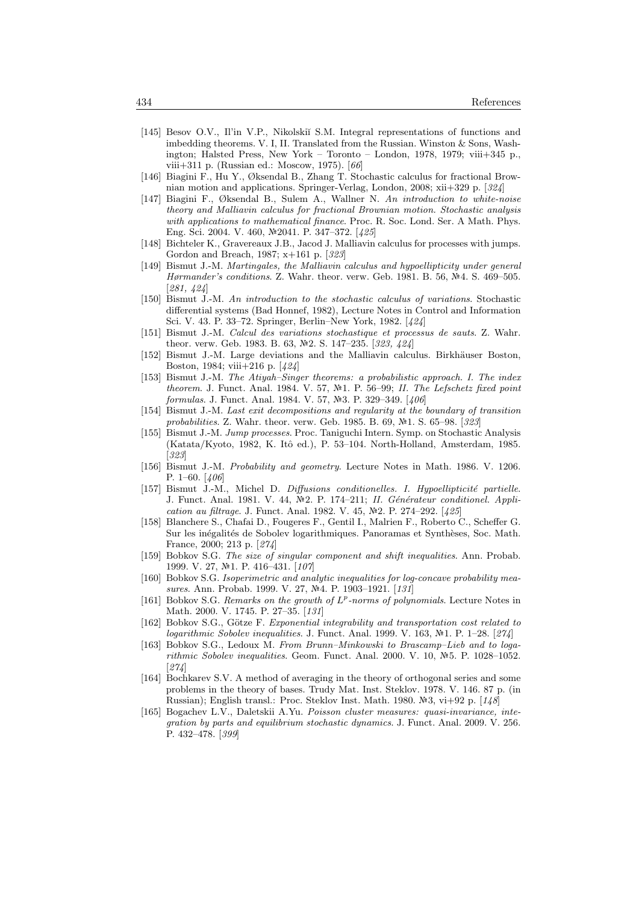[145] Besov O.V., Il'in V.P., Nikolskiĭ S.M. Integral representations of functions and imbedding theorems. V. I, II. Translated from the Russian. Winston & Sons, Washington; Halsted Press, New York – Toronto – London, 1978, 1979; viii+345 p., viii+311 p. (Russian ed.: Moscow, 1975). [*66*]

[146] Biagini F., Hu Y., Øksendal B., Zhang T. Stochastic calculus for fractional Brownian motion and applications. Springer-Verlag, London, 2008; xii+329 p. [*324*]

[147] Biagini F., Øksendal B., Sulem A., Wallner N. *An introduction to white-noise theory and Malliavin calculus for fractional Brownian motion. Stochastic analysis with applications to mathematical finance*. Proc. R. Soc. Lond. Ser. A Math. Phys. Eng. Sci. 2004. V. 460, №2041. P. 347–372. [*425*]

[148] Bichteler K., Gravereaux J.B., Jacod J. Malliavin calculus for processes with jumps. Gordon and Breach, 1987; x+161 p. [*323*]

[149] Bismut J.-M. *Martingales, the Malliavin calculus and hypoellipticity under general Hørmander's conditions*. Z. Wahr. theor. verw. Geb. 1981. B. 56, №4. S. 469–505. [*281, 424*]

[150] Bismut J.-M. *An introduction to the stochastic calculus of variations*. Stochastic differential systems (Bad Honnef, 1982), Lecture Notes in Control and Information Sci. V. 43. P. 33–72. Springer, Berlin–New York, 1982. [*424*]

[151] Bismut J.-M. *Calcul des variations stochastique et processus de sauts*. Z. Wahr. theor. verw. Geb. 1983. B. 63, №2. S. 147–235. [*323, 424*]

[152] Bismut J.-M. Large deviations and the Malliavin calculus. Birkhäuser Boston, Boston, 1984; viii+216 p. [*424*]

[153] Bismut J.-M. *The Atiyah–Singer theorems: a probabilistic approach. I. The index theorem*. J. Funct. Anal. 1984. V. 57, №1. P. 56–99; *II. The Lefschetz fixed point formulas*. J. Funct. Anal. 1984. V. 57, №3. P. 329–349. [*406*]

[154] Bismut J.-M. *Last exit decompositions and regularity at the boundary of transition probabilities*. Z. Wahr. theor. verw. Geb. 1985. B. 69, №1. S. 65–98. [*323*]

[155] Bismut J.-M. *Jump processes*. Proc. Taniguchi Intern. Symp. on Stochastic Analysis (Katata/Kyoto, 1982, K. Itô ed.), P. 53–104. North-Holland, Amsterdam, 1985. [*323*]

[156] Bismut J.-M. *Probability and geometry*. Lecture Notes in Math. 1986. V. 1206. P. 1–60. [*406*]

[157] Bismut J.-M., Michel D. *Diffusions conditionelles. I. Hypoellipticité partielle*. J. Funct. Anal. 1981. V. 44, №2. P. 174–211; *II. Générateur conditionel. Application au filtrage*. J. Funct. Anal. 1982. V. 45, №2. P. 274–292. [*425*]

[158] Blanchere S., Chafai D., Fougeres F., Gentil I., Malrien F., Roberto C., Scheffer G. Sur les inégalités de Sobolev logarithmiques. Panoramas et Synthèses, Soc. Math. France, 2000; 213 p. [*274*]

[159] Bobkov S.G. *The size of singular component and shift inequalities*. Ann. Probab. 1999. V. 27, №1. P. 416–431. [*107*]

[160] Bobkov S.G. *Isoperimetric and analytic inequalities for log-concave probability measures*. Ann. Probab. 1999. V. 27, №4. P. 1903–1921. [*131*]

[161] Bobkov S.G. *Remarks on the growth of $L^p$-norms of polynomials*. Lecture Notes in Math. 2000. V. 1745. P. 27–35. [*131*]

[162] Bobkov S.G., Götze F. *Exponential integrability and transportation cost related to logarithmic Sobolev inequalities*. J. Funct. Anal. 1999. V. 163, №1. P. 1–28. [*274*]

[163] Bobkov S.G., Ledoux M. *From Brunn–Minkowski to Brascamp–Lieb and to logarithmic Sobolev inequalities*. Geom. Funct. Anal. 2000. V. 10, №5. P. 1028–1052. [*274*]

[164] Bochkarev S.V. A method of averaging in the theory of orthogonal series and some problems in the theory of bases. Trudy Mat. Inst. Steklov. 1978. V. 146. 87 p. (in Russian); English transl.: Proc. Steklov Inst. Math. 1980. №3, vi+92 p. [*148*]

[165] Bogachev L.V., Daletskii A.Yu. *Poisson cluster measures: quasi-invariance, integration by parts and equilibrium stochastic dynamics*. J. Funct. Anal. 2009. V. 256. P. 432–478. [*399*]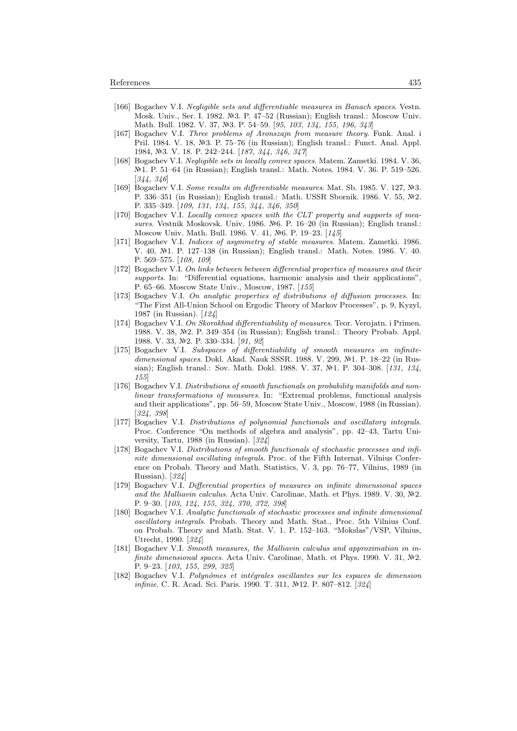[166] Bogachev V.I. *Negligible sets and differentiable measures in Banach spaces*. Vestn. Mosk. Univ., Ser. I. 1982. №3. P. 47–52 (Russian); English transl.: Moscow Univ. Math. Bull. 1982. V. 37, №3. P. 54–59. [*95, 103, 134, 155, 196, 343*]

[167] Bogachev V.I. *Three problems of Aronszajn from measure theory*. Funk. Anal. i Pril. 1984. V. 18, №3. P. 75–76 (in Russian); English transl.: Funct. Anal. Appl. 1984, №3. V. 18. P. 242–244. [*187, 344, 346, 347*]

[168] Bogachev V.I. *Negligible sets in locally convex spaces*. Matem. Zametki. 1984. V. 36, №1. P. 51–64 (in Russian); English transl.: Math. Notes. 1984. V. 36. P. 519–526. [*344, 346*]

[169] Bogachev V.I. *Some results on differentiable measures*. Mat. Sb. 1985. V. 127, №3. P. 336–351 (in Russian); English transl.: Math. USSR Sbornik. 1986. V. 55, №2. P. 335–349. [*109, 131, 134, 155, 344, 346, 350*]

[170] Bogachev V.I. *Locally convex spaces with the CLT property and supports of measures*. Vestnik Moskovsk. Univ. 1986. №6. P. 16–20 (in Russian); English transl.: Moscow Univ. Math. Bull. 1986. V. 41, №6. P. 19–23. [*145*]

[171] Bogachev V.I. *Indices of asymmetry of stable measures*. Matem. Zametki. 1986. V. 40, №1. P. 127–138 (in Russian); English transl.: Math. Notes. 1986. V. 40. P. 569–575. [*108, 109*]

[172] Bogachev V.I. *On links between between differential properties of measures and their supports*. In: "Differential equations, harmonic analysis and their applications", P. 65–66. Moscow State Univ., Moscow, 1987. [*155*]

[173] Bogachev V.I. *On analytic properties of distributions of diffusion processes*. In: "The First All-Union School on Ergodic Theory of Markov Processes", p. 9, Kyzyl, 1987 (in Russian). [*124*]

[174] Bogachev V.I. *On Skorokhod differentiability of measures*. Teor. Verojatn. i Primen. 1988. V. 38, №2. P. 349–354 (in Russian); English transl.: Theory Probab. Appl. 1988. V. 33, №2. P. 330–334. [*91, 92*]

[175] Bogachev V.I. *Subspaces of differentiability of smooth measures on infinite-dimensional spaces*. Dokl. Akad. Nauk SSSR. 1988. V. 299, №1. P. 18–22 (in Russian); English transl.: Sov. Math. Dokl. 1988. V. 37, №1. P. 304–308. [*131, 134, 155*]

[176] Bogachev V.I. *Distributions of smooth functionals on probability manifolds and nonlinear transformations of measures*. In: "Extremal problems, functional analysis and their applications", pp. 56–59, Moscow State Univ., Moscow, 1988 (in Russian). [*324, 398*]

[177] Bogachev V.I. *Distributions of polynomial functionals and oscillatory integrals*. Proc. Conference "On methods of algebra and analysis", pp. 42–43, Tartu University, Tartu, 1988 (in Russian). [*324*]

[178] Bogachev V.I. *Distributions of smooth functionals of stochastic processes and infinite dimensional oscillating integrals*. Proc. of the Fifth Internat. Vilnius Conference on Probab. Theory and Math. Statistics, V. 3, pp. 76–77, Vilnius, 1989 (in Russian). [*324*]

[179] Bogachev V.I. *Differential properties of measures on infinite dimensional spaces and the Malliavin calculus*. Acta Univ. Carolinae, Math. et Phys. 1989. V. 30, №2. P. 9–30. [*103, 124, 155, 324, 370, 372, 398*]

[180] Bogachev V.I. *Analytic functionals of stochastic processes and infinite dimensional oscillatory integrals*. Probab. Theory and Math. Stat., Proc. 5th Vilnius Conf. on Probab. Theory and Math. Stat. V. 1. P. 152–163. "Mokslas"/VSP, Vilnius, Utrecht, 1990. [*324*]

[181] Bogachev V.I. *Smooth measures, the Malliavin calculus and approximation in infinite dimensional spaces*. Acta Univ. Carolinae, Math. et Phys. 1990. V. 31, №2. P. 9–23. [*103, 155, 299, 325*]

[182] Bogachev V.I. *Polynômes et intégrales oscillantes sur les espaces de dimension infinie*. C. R. Acad. Sci. Paris. 1990. T. 311, №12. P. 807–812. [*324*]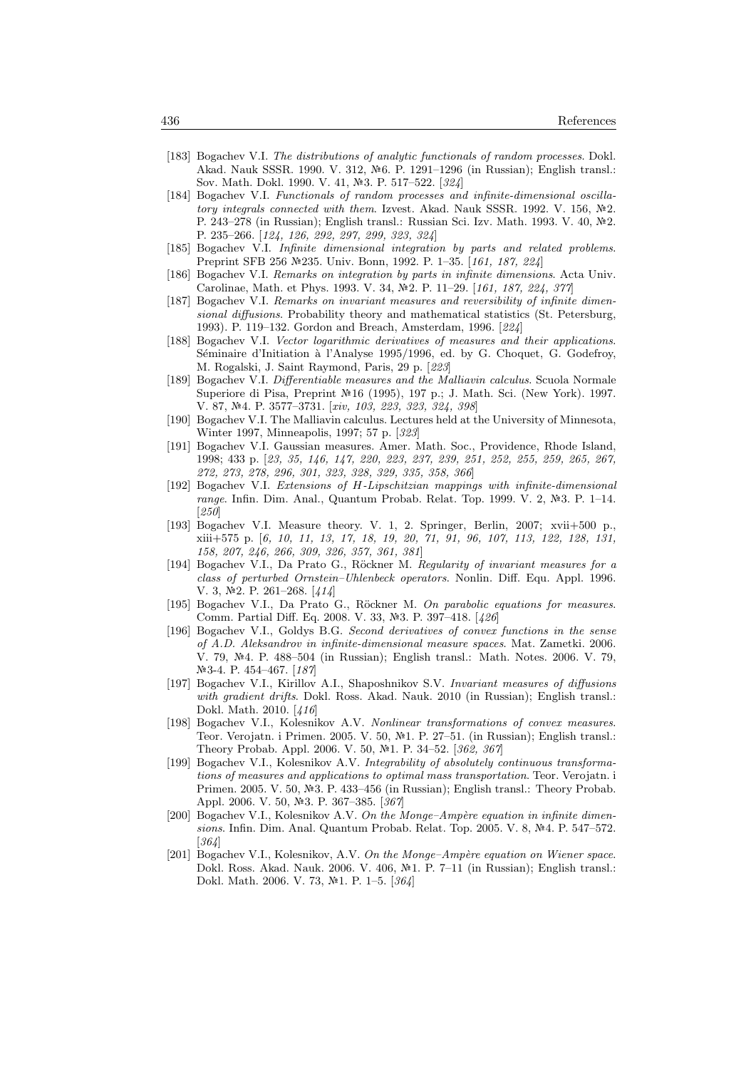[183] Bogachev V.I. *The distributions of analytic functionals of random processes*. Dokl. Akad. Nauk SSSR. 1990. V. 312, №6. P. 1291–1296 (in Russian); English transl.: Sov. Math. Dokl. 1990. V. 41, №3. P. 517–522. [*324*]

[184] Bogachev V.I. *Functionals of random processes and infinite-dimensional oscillatory integrals connected with them*. Izvest. Akad. Nauk SSSR. 1992. V. 156, №2. P. 243–278 (in Russian); English transl.: Russian Sci. Izv. Math. 1993. V. 40, №2. P. 235–266. [*124, 126, 292, 297, 299, 323, 324*]

[185] Bogachev V.I. *Infinite dimensional integration by parts and related problems*. Preprint SFB 256 №235. Univ. Bonn, 1992. P. 1–35. [*161, 187, 224*]

[186] Bogachev V.I. *Remarks on integration by parts in infinite dimensions*. Acta Univ. Carolinae, Math. et Phys. 1993. V. 34, №2. P. 11–29. [*161, 187, 224, 377*]

[187] Bogachev V.I. *Remarks on invariant measures and reversibility of infinite dimensional diffusions*. Probability theory and mathematical statistics (St. Petersburg, 1993). P. 119–132. Gordon and Breach, Amsterdam, 1996. [*224*]

[188] Bogachev V.I. *Vector logarithmic derivatives of measures and their applications*. Séminaire d'Initiation à l'Analyse 1995/1996, ed. by G. Choquet, G. Godefroy, M. Rogalski, J. Saint Raymond, Paris, 29 p. [*223*]

[189] Bogachev V.I. *Differentiable measures and the Malliavin calculus*. Scuola Normale Superiore di Pisa, Preprint №16 (1995), 197 p.; J. Math. Sci. (New York). 1997. V. 87, №4. P. 3577–3731. [*xiv, 103, 223, 323, 324, 398*]

[190] Bogachev V.I. The Malliavin calculus. Lectures held at the University of Minnesota, Winter 1997, Minneapolis, 1997; 57 p. [*323*]

[191] Bogachev V.I. Gaussian measures. Amer. Math. Soc., Providence, Rhode Island, 1998; 433 p. [*23, 35, 146, 147, 220, 223, 237, 239, 251, 252, 255, 259, 265, 267, 272, 273, 278, 296, 301, 323, 328, 329, 335, 358, 366*]

[192] Bogachev V.I. *Extensions of H-Lipschitzian mappings with infinite-dimensional range*. Infin. Dim. Anal., Quantum Probab. Relat. Top. 1999. V. 2, №3. P. 1–14. [*250*]

[193] Bogachev V.I. Measure theory. V. 1, 2. Springer, Berlin, 2007; xvii+500 p., xiii+575 p. [*6, 10, 11, 13, 17, 18, 19, 20, 71, 91, 96, 107, 113, 122, 128, 131, 158, 207, 246, 266, 309, 326, 357, 361, 381*]

[194] Bogachev V.I., Da Prato G., Röckner M. *Regularity of invariant measures for a class of perturbed Ornstein–Uhlenbeck operators*. Nonlin. Diff. Equ. Appl. 1996. V. 3, №2. P. 261–268. [*414*]

[195] Bogachev V.I., Da Prato G., Röckner M. *On parabolic equations for measures*. Comm. Partial Diff. Eq. 2008. V. 33, №3. P. 397–418. [*426*]

[196] Bogachev V.I., Goldys B.G. *Second derivatives of convex functions in the sense of A.D. Aleksandrov in infinite-dimensional measure spaces*. Mat. Zametki. 2006. V. 79, №4. P. 488–504 (in Russian); English transl.: Math. Notes. 2006. V. 79, №3-4. P. 454–467. [*187*]

[197] Bogachev V.I., Kirillov A.I., Shaposhnikov S.V. *Invariant measures of diffusions with gradient drifts*. Dokl. Ross. Akad. Nauk. 2010 (in Russian); English transl.: Dokl. Math. 2010. [*416*]

[198] Bogachev V.I., Kolesnikov A.V. *Nonlinear transformations of convex measures*. Teor. Verojatn. i Primen. 2005. V. 50, №1. P. 27–51. (in Russian); English transl.: Theory Probab. Appl. 2006. V. 50, №1. P. 34–52. [*362, 367*]

[199] Bogachev V.I., Kolesnikov A.V. *Integrability of absolutely continuous transformations of measures and applications to optimal mass transportation*. Teor. Verojatn. i Primen. 2005. V. 50, №3. P. 433–456 (in Russian); English transl.: Theory Probab. Appl. 2006. V. 50, №3. P. 367–385. [*367*]

[200] Bogachev V.I., Kolesnikov A.V. *On the Monge–Ampère equation in infinite dimensions*. Infin. Dim. Anal. Quantum Probab. Relat. Top. 2005. V. 8, №4. P. 547–572. [*364*]

[201] Bogachev V.I., Kolesnikov, A.V. *On the Monge–Ampère equation on Wiener space*. Dokl. Ross. Akad. Nauk. 2006. V. 406, №1. P. 7–11 (in Russian); English transl.: Dokl. Math. 2006. V. 73, №1. P. 1–5. [*364*]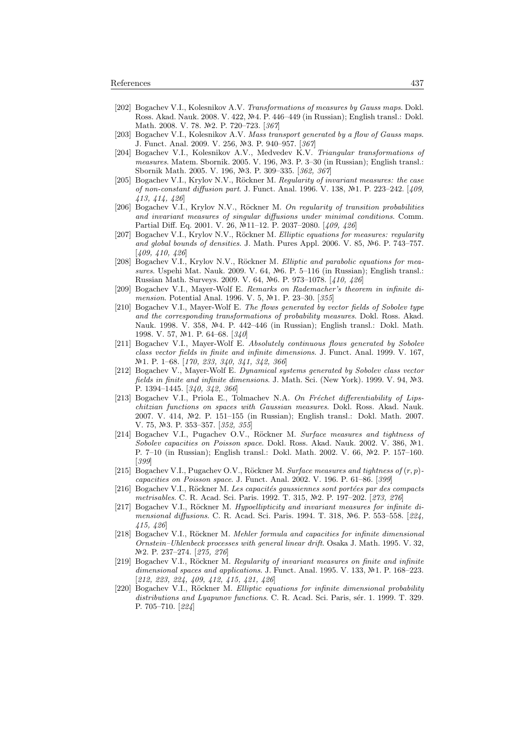[202] Bogachev V.I., Kolesnikov A.V. *Transformations of measures by Gauss maps*. Dokl. Ross. Akad. Nauk. 2008. V. 422, №4. P. 446–449 (in Russian); English transl.: Dokl. Math. 2008. V. 78. №2. P. 720–723. [*367*]

[203] Bogachev V.I., Kolesnikov A.V. *Mass transport generated by a flow of Gauss maps*. J. Funct. Anal. 2009. V. 256, №3. P. 940–957. [*367*]

[204] Bogachev V.I., Kolesnikov A.V., Medvedev K.V. *Triangular transformations of measures*. Matem. Sbornik. 2005. V. 196, №3. P. 3–30 (in Russian); English transl.: Sbornik Math. 2005. V. 196, №3. P. 309–335. [*362, 367*]

[205] Bogachev V.I., Krylov N.V., Röckner M. *Regularity of invariant measures: the case of non-constant diffusion part*. J. Funct. Anal. 1996. V. 138, №1. P. 223–242. [*409, 413, 414, 426*]

[206] Bogachev V.I., Krylov N.V., Röckner M. *On regularity of transition probabilities and invariant measures of singular diffusions under minimal conditions*. Comm. Partial Diff. Eq. 2001. V. 26, №11–12. P. 2037–2080. [*409, 426*]

[207] Bogachev V.I., Krylov N.V., Röckner M. *Elliptic equations for measures: regularity and global bounds of densities*. J. Math. Pures Appl. 2006. V. 85, №6. P. 743–757. [*409, 410, 426*]

[208] Bogachev V.I., Krylov N.V., Röckner M. *Elliptic and parabolic equations for measures*. Uspehi Mat. Nauk. 2009. V. 64, №6. P. 5–116 (in Russian); English transl.: Russian Math. Surveys. 2009. V. 64, №6. P. 973–1078. [*410, 426*]

[209] Bogachev V.I., Mayer-Wolf E. *Remarks on Rademacher's theorem in infinite dimension*. Potential Anal. 1996. V. 5, №1. P. 23–30. [*355*]

[210] Bogachev V.I., Mayer-Wolf E. *The flows generated by vector fields of Sobolev type and the corresponding transformations of probability measures*. Dokl. Ross. Akad. Nauk. 1998. V. 358, №4. P. 442–446 (in Russian); English transl.: Dokl. Math. 1998. V. 57, №1. P. 64–68. [*340*]

[211] Bogachev V.I., Mayer-Wolf E. *Absolutely continuous flows generated by Sobolev class vector fields in finite and infinite dimensions*. J. Funct. Anal. 1999. V. 167, №1. P. 1–68. [*170, 233, 340, 341, 342, 366*]

[212] Bogachev V., Mayer-Wolf E. *Dynamical systems generated by Sobolev class vector fields in finite and infinite dimensions*. J. Math. Sci. (New York). 1999. V. 94, №3. P. 1394–1445. [*340, 342, 366*]

[213] Bogachev V.I., Priola E., Tolmachev N.A. *On Fréchet differentiability of Lipschitzian functions on spaces with Gaussian measures*. Dokl. Ross. Akad. Nauk. 2007. V. 414, №2. P. 151–155 (in Russian); English transl.: Dokl. Math. 2007. V. 75, №3. P. 353–357. [*352, 355*]

[214] Bogachev V.I., Pugachev O.V., Röckner M. *Surface measures and tightness of Sobolev capacities on Poisson space*. Dokl. Ross. Akad. Nauk. 2002. V. 386, №1. P. 7–10 (in Russian); English transl.: Dokl. Math. 2002. V. 66, №2. P. 157–160. [*399*]

[215] Bogachev V.I., Pugachev O.V., Röckner M. *Surface measures and tightness of $(r,p)$-capacities on Poisson space*. J. Funct. Anal. 2002. V. 196. P. 61–86. [*399*]

[216] Bogachev V.I., Röckner M. *Les capacités gaussiennes sont portées par des compacts metrisables*. C. R. Acad. Sci. Paris. 1992. T. 315, №2. P. 197–202. [*273, 276*]

[217] Bogachev V.I., Röckner M. *Hypoellipticity and invariant measures for infinite dimensional diffusions*. C. R. Acad. Sci. Paris. 1994. T. 318, №6. P. 553–558. [*224, 415, 426*]

[218] Bogachev V.I., Röckner M. *Mehler formula and capacities for infinite dimensional Ornstein–Uhlenbeck processes with general linear drift*. Osaka J. Math. 1995. V. 32, №2. P. 237–274. [*275, 276*]

[219] Bogachev V.I., Röckner M. *Regularity of invariant measures on finite and infinite dimensional spaces and applications*. J. Funct. Anal. 1995. V. 133, №1. P. 168–223. [*212, 223, 224, 409, 412, 415, 421, 426*]

[220] Bogachev V.I., Röckner M. *Elliptic equations for infinite dimensional probability distributions and Lyapunov functions*. C. R. Acad. Sci. Paris, sér. 1. 1999. T. 329. P. 705–710. [*224*]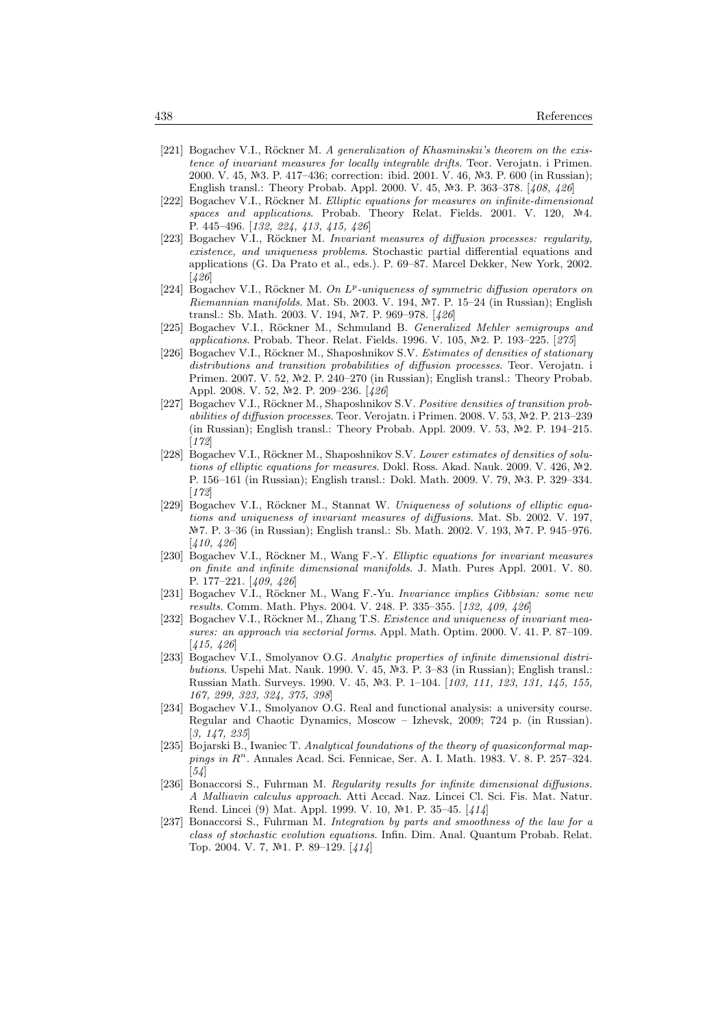[221] Bogachev V.I., Röckner M. *A generalization of Khasminskii's theorem on the existence of invariant measures for locally integrable drifts*. Teor. Verojatn. i Primen. 2000. V. 45, №3. P. 417–436; correction: ibid. 2001. V. 46, №3. P. 600 (in Russian); English transl.: Theory Probab. Appl. 2000. V. 45, №3. P. 363–378. [*408, 426*]

[222] Bogachev V.I., Röckner M. *Elliptic equations for measures on infinite-dimensional spaces and applications*. Probab. Theory Relat. Fields. 2001. V. 120, №4. P. 445–496. [*132, 224, 413, 415, 426*]

[223] Bogachev V.I., Röckner M. *Invariant measures of diffusion processes: regularity, existence, and uniqueness problems*. Stochastic partial differential equations and applications (G. Da Prato et al., eds.). P. 69–87. Marcel Dekker, New York, 2002. [*426*]

[224] Bogachev V.I., Röckner M. *On $L^p$-uniqueness of symmetric diffusion operators on Riemannian manifolds*. Mat. Sb. 2003. V. 194, №7. P. 15–24 (in Russian); English transl.: Sb. Math. 2003. V. 194, №7. P. 969–978. [*426*]

[225] Bogachev V.I., Röckner M., Schmuland B. *Generalized Mehler semigroups and applications*. Probab. Theor. Relat. Fields. 1996. V. 105, №2. P. 193–225. [*275*]

[226] Bogachev V.I., Röckner M., Shaposhnikov S.V. *Estimates of densities of stationary distributions and transition probabilities of diffusion processes*. Teor. Verojatn. i Primen. 2007. V. 52, №2. P. 240–270 (in Russian); English transl.: Theory Probab. Appl. 2008. V. 52, №2. P. 209–236. [*426*]

[227] Bogachev V.I., Röckner M., Shaposhnikov S.V. *Positive densities of transition probabilities of diffusion processes*. Teor. Verojatn. i Primen. 2008. V. 53, №2. P. 213–239 (in Russian); English transl.: Theory Probab. Appl. 2009. V. 53, №2. P. 194–215. [*172*]

[228] Bogachev V.I., Röckner M., Shaposhnikov S.V. *Lower estimates of densities of solutions of elliptic equations for measures*. Dokl. Ross. Akad. Nauk. 2009. V. 426, №2. P. 156–161 (in Russian); English transl.: Dokl. Math. 2009. V. 79, №3. P. 329–334. [*172*]

[229] Bogachev V.I., Röckner M., Stannat W. *Uniqueness of solutions of elliptic equations and uniqueness of invariant measures of diffusions*. Mat. Sb. 2002. V. 197, №7. P. 3–36 (in Russian); English transl.: Sb. Math. 2002. V. 193, №7. P. 945–976. [*410, 426*]

[230] Bogachev V.I., Röckner M., Wang F.-Y. *Elliptic equations for invariant measures on finite and infinite dimensional manifolds*. J. Math. Pures Appl. 2001. V. 80. P. 177–221. [*409, 426*]

[231] Bogachev V.I., Röckner M., Wang F.-Yu. *Invariance implies Gibbsian: some new results*. Comm. Math. Phys. 2004. V. 248. P. 335–355. [*132, 409, 426*]

[232] Bogachev V.I., Röckner M., Zhang T.S. *Existence and uniqueness of invariant measures: an approach via sectorial forms*. Appl. Math. Optim. 2000. V. 41. P. 87–109. [*415, 426*]

[233] Bogachev V.I., Smolyanov O.G. *Analytic properties of infinite dimensional distributions*. Uspehi Mat. Nauk. 1990. V. 45, №3. P. 3–83 (in Russian); English transl.: Russian Math. Surveys. 1990. V. 45, №3. P. 1–104. [*103, 111, 123, 131, 145, 155, 167, 299, 323, 324, 375, 398*]

[234] Bogachev V.I., Smolyanov O.G. Real and functional analysis: a university course. Regular and Chaotic Dynamics, Moscow – Izhevsk, 2009; 724 p. (in Russian). [*3, 147, 235*]

[235] Bojarski B., Iwaniec T. *Analytical foundations of the theory of quasiconformal mappings in $R^n$*. Annales Acad. Sci. Fennicae, Ser. A. I. Math. 1983. V. 8. P. 257–324. [*54*]

[236] Bonaccorsi S., Fuhrman M. *Regularity results for infinite dimensional diffusions. A Malliavin calculus approach*. Atti Accad. Naz. Lincei Cl. Sci. Fis. Mat. Natur. Rend. Lincei (9) Mat. Appl. 1999. V. 10, №1. P. 35–45. [*414*]

[237] Bonaccorsi S., Fuhrman M. *Integration by parts and smoothness of the law for a class of stochastic evolution equations*. Infin. Dim. Anal. Quantum Probab. Relat. Top. 2004. V. 7, №1. P. 89–129. [*414*]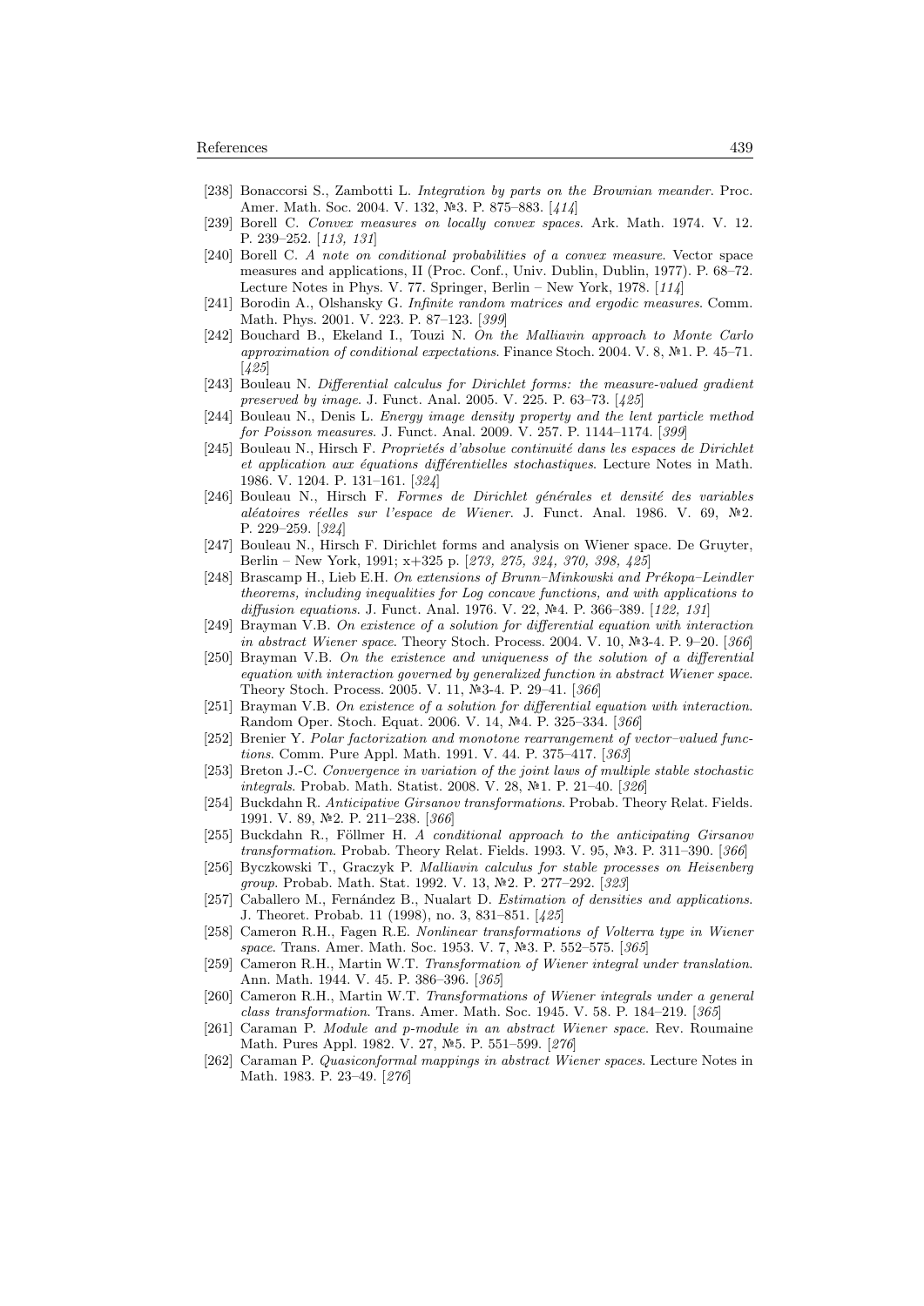[238] Bonaccorsi S., Zambotti L. *Integration by parts on the Brownian meander*. Proc. Amer. Math. Soc. 2004. V. 132, №3. P. 875–883. [*414*]

[239] Borell C. *Convex measures on locally convex spaces*. Ark. Math. 1974. V. 12. P. 239–252. [*113, 131*]

[240] Borell C. *A note on conditional probabilities of a convex measure*. Vector space measures and applications, II (Proc. Conf., Univ. Dublin, Dublin, 1977). P. 68–72. Lecture Notes in Phys. V. 77. Springer, Berlin – New York, 1978. [*114*]

[241] Borodin A., Olshansky G. *Infinite random matrices and ergodic measures*. Comm. Math. Phys. 2001. V. 223. P. 87–123. [*399*]

[242] Bouchard B., Ekeland I., Touzi N. *On the Malliavin approach to Monte Carlo approximation of conditional expectations*. Finance Stoch. 2004. V. 8, №1. P. 45–71. [*425*]

[243] Bouleau N. *Differential calculus for Dirichlet forms: the measure-valued gradient preserved by image*. J. Funct. Anal. 2005. V. 225. P. 63–73. [*425*]

[244] Bouleau N., Denis L. *Energy image density property and the lent particle method for Poisson measures*. J. Funct. Anal. 2009. V. 257. P. 1144–1174. [*399*]

[245] Bouleau N., Hirsch F. *Proprietés d'absolue continuité dans les espaces de Dirichlet et application aux équations différentielles stochastiques*. Lecture Notes in Math. 1986. V. 1204. P. 131–161. [*324*]

[246] Bouleau N., Hirsch F. *Formes de Dirichlet générales et densité des variables aléatoires réelles sur l'espace de Wiener*. J. Funct. Anal. 1986. V. 69, №2. P. 229–259. [*324*]

[247] Bouleau N., Hirsch F. Dirichlet forms and analysis on Wiener space. De Gruyter, Berlin – New York, 1991; x+325 p. [*273, 275, 324, 370, 398, 425*]

[248] Brascamp H., Lieb E.H. *On extensions of Brunn–Minkowski and Prékopa–Leindler theorems, including inequalities for Log concave functions, and with applications to diffusion equations*. J. Funct. Anal. 1976. V. 22, №4. P. 366–389. [*122, 131*]

[249] Brayman V.B. *On existence of a solution for differential equation with interaction in abstract Wiener space*. Theory Stoch. Process. 2004. V. 10, №3-4. P. 9–20. [*366*]

[250] Brayman V.B. *On the existence and uniqueness of the solution of a differential equation with interaction governed by generalized function in abstract Wiener space.* Theory Stoch. Process. 2005. V. 11, №3-4. P. 29–41. [*366*]

[251] Brayman V.B. *On existence of a solution for differential equation with interaction*. Random Oper. Stoch. Equat. 2006. V. 14, №4. P. 325–334. [*366*]

[252] Brenier Y. *Polar factorization and monotone rearrangement of vector–valued functions*. Comm. Pure Appl. Math. 1991. V. 44. P. 375–417. [*363*]

[253] Breton J.-C. *Convergence in variation of the joint laws of multiple stable stochastic integrals*. Probab. Math. Statist. 2008. V. 28, №1. P. 21–40. [*326*]

[254] Buckdahn R. *Anticipative Girsanov transformations*. Probab. Theory Relat. Fields. 1991. V. 89, №2. P. 211–238. [*366*]

[255] Buckdahn R., Föllmer H. *A conditional approach to the anticipating Girsanov transformation*. Probab. Theory Relat. Fields. 1993. V. 95, №3. P. 311–390. [*366*]

[256] Byczkowski T., Graczyk P. *Malliavin calculus for stable processes on Heisenberg group*. Probab. Math. Stat. 1992. V. 13, №2. P. 277–292. [*323*]

[257] Caballero M., Fernández B., Nualart D. *Estimation of densities and applications*. J. Theoret. Probab. 11 (1998), no. 3, 831–851. [*425*]

[258] Cameron R.H., Fagen R.E. *Nonlinear transformations of Volterra type in Wiener space*. Trans. Amer. Math. Soc. 1953. V. 7, №3. P. 552–575. [*365*]

[259] Cameron R.H., Martin W.T. *Transformation of Wiener integral under translation*. Ann. Math. 1944. V. 45. P. 386–396. [*365*]

[260] Cameron R.H., Martin W.T. *Transformations of Wiener integrals under a general class transformation*. Trans. Amer. Math. Soc. 1945. V. 58. P. 184–219. [*365*]

[261] Caraman P. *Module and p-module in an abstract Wiener space*. Rev. Roumaine Math. Pures Appl. 1982. V. 27, №5. P. 551–599. [*276*]

[262] Caraman P. *Quasiconformal mappings in abstract Wiener spaces*. Lecture Notes in Math. 1983. P. 23–49. [*276*]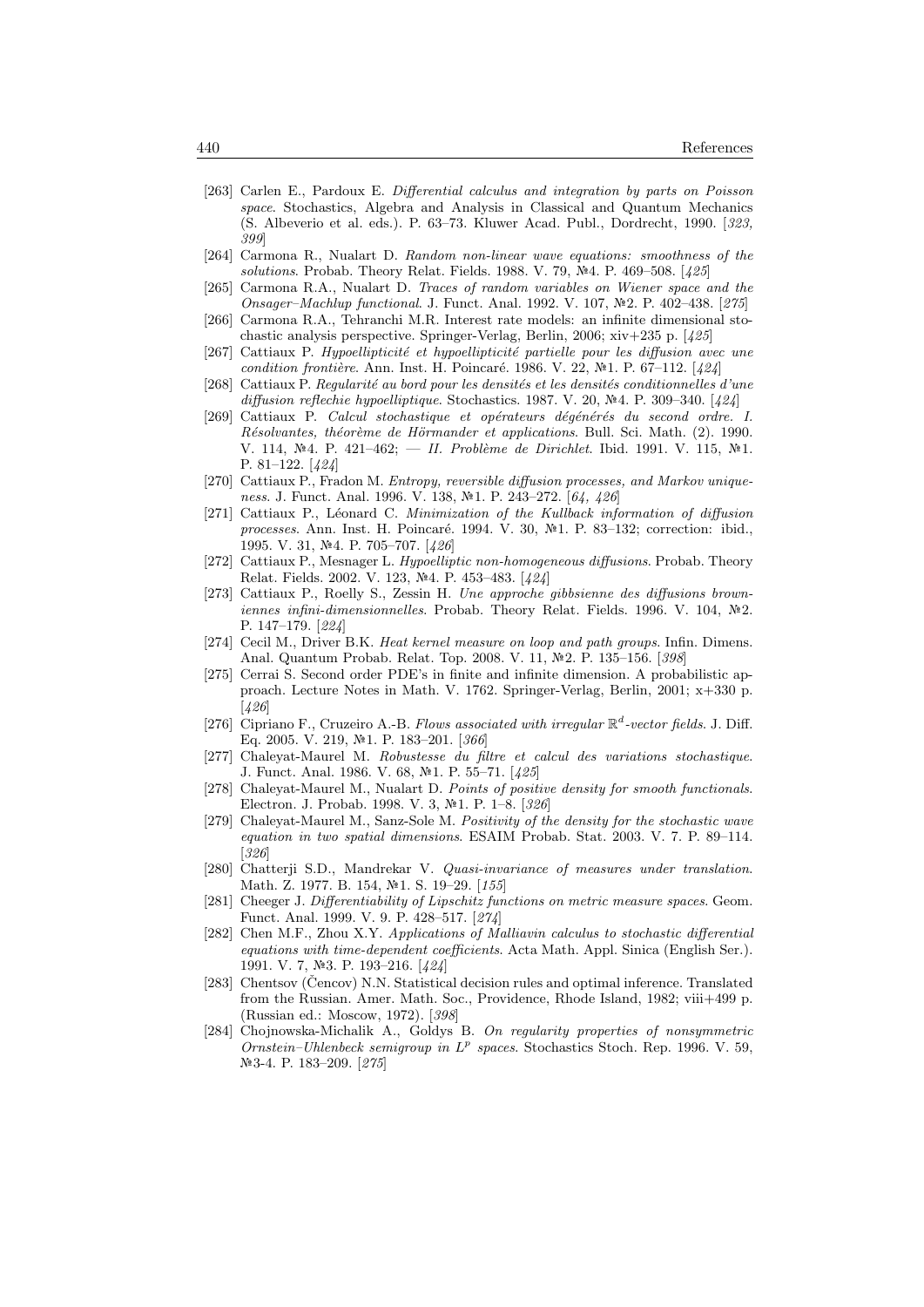[263] Carlen E., Pardoux E. *Differential calculus and integration by parts on Poisson space*. Stochastics, Algebra and Analysis in Classical and Quantum Mechanics (S. Albeverio et al. eds.). P. 63–73. Kluwer Acad. Publ., Dordrecht, 1990. [*323, 399*]

[264] Carmona R., Nualart D. *Random non-linear wave equations: smoothness of the solutions*. Probab. Theory Relat. Fields. 1988. V. 79, №4. P. 469–508. [*425*]

[265] Carmona R.A., Nualart D. *Traces of random variables on Wiener space and the Onsager–Machlup functional*. J. Funct. Anal. 1992. V. 107, №2. P. 402–438. [*275*]

[266] Carmona R.A., Tehranchi M.R. Interest rate models: an infinite dimensional stochastic analysis perspective. Springer-Verlag, Berlin, 2006; xiv+235 p. [*425*]

[267] Cattiaux P. *Hypoellipticité et hypoellipticité partielle pour les diffusion avec une condition frontière*. Ann. Inst. H. Poincaré. 1986. V. 22, №1. P. 67–112. [*424*]

[268] Cattiaux P. *Regularité au bord pour les densités et les densités conditionnelles d'une diffusion reflechie hypoelliptique*. Stochastics. 1987. V. 20, №4. P. 309–340. [*424*]

[269] Cattiaux P. *Calcul stochastique et opérateurs dégénérés du second ordre. I. Résolvantes, théorème de Hörmander et applications*. Bull. Sci. Math. (2). 1990. V. 114, №4. P. 421–462; — *II. Problème de Dirichlet*. Ibid. 1991. V. 115, №1. P. 81–122. [*424*]

[270] Cattiaux P., Fradon M. *Entropy, reversible diffusion processes, and Markov uniqueness*. J. Funct. Anal. 1996. V. 138, №1. P. 243–272. [*64, 426*]

[271] Cattiaux P., Léonard C. *Minimization of the Kullback information of diffusion processes*. Ann. Inst. H. Poincaré. 1994. V. 30, №1. P. 83–132; correction: ibid., 1995. V. 31, №4. P. 705–707. [*426*]

[272] Cattiaux P., Mesnager L. *Hypoelliptic non-homogeneous diffusions*. Probab. Theory Relat. Fields. 2002. V. 123, №4. P. 453–483. [*424*]

[273] Cattiaux P., Roelly S., Zessin H. *Une approche gibbsienne des diffusions browniennes infini-dimensionnelles*. Probab. Theory Relat. Fields. 1996. V. 104, №2. P. 147–179. [*224*]

[274] Cecil M., Driver B.K. *Heat kernel measure on loop and path groups*. Infin. Dimens. Anal. Quantum Probab. Relat. Top. 2008. V. 11, №2. P. 135–156. [*398*]

[275] Cerrai S. Second order PDE's in finite and infinite dimension. A probabilistic approach. Lecture Notes in Math. V. 1762. Springer-Verlag, Berlin, 2001; x+330 p. [*426*]

[276] Cipriano F., Cruzeiro A.-B. *Flows associated with irregular $\mathbb{R}^d$-vector fields*. J. Diff. Eq. 2005. V. 219, №1. P. 183–201. [*366*]

[277] Chaleyat-Maurel M. *Robustesse du filtre et calcul des variations stochastique*. J. Funct. Anal. 1986. V. 68, №1. P. 55–71. [*425*]

[278] Chaleyat-Maurel M., Nualart D. *Points of positive density for smooth functionals*. Electron. J. Probab. 1998. V. 3, №1. P. 1–8. [*326*]

[279] Chaleyat-Maurel M., Sanz-Sole M. *Positivity of the density for the stochastic wave equation in two spatial dimensions*. ESAIM Probab. Stat. 2003. V. 7. P. 89–114. [*326*]

[280] Chatterji S.D., Mandrekar V. *Quasi-invariance of measures under translation*. Math. Z. 1977. B. 154, №1. S. 19–29. [*155*]

[281] Cheeger J. *Differentiability of Lipschitz functions on metric measure spaces*. Geom. Funct. Anal. 1999. V. 9. P. 428–517. [*274*]

[282] Chen M.F., Zhou X.Y. *Applications of Malliavin calculus to stochastic differential equations with time-dependent coefficients*. Acta Math. Appl. Sinica (English Ser.). 1991. V. 7, №3. P. 193–216. [*424*]

[283] Chentsov (Čencov) N.N. Statistical decision rules and optimal inference. Translated from the Russian. Amer. Math. Soc., Providence, Rhode Island, 1982; viii+499 p. (Russian ed.: Moscow, 1972). [*398*]

[284] Chojnowska-Michalik A., Goldys B. *On regularity properties of nonsymmetric Ornstein–Uhlenbeck semigroup in $L^p$ spaces*. Stochastics Stoch. Rep. 1996. V. 59, №3-4. P. 183–209. [*275*]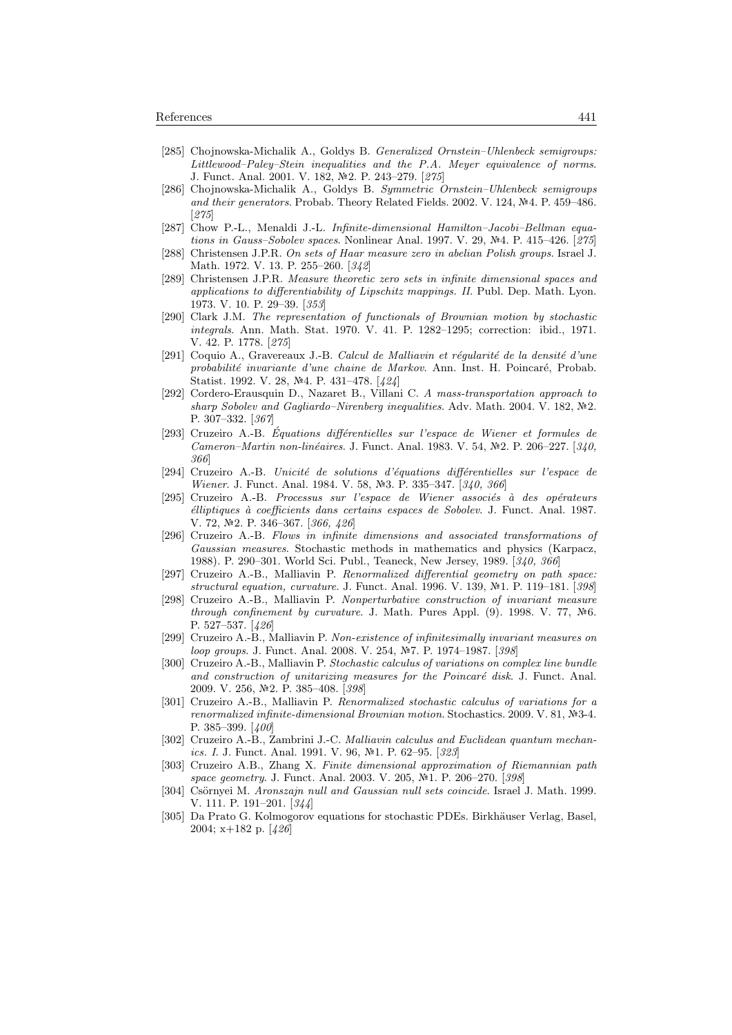[285] Chojnowska-Michalik A., Goldys B. *Generalized Ornstein–Uhlenbeck semigroups: Littlewood–Paley–Stein inequalities and the P.A. Meyer equivalence of norms*. J. Funct. Anal. 2001. V. 182, №2. P. 243–279. [*275*]

[286] Chojnowska-Michalik A., Goldys B. *Symmetric Ornstein–Uhlenbeck semigroups and their generators*. Probab. Theory Related Fields. 2002. V. 124, №4. P. 459–486. [*275*]

[287] Chow P.-L., Menaldi J.-L. *Infinite-dimensional Hamilton–Jacobi–Bellman equations in Gauss–Sobolev spaces*. Nonlinear Anal. 1997. V. 29, №4. P. 415–426. [*275*]

[288] Christensen J.P.R. *On sets of Haar measure zero in abelian Polish groups*. Israel J. Math. 1972. V. 13. P. 255–260. [*342*]

[289] Christensen J.P.R. *Measure theoretic zero sets in infinite dimensional spaces and applications to differentiability of Lipschitz mappings. II*. Publ. Dep. Math. Lyon. 1973. V. 10. P. 29–39. [*353*]

[290] Clark J.M. *The representation of functionals of Brownian motion by stochastic integrals*. Ann. Math. Stat. 1970. V. 41. P. 1282–1295; correction: ibid., 1971. V. 42. P. 1778. [*275*]

[291] Coquio A., Gravereaux J.-B. *Calcul de Malliavin et régularité de la densité d'une probabilité invariante d'une chaine de Markov*. Ann. Inst. H. Poincaré, Probab. Statist. 1992. V. 28, №4. P. 431–478. [*424*]

[292] Cordero-Erausquin D., Nazaret B., Villani C. *A mass-transportation approach to sharp Sobolev and Gagliardo–Nirenberg inequalities*. Adv. Math. 2004. V. 182, №2. P. 307–332. [*367*]

[293] Cruzeiro A.-B. *Équations différentielles sur l'espace de Wiener et formules de Cameron–Martin non-linéaires*. J. Funct. Anal. 1983. V. 54, №2. P. 206–227. [*340, 366*]

[294] Cruzeiro A.-B. *Unicité de solutions d'équations différentielles sur l'espace de Wiener*. J. Funct. Anal. 1984. V. 58, №3. P. 335–347. [*340, 366*]

[295] Cruzeiro A.-B. *Processus sur l'espace de Wiener associés à des opérateurs élliptiques à coefficients dans certains espaces de Sobolev*. J. Funct. Anal. 1987. V. 72, №2. P. 346–367. [*366, 426*]

[296] Cruzeiro A.-B. *Flows in infinite dimensions and associated transformations of Gaussian measures*. Stochastic methods in mathematics and physics (Karpacz, 1988). P. 290–301. World Sci. Publ., Teaneck, New Jersey, 1989. [*340, 366*]

[297] Cruzeiro A.-B., Malliavin P. *Renormalized differential geometry on path space: structural equation, curvature*. J. Funct. Anal. 1996. V. 139, №1. P. 119–181. [*398*]

[298] Cruzeiro A.-B., Malliavin P. *Nonperturbative construction of invariant measure through confinement by curvature*. J. Math. Pures Appl. (9). 1998. V. 77, №6. P. 527–537. [*426*]

[299] Cruzeiro A.-B., Malliavin P. *Non-existence of infinitesimally invariant measures on loop groups*. J. Funct. Anal. 2008. V. 254, №7. P. 1974–1987. [*398*]

[300] Cruzeiro A.-B., Malliavin P. *Stochastic calculus of variations on complex line bundle and construction of unitarizing measures for the Poincaré disk*. J. Funct. Anal. 2009. V. 256, №2. P. 385–408. [*398*]

[301] Cruzeiro A.-B., Malliavin P. *Renormalized stochastic calculus of variations for a renormalized infinite-dimensional Brownian motion*. Stochastics. 2009. V. 81, №3-4. P. 385–399. [*400*]

[302] Cruzeiro A.-B., Zambrini J.-C. *Malliavin calculus and Euclidean quantum mechanics. I*. J. Funct. Anal. 1991. V. 96, №1. P. 62–95. [*323*]

[303] Cruzeiro A.B., Zhang X. *Finite dimensional approximation of Riemannian path space geometry*. J. Funct. Anal. 2003. V. 205, №1. P. 206–270. [*398*]

[304] Csörnyei M. *Aronszajn null and Gaussian null sets coincide*. Israel J. Math. 1999. V. 111. P. 191–201. [*344*]

[305] Da Prato G. Kolmogorov equations for stochastic PDEs. Birkhäuser Verlag, Basel, 2004; x+182 p. [*426*]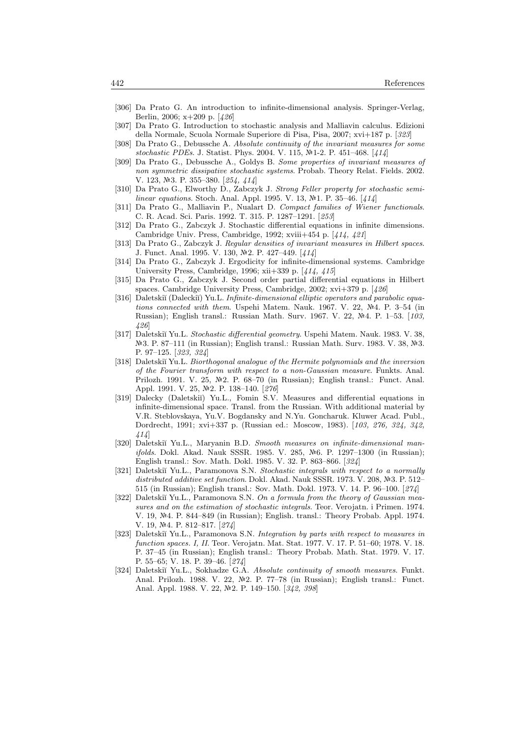[306] Da Prato G. An introduction to infinite-dimensional analysis. Springer-Verlag, Berlin, 2006; x+209 p. [*426*]

[307] Da Prato G. Introduction to stochastic analysis and Malliavin calculus. Edizioni della Normale, Scuola Normale Superiore di Pisa, Pisa, 2007; xvi+187 p. [*323*]

[308] Da Prato G., Debussche A. *Absolute continuity of the invariant measures for some stochastic PDEs*. J. Statist. Phys. 2004. V. 115, №1-2. P. 451–468. [*414*]

[309] Da Prato G., Debussche A., Goldys B. *Some properties of invariant measures of non symmetric dissipative stochastic systems*. Probab. Theory Relat. Fields. 2002. V. 123, №3. P. 355–380. [*254, 414*]

[310] Da Prato G., Elworthy D., Zabczyk J. *Strong Feller property for stochastic semilinear equations*. Stoch. Anal. Appl. 1995. V. 13, №1. P. 35–46. [*414*]

[311] Da Prato G., Malliavin P., Nualart D. *Compact families of Wiener functionals*. C. R. Acad. Sci. Paris. 1992. T. 315. P. 1287–1291. [*253*]

[312] Da Prato G., Zabczyk J. Stochastic differential equations in infinite dimensions. Cambridge Univ. Press, Cambridge, 1992; xviii+454 p. [*414, 421*]

[313] Da Prato G., Zabczyk J. *Regular densities of invariant measures in Hilbert spaces*. J. Funct. Anal. 1995. V. 130, №2. P. 427–449. [*414*]

[314] Da Prato G., Zabczyk J. Ergodicity for infinite-dimensional systems. Cambridge University Press, Cambridge, 1996; xii+339 p. [*414, 415*]

[315] Da Prato G., Zabczyk J. Second order partial differential equations in Hilbert spaces. Cambridge University Press, Cambridge, 2002; xvi+379 p. [*426*]

[316] Daletskiĭ (Daleckiĭ) Yu.L. *Infinite-dimensional elliptic operators and parabolic equations connected with them*. Uspehi Matem. Nauk. 1967. V. 22, №4. P. 3–54 (in Russian); English transl.: Russian Math. Surv. 1967. V. 22, №4. P. 1–53. [*103, 426*]

[317] Daletskiĭ Yu.L. *Stochastic differential geometry*. Uspehi Matem. Nauk. 1983. V. 38, №3. P. 87–111 (in Russian); English transl.: Russian Math. Surv. 1983. V. 38, №3. P. 97–125. [*323, 324*]

[318] Daletskiĭ Yu.L. *Biorthogonal analogue of the Hermite polynomials and the inversion of the Fourier transform with respect to a non-Gaussian measure*. Funkts. Anal. Prilozh. 1991. V. 25, №2. P. 68–70 (in Russian); English transl.: Funct. Anal. Appl. 1991. V. 25, №2. P. 138–140. [*276*]

[319] Dalecky (Daletskiĭ) Yu.L., Fomin S.V. Measures and differential equations in infinite-dimensional space. Transl. from the Russian. With additional material by V.R. Steblovskaya, Yu.V. Bogdansky and N.Yu. Goncharuk. Kluwer Acad. Publ., Dordrecht, 1991; xvi+337 p. (Russian ed.: Moscow, 1983). [*103, 276, 324, 342, 414*]

[320] Daletskiĭ Yu.L., Maryanin B.D. *Smooth measures on infinite-dimensional manifolds*. Dokl. Akad. Nauk SSSR. 1985. V. 285, №6. P. 1297–1300 (in Russian); English transl.: Sov. Math. Dokl. 1985. V. 32. P. 863–866. [*324*]

[321] Daletskiĭ Yu.L., Paramonova S.N. *Stochastic integrals with respect to a normally distributed additive set function*. Dokl. Akad. Nauk SSSR. 1973. V. 208, №3. P. 512–515 (in Russian); English transl.: Sov. Math. Dokl. 1973. V. 14. P. 96–100. [*274*]

[322] Daletskiĭ Yu.L., Paramonova S.N. *On a formula from the theory of Gaussian measures and on the estimation of stochastic integrals*. Teor. Verojatn. i Primen. 1974. V. 19, №4. P. 844–849 (in Russian); English. transl.: Theory Probab. Appl. 1974. V. 19, №4. P. 812–817. [*274*]

[323] Daletskiĭ Yu.L., Paramonova S.N. *Integration by parts with respect to measures in function spaces. I, II*. Teor. Verojatn. Mat. Stat. 1977. V. 17. P. 51–60; 1978. V. 18. P. 37–45 (in Russian); English transl.: Theory Probab. Math. Stat. 1979. V. 17. P. 55–65; V. 18. P. 39–46. [*274*]

[324] Daletskiĭ Yu.L., Sokhadze G.A. *Absolute continuity of smooth measures*. Funkt. Anal. Prilozh. 1988. V. 22, №2. P. 77–78 (in Russian); English transl.: Funct. Anal. Appl. 1988. V. 22, №2. P. 149–150. [*342, 398*]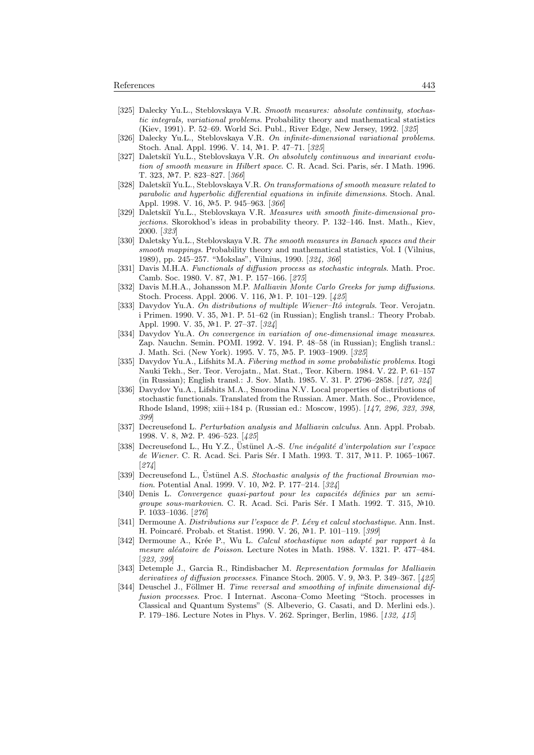[325] Dalecky Yu.L., Steblovskaya V.R. *Smooth measures: absolute continuity, stochastic integrals, variational problems*. Probability theory and mathematical statistics (Kiev, 1991). P. 52–69. World Sci. Publ., River Edge, New Jersey, 1992. [*325*]

[326] Dalecky Yu.L., Steblovskaya V.R. *On infinite-dimensional variational problems*. Stoch. Anal. Appl. 1996. V. 14, №1. P. 47–71. [*325*]

[327] Daletskiĭ Yu.L., Steblovskaya V.R. *On absolutely continuous and invariant evolution of smooth measure in Hilbert space*. C. R. Acad. Sci. Paris, sér. I Math. 1996. T. 323, №7. P. 823–827. [*366*]

[328] Daletskiĭ Yu.L., Steblovskaya V.R. *On transformations of smooth measure related to parabolic and hyperbolic differential equations in infinite dimensions*. Stoch. Anal. Appl. 1998. V. 16, №5. P. 945–963. [*366*]

[329] Daletskiĭ Yu.L., Steblovskaya V.R. *Measures with smooth finite-dimensional projections*. Skorokhod's ideas in probability theory. P. 132–146. Inst. Math., Kiev, 2000. [*323*]

[330] Daletsky Yu.L., Steblovskaya V.R. *The smooth measures in Banach spaces and their smooth mappings*. Probability theory and mathematical statistics, Vol. I (Vilnius, 1989), pp. 245–257. "Mokslas", Vilnius, 1990. [*324, 366*]

[331] Davis M.H.A. *Functionals of diffusion process as stochastic integrals*. Math. Proc. Camb. Soc. 1980. V. 87, №1. P. 157–166. [*275*]

[332] Davis M.H.A., Johansson M.P. *Malliavin Monte Carlo Greeks for jump diffusions*. Stoch. Process. Appl. 2006. V. 116, №1. P. 101–129. [*425*]

[333] Davydov Yu.A. *On distributions of multiple Wiener–Itô integrals*. Teor. Verojatn. i Primen. 1990. V. 35, №1. P. 51–62 (in Russian); English transl.: Theory Probab. Appl. 1990. V. 35, №1. P. 27–37. [*324*]

[334] Davydov Yu.A. *On convergence in variation of one-dimensional image measures*. Zap. Nauchn. Semin. POMI. 1992. V. 194. P. 48–58 (in Russian); English transl.: J. Math. Sci. (New York). 1995. V. 75, №5. P. 1903–1909. [*325*]

[335] Davydov Yu.A., Lifshits M.A. *Fibering method in some probabilistic problems*. Itogi Nauki Tekh., Ser. Teor. Verojatn., Mat. Stat., Teor. Kibern. 1984. V. 22. P. 61–157 (in Russian); English transl.: J. Sov. Math. 1985. V. 31. P. 2796–2858. [*127, 324*]

[336] Davydov Yu.A., Lifshits M.A., Smorodina N.V. Local properties of distributions of stochastic functionals. Translated from the Russian. Amer. Math. Soc., Providence, Rhode Island, 1998; xiii+184 p. (Russian ed.: Moscow, 1995). [*147, 296, 323, 398, 399*]

[337] Decreusefond L. *Perturbation analysis and Malliavin calculus*. Ann. Appl. Probab. 1998. V. 8, №2. P. 496–523. [*425*]

[338] Decreusefond L., Hu Y.Z., Üstünel A.-S. *Une inégalité d'interpolation sur l'espace de Wiener*. C. R. Acad. Sci. Paris Sér. I Math. 1993. T. 317, №11. P. 1065–1067. [*274*]

[339] Decreusefond L., Üstünel A.S. *Stochastic analysis of the fractional Brownian motion*. Potential Anal. 1999. V. 10, №2. P. 177–214. [*324*]

[340] Denis L. *Convergence quasi-partout pour les capacités définies par un semigroupe sous-markovien*. C. R. Acad. Sci. Paris Sér. I Math. 1992. T. 315, №10. P. 1033–1036. [*276*]

[341] Dermoune A. *Distributions sur l'espace de P. Lévy et calcul stochastique*. Ann. Inst. H. Poincaré. Probab. et Statist. 1990. V. 26, №1. P. 101–119. [*399*]

[342] Dermoune A., Krée P., Wu L. *Calcul stochastique non adapté par rapport à la mesure aléatoire de Poisson*. Lecture Notes in Math. 1988. V. 1321. P. 477–484. [*323, 399*]

[343] Detemple J., Garcia R., Rindisbacher M. *Representation formulas for Malliavin derivatives of diffusion processes*. Finance Stoch. 2005. V. 9, №3. P. 349–367. [*425*]

[344] Deuschel J., Föllmer H. *Time reversal and smoothing of infinite dimensional diffusion processes*. Proc. I Internat. Ascona–Como Meeting "Stoch. processes in Classical and Quantum Systems" (S. Albeverio, G. Casati, and D. Merlini eds.). P. 179–186. Lecture Notes in Phys. V. 262. Springer, Berlin, 1986. [*132, 415*]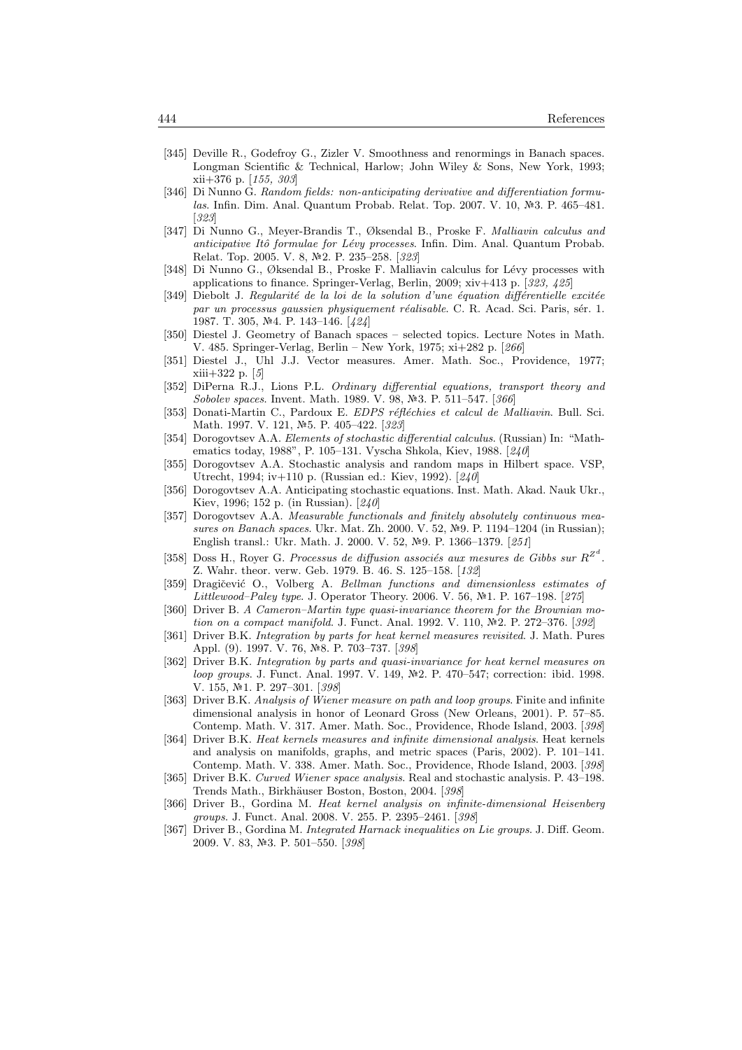[345] Deville R., Godefroy G., Zizler V. Smoothness and renormings in Banach spaces. Longman Scientific & Technical, Harlow; John Wiley & Sons, New York, 1993; xii+376 p. [*155, 303*]

[346] Di Nunno G. *Random fields: non-anticipating derivative and differentiation formulas*. Infin. Dim. Anal. Quantum Probab. Relat. Top. 2007. V. 10, №3. P. 465–481. [*323*]

[347] Di Nunno G., Meyer-Brandis T., Øksendal B., Proske F. *Malliavin calculus and anticipative Itô formulae for Lévy processes*. Infin. Dim. Anal. Quantum Probab. Relat. Top. 2005. V. 8, №2. P. 235–258. [*323*]

[348] Di Nunno G., Øksendal B., Proske F. Malliavin calculus for Lévy processes with applications to finance. Springer-Verlag, Berlin, 2009; xiv+413 p. [*323, 425*]

[349] Diebolt J. *Regularité de la loi de la solution d'une équation différentielle excitée par un processus gaussien physiquement réalisable*. C. R. Acad. Sci. Paris, sér. 1. 1987. T. 305, №4. P. 143–146. [*424*]

[350] Diestel J. Geometry of Banach spaces – selected topics. Lecture Notes in Math. V. 485. Springer-Verlag, Berlin – New York, 1975; xi+282 p. [*266*]

[351] Diestel J., Uhl J.J. Vector measures. Amer. Math. Soc., Providence, 1977; xiii+322 p. [*5*]

[352] DiPerna R.J., Lions P.L. *Ordinary differential equations, transport theory and Sobolev spaces*. Invent. Math. 1989. V. 98, №3. P. 511–547. [*366*]

[353] Donati-Martin C., Pardoux E. *EDPS réfléchies et calcul de Malliavin*. Bull. Sci. Math. 1997. V. 121, №5. P. 405–422. [*323*]

[354] Dorogovtsev A.A. *Elements of stochastic differential calculus*. (Russian) In: "Mathematics today, 1988", P. 105–131. Vyscha Shkola, Kiev, 1988. [*240*]

[355] Dorogovtsev A.A. Stochastic analysis and random maps in Hilbert space. VSP, Utrecht, 1994; iv+110 p. (Russian ed.: Kiev, 1992). [*240*]

[356] Dorogovtsev A.A. Anticipating stochastic equations. Inst. Math. Akad. Nauk Ukr., Kiev, 1996; 152 p. (in Russian). [*240*]

[357] Dorogovtsev A.A. *Measurable functionals and finitely absolutely continuous measures on Banach spaces*. Ukr. Mat. Zh. 2000. V. 52, №9. P. 1194–1204 (in Russian); English transl.: Ukr. Math. J. 2000. V. 52, №9. P. 1366–1379. [*251*]

[358] Doss H., Royer G. *Processus de diffusion associés aux mesures de Gibbs sur $R^{Z^d}$*. Z. Wahr. theor. verw. Geb. 1979. B. 46. S. 125–158. [*132*]

[359] Dragičević O., Volberg A. *Bellman functions and dimensionless estimates of Littlewood–Paley type*. J. Operator Theory. 2006. V. 56, №1. P. 167–198. [*275*]

[360] Driver B. *A Cameron–Martin type quasi-invariance theorem for the Brownian motion on a compact manifold*. J. Funct. Anal. 1992. V. 110, №2. P. 272–376. [*392*]

[361] Driver B.K. *Integration by parts for heat kernel measures revisited*. J. Math. Pures Appl. (9). 1997. V. 76, №8. P. 703–737. [*398*]

[362] Driver B.K. *Integration by parts and quasi-invariance for heat kernel measures on loop groups*. J. Funct. Anal. 1997. V. 149, №2. P. 470–547; correction: ibid. 1998. V. 155, №1. P. 297–301. [*398*]

[363] Driver B.K. *Analysis of Wiener measure on path and loop groups*. Finite and infinite dimensional analysis in honor of Leonard Gross (New Orleans, 2001). P. 57–85. Contemp. Math. V. 317. Amer. Math. Soc., Providence, Rhode Island, 2003. [*398*]

[364] Driver B.K. *Heat kernels measures and infinite dimensional analysis*. Heat kernels and analysis on manifolds, graphs, and metric spaces (Paris, 2002). P. 101–141. Contemp. Math. V. 338. Amer. Math. Soc., Providence, Rhode Island, 2003. [*398*]

[365] Driver B.K. *Curved Wiener space analysis*. Real and stochastic analysis. P. 43–198. Trends Math., Birkhäuser Boston, Boston, 2004. [*398*]

[366] Driver B., Gordina M. *Heat kernel analysis on infinite-dimensional Heisenberg groups*. J. Funct. Anal. 2008. V. 255. P. 2395–2461. [*398*]

[367] Driver B., Gordina M. *Integrated Harnack inequalities on Lie groups*. J. Diff. Geom. 2009. V. 83, №3. P. 501–550. [*398*]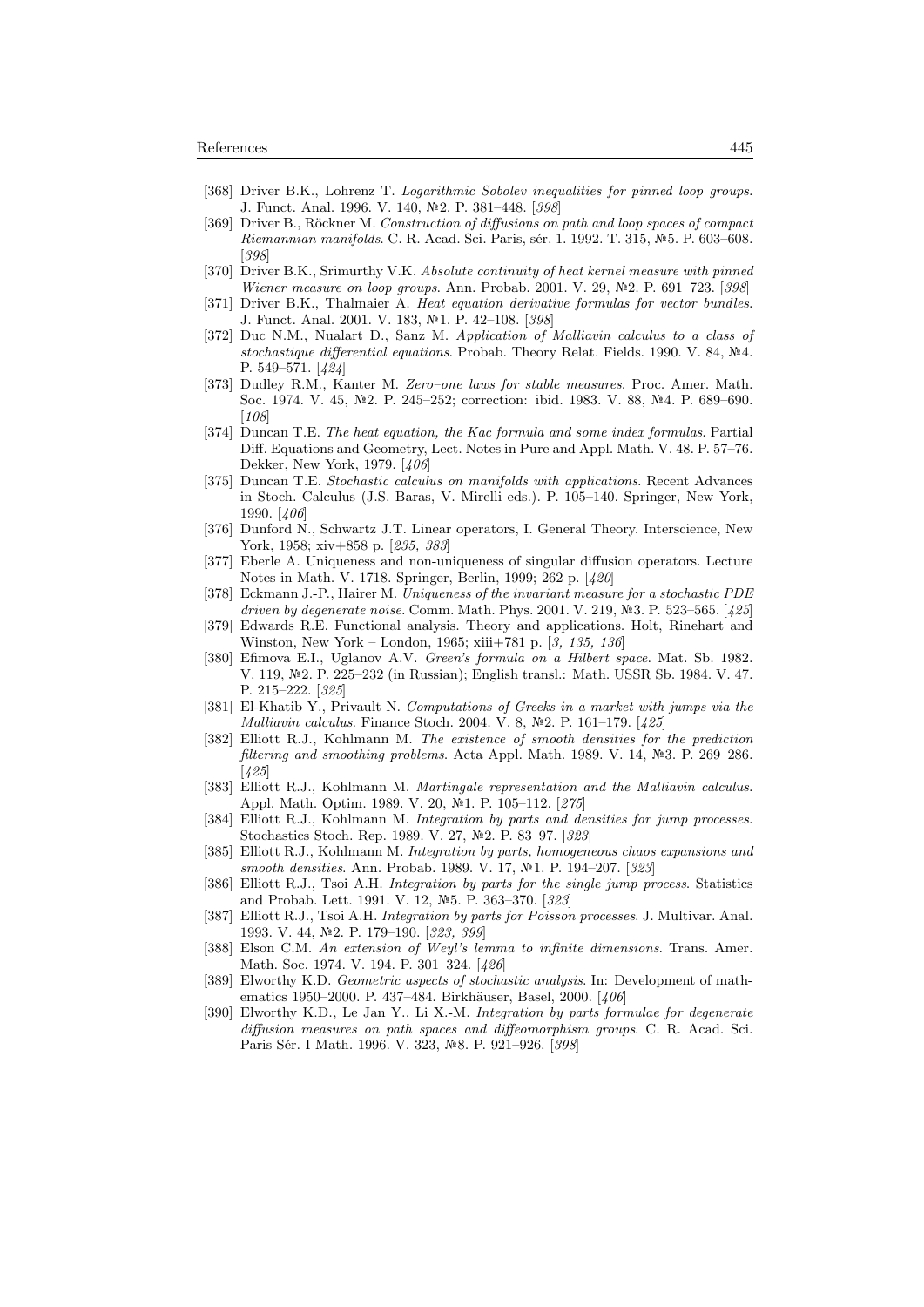[368] Driver B.K., Lohrenz T. *Logarithmic Sobolev inequalities for pinned loop groups*. J. Funct. Anal. 1996. V. 140, №2. P. 381–448. [*398*]

[369] Driver B., Röckner M. *Construction of diffusions on path and loop spaces of compact Riemannian manifolds*. C. R. Acad. Sci. Paris, sér. 1. 1992. T. 315, №5. P. 603–608. [*398*]

[370] Driver B.K., Srimurthy V.K. *Absolute continuity of heat kernel measure with pinned Wiener measure on loop groups*. Ann. Probab. 2001. V. 29, №2. P. 691–723. [*398*]

[371] Driver B.K., Thalmaier A. *Heat equation derivative formulas for vector bundles*. J. Funct. Anal. 2001. V. 183, №1. P. 42–108. [*398*]

[372] Duc N.M., Nualart D., Sanz M. *Application of Malliavin calculus to a class of stochastique differential equations*. Probab. Theory Relat. Fields. 1990. V. 84, №4. P. 549–571. [*424*]

[373] Dudley R.M., Kanter M. *Zero–one laws for stable measures*. Proc. Amer. Math. Soc. 1974. V. 45, №2. P. 245–252; correction: ibid. 1983. V. 88, №4. P. 689–690. [*108*]

[374] Duncan T.E. *The heat equation, the Kac formula and some index formulas*. Partial Diff. Equations and Geometry, Lect. Notes in Pure and Appl. Math. V. 48. P. 57–76. Dekker, New York, 1979. [*406*]

[375] Duncan T.E. *Stochastic calculus on manifolds with applications*. Recent Advances in Stoch. Calculus (J.S. Baras, V. Mirelli eds.). P. 105–140. Springer, New York, 1990. [*406*]

[376] Dunford N., Schwartz J.T. Linear operators, I. General Theory. Interscience, New York, 1958; xiv+858 p. [*235, 383*]

[377] Eberle A. Uniqueness and non-uniqueness of singular diffusion operators. Lecture Notes in Math. V. 1718. Springer, Berlin, 1999; 262 p. [*420*]

[378] Eckmann J.-P., Hairer M. *Uniqueness of the invariant measure for a stochastic PDE driven by degenerate noise*. Comm. Math. Phys. 2001. V. 219, №3. P. 523–565. [*425*]

[379] Edwards R.E. Functional analysis. Theory and applications. Holt, Rinehart and Winston, New York – London, 1965; xiii+781 p. [*3, 135, 136*]

[380] Efimova E.I., Uglanov A.V. *Green's formula on a Hilbert space*. Mat. Sb. 1982. V. 119, №2. P. 225–232 (in Russian); English transl.: Math. USSR Sb. 1984. V. 47. P. 215–222. [*325*]

[381] El-Khatib Y., Privault N. *Computations of Greeks in a market with jumps via the Malliavin calculus*. Finance Stoch. 2004. V. 8, №2. P. 161–179. [*425*]

[382] Elliott R.J., Kohlmann M. *The existence of smooth densities for the prediction filtering and smoothing problems*. Acta Appl. Math. 1989. V. 14, №3. P. 269–286. [*425*]

[383] Elliott R.J., Kohlmann M. *Martingale representation and the Malliavin calculus*. Appl. Math. Optim. 1989. V. 20, №1. P. 105–112. [*275*]

[384] Elliott R.J., Kohlmann M. *Integration by parts and densities for jump processes*. Stochastics Stoch. Rep. 1989. V. 27, №2. P. 83–97. [*323*]

[385] Elliott R.J., Kohlmann M. *Integration by parts, homogeneous chaos expansions and smooth densities*. Ann. Probab. 1989. V. 17, №1. P. 194–207. [*323*]

[386] Elliott R.J., Tsoi A.H. *Integration by parts for the single jump process*. Statistics and Probab. Lett. 1991. V. 12, №5. P. 363–370. [*323*]

[387] Elliott R.J., Tsoi A.H. *Integration by parts for Poisson processes*. J. Multivar. Anal. 1993. V. 44, №2. P. 179–190. [*323, 399*]

[388] Elson C.M. *An extension of Weyl's lemma to infinite dimensions*. Trans. Amer. Math. Soc. 1974. V. 194. P. 301–324. [*426*]

[389] Elworthy K.D. *Geometric aspects of stochastic analysis*. In: Development of mathematics 1950–2000. P. 437–484. Birkhäuser, Basel, 2000. [*406*]

[390] Elworthy K.D., Le Jan Y., Li X.-M. *Integration by parts formulae for degenerate diffusion measures on path spaces and diffeomorphism groups*. C. R. Acad. Sci. Paris Sér. I Math. 1996. V. 323, №8. P. 921–926. [*398*]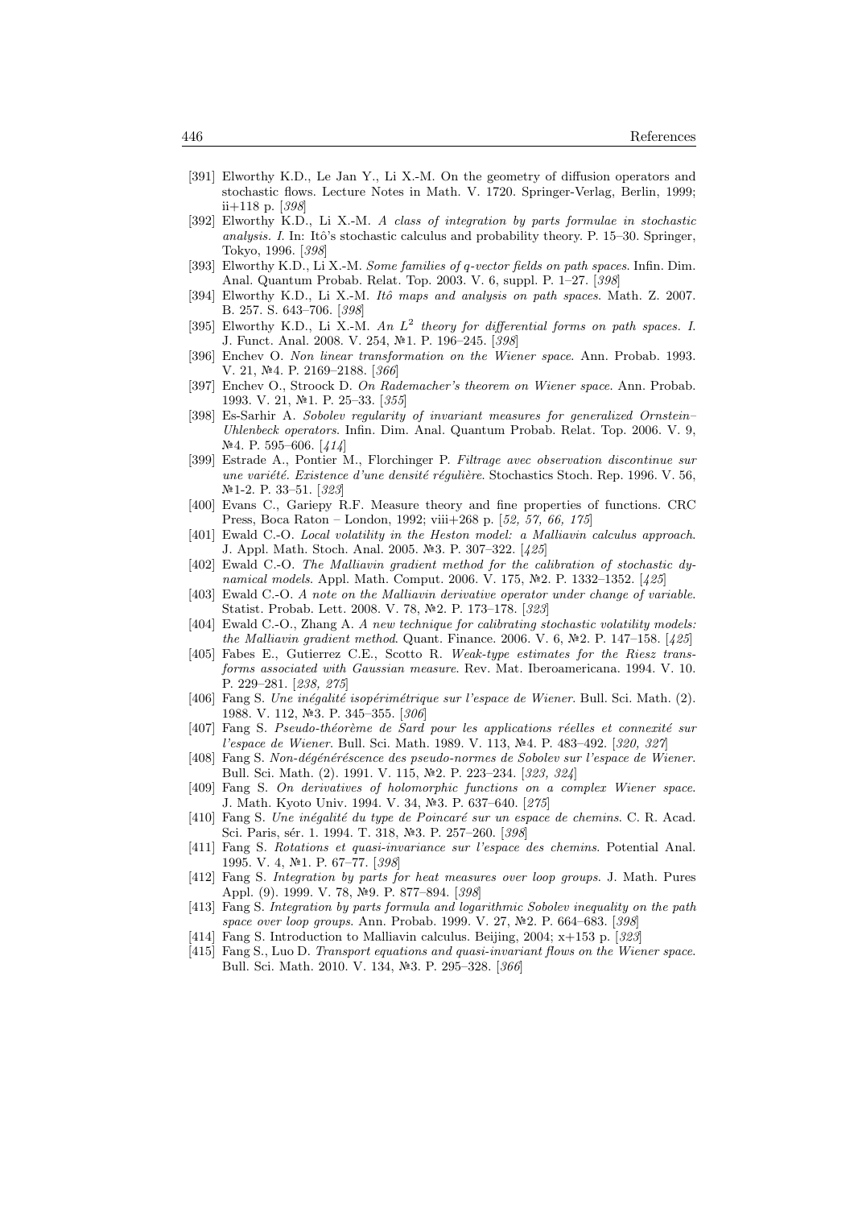[391] Elworthy K.D., Le Jan Y., Li X.-M. On the geometry of diffusion operators and stochastic flows. Lecture Notes in Math. V. 1720. Springer-Verlag, Berlin, 1999; ii+118 p. [*398*]

[392] Elworthy K.D., Li X.-M. *A class of integration by parts formulae in stochastic analysis. I*. In: Itô's stochastic calculus and probability theory. P. 15–30. Springer, Tokyo, 1996. [*398*]

[393] Elworthy K.D., Li X.-M. *Some families of q-vector fields on path spaces*. Infin. Dim. Anal. Quantum Probab. Relat. Top. 2003. V. 6, suppl. P. 1–27. [*398*]

[394] Elworthy K.D., Li X.-M. *Itô maps and analysis on path spaces*. Math. Z. 2007. B. 257. S. 643–706. [*398*]

[395] Elworthy K.D., Li X.-M. *An $L^2$ theory for differential forms on path spaces. I*. J. Funct. Anal. 2008. V. 254, №1. P. 196–245. [*398*]

[396] Enchev O. *Non linear transformation on the Wiener space*. Ann. Probab. 1993. V. 21, №4. P. 2169–2188. [*366*]

[397] Enchev O., Stroock D. *On Rademacher's theorem on Wiener space*. Ann. Probab. 1993. V. 21, №1. P. 25–33. [*355*]

[398] Es-Sarhir A. *Sobolev regularity of invariant measures for generalized Ornstein–Uhlenbeck operators*. Infin. Dim. Anal. Quantum Probab. Relat. Top. 2006. V. 9, №4. P. 595–606. [*414*]

[399] Estrade A., Pontier M., Florchinger P. *Filtrage avec observation discontinue sur une variété. Existence d'une densité régulière*. Stochastics Stoch. Rep. 1996. V. 56, №1-2. P. 33–51. [*323*]

[400] Evans C., Gariepy R.F. Measure theory and fine properties of functions. CRC Press, Boca Raton – London, 1992; viii+268 p. [*52, 57, 66, 175*]

[401] Ewald C.-O. *Local volatility in the Heston model: a Malliavin calculus approach*. J. Appl. Math. Stoch. Anal. 2005. №3. P. 307–322. [*425*]

[402] Ewald C.-O. *The Malliavin gradient method for the calibration of stochastic dynamical models*. Appl. Math. Comput. 2006. V. 175, №2. P. 1332–1352. [*425*]

[403] Ewald C.-O. *A note on the Malliavin derivative operator under change of variable*. Statist. Probab. Lett. 2008. V. 78, №2. P. 173–178. [*323*]

[404] Ewald C.-O., Zhang A. *A new technique for calibrating stochastic volatility models: the Malliavin gradient method*. Quant. Finance. 2006. V. 6, №2. P. 147–158. [*425*]

[405] Fabes E., Gutierrez C.E., Scotto R. *Weak-type estimates for the Riesz transforms associated with Gaussian measure*. Rev. Mat. Iberoamericana. 1994. V. 10. P. 229–281. [*238, 275*]

[406] Fang S. *Une inégalité isopérimétrique sur l'espace de Wiener*. Bull. Sci. Math. (2). 1988. V. 112, №3. P. 345–355. [*306*]

[407] Fang S. *Pseudo-théorème de Sard pour les applications réelles et connexité sur l'espace de Wiener*. Bull. Sci. Math. 1989. V. 113, №4. P. 483–492. [*320, 327*]

[408] Fang S. *Non-dégénéréscence des pseudo-normes de Sobolev sur l'espace de Wiener*. Bull. Sci. Math. (2). 1991. V. 115, №2. P. 223–234. [*323, 324*]

[409] Fang S. *On derivatives of holomorphic functions on a complex Wiener space*. J. Math. Kyoto Univ. 1994. V. 34, №3. P. 637–640. [*275*]

[410] Fang S. *Une inégalité du type de Poincaré sur un espace de chemins*. C. R. Acad. Sci. Paris, sér. 1. 1994. T. 318, №3. P. 257–260. [*398*]

[411] Fang S. *Rotations et quasi-invariance sur l'espace des chemins*. Potential Anal. 1995. V. 4, №1. P. 67–77. [*398*]

[412] Fang S. *Integration by parts for heat measures over loop groups*. J. Math. Pures Appl. (9). 1999. V. 78, №9. P. 877–894. [*398*]

[413] Fang S. *Integration by parts formula and logarithmic Sobolev inequality on the path space over loop groups*. Ann. Probab. 1999. V. 27, №2. P. 664–683. [*398*]

[414] Fang S. Introduction to Malliavin calculus. Beijing, 2004; x+153 p. [*323*]

[415] Fang S., Luo D. *Transport equations and quasi-invariant flows on the Wiener space*. Bull. Sci. Math. 2010. V. 134, №3. P. 295–328. [*366*]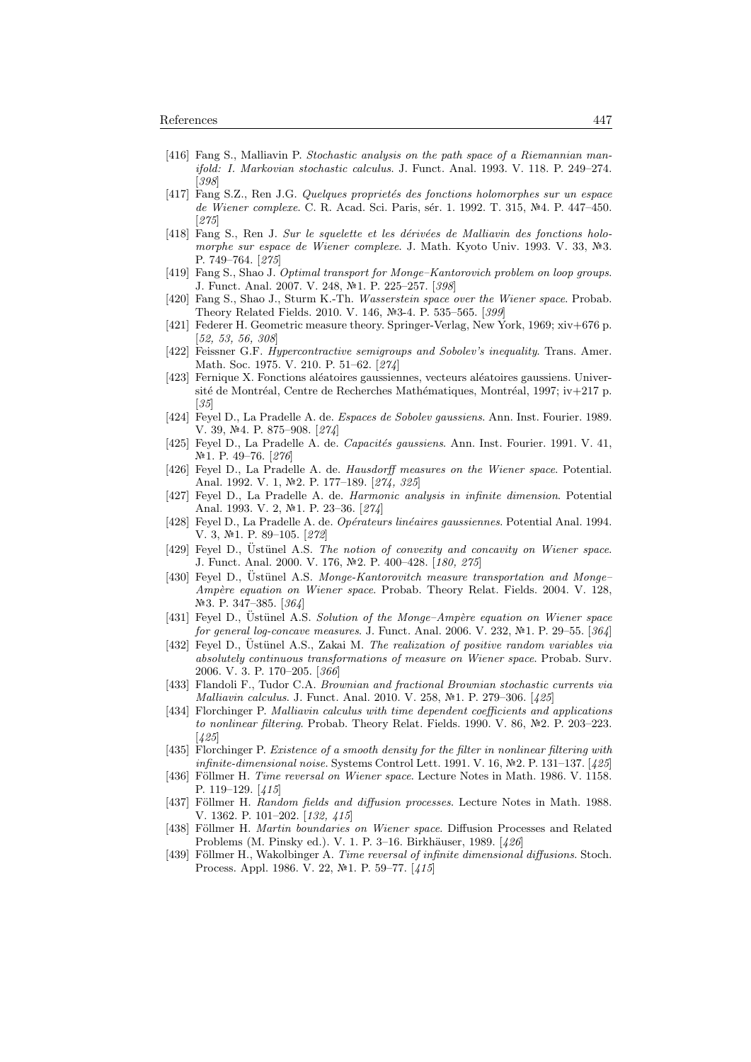[416] Fang S., Malliavin P. *Stochastic analysis on the path space of a Riemannian manifold: I. Markovian stochastic calculus*. J. Funct. Anal. 1993. V. 118. P. 249–274. [*398*]

[417] Fang S.Z., Ren J.G. *Quelques proprietés des fonctions holomorphes sur un espace de Wiener complexe*. C. R. Acad. Sci. Paris, sér. 1. 1992. T. 315, №4. P. 447–450. [*275*]

[418] Fang S., Ren J. *Sur le squelette et les dérivées de Malliavin des fonctions holomorphe sur espace de Wiener complexe*. J. Math. Kyoto Univ. 1993. V. 33, №3. P. 749–764. [*275*]

[419] Fang S., Shao J. *Optimal transport for Monge–Kantorovich problem on loop groups*. J. Funct. Anal. 2007. V. 248, №1. P. 225–257. [*398*]

[420] Fang S., Shao J., Sturm K.-Th. *Wasserstein space over the Wiener space*. Probab. Theory Related Fields. 2010. V. 146, №3-4. P. 535–565. [*399*]

[421] Federer H. Geometric measure theory. Springer-Verlag, New York, 1969; xiv+676 p. [*52, 53, 56, 308*]

[422] Feissner G.F. *Hypercontractive semigroups and Sobolev's inequality*. Trans. Amer. Math. Soc. 1975. V. 210. P. 51–62. [*274*]

[423] Fernique X. Fonctions aléatoires gaussiennes, vecteurs aléatoires gaussiens. Université de Montréal, Centre de Recherches Mathématiques, Montréal, 1997; iv+217 p. [*35*]

[424] Feyel D., La Pradelle A. de. *Espaces de Sobolev gaussiens*. Ann. Inst. Fourier. 1989. V. 39, №4. P. 875–908. [*274*]

[425] Feyel D., La Pradelle A. de. *Capacités gaussiens*. Ann. Inst. Fourier. 1991. V. 41, №1. P. 49–76. [*276*]

[426] Feyel D., La Pradelle A. de. *Hausdorff measures on the Wiener space*. Potential. Anal. 1992. V. 1, №2. P. 177–189. [*274, 325*]

[427] Feyel D., La Pradelle A. de. *Harmonic analysis in infinite dimension*. Potential Anal. 1993. V. 2, №1. P. 23–36. [*274*]

[428] Feyel D., La Pradelle A. de. *Opérateurs linéaires gaussiennes*. Potential Anal. 1994. V. 3, №1. P. 89–105. [*272*]

[429] Feyel D., Üstünel A.S. *The notion of convexity and concavity on Wiener space*. J. Funct. Anal. 2000. V. 176, №2. P. 400–428. [*180, 275*]

[430] Feyel D., Üstünel A.S. *Monge-Kantorovitch measure transportation and Monge–Ampère equation on Wiener space*. Probab. Theory Relat. Fields. 2004. V. 128, №3. P. 347–385. [*364*]

[431] Feyel D., Üstünel A.S. *Solution of the Monge–Ampère equation on Wiener space for general log-concave measures*. J. Funct. Anal. 2006. V. 232, №1. P. 29–55. [*364*]

[432] Feyel D., Üstünel A.S., Zakai M. *The realization of positive random variables via absolutely continuous transformations of measure on Wiener space*. Probab. Surv. 2006. V. 3. P. 170–205. [*366*]

[433] Flandoli F., Tudor C.A. *Brownian and fractional Brownian stochastic currents via Malliavin calculus*. J. Funct. Anal. 2010. V. 258, №1. P. 279–306. [*425*]

[434] Florchinger P. *Malliavin calculus with time dependent coefficients and applications to nonlinear filtering*. Probab. Theory Relat. Fields. 1990. V. 86, №2. P. 203–223. [*425*]

[435] Florchinger P. *Existence of a smooth density for the filter in nonlinear filtering with infinite-dimensional noise*. Systems Control Lett. 1991. V. 16, №2. P. 131–137. [*425*]

[436] Föllmer H. *Time reversal on Wiener space*. Lecture Notes in Math. 1986. V. 1158. P. 119–129. [*415*]

[437] Föllmer H. *Random fields and diffusion processes*. Lecture Notes in Math. 1988. V. 1362. P. 101–202. [*132, 415*]

[438] Föllmer H. *Martin boundaries on Wiener space*. Diffusion Processes and Related Problems (M. Pinsky ed.). V. 1. P. 3–16. Birkhäuser, 1989. [*426*]

[439] Föllmer H., Wakolbinger A. *Time reversal of infinite dimensional diffusions*. Stoch. Process. Appl. 1986. V. 22, №1. P. 59–77. [*415*]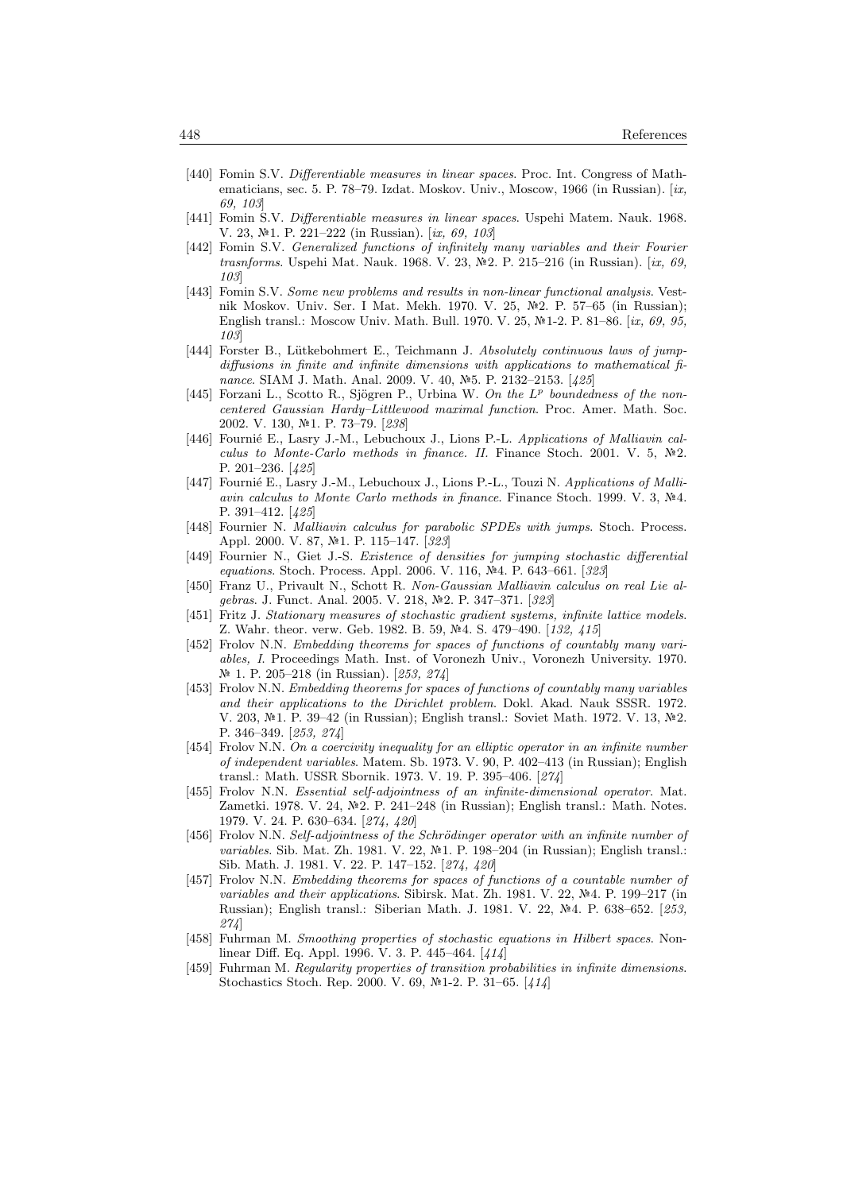- [440] Fomin S.V. *Differentiable measures in linear spaces*. Proc. Int. Congress of Mathematicians, sec. 5. P. 78–79. Izdat. Moskov. Univ., Moscow, 1966 (in Russian). [*ix, 69, 103*]
- [441] Fomin S.V. *Differentiable measures in linear spaces*. Uspehi Matem. Nauk. 1968. V. 23, №1. P. 221–222 (in Russian). [*ix, 69, 103*]
- [442] Fomin S.V. *Generalized functions of infinitely many variables and their Fourier trasnforms*. Uspehi Mat. Nauk. 1968. V. 23, №2. P. 215–216 (in Russian). [*ix, 69, 103*]
- [443] Fomin S.V. *Some new problems and results in non-linear functional analysis*. Vestnik Moskov. Univ. Ser. I Mat. Mekh. 1970. V. 25, №2. P. 57–65 (in Russian); English transl.: Moscow Univ. Math. Bull. 1970. V. 25, №1-2. P. 81–86. [*ix, 69, 95, 103*]
- [444] Forster B., Lütkebohmert E., Teichmann J. *Absolutely continuous laws of jump-diffusions in finite and infinite dimensions with applications to mathematical finance*. SIAM J. Math. Anal. 2009. V. 40, №5. P. 2132–2153. [*425*]
- [445] Forzani L., Scotto R., Sjögren P., Urbina W. *On the $L^p$ boundedness of the non-centered Gaussian Hardy–Littlewood maximal function*. Proc. Amer. Math. Soc. 2002. V. 130, №1. P. 73–79. [*238*]
- [446] Fournié E., Lasry J.-M., Lebuchoux J., Lions P.-L. *Applications of Malliavin calculus to Monte-Carlo methods in finance. II*. Finance Stoch. 2001. V. 5, №2. P. 201–236. [*425*]
- [447] Fournié E., Lasry J.-M., Lebuchoux J., Lions P.-L., Touzi N. *Applications of Malliavin calculus to Monte Carlo methods in finance*. Finance Stoch. 1999. V. 3, №4. P. 391–412. [*425*]
- [448] Fournier N. *Malliavin calculus for parabolic SPDEs with jumps*. Stoch. Process. Appl. 2000. V. 87, №1. P. 115–147. [*323*]
- [449] Fournier N., Giet J.-S. *Existence of densities for jumping stochastic differential equations*. Stoch. Process. Appl. 2006. V. 116, №4. P. 643–661. [*323*]
- [450] Franz U., Privault N., Schott R. *Non-Gaussian Malliavin calculus on real Lie algebras*. J. Funct. Anal. 2005. V. 218, №2. P. 347–371. [*323*]
- [451] Fritz J. *Stationary measures of stochastic gradient systems, infinite lattice models*. Z. Wahr. theor. verw. Geb. 1982. B. 59, №4. S. 479–490. [*132, 415*]
- [452] Frolov N.N. *Embedding theorems for spaces of functions of countably many variables, I*. Proceedings Math. Inst. of Voronezh Univ., Voronezh University. 1970. № 1. P. 205–218 (in Russian). [*253, 274*]
- [453] Frolov N.N. *Embedding theorems for spaces of functions of countably many variables and their applications to the Dirichlet problem*. Dokl. Akad. Nauk SSSR. 1972. V. 203, №1. P. 39–42 (in Russian); English transl.: Soviet Math. 1972. V. 13, №2. P. 346–349. [*253, 274*]
- [454] Frolov N.N. *On a coercivity inequality for an elliptic operator in an infinite number of independent variables*. Matem. Sb. 1973. V. 90, P. 402–413 (in Russian); English transl.: Math. USSR Sbornik. 1973. V. 19. P. 395–406. [*274*]
- [455] Frolov N.N. *Essential self-adjointness of an infinite-dimensional operator*. Mat. Zametki. 1978. V. 24, №2. P. 241–248 (in Russian); English transl.: Math. Notes. 1979. V. 24. P. 630–634. [*274, 420*]
- [456] Frolov N.N. *Self-adjointness of the Schrödinger operator with an infinite number of variables*. Sib. Mat. Zh. 1981. V. 22, №1. P. 198–204 (in Russian); English transl.: Sib. Math. J. 1981. V. 22. P. 147–152. [*274, 420*]
- [457] Frolov N.N. *Embedding theorems for spaces of functions of a countable number of variables and their applications*. Sibirsk. Mat. Zh. 1981. V. 22, №4. P. 199–217 (in Russian); English transl.: Siberian Math. J. 1981. V. 22, №4. P. 638–652. [*253, 274*]
- [458] Fuhrman M. *Smoothing properties of stochastic equations in Hilbert spaces*. Nonlinear Diff. Eq. Appl. 1996. V. 3. P. 445–464. [*414*]
- [459] Fuhrman M. *Regularity properties of transition probabilities in infinite dimensions*. Stochastics Stoch. Rep. 2000. V. 69, №1-2. P. 31–65. [*414*]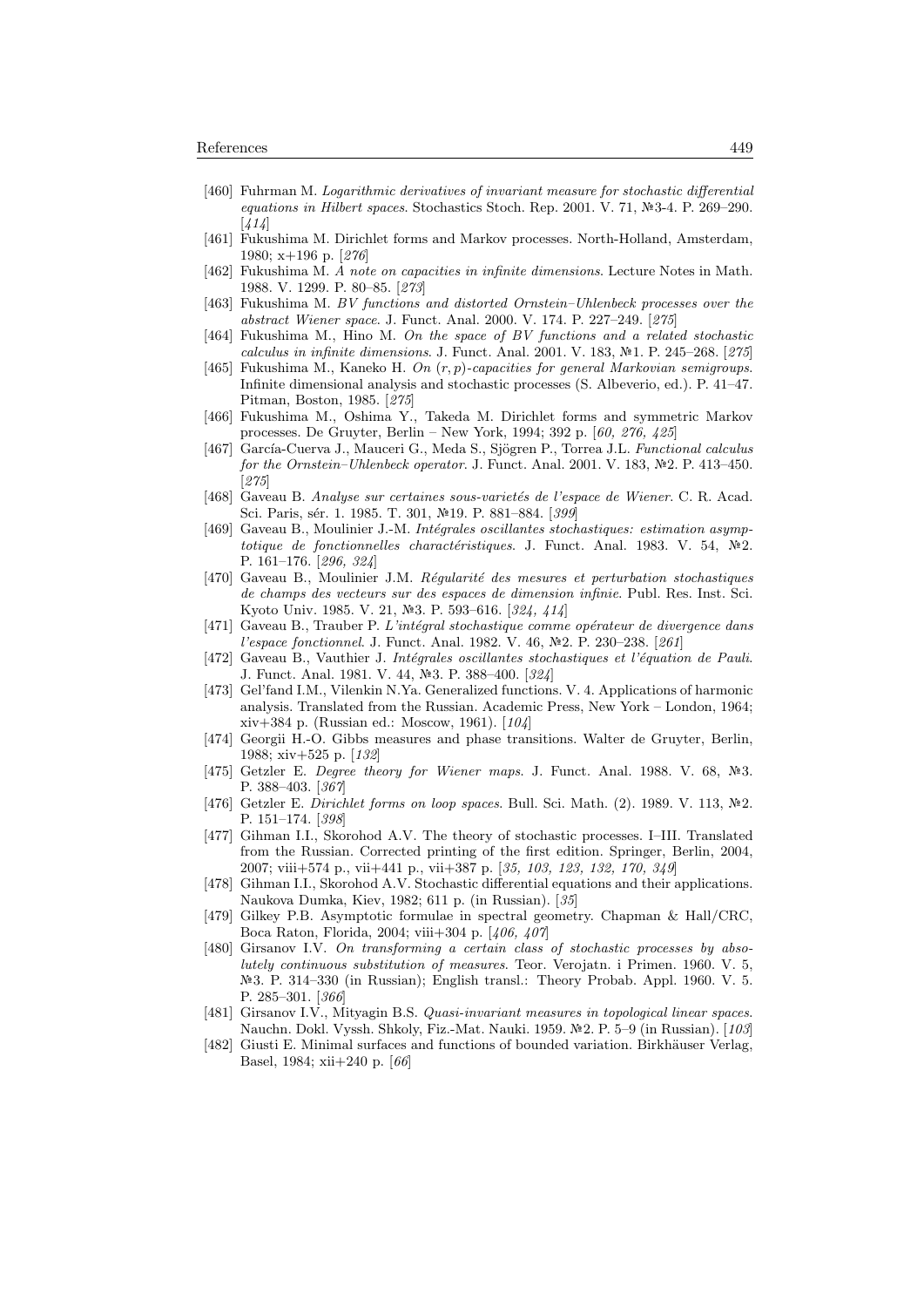[460] Fuhrman M. *Logarithmic derivatives of invariant measure for stochastic differential equations in Hilbert spaces*. Stochastics Stoch. Rep. 2001. V. 71, №3-4. P. 269–290. [*414*]

[461] Fukushima M. Dirichlet forms and Markov processes. North-Holland, Amsterdam, 1980; x+196 p. [*276*]

[462] Fukushima M. *A note on capacities in infinite dimensions*. Lecture Notes in Math. 1988. V. 1299. P. 80–85. [*273*]

[463] Fukushima M. *BV functions and distorted Ornstein–Uhlenbeck processes over the abstract Wiener space*. J. Funct. Anal. 2000. V. 174. P. 227–249. [*275*]

[464] Fukushima M., Hino M. *On the space of BV functions and a related stochastic calculus in infinite dimensions*. J. Funct. Anal. 2001. V. 183, №1. P. 245–268. [*275*]

[465] Fukushima M., Kaneko H. *On $(r,p)$-capacities for general Markovian semigroups*. Infinite dimensional analysis and stochastic processes (S. Albeverio, ed.). P. 41–47. Pitman, Boston, 1985. [*275*]

[466] Fukushima M., Oshima Y., Takeda M. Dirichlet forms and symmetric Markov processes. De Gruyter, Berlin – New York, 1994; 392 p. [*60, 276, 425*]

[467] García-Cuerva J., Mauceri G., Meda S., Sjögren P., Torrea J.L. *Functional calculus for the Ornstein–Uhlenbeck operator*. J. Funct. Anal. 2001. V. 183, №2. P. 413–450. [*275*]

[468] Gaveau B. *Analyse sur certaines sous-varietés de l'espace de Wiener*. C. R. Acad. Sci. Paris, sér. 1. 1985. T. 301, №19. P. 881–884. [*399*]

[469] Gaveau B., Moulinier J.-M. *Intégrales oscillantes stochastiques: estimation asymptotique de fonctionnelles charactéristiques*. J. Funct. Anal. 1983. V. 54, №2. P. 161–176. [*296, 324*]

[470] Gaveau B., Moulinier J.M. *Régularité des mesures et perturbation stochastiques de champs des vecteurs sur des espaces de dimension infinie*. Publ. Res. Inst. Sci. Kyoto Univ. 1985. V. 21, №3. P. 593–616. [*324, 414*]

[471] Gaveau B., Trauber P. *L'intégral stochastique comme opérateur de divergence dans l'espace fonctionnel*. J. Funct. Anal. 1982. V. 46, №2. P. 230–238. [*261*]

[472] Gaveau B., Vauthier J. *Intégrales oscillantes stochastiques et l'équation de Pauli*. J. Funct. Anal. 1981. V. 44, №3. P. 388–400. [*324*]

[473] Gel'fand I.M., Vilenkin N.Ya. Generalized functions. V. 4. Applications of harmonic analysis. Translated from the Russian. Academic Press, New York – London, 1964; xiv+384 p. (Russian ed.: Moscow, 1961). [*104*]

[474] Georgii H.-O. Gibbs measures and phase transitions. Walter de Gruyter, Berlin, 1988; xiv+525 p. [*132*]

[475] Getzler E. *Degree theory for Wiener maps*. J. Funct. Anal. 1988. V. 68, №3. P. 388–403. [*367*]

[476] Getzler E. *Dirichlet forms on loop spaces*. Bull. Sci. Math. (2). 1989. V. 113, №2. P. 151–174. [*398*]

[477] Gihman I.I., Skorohod A.V. The theory of stochastic processes. I–III. Translated from the Russian. Corrected printing of the first edition. Springer, Berlin, 2004, 2007; viii+574 p., vii+441 p., vii+387 p. [*35, 103, 123, 132, 170, 349*]

[478] Gihman I.I., Skorohod A.V. Stochastic differential equations and their applications. Naukova Dumka, Kiev, 1982; 611 p. (in Russian). [*35*]

[479] Gilkey P.B. Asymptotic formulae in spectral geometry. Chapman & Hall/CRC, Boca Raton, Florida, 2004; viii+304 p. [*406, 407*]

[480] Girsanov I.V. *On transforming a certain class of stochastic processes by absolutely continuous substitution of measures*. Teor. Verojatn. i Primen. 1960. V. 5, №3. P. 314–330 (in Russian); English transl.: Theory Probab. Appl. 1960. V. 5. P. 285–301. [*366*]

[481] Girsanov I.V., Mityagin B.S. *Quasi-invariant measures in topological linear spaces*. Nauchn. Dokl. Vyssh. Shkoly, Fiz.-Mat. Nauki. 1959. №2. P. 5–9 (in Russian). [*103*]

[482] Giusti E. Minimal surfaces and functions of bounded variation. Birkhäuser Verlag, Basel, 1984; xii+240 p. [*66*]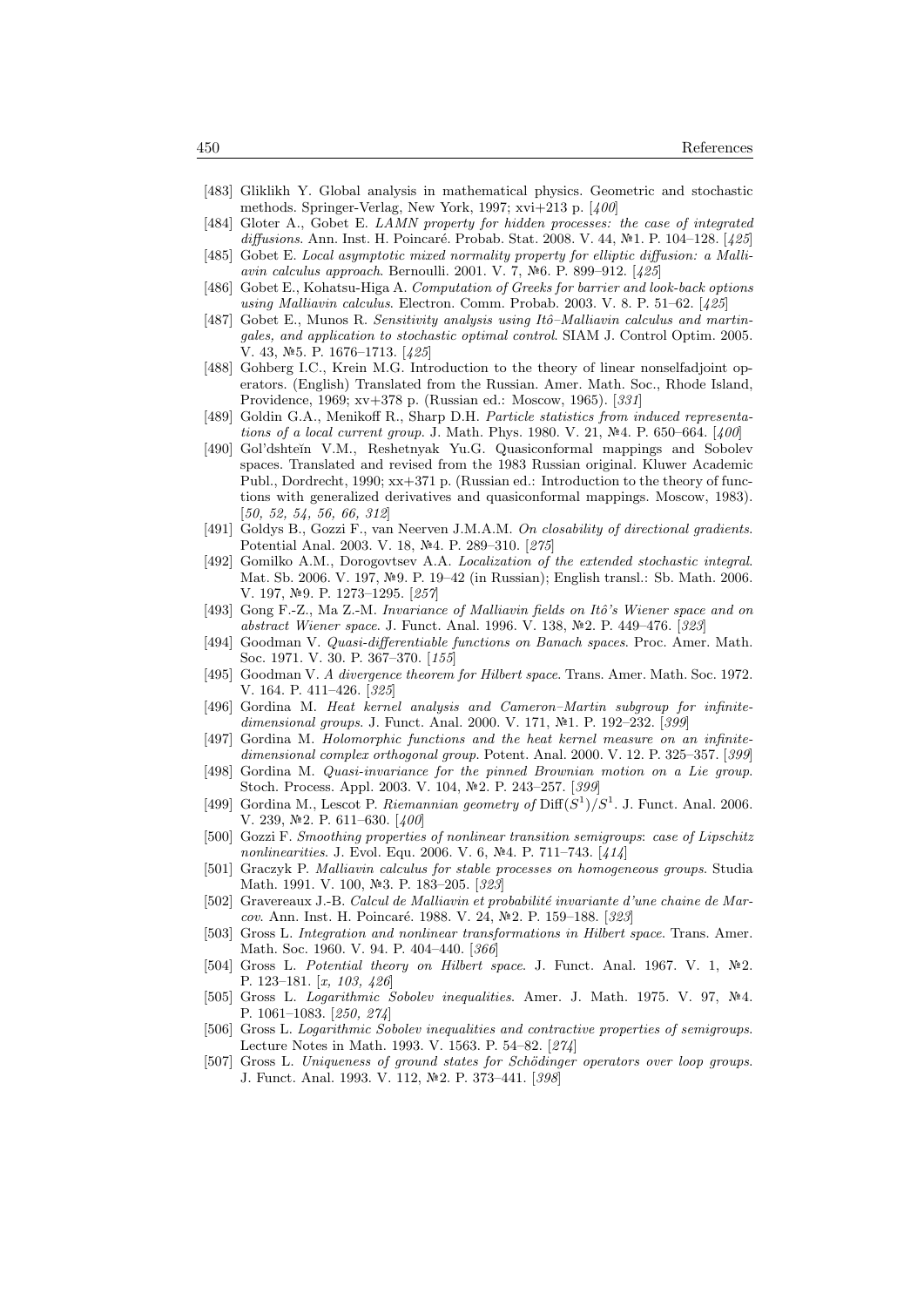[483] Gliklikh Y. Global analysis in mathematical physics. Geometric and stochastic methods. Springer-Verlag, New York, 1997; xvi+213 p. [*400*]

[484] Gloter A., Gobet E. *LAMN property for hidden processes: the case of integrated diffusions*. Ann. Inst. H. Poincaré. Probab. Stat. 2008. V. 44, №1. P. 104–128. [*425*]

[485] Gobet E. *Local asymptotic mixed normality property for elliptic diffusion: a Malliavin calculus approach*. Bernoulli. 2001. V. 7, №6. P. 899–912. [*425*]

[486] Gobet E., Kohatsu-Higa A. *Computation of Greeks for barrier and look-back options using Malliavin calculus*. Electron. Comm. Probab. 2003. V. 8. P. 51–62. [*425*]

[487] Gobet E., Munos R. *Sensitivity analysis using Itô–Malliavin calculus and martingales, and application to stochastic optimal control*. SIAM J. Control Optim. 2005. V. 43, №5. P. 1676–1713. [*425*]

[488] Gohberg I.C., Krein M.G. Introduction to the theory of linear nonselfadjoint operators. (English) Translated from the Russian. Amer. Math. Soc., Rhode Island, Providence, 1969; xv+378 p. (Russian ed.: Moscow, 1965). [*331*]

[489] Goldin G.A., Menikoff R., Sharp D.H. *Particle statistics from induced representations of a local current group*. J. Math. Phys. 1980. V. 21, №4. P. 650–664. [*400*]

[490] Gol'dshteĭn V.M., Reshetnyak Yu.G. Quasiconformal mappings and Sobolev spaces. Translated and revised from the 1983 Russian original. Kluwer Academic Publ., Dordrecht, 1990; xx+371 p. (Russian ed.: Introduction to the theory of functions with generalized derivatives and quasiconformal mappings. Moscow, 1983). [*50, 52, 54, 56, 66, 312*]

[491] Goldys B., Gozzi F., van Neerven J.M.A.M. *On closability of directional gradients*. Potential Anal. 2003. V. 18, №4. P. 289–310. [*275*]

[492] Gomilko A.M., Dorogovtsev A.A. *Localization of the extended stochastic integral*. Mat. Sb. 2006. V. 197, №9. P. 19–42 (in Russian); English transl.: Sb. Math. 2006. V. 197, №9. P. 1273–1295. [*257*]

[493] Gong F.-Z., Ma Z.-M. *Invariance of Malliavin fields on Itô's Wiener space and on abstract Wiener space*. J. Funct. Anal. 1996. V. 138, №2. P. 449–476. [*323*]

[494] Goodman V. *Quasi-differentiable functions on Banach spaces*. Proc. Amer. Math. Soc. 1971. V. 30. P. 367–370. [*155*]

[495] Goodman V. *A divergence theorem for Hilbert space*. Trans. Amer. Math. Soc. 1972. V. 164. P. 411–426. [*325*]

[496] Gordina M. *Heat kernel analysis and Cameron–Martin subgroup for infinite-dimensional groups*. J. Funct. Anal. 2000. V. 171, №1. P. 192–232. [*399*]

[497] Gordina M. *Holomorphic functions and the heat kernel measure on an infinite-dimensional complex orthogonal group*. Potent. Anal. 2000. V. 12. P. 325–357. [*399*]

[498] Gordina M. *Quasi-invariance for the pinned Brownian motion on a Lie group*. Stoch. Process. Appl. 2003. V. 104, №2. P. 243–257. [*399*]

[499] Gordina M., Lescot P. *Riemannian geometry of* $\mathrm{Diff}(S^1)/S^1$. J. Funct. Anal. 2006. V. 239, №2. P. 611–630. [*400*]

[500] Gozzi F. *Smoothing properties of nonlinear transition semigroups: case of Lipschitz nonlinearities*. J. Evol. Equ. 2006. V. 6, №4. P. 711–743. [*414*]

[501] Graczyk P. *Malliavin calculus for stable processes on homogeneous groups*. Studia Math. 1991. V. 100, №3. P. 183–205. [*323*]

[502] Gravereaux J.-B. *Calcul de Malliavin et probabilité invariante d'une chaine de Marcov*. Ann. Inst. H. Poincaré. 1988. V. 24, №2. P. 159–188. [*323*]

[503] Gross L. *Integration and nonlinear transformations in Hilbert space*. Trans. Amer. Math. Soc. 1960. V. 94. P. 404–440. [*366*]

[504] Gross L. *Potential theory on Hilbert space*. J. Funct. Anal. 1967. V. 1, №2. P. 123–181. [*x, 103, 426*]

[505] Gross L. *Logarithmic Sobolev inequalities*. Amer. J. Math. 1975. V. 97, №4. P. 1061–1083. [*250, 274*]

[506] Gross L. *Logarithmic Sobolev inequalities and contractive properties of semigroups*. Lecture Notes in Math. 1993. V. 1563. P. 54–82. [*274*]

[507] Gross L. *Uniqueness of ground states for Schödinger operators over loop groups*. J. Funct. Anal. 1993. V. 112, №2. P. 373–441. [*398*]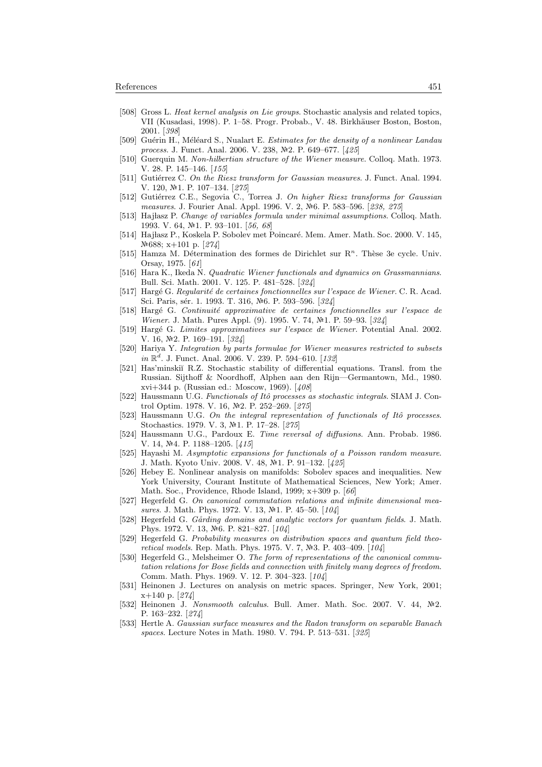[508] Gross L. *Heat kernel analysis on Lie groups*. Stochastic analysis and related topics, VII (Kusadasi, 1998). P. 1–58. Progr. Probab., V. 48. Birkhäuser Boston, Boston, 2001. [*398*]

[509] Guérin H., Méléard S., Nualart E. *Estimates for the density of a nonlinear Landau process*. J. Funct. Anal. 2006. V. 238, №2. P. 649–677. [*425*]

[510] Guerquin M. *Non-hilbertian structure of the Wiener measure*. Colloq. Math. 1973. V. 28. P. 145–146. [*155*]

[511] Gutiérrez C. *On the Riesz transform for Gaussian measures*. J. Funct. Anal. 1994. V. 120, №1. P. 107–134. [*275*]

[512] Gutiérrez C.E., Segovia C., Torrea J. *On higher Riesz transforms for Gaussian measures*. J. Fourier Anal. Appl. 1996. V. 2, №6. P. 583–596. [*238, 275*]

[513] Hajłasz P. *Change of variables formula under minimal assumptions*. Colloq. Math. 1993. V. 64, №1. P. 93–101. [*56, 68*]

[514] Hajłasz P., Koskela P. Sobolev met Poincaré. Mem. Amer. Math. Soc. 2000. V. 145, №688; x+101 p. [*274*]

[515] Hamza M. Détermination des formes de Dirichlet sur $\mathrm{R}^n$. Thèse 3e cycle. Univ. Orsay, 1975. [*61*]

[516] Hara K., Ikeda N. *Quadratic Wiener functionals and dynamics on Grassmannians*. Bull. Sci. Math. 2001. V. 125. P. 481–528. [*324*]

[517] Hargé G. *Regularité de certaines fonctionnelles sur l'espace de Wiener*. C. R. Acad. Sci. Paris, sér. 1. 1993. T. 316, №6. P. 593–596. [*324*]

[518] Hargé G. *Continuité approximative de certaines fonctionnelles sur l'espace de Wiener*. J. Math. Pures Appl. (9). 1995. V. 74, №1. P. 59–93. [*324*]

[519] Hargé G. *Limites approximatives sur l'espace de Wiener*. Potential Anal. 2002. V. 16, №2. P. 169–191. [*324*]

[520] Hariya Y. *Integration by parts formulae for Wiener measures restricted to subsets in* $\mathbb{R}^d$. J. Funct. Anal. 2006. V. 239. P. 594–610. [*132*]

[521] Has'minskiĭ R.Z. Stochastic stability of differential equations. Transl. from the Russian. Sijthoff & Noordhoff, Alphen aan den Rijn—Germantown, Md., 1980. xvi+344 p. (Russian ed.: Moscow, 1969). [*408*]

[522] Haussmann U.G. *Functionals of Itô processes as stochastic integrals*. SIAM J. Control Optim. 1978. V. 16, №2. P. 252–269. [*275*]

[523] Haussmann U.G. *On the integral representation of functionals of Itô processes*. Stochastics. 1979. V. 3, №1. P. 17–28. [*275*]

[524] Haussmann U.G., Pardoux E. *Time reversal of diffusions*. Ann. Probab. 1986. V. 14, №4. P. 1188–1205. [*415*]

[525] Hayashi M. *Asymptotic expansions for functionals of a Poisson random measure*. J. Math. Kyoto Univ. 2008. V. 48, №1. P. 91–132. [*425*]

[526] Hebey E. Nonlinear analysis on manifolds: Sobolev spaces and inequalities. New York University, Courant Institute of Mathematical Sciences, New York; Amer. Math. Soc., Providence, Rhode Island, 1999; x+309 p. [*66*]

[527] Hegerfeld G. *On canonical commutation relations and infinite dimensional measures*. J. Math. Phys. 1972. V. 13, №1. P. 45–50. [*104*]

[528] Hegerfeld G. *Gårding domains and analytic vectors for quantum fields*. J. Math. Phys. 1972. V. 13, №6. P. 821–827. [*104*]

[529] Hegerfeld G. *Probability measures on distribution spaces and quantum field theoretical models*. Rep. Math. Phys. 1975. V. 7, №3. P. 403–409. [*104*]

[530] Hegerfeld G., Melsheimer O. *The form of representations of the canonical commutation relations for Bose fields and connection with finitely many degrees of freedom*. Comm. Math. Phys. 1969. V. 12. P. 304–323. [*104*]

[531] Heinonen J. Lectures on analysis on metric spaces. Springer, New York, 2001; x+140 p. [*274*]

[532] Heinonen J. *Nonsmooth calculus*. Bull. Amer. Math. Soc. 2007. V. 44, №2. P. 163–232. [*274*]

[533] Hertle A. *Gaussian surface measures and the Radon transform on separable Banach spaces*. Lecture Notes in Math. 1980. V. 794. P. 513–531. [*325*]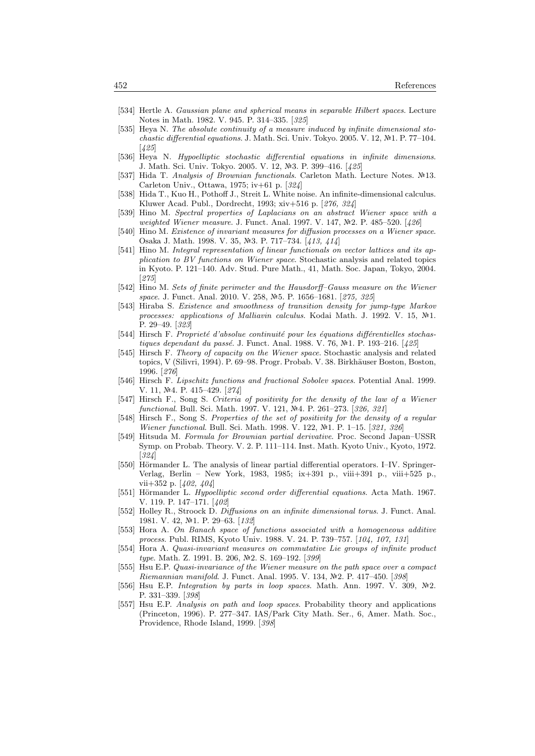[534] Hertle A. *Gaussian plane and spherical means in separable Hilbert spaces*. Lecture Notes in Math. 1982. V. 945. P. 314–335. [*325*]

[535] Heya N. *The absolute continuity of a measure induced by infinite dimensional stochastic differential equations*. J. Math. Sci. Univ. Tokyo. 2005. V. 12, №1. P. 77–104. [*425*]

[536] Heya N. *Hypoelliptic stochastic differential equations in infinite dimensions*. J. Math. Sci. Univ. Tokyo. 2005. V. 12, №3. P. 399–416. [*425*]

[537] Hida T. *Analysis of Brownian functionals*. Carleton Math. Lecture Notes. №13. Carleton Univ., Ottawa, 1975; iv+61 p. [*324*]

[538] Hida T., Kuo H., Pothoff J., Streit L. White noise. An infinite-dimensional calculus. Kluwer Acad. Publ., Dordrecht, 1993; xiv+516 p. [*276, 324*]

[539] Hino M. *Spectral properties of Laplacians on an abstract Wiener space with a weighted Wiener measure*. J. Funct. Anal. 1997. V. 147, №2. P. 485–520. [*426*]

[540] Hino M. *Existence of invariant measures for diffusion processes on a Wiener space*. Osaka J. Math. 1998. V. 35, №3. P. 717–734. [*413, 414*]

[541] Hino M. *Integral representation of linear functionals on vector lattices and its application to BV functions on Wiener space*. Stochastic analysis and related topics in Kyoto. P. 121–140. Adv. Stud. Pure Math., 41, Math. Soc. Japan, Tokyo, 2004. [*275*]

[542] Hino M. *Sets of finite perimeter and the Hausdorff–Gauss measure on the Wiener space*. J. Funct. Anal. 2010. V. 258, №5. P. 1656–1681. [*275, 325*]

[543] Hiraba S. *Existence and smoothness of transition density for jump-type Markov processes: applications of Malliavin calculus*. Kodai Math. J. 1992. V. 15, №1. P. 29–49. [*323*]

[544] Hirsch F. *Proprieté d'absolue continuité pour les équations différentielles stochastiques dependant du passé*. J. Funct. Anal. 1988. V. 76, №1. P. 193–216. [*425*]

[545] Hirsch F. *Theory of capacity on the Wiener space*. Stochastic analysis and related topics, V (Silivri, 1994). P. 69–98. Progr. Probab. V. 38. Birkhäuser Boston, Boston, 1996. [*276*]

[546] Hirsch F. *Lipschitz functions and fractional Sobolev spaces*. Potential Anal. 1999. V. 11, №4. P. 415–429. [*274*]

[547] Hirsch F., Song S. *Criteria of positivity for the density of the law of a Wiener functional*. Bull. Sci. Math. 1997. V. 121, №4. P. 261–273. [*326, 321*]

[548] Hirsch F., Song S. *Properties of the set of positivity for the density of a regular Wiener functional*. Bull. Sci. Math. 1998. V. 122, №1. P. 1–15. [*321, 326*]

[549] Hitsuda M. *Formula for Brownian partial derivative*. Proc. Second Japan–USSR Symp. on Probab. Theory. V. 2. P. 111–114. Inst. Math. Kyoto Univ., Kyoto, 1972. [*324*]

[550] Hörmander L. The analysis of linear partial differential operators. I–IV. Springer-Verlag, Berlin – New York, 1983, 1985; ix+391 p., viii+391 p., viii+525 p., vii+352 p. [*402, 404*]

[551] Hörmander L. *Hypoelliptic second order differential equations*. Acta Math. 1967. V. 119. P. 147–171. [*402*]

[552] Holley R., Stroock D. *Diffusions on an infinite dimensional torus*. J. Funct. Anal. 1981. V. 42, №1. P. 29–63. [*132*]

[553] Hora A. *On Banach space of functions associated with a homogeneous additive process*. Publ. RIMS, Kyoto Univ. 1988. V. 24. P. 739–757. [*104, 107, 131*]

[554] Hora A. *Quasi-invariant measures on commutative Lie groups of infinite product type*. Math. Z. 1991. B. 206, №2. S. 169–192. [*399*]

[555] Hsu E.P. *Quasi-invariance of the Wiener measure on the path space over a compact Riemannian manifold*. J. Funct. Anal. 1995. V. 134, №2. P. 417–450. [*398*]

[556] Hsu E.P. *Integration by parts in loop spaces*. Math. Ann. 1997. V. 309, №2. P. 331–339. [*398*]

[557] Hsu E.P. *Analysis on path and loop spaces*. Probability theory and applications (Princeton, 1996). P. 277–347. IAS/Park City Math. Ser., 6, Amer. Math. Soc., Providence, Rhode Island, 1999. [*398*]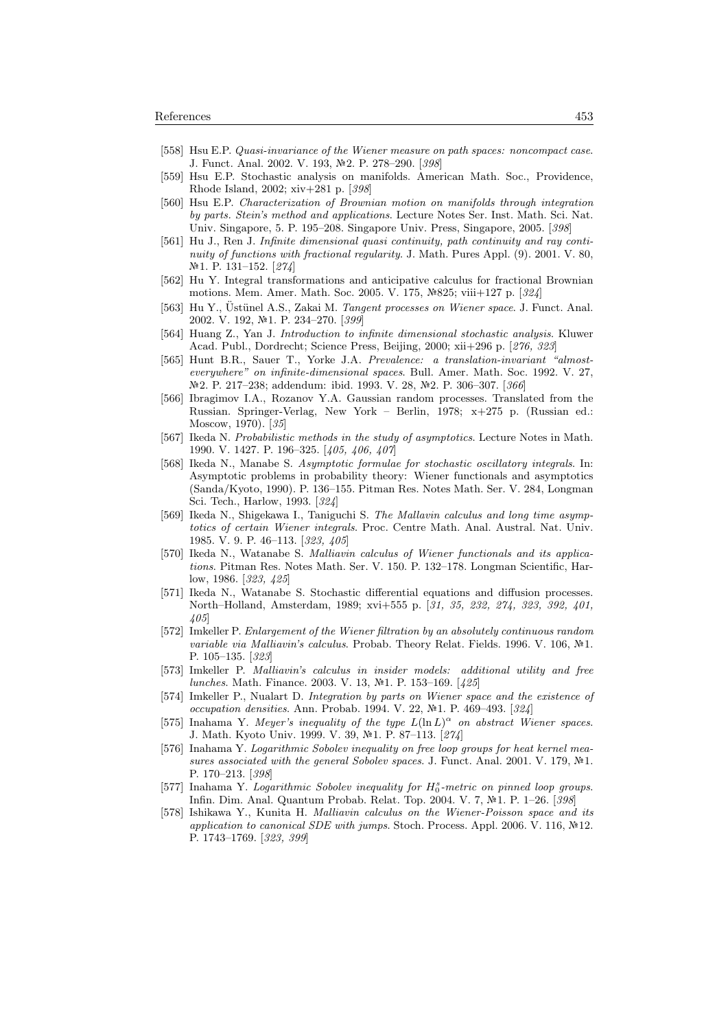[558] Hsu E.P. *Quasi-invariance of the Wiener measure on path spaces: noncompact case.* J. Funct. Anal. 2002. V. 193, №2. P. 278–290. [*398*]

[559] Hsu E.P. Stochastic analysis on manifolds. American Math. Soc., Providence, Rhode Island, 2002; xiv+281 p. [*398*]

[560] Hsu E.P. *Characterization of Brownian motion on manifolds through integration by parts. Stein's method and applications.* Lecture Notes Ser. Inst. Math. Sci. Nat. Univ. Singapore, 5. P. 195–208. Singapore Univ. Press, Singapore, 2005. [*398*]

[561] Hu J., Ren J. *Infinite dimensional quasi continuity, path continuity and ray continuity of functions with fractional regularity.* J. Math. Pures Appl. (9). 2001. V. 80, №1. P. 131–152. [*274*]

[562] Hu Y. Integral transformations and anticipative calculus for fractional Brownian motions. Mem. Amer. Math. Soc. 2005. V. 175, №825; viii+127 p. [*324*]

[563] Hu Y., Üstünel A.S., Zakai M. *Tangent processes on Wiener space.* J. Funct. Anal. 2002. V. 192, №1. P. 234–270. [*399*]

[564] Huang Z., Yan J. *Introduction to infinite dimensional stochastic analysis.* Kluwer Acad. Publ., Dordrecht; Science Press, Beijing, 2000; xii+296 p. [*276, 323*]

[565] Hunt B.R., Sauer T., Yorke J.A. *Prevalence: a translation-invariant "almost-everywhere" on infinite-dimensional spaces.* Bull. Amer. Math. Soc. 1992. V. 27, №2. P. 217–238; addendum: ibid. 1993. V. 28, №2. P. 306–307. [*366*]

[566] Ibragimov I.A., Rozanov Y.A. Gaussian random processes. Translated from the Russian. Springer-Verlag, New York – Berlin, 1978; x+275 p. (Russian ed.: Moscow, 1970). [*35*]

[567] Ikeda N. *Probabilistic methods in the study of asymptotics.* Lecture Notes in Math. 1990. V. 1427. P. 196–325. [*405, 406, 407*]

[568] Ikeda N., Manabe S. *Asymptotic formulae for stochastic oscillatory integrals.* In: Asymptotic problems in probability theory: Wiener functionals and asymptotics (Sanda/Kyoto, 1990). P. 136–155. Pitman Res. Notes Math. Ser. V. 284, Longman Sci. Tech., Harlow, 1993. [*324*]

[569] Ikeda N., Shigekawa I., Taniguchi S. *The Mallavin calculus and long time asymptotics of certain Wiener integrals.* Proc. Centre Math. Anal. Austral. Nat. Univ. 1985. V. 9. P. 46–113. [*323, 405*]

[570] Ikeda N., Watanabe S. *Malliavin calculus of Wiener functionals and its applications.* Pitman Res. Notes Math. Ser. V. 150. P. 132–178. Longman Scientific, Harlow, 1986. [*323, 425*]

[571] Ikeda N., Watanabe S. Stochastic differential equations and diffusion processes. North–Holland, Amsterdam, 1989; xvi+555 p. [*31, 35, 232, 274, 323, 392, 401, 405*]

[572] Imkeller P. *Enlargement of the Wiener filtration by an absolutely continuous random variable via Malliavin's calculus.* Probab. Theory Relat. Fields. 1996. V. 106, №1. P. 105–135. [*323*]

[573] Imkeller P. *Malliavin's calculus in insider models: additional utility and free lunches.* Math. Finance. 2003. V. 13, №1. P. 153–169. [*425*]

[574] Imkeller P., Nualart D. *Integration by parts on Wiener space and the existence of occupation densities.* Ann. Probab. 1994. V. 22, №1. P. 469–493. [*324*]

[575] Inahama Y. *Meyer's inequality of the type $L(\ln L)^\alpha$ on abstract Wiener spaces.* J. Math. Kyoto Univ. 1999. V. 39, №1. P. 87–113. [*274*]

[576] Inahama Y. *Logarithmic Sobolev inequality on free loop groups for heat kernel measures associated with the general Sobolev spaces.* J. Funct. Anal. 2001. V. 179, №1. P. 170–213. [*398*]

[577] Inahama Y. *Logarithmic Sobolev inequality for $H_0^s$-metric on pinned loop groups.* Infin. Dim. Anal. Quantum Probab. Relat. Top. 2004. V. 7, №1. P. 1–26. [*398*]

[578] Ishikawa Y., Kunita H. *Malliavin calculus on the Wiener-Poisson space and its application to canonical SDE with jumps.* Stoch. Process. Appl. 2006. V. 116, №12. P. 1743–1769. [*323, 399*]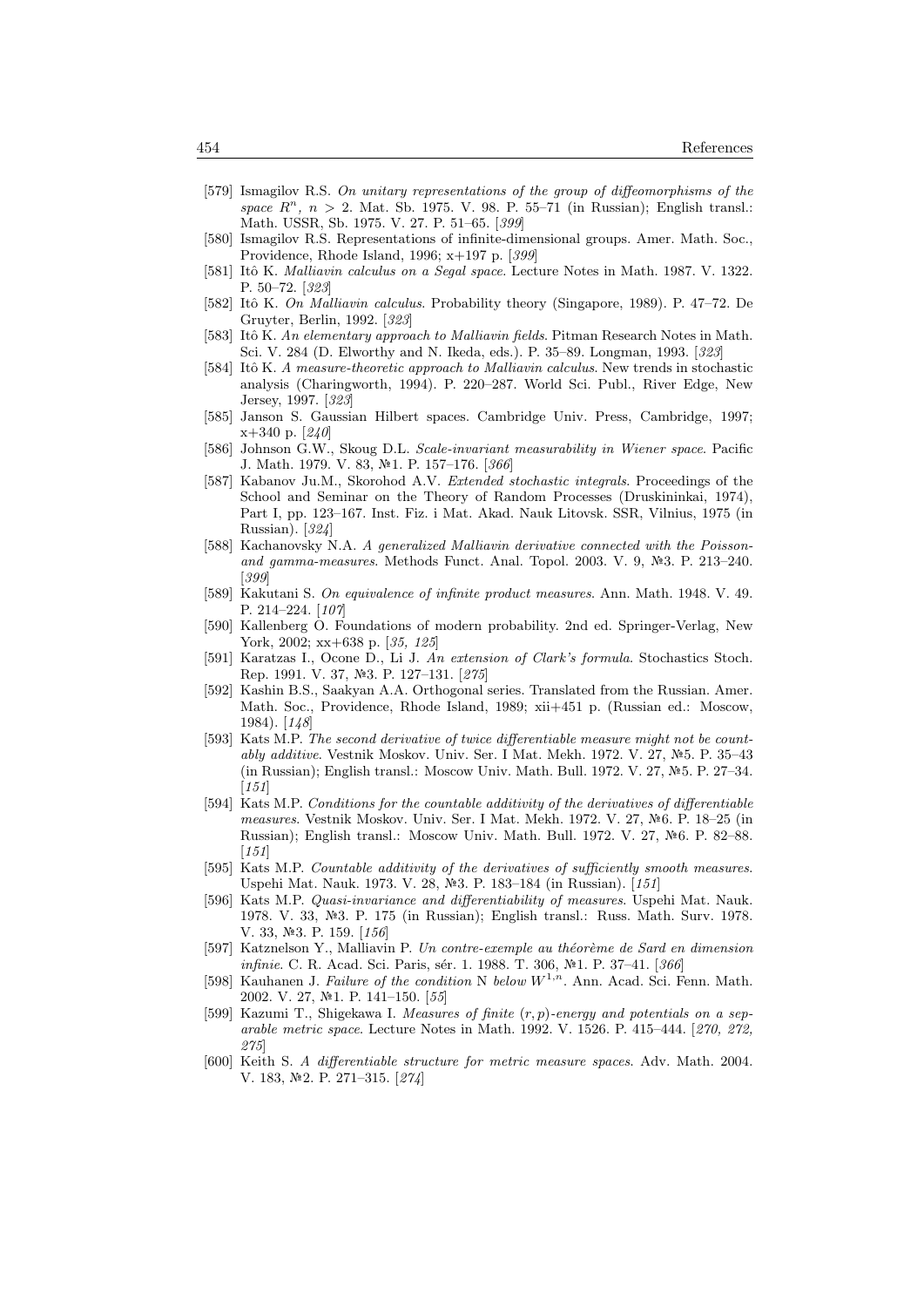[579] Ismagilov R.S. *On unitary representations of the group of diffeomorphisms of the space $R^n$, $n > 2$.* Mat. Sb. 1975. V. 98. P. 55–71 (in Russian); English transl.: Math. USSR, Sb. 1975. V. 27. P. 51–65. [*399*]

[580] Ismagilov R.S. Representations of infinite-dimensional groups. Amer. Math. Soc., Providence, Rhode Island, 1996; x+197 p. [*399*]

[581] Itô K. *Malliavin calculus on a Segal space.* Lecture Notes in Math. 1987. V. 1322. P. 50–72. [*323*]

[582] Itô K. *On Malliavin calculus.* Probability theory (Singapore, 1989). P. 47–72. De Gruyter, Berlin, 1992. [*323*]

[583] Itô K. *An elementary approach to Malliavin fields.* Pitman Research Notes in Math. Sci. V. 284 (D. Elworthy and N. Ikeda, eds.). P. 35–89. Longman, 1993. [*323*]

[584] Itô K. *A measure-theoretic approach to Malliavin calculus.* New trends in stochastic analysis (Charingworth, 1994). P. 220–287. World Sci. Publ., River Edge, New Jersey, 1997. [*323*]

[585] Janson S. Gaussian Hilbert spaces. Cambridge Univ. Press, Cambridge, 1997; x+340 p. [*240*]

[586] Johnson G.W., Skoug D.L. *Scale-invariant measurability in Wiener space.* Pacific J. Math. 1979. V. 83, №1. P. 157–176. [*366*]

[587] Kabanov Ju.M., Skorohod A.V. *Extended stochastic integrals.* Proceedings of the School and Seminar on the Theory of Random Processes (Druskininkai, 1974), Part I, pp. 123–167. Inst. Fiz. i Mat. Akad. Nauk Litovsk. SSR, Vilnius, 1975 (in Russian). [*324*]

[588] Kachanovsky N.A. *A generalized Malliavin derivative connected with the Poisson- and gamma-measures.* Methods Funct. Anal. Topol. 2003. V. 9, №3. P. 213–240. [*399*]

[589] Kakutani S. *On equivalence of infinite product measures.* Ann. Math. 1948. V. 49. P. 214–224. [*107*]

[590] Kallenberg O. Foundations of modern probability. 2nd ed. Springer-Verlag, New York, 2002; xx+638 p. [*35, 125*]

[591] Karatzas I., Ocone D., Li J. *An extension of Clark's formula.* Stochastics Stoch. Rep. 1991. V. 37, №3. P. 127–131. [*275*]

[592] Kashin B.S., Saakyan A.A. Orthogonal series. Translated from the Russian. Amer. Math. Soc., Providence, Rhode Island, 1989; xii+451 p. (Russian ed.: Moscow, 1984). [*148*]

[593] Kats M.P. *The second derivative of twice differentiable measure might not be countably additive.* Vestnik Moskov. Univ. Ser. I Mat. Mekh. 1972. V. 27, №5. P. 35–43 (in Russian); English transl.: Moscow Univ. Math. Bull. 1972. V. 27, №5. P. 27–34. [*151*]

[594] Kats M.P. *Conditions for the countable additivity of the derivatives of differentiable measures.* Vestnik Moskov. Univ. Ser. I Mat. Mekh. 1972. V. 27, №6. P. 18–25 (in Russian); English transl.: Moscow Univ. Math. Bull. 1972. V. 27, №6. P. 82–88. [*151*]

[595] Kats M.P. *Countable additivity of the derivatives of sufficiently smooth measures.* Uspehi Mat. Nauk. 1973. V. 28, №3. P. 183–184 (in Russian). [*151*]

[596] Kats M.P. *Quasi-invariance and differentiability of measures.* Uspehi Mat. Nauk. 1978. V. 33, №3. P. 175 (in Russian); English transl.: Russ. Math. Surv. 1978. V. 33, №3. P. 159. [*156*]

[597] Katznelson Y., Malliavin P. *Un contre-exemple au théorème de Sard en dimension infinie.* C. R. Acad. Sci. Paris, sér. 1. 1988. T. 306, №1. P. 37–41. [*366*]

[598] Kauhanen J. *Failure of the condition* N *below $W^{1,n}$.* Ann. Acad. Sci. Fenn. Math. 2002. V. 27, №1. P. 141–150. [*55*]

[599] Kazumi T., Shigekawa I. *Measures of finite $(r,p)$-energy and potentials on a separable metric space.* Lecture Notes in Math. 1992. V. 1526. P. 415–444. [*270, 272, 275*]

[600] Keith S. *A differentiable structure for metric measure spaces.* Adv. Math. 2004. V. 183, №2. P. 271–315. [*274*]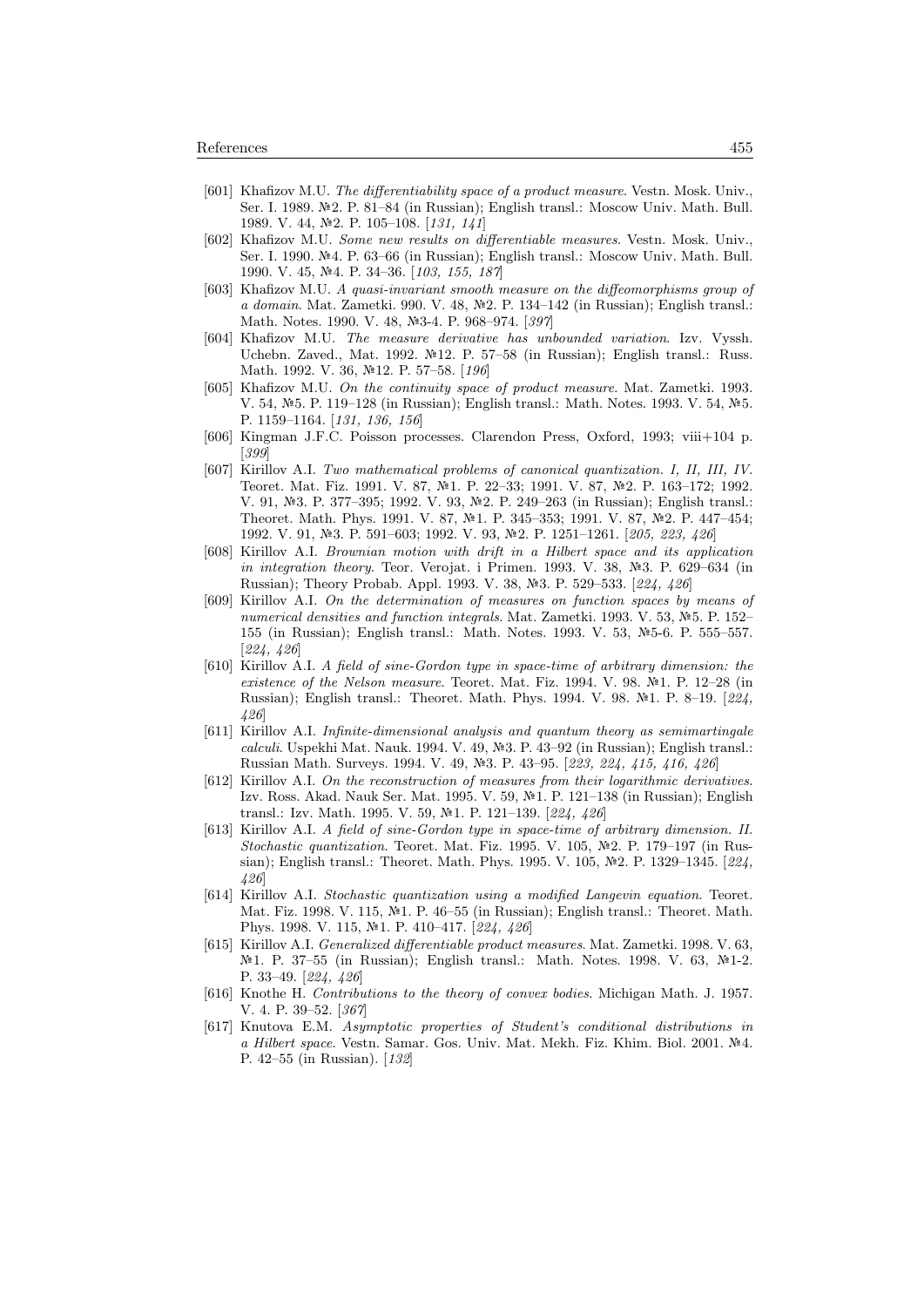[601] Khafizov M.U. *The differentiability space of a product measure*. Vestn. Mosk. Univ., Ser. I. 1989. №2. P. 81–84 (in Russian); English transl.: Moscow Univ. Math. Bull. 1989. V. 44, №2. P. 105–108. [*131, 141*]

[602] Khafizov M.U. *Some new results on differentiable measures*. Vestn. Mosk. Univ., Ser. I. 1990. №4. P. 63–66 (in Russian); English transl.: Moscow Univ. Math. Bull. 1990. V. 45, №4. P. 34–36. [*103, 155, 187*]

[603] Khafizov M.U. *A quasi-invariant smooth measure on the diffeomorphisms group of a domain*. Mat. Zametki. 990. V. 48, №2. P. 134–142 (in Russian); English transl.: Math. Notes. 1990. V. 48, №3-4. P. 968–974. [*397*]

[604] Khafizov M.U. *The measure derivative has unbounded variation*. Izv. Vyssh. Uchebn. Zaved., Mat. 1992. №12. P. 57–58 (in Russian); English transl.: Russ. Math. 1992. V. 36, №12. P. 57–58. [*196*]

[605] Khafizov M.U. *On the continuity space of product measure*. Mat. Zametki. 1993. V. 54, №5. P. 119–128 (in Russian); English transl.: Math. Notes. 1993. V. 54, №5. P. 1159–1164. [*131, 136, 156*]

[606] Kingman J.F.C. Poisson processes. Clarendon Press, Oxford, 1993; viii+104 p. [*399*]

[607] Kirillov A.I. *Two mathematical problems of canonical quantization. I, II, III, IV*. Teoret. Mat. Fiz. 1991. V. 87, №1. P. 22–33; 1991. V. 87, №2. P. 163–172; 1992. V. 91, №3. P. 377–395; 1992. V. 93, №2. P. 249–263 (in Russian); English transl.: Theoret. Math. Phys. 1991. V. 87, №1. P. 345–353; 1991. V. 87, №2. P. 447–454; 1992. V. 91, №3. P. 591–603; 1992. V. 93, №2. P. 1251–1261. [*205, 223, 426*]

[608] Kirillov A.I. *Brownian motion with drift in a Hilbert space and its application in integration theory*. Teor. Verojat. i Primen. 1993. V. 38, №3. P. 629–634 (in Russian); Theory Probab. Appl. 1993. V. 38, №3. P. 529–533. [*224, 426*]

[609] Kirillov A.I. *On the determination of measures on function spaces by means of numerical densities and function integrals*. Mat. Zametki. 1993. V. 53, №5. P. 152–155 (in Russian); English transl.: Math. Notes. 1993. V. 53, №5-6. P. 555–557. [*224, 426*]

[610] Kirillov A.I. *A field of sine-Gordon type in space-time of arbitrary dimension: the existence of the Nelson measure*. Teoret. Mat. Fiz. 1994. V. 98. №1. P. 12–28 (in Russian); English transl.: Theoret. Math. Phys. 1994. V. 98. №1. P. 8–19. [*224, 426*]

[611] Kirillov A.I. *Infinite-dimensional analysis and quantum theory as semimartingale calculi*. Uspekhi Mat. Nauk. 1994. V. 49, №3. P. 43–92 (in Russian); English transl.: Russian Math. Surveys. 1994. V. 49, №3. P. 43–95. [*223, 224, 415, 416, 426*]

[612] Kirillov A.I. *On the reconstruction of measures from their logarithmic derivatives*. Izv. Ross. Akad. Nauk Ser. Mat. 1995. V. 59, №1. P. 121–138 (in Russian); English transl.: Izv. Math. 1995. V. 59, №1. P. 121–139. [*224, 426*]

[613] Kirillov A.I. *A field of sine-Gordon type in space-time of arbitrary dimension. II. Stochastic quantization*. Teoret. Mat. Fiz. 1995. V. 105, №2. P. 179–197 (in Russian); English transl.: Theoret. Math. Phys. 1995. V. 105, №2. P. 1329–1345. [*224, 426*]

[614] Kirillov A.I. *Stochastic quantization using a modified Langevin equation*. Teoret. Mat. Fiz. 1998. V. 115, №1. P. 46–55 (in Russian); English transl.: Theoret. Math. Phys. 1998. V. 115, №1. P. 410–417. [*224, 426*]

[615] Kirillov A.I. *Generalized differentiable product measures*. Mat. Zametki. 1998. V. 63, №1. P. 37–55 (in Russian); English transl.: Math. Notes. 1998. V. 63, №1-2. P. 33–49. [*224, 426*]

[616] Knothe H. *Contributions to the theory of convex bodies*. Michigan Math. J. 1957. V. 4. P. 39–52. [*367*]

[617] Knutova E.M. *Asymptotic properties of Student's conditional distributions in a Hilbert space*. Vestn. Samar. Gos. Univ. Mat. Mekh. Fiz. Khim. Biol. 2001. №4. P. 42–55 (in Russian). [*132*]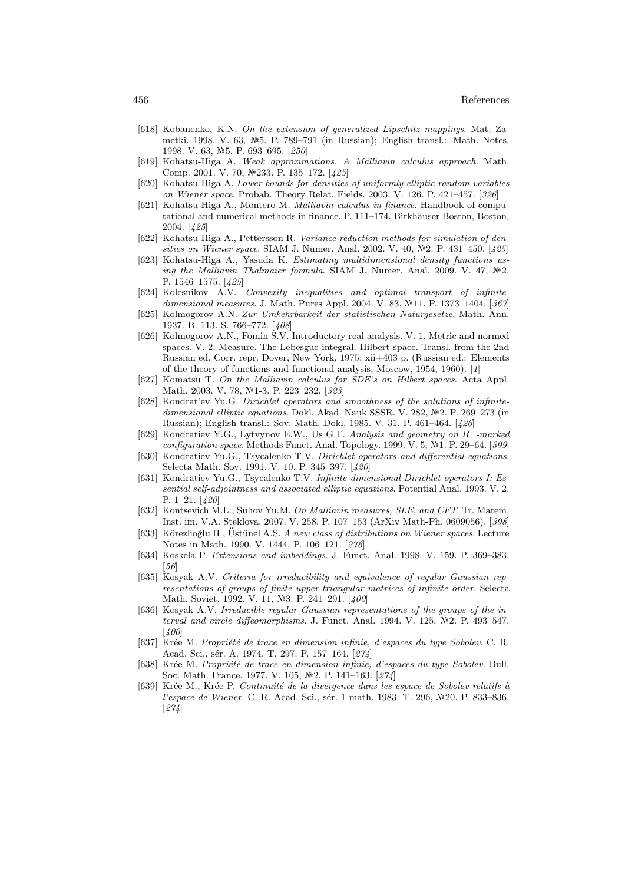[618] Kobanenko, K.N. *On the extension of generalized Lipschitz mappings*. Mat. Zametki. 1998. V. 63, №5. P. 789–791 (in Russian); English transl.: Math. Notes. 1998. V. 63, №5. P. 693–695. [*250*]

[619] Kohatsu-Higa A. *Weak approximations. A Malliavin calculus approach*. Math. Comp. 2001. V. 70, №233. P. 135–172. [*425*]

[620] Kohatsu-Higa A. *Lower bounds for densities of uniformly elliptic random variables on Wiener space*. Probab. Theory Relat. Fields. 2003. V. 126. P. 421–457. [*326*]

[621] Kohatsu-Higa A., Montero M. *Malliavin calculus in finance*. Handbook of computational and numerical methods in finance. P. 111–174. Birkhäuser Boston, Boston, 2004. [*425*]

[622] Kohatsu-Higa A., Pettersson R. *Variance reduction methods for simulation of densities on Wiener space*. SIAM J. Numer. Anal. 2002. V. 40, №2. P. 431–450. [*425*]

[623] Kohatsu-Higa A., Yasuda K. *Estimating multidimensional density functions using the Malliavin–Thalmaier formula*. SIAM J. Numer. Anal. 2009. V. 47, №2. P. 1546–1575. [*425*]

[624] Kolesnikov A.V. *Convexity inequalities and optimal transport of infinite-dimensional measures*. J. Math. Pures Appl. 2004. V. 83, №11. P. 1373–1404. [*367*]

[625] Kolmogorov A.N. *Zur Umkehrbarkeit der statistischen Naturgesetze*. Math. Ann. 1937. B. 113. S. 766–772. [*408*]

[626] Kolmogorov A.N., Fomin S.V. Introductory real analysis. V. 1. Metric and normed spaces. V. 2. Measure. The Lebesgue integral. Hilbert space. Transl. from the 2nd Russian ed. Corr. repr. Dover, New York, 1975; xii+403 p. (Russian ed.: Elements of the theory of functions and functional analysis, Moscow, 1954, 1960). [*1*]

[627] Komatsu T. *On the Malliavin calculus for SDE's on Hilbert spaces*. Acta Appl. Math. 2003. V. 78, №1-3. P. 223–232. [*323*]

[628] Kondrat'ev Yu.G. *Dirichlet operators and smoothness of the solutions of infinite-dimensional elliptic equations*. Dokl. Akad. Nauk SSSR. V. 282, №2. P. 269–273 (in Russian); English transl.: Sov. Math. Dokl. 1985. V. 31. P. 461–464. [*426*]

[629] Kondratiev Y.G., Lytvynov E.W., Us G.F. *Analysis and geometry on $R_+$-marked configuration space*. Methods Funct. Anal. Topology. 1999. V. 5, №1. P. 29–64. [*399*]

[630] Kondratiev Yu.G., Tsycalenko T.V. *Dirichlet operators and differential equations*. Selecta Math. Sov. 1991. V. 10. P. 345–397. [*420*]

[631] Kondratiev Yu.G., Tsycalenko T.V. *Infinite-dimensional Dirichlet operators I: Essential self-adjointness and associated elliptic equations*. Potential Anal. 1993. V. 2. P. 1–21. [*420*]

[632] Kontsevich M.L., Suhov Yu.M. *On Malliavin measures, SLE, and CFT*. Tr. Matem. Inst. im. V.A. Steklova. 2007. V. 258. P. 107–153 (ArXiv Math-Ph. 0609056). [*398*]

[633] Körezlioğlu H., Üstünel A.S. *A new class of distributions on Wiener spaces*. Lecture Notes in Math. 1990. V. 1444. P. 106–121. [*276*]

[634] Koskela P. *Extensions and imbeddings*. J. Funct. Anal. 1998. V. 159. P. 369–383. [*56*]

[635] Kosyak A.V. *Criteria for irreducibility and equivalence of regular Gaussian representations of groups of finite upper-triangular matrices of infinite order*. Selecta Math. Soviet. 1992. V. 11, №3. P. 241–291. [*400*]

[636] Kosyak A.V. *Irreducible regular Gaussian representations of the groups of the interval and circle diffeomorphisms*. J. Funct. Anal. 1994. V. 125, №2. P. 493–547. [*400*]

[637] Krée M. *Propriété de trace en dimension infinie, d'espaces du type Sobolev*. C. R. Acad. Sci., sér. A. 1974. T. 297. P. 157–164. [*274*]

[638] Krée M. *Propriété de trace en dimension infinie, d'espaces du type Sobolev*. Bull. Soc. Math. France. 1977. V. 105, №2. P. 141–163. [*274*]

[639] Krée M., Krée P. *Continuité de la divergence dans les espace de Sobolev relatifs à l'espace de Wiener*. C. R. Acad. Sci., sér. 1 math. 1983. T. 296, №20. P. 833–836. [*274*]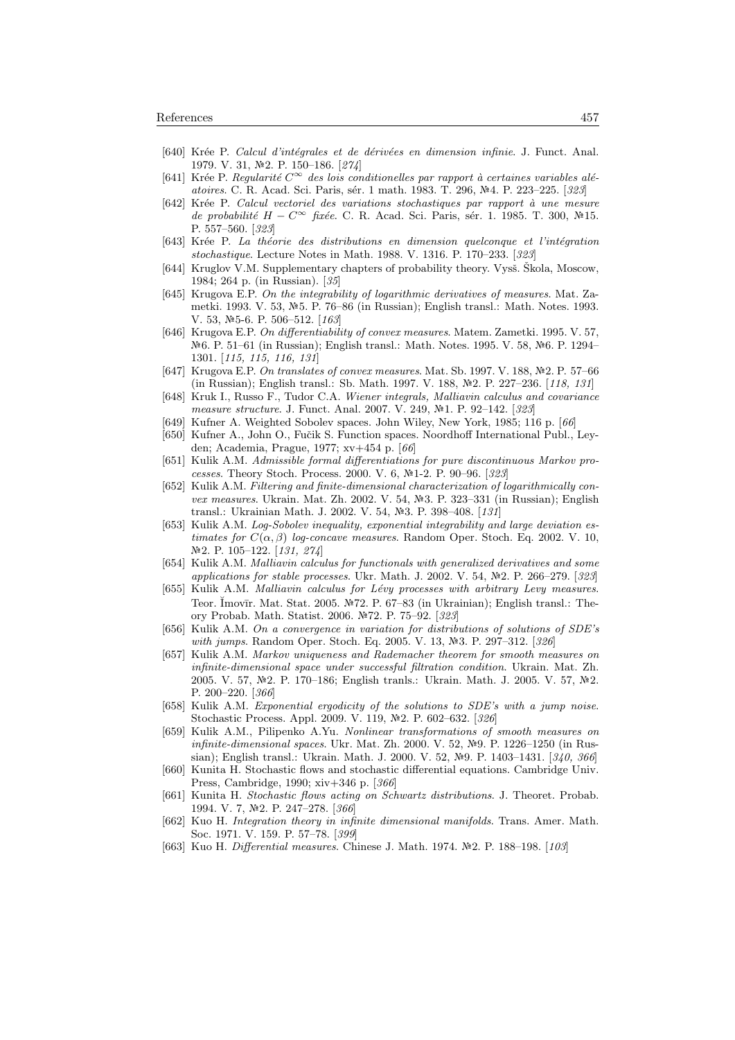[640] Krée P. *Calcul d'intégrales et de dérivées en dimension infinie*. J. Funct. Anal. 1979. V. 31, №2. P. 150–186. [*274*]

[641] Krée P. *Regularité $C^\infty$ des lois conditionelles par rapport à certaines variables aléatoires*. C. R. Acad. Sci. Paris, sér. 1 math. 1983. T. 296, №4. P. 223–225. [*323*]

[642] Krée P. *Calcul vectoriel des variations stochastiques par rapport à une mesure de probabilité $H - C^\infty$ fixée*. C. R. Acad. Sci. Paris, sér. 1. 1985. T. 300, №15. P. 557–560. [*323*]

[643] Krée P. *La théorie des distributions en dimension quelconque et l'intégration stochastique*. Lecture Notes in Math. 1988. V. 1316. P. 170–233. [*323*]

[644] Kruglov V.M. Supplementary chapters of probability theory. Vysš. Škola, Moscow, 1984; 264 p. (in Russian). [*35*]

[645] Krugova E.P. *On the integrability of logarithmic derivatives of measures*. Mat. Zametki. 1993. V. 53, №5. P. 76–86 (in Russian); English transl.: Math. Notes. 1993. V. 53, №5-6. P. 506–512. [*163*]

[646] Krugova E.P. *On differentiability of convex measures*. Matem. Zametki. 1995. V. 57, №6. P. 51–61 (in Russian); English transl.: Math. Notes. 1995. V. 58, №6. P. 1294–1301. [*115, 115, 116, 131*]

[647] Krugova E.P. *On translates of convex measures*. Mat. Sb. 1997. V. 188, №2. P. 57–66 (in Russian); English transl.: Sb. Math. 1997. V. 188, №2. P. 227–236. [*118, 131*]

[648] Kruk I., Russo F., Tudor C.A. *Wiener integrals, Malliavin calculus and covariance measure structure*. J. Funct. Anal. 2007. V. 249, №1. P. 92–142. [*323*]

[649] Kufner A. Weighted Sobolev spaces. John Wiley, New York, 1985; 116 p. [*66*]

[650] Kufner A., John O., Fučik S. Function spaces. Noordhoff International Publ., Leyden; Academia, Prague, 1977; xv+454 p. [*66*]

[651] Kulik A.M. *Admissible formal differentiations for pure discontinuous Markov processes*. Theory Stoch. Process. 2000. V. 6, №1-2. P. 90–96. [*323*]

[652] Kulik A.M. *Filtering and finite-dimensional characterization of logarithmically convex measures*. Ukrain. Mat. Zh. 2002. V. 54, №3. P. 323–331 (in Russian); English transl.: Ukrainian Math. J. 2002. V. 54, №3. P. 398–408. [*131*]

[653] Kulik A.M. *Log-Sobolev inequality, exponential integrability and large deviation estimates for $C(\alpha,\beta)$ log-concave measures*. Random Oper. Stoch. Eq. 2002. V. 10, №2. P. 105–122. [*131, 274*]

[654] Kulik A.M. *Malliavin calculus for functionals with generalized derivatives and some applications for stable processes*. Ukr. Math. J. 2002. V. 54, №2. P. 266–279. [*323*]

[655] Kulik A.M. *Malliavin calculus for Lévy processes with arbitrary Levy measures*. Teor. Ĭmovīr. Mat. Stat. 2005. №72. P. 67–83 (in Ukrainian); English transl.: Theory Probab. Math. Statist. 2006. №72. P. 75–92. [*323*]

[656] Kulik A.M. *On a convergence in variation for distributions of solutions of SDE's with jumps*. Random Oper. Stoch. Eq. 2005. V. 13, №3. P. 297–312. [*326*]

[657] Kulik A.M. *Markov uniqueness and Rademacher theorem for smooth measures on infinite-dimensional space under successful filtration condition*. Ukrain. Mat. Zh. 2005. V. 57, №2. P. 170–186; English tranls.: Ukrain. Math. J. 2005. V. 57, №2. P. 200–220. [*366*]

[658] Kulik A.M. *Exponential ergodicity of the solutions to SDE's with a jump noise*. Stochastic Process. Appl. 2009. V. 119, №2. P. 602–632. [*326*]

[659] Kulik A.M., Pilipenko A.Yu. *Nonlinear transformations of smooth measures on infinite-dimensional spaces*. Ukr. Mat. Zh. 2000. V. 52, №9. P. 1226–1250 (in Russian); English transl.: Ukrain. Math. J. 2000. V. 52, №9. P. 1403–1431. [*340, 366*]

[660] Kunita H. Stochastic flows and stochastic differential equations. Cambridge Univ. Press, Cambridge, 1990; xiv+346 p. [*366*]

[661] Kunita H. *Stochastic flows acting on Schwartz distributions*. J. Theoret. Probab. 1994. V. 7, №2. P. 247–278. [*366*]

[662] Kuo H. *Integration theory in infinite dimensional manifolds*. Trans. Amer. Math. Soc. 1971. V. 159. P. 57–78. [*399*]

[663] Kuo H. *Differential measures*. Chinese J. Math. 1974. №2. P. 188–198. [*103*]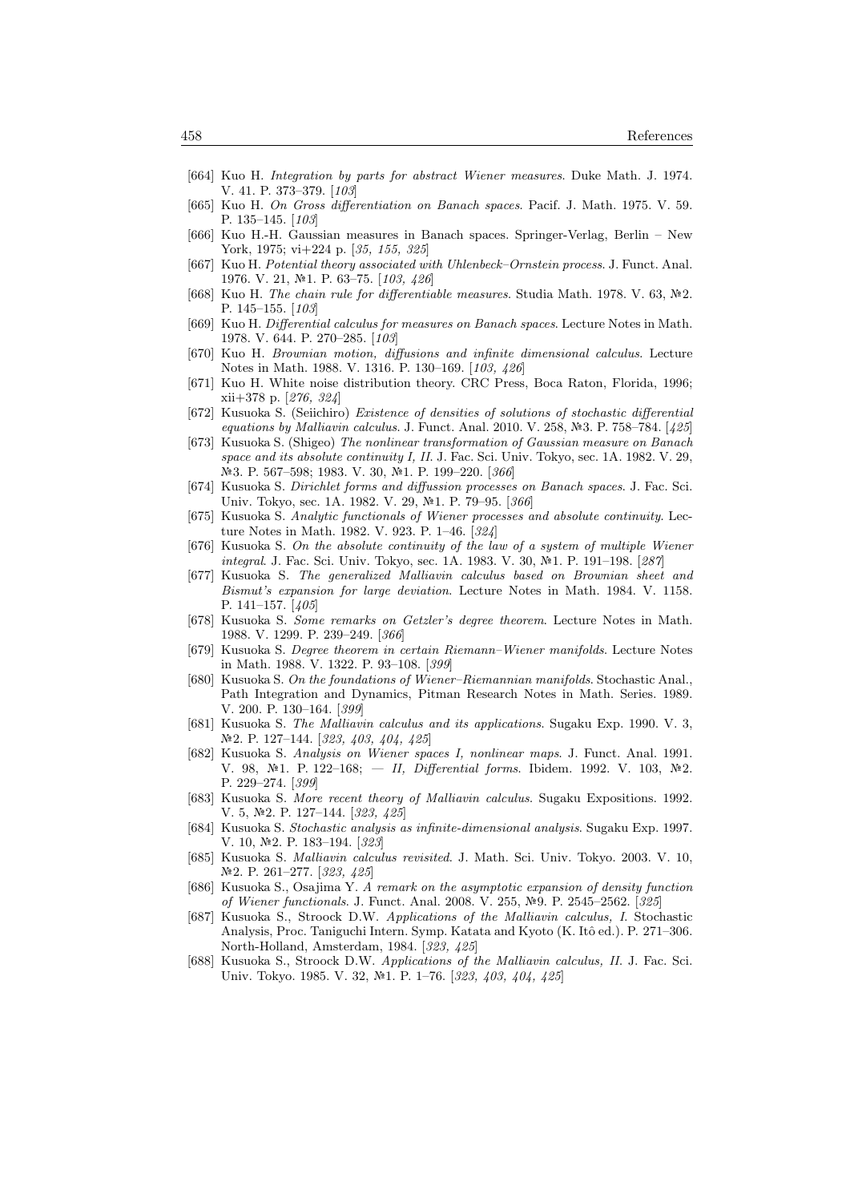[664] Kuo H. *Integration by parts for abstract Wiener measures*. Duke Math. J. 1974. V. 41. P. 373–379. [*103*]

[665] Kuo H. *On Gross differentiation on Banach spaces*. Pacif. J. Math. 1975. V. 59. P. 135–145. [*103*]

[666] Kuo H.-H. Gaussian measures in Banach spaces. Springer-Verlag, Berlin – New York, 1975; vi+224 p. [*35, 155, 325*]

[667] Kuo H. *Potential theory associated with Uhlenbeck–Ornstein process*. J. Funct. Anal. 1976. V. 21, №1. P. 63–75. [*103, 426*]

[668] Kuo H. *The chain rule for differentiable measures*. Studia Math. 1978. V. 63, №2. P. 145–155. [*103*]

[669] Kuo H. *Differential calculus for measures on Banach spaces*. Lecture Notes in Math. 1978. V. 644. P. 270–285. [*103*]

[670] Kuo H. *Brownian motion, diffusions and infinite dimensional calculus*. Lecture Notes in Math. 1988. V. 1316. P. 130–169. [*103, 426*]

[671] Kuo H. White noise distribution theory. CRC Press, Boca Raton, Florida, 1996; xii+378 p. [*276, 324*]

[672] Kusuoka S. (Seiichiro) *Existence of densities of solutions of stochastic differential equations by Malliavin calculus*. J. Funct. Anal. 2010. V. 258, №3. P. 758–784. [*425*]

[673] Kusuoka S. (Shigeo) *The nonlinear transformation of Gaussian measure on Banach space and its absolute continuity I, II*. J. Fac. Sci. Univ. Tokyo, sec. 1A. 1982. V. 29, №3. P. 567–598; 1983. V. 30, №1. P. 199–220. [*366*]

[674] Kusuoka S. *Dirichlet forms and diffussion processes on Banach spaces*. J. Fac. Sci. Univ. Tokyo, sec. 1A. 1982. V. 29, №1. P. 79–95. [*366*]

[675] Kusuoka S. *Analytic functionals of Wiener processes and absolute continuity*. Lecture Notes in Math. 1982. V. 923. P. 1–46. [*324*]

[676] Kusuoka S. *On the absolute continuity of the law of a system of multiple Wiener integral*. J. Fac. Sci. Univ. Tokyo, sec. 1A. 1983. V. 30, №1. P. 191–198. [*287*]

[677] Kusuoka S. *The generalized Malliavin calculus based on Brownian sheet and Bismut's expansion for large deviation*. Lecture Notes in Math. 1984. V. 1158. P. 141–157. [*405*]

[678] Kusuoka S. *Some remarks on Getzler's degree theorem*. Lecture Notes in Math. 1988. V. 1299. P. 239–249. [*366*]

[679] Kusuoka S. *Degree theorem in certain Riemann–Wiener manifolds*. Lecture Notes in Math. 1988. V. 1322. P. 93–108. [*399*]

[680] Kusuoka S. *On the foundations of Wiener–Riemannian manifolds*. Stochastic Anal., Path Integration and Dynamics, Pitman Research Notes in Math. Series. 1989. V. 200. P. 130–164. [*399*]

[681] Kusuoka S. *The Malliavin calculus and its applications*. Sugaku Exp. 1990. V. 3, №2. P. 127–144. [*323, 403, 404, 425*]

[682] Kusuoka S. *Analysis on Wiener spaces I, nonlinear maps*. J. Funct. Anal. 1991. V. 98, №1. P. 122–168; — *II, Differential forms*. Ibidem. 1992. V. 103, №2. P. 229–274. [*399*]

[683] Kusuoka S. *More recent theory of Malliavin calculus*. Sugaku Expositions. 1992. V. 5, №2. P. 127–144. [*323, 425*]

[684] Kusuoka S. *Stochastic analysis as infinite-dimensional analysis*. Sugaku Exp. 1997. V. 10, №2. P. 183–194. [*323*]

[685] Kusuoka S. *Malliavin calculus revisited*. J. Math. Sci. Univ. Tokyo. 2003. V. 10, №2. P. 261–277. [*323, 425*]

[686] Kusuoka S., Osajima Y. *A remark on the asymptotic expansion of density function of Wiener functionals*. J. Funct. Anal. 2008. V. 255, №9. P. 2545–2562. [*325*]

[687] Kusuoka S., Stroock D.W. *Applications of the Malliavin calculus, I*. Stochastic Analysis, Proc. Taniguchi Intern. Symp. Katata and Kyoto (K. Itô ed.). P. 271–306. North-Holland, Amsterdam, 1984. [*323, 425*]

[688] Kusuoka S., Stroock D.W. *Applications of the Malliavin calculus, II*. J. Fac. Sci. Univ. Tokyo. 1985. V. 32, №1. P. 1–76. [*323, 403, 404, 425*]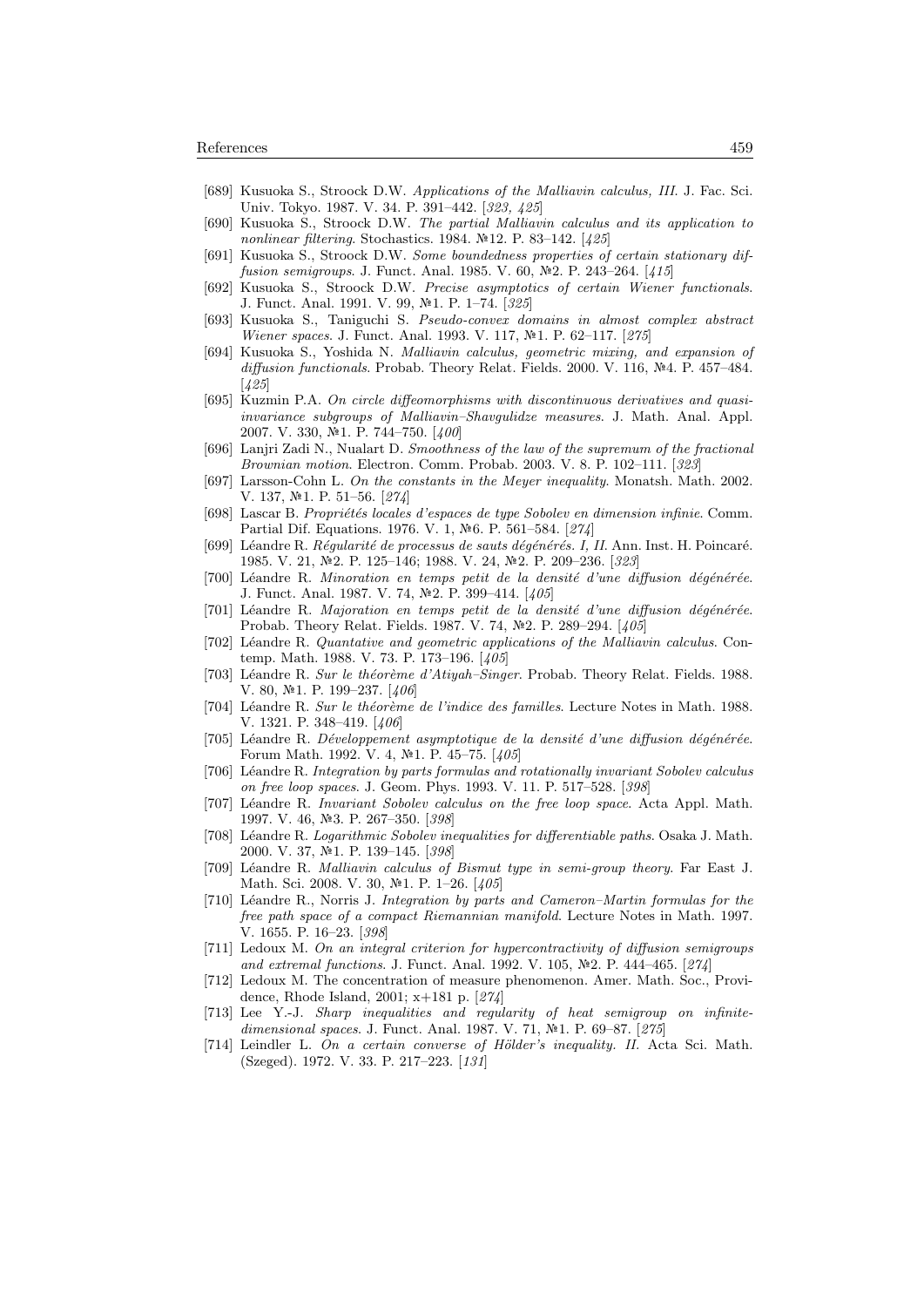[689] Kusuoka S., Stroock D.W. *Applications of the Malliavin calculus, III*. J. Fac. Sci. Univ. Tokyo. 1987. V. 34. P. 391–442. [*323, 425*]

[690] Kusuoka S., Stroock D.W. *The partial Malliavin calculus and its application to nonlinear filtering*. Stochastics. 1984. №12. P. 83–142. [*425*]

[691] Kusuoka S., Stroock D.W. *Some boundedness properties of certain stationary diffusion semigroups*. J. Funct. Anal. 1985. V. 60, №2. P. 243–264. [*415*]

[692] Kusuoka S., Stroock D.W. *Precise asymptotics of certain Wiener functionals*. J. Funct. Anal. 1991. V. 99, №1. P. 1–74. [*325*]

[693] Kusuoka S., Taniguchi S. *Pseudo-convex domains in almost complex abstract Wiener spaces*. J. Funct. Anal. 1993. V. 117, №1. P. 62–117. [*275*]

[694] Kusuoka S., Yoshida N. *Malliavin calculus, geometric mixing, and expansion of diffusion functionals*. Probab. Theory Relat. Fields. 2000. V. 116, №4. P. 457–484. [*425*]

[695] Kuzmin P.A. *On circle diffeomorphisms with discontinuous derivatives and quasi-invariance subgroups of Malliavin–Shavgulidze measures*. J. Math. Anal. Appl. 2007. V. 330, №1. P. 744–750. [*400*]

[696] Lanjri Zadi N., Nualart D. *Smoothness of the law of the supremum of the fractional Brownian motion*. Electron. Comm. Probab. 2003. V. 8. P. 102–111. [*323*]

[697] Larsson-Cohn L. *On the constants in the Meyer inequality*. Monatsh. Math. 2002. V. 137, №1. P. 51–56. [*274*]

[698] Lascar B. *Propriétés locales d'espaces de type Sobolev en dimension infinie*. Comm. Partial Dif. Equations. 1976. V. 1, №6. P. 561–584. [*274*]

[699] Léandre R. *Régularité de processus de sauts dégénérés. I, II*. Ann. Inst. H. Poincaré. 1985. V. 21, №2. P. 125–146; 1988. V. 24, №2. P. 209–236. [*323*]

[700] Léandre R. *Minoration en temps petit de la densité d'une diffusion dégénérée*. J. Funct. Anal. 1987. V. 74, №2. P. 399–414. [*405*]

[701] Léandre R. *Majoration en temps petit de la densité d'une diffusion dégénérée*. Probab. Theory Relat. Fields. 1987. V. 74, №2. P. 289–294. [*405*]

[702] Léandre R. *Quantative and geometric applications of the Malliavin calculus*. Contemp. Math. 1988. V. 73. P. 173–196. [*405*]

[703] Léandre R. *Sur le théorème d'Atiyah–Singer*. Probab. Theory Relat. Fields. 1988. V. 80, №1. P. 199–237. [*406*]

[704] Léandre R. *Sur le théorème de l'indice des familles*. Lecture Notes in Math. 1988. V. 1321. P. 348–419. [*406*]

[705] Léandre R. *Développement asymptotique de la densité d'une diffusion dégénérée*. Forum Math. 1992. V. 4, №1. P. 45–75. [*405*]

[706] Léandre R. *Integration by parts formulas and rotationally invariant Sobolev calculus on free loop spaces*. J. Geom. Phys. 1993. V. 11. P. 517–528. [*398*]

[707] Léandre R. *Invariant Sobolev calculus on the free loop space*. Acta Appl. Math. 1997. V. 46, №3. P. 267–350. [*398*]

[708] Léandre R. *Logarithmic Sobolev inequalities for differentiable paths*. Osaka J. Math. 2000. V. 37, №1. P. 139–145. [*398*]

[709] Léandre R. *Malliavin calculus of Bismut type in semi-group theory*. Far East J. Math. Sci. 2008. V. 30, №1. P. 1–26. [*405*]

[710] Léandre R., Norris J. *Integration by parts and Cameron–Martin formulas for the free path space of a compact Riemannian manifold*. Lecture Notes in Math. 1997. V. 1655. P. 16–23. [*398*]

[711] Ledoux M. *On an integral criterion for hypercontractivity of diffusion semigroups and extremal functions*. J. Funct. Anal. 1992. V. 105, №2. P. 444–465. [*274*]

[712] Ledoux M. The concentration of measure phenomenon. Amer. Math. Soc., Providence, Rhode Island, 2001; x+181 p. [*274*]

[713] Lee Y.-J. *Sharp inequalities and regularity of heat semigroup on infinite-dimensional spaces*. J. Funct. Anal. 1987. V. 71, №1. P. 69–87. [*275*]

[714] Leindler L. *On a certain converse of Hölder's inequality. II*. Acta Sci. Math. (Szeged). 1972. V. 33. P. 217–223. [*131*]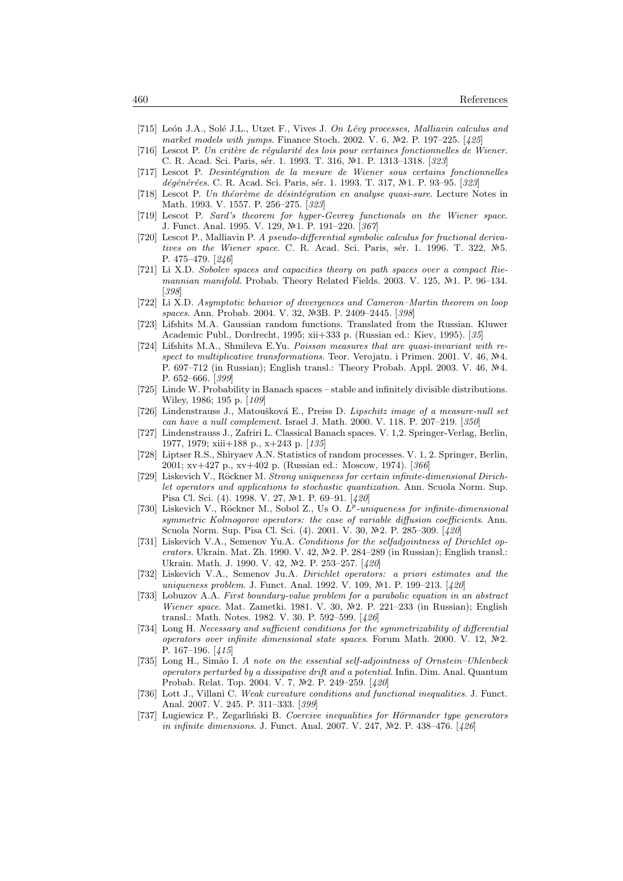[715] León J.A., Solé J.L., Utzet F., Vives J. *On Lévy processes, Malliavin calculus and market models with jumps*. Finance Stoch. 2002. V. 6, №2. P. 197–225. [*425*]

[716] Lescot P. *Un critère de régularité des lois pour certaines fonctionnelles de Wiener*. C. R. Acad. Sci. Paris, sér. 1. 1993. T. 316, №1. P. 1313–1318. [*323*]

[717] Lescot P. *Desintégration de la mesure de Wiener sous certains fonctionnelles dégénérées*. C. R. Acad. Sci. Paris, sér. 1. 1993. T. 317, №1. P. 93–95. [*323*]

[718] Lescot P. *Un théorème de désintégration en analyse quasi-sure*. Lecture Notes in Math. 1993. V. 1557. P. 256–275. [*323*]

[719] Lescot P. *Sard's theorem for hyper-Gevrey functionals on the Wiener space*. J. Funct. Anal. 1995. V. 129, №1. P. 191–220. [*367*]

[720] Lescot P., Malliavin P. *A pseudo-differential symbolic calculus for fractional derivatives on the Wiener space*. C. R. Acad. Sci. Paris, sér. 1. 1996. T. 322, №5. P. 475–479. [*246*]

[721] Li X.D. *Sobolev spaces and capacities theory on path spaces over a compact Riemannian manifold*. Probab. Theory Related Fields. 2003. V. 125, №1. P. 96–134. [*398*]

[722] Li X.D. *Asymptotic behavior of divergences and Cameron–Martin theorem on loop spaces*. Ann. Probab. 2004. V. 32, №3B. P. 2409–2445. [*398*]

[723] Lifshits M.A. Gaussian random functions. Translated from the Russian. Kluwer Academic Publ., Dordrecht, 1995; xii+333 p. (Russian ed.: Kiev, 1995). [*35*]

[724] Lifshits M.A., Shmileva E.Yu. *Poisson measures that are quasi-invariant with respect to multiplicative transformations*. Teor. Verojatn. i Primen. 2001. V. 46, №4. P. 697–712 (in Russian); English transl.: Theory Probab. Appl. 2003. V. 46, №4. P. 652–666. [*399*]

[725] Linde W. Probability in Banach spaces – stable and infinitely divisible distributions. Wiley, 1986; 195 p. [*109*]

[726] Lindenstrauss J., Matoušková E., Preiss D. *Lipschitz image of a measure-null set can have a null complement*. Israel J. Math. 2000. V. 118. P. 207–219. [*350*]

[727] Lindenstrauss J., Zafriri L. Classical Banach spaces. V. 1,2. Springer-Verlag, Berlin, 1977, 1979; xiii+188 p., x+243 p. [*135*]

[728] Liptser R.S., Shiryaev A.N. Statistics of random processes. V. 1, 2. Springer, Berlin, 2001; xv+427 p., xv+402 p. (Russian ed.: Moscow, 1974). [*366*]

[729] Liskevich V., Röckner M. *Strong uniqueness for certain infinite-dimensional Dirichlet operators and applications to stochastic quantization*. Ann. Scuola Norm. Sup. Pisa Cl. Sci. (4). 1998. V. 27, №1. P. 69–91. [*420*]

[730] Liskevich V., Röckner M., Sobol Z., Us O. *$L^p$-uniqueness for infinite-dimensional symmetric Kolmogorov operators: the case of variable diffusion coefficients*. Ann. Scuola Norm. Sup. Pisa Cl. Sci. (4). 2001. V. 30, №2. P. 285–309. [*420*]

[731] Liskevich V.A., Semenov Yu.A. *Conditions for the selfadjointness of Dirichlet operators*. Ukrain. Mat. Zh. 1990. V. 42, №2. P. 284–289 (in Russian); English transl.: Ukrain. Math. J. 1990. V. 42, №2. P. 253–257. [*420*]

[732] Liskevich V.A., Semenov Ju.A. *Dirichlet operators: a priori estimates and the uniqueness problem*. J. Funct. Anal. 1992. V. 109, №1. P. 199–213. [*420*]

[733] Lobuzov A.A. *First boundary-value problem for a parabolic equation in an abstract Wiener space*. Mat. Zametki. 1981. V. 30, №2. P. 221–233 (in Russian); English transl.: Math. Notes. 1982. V. 30. P. 592–599. [*426*]

[734] Long H. *Necessary and sufficient conditions for the symmetrizability of differential operators over infinite dimensional state spaces*. Forum Math. 2000. V. 12, №2. P. 167–196. [*415*]

[735] Long H., Simão I. *A note on the essential self-adjointness of Ornstein–Uhlenbeck operators perturbed by a dissipative drift and a potential*. Infin. Dim. Anal. Quantum Probab. Relat. Top. 2004. V. 7, №2. P. 249–259. [*420*]

[736] Lott J., Villani C. *Weak curvature conditions and functional inequalities*. J. Funct. Anal. 2007. V. 245. P. 311–333. [*399*]

[737] Lugiewicz P., Zegarliński B. *Coercive inequalities for Hörmander type generators in infinite dimensions*. J. Funct. Anal. 2007. V. 247, №2. P. 438–476. [*426*]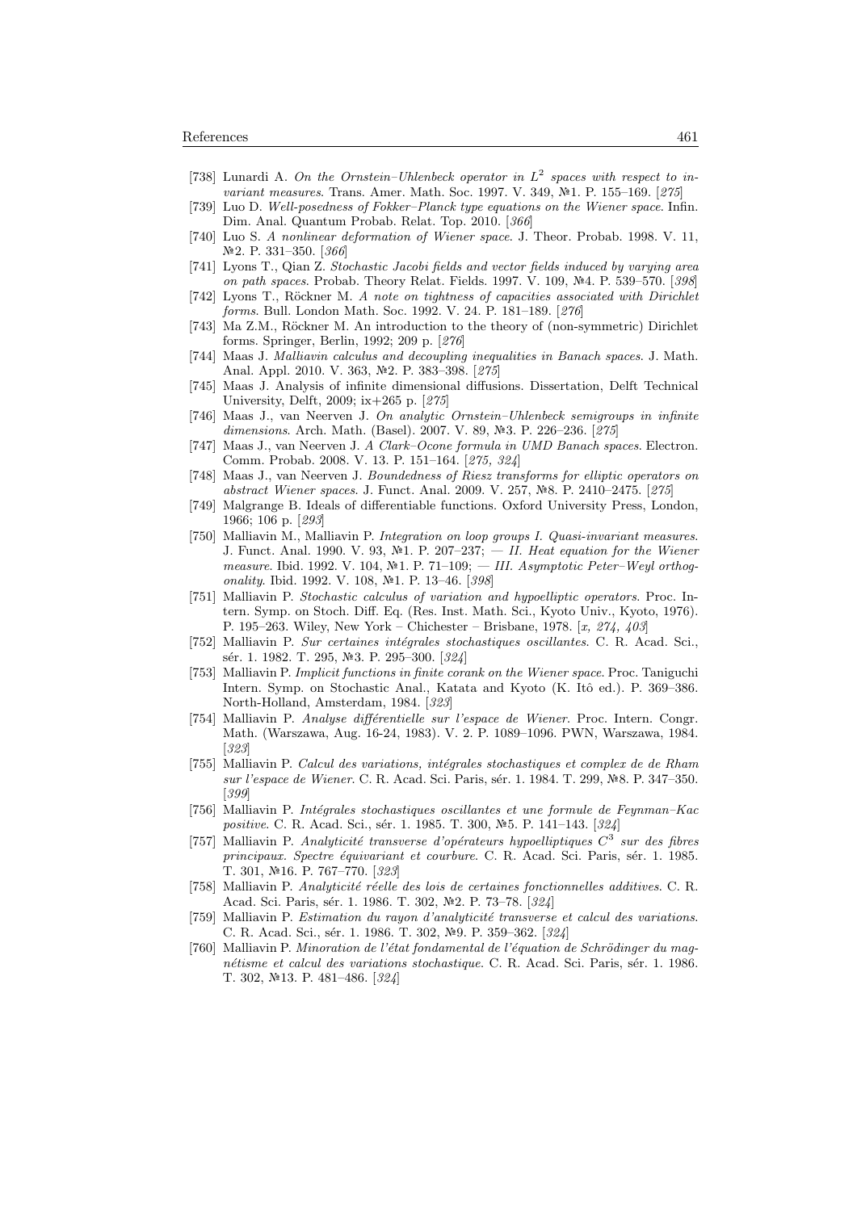[738] Lunardi A. *On the Ornstein–Uhlenbeck operator in $L^2$ spaces with respect to invariant measures*. Trans. Amer. Math. Soc. 1997. V. 349, №1. P. 155–169. [*275*]

[739] Luo D. *Well-posedness of Fokker–Planck type equations on the Wiener space*. Infin. Dim. Anal. Quantum Probab. Relat. Top. 2010. [*366*]

[740] Luo S. *A nonlinear deformation of Wiener space*. J. Theor. Probab. 1998. V. 11, №2. P. 331–350. [*366*]

[741] Lyons T., Qian Z. *Stochastic Jacobi fields and vector fields induced by varying area on path spaces*. Probab. Theory Relat. Fields. 1997. V. 109, №4. P. 539–570. [*398*]

[742] Lyons T., Röckner M. *A note on tightness of capacities associated with Dirichlet forms*. Bull. London Math. Soc. 1992. V. 24. P. 181–189. [*276*]

[743] Ma Z.M., Röckner M. An introduction to the theory of (non-symmetric) Dirichlet forms. Springer, Berlin, 1992; 209 p. [*276*]

[744] Maas J. *Malliavin calculus and decoupling inequalities in Banach spaces*. J. Math. Anal. Appl. 2010. V. 363, №2. P. 383–398. [*275*]

[745] Maas J. Analysis of infinite dimensional diffusions. Dissertation, Delft Technical University, Delft, 2009; ix+265 p. [*275*]

[746] Maas J., van Neerven J. *On analytic Ornstein–Uhlenbeck semigroups in infinite dimensions*. Arch. Math. (Basel). 2007. V. 89, №3. P. 226–236. [*275*]

[747] Maas J., van Neerven J. *A Clark–Ocone formula in UMD Banach spaces*. Electron. Comm. Probab. 2008. V. 13. P. 151–164. [*275, 324*]

[748] Maas J., van Neerven J. *Boundedness of Riesz transforms for elliptic operators on abstract Wiener spaces*. J. Funct. Anal. 2009. V. 257, №8. P. 2410–2475. [*275*]

[749] Malgrange B. Ideals of differentiable functions. Oxford University Press, London, 1966; 106 p. [*293*]

[750] Malliavin M., Malliavin P. *Integration on loop groups I. Quasi-invariant measures*. J. Funct. Anal. 1990. V. 93, №1. P. 207–237; — *II. Heat equation for the Wiener measure*. Ibid. 1992. V. 104, №1. P. 71–109; — *III. Asymptotic Peter–Weyl orthogonality*. Ibid. 1992. V. 108, №1. P. 13–46. [*398*]

[751] Malliavin P. *Stochastic calculus of variation and hypoelliptic operators*. Proc. Intern. Symp. on Stoch. Diff. Eq. (Res. Inst. Math. Sci., Kyoto Univ., Kyoto, 1976). P. 195–263. Wiley, New York – Chichester – Brisbane, 1978. [*x, 274, 403*]

[752] Malliavin P. *Sur certaines intégrales stochastiques oscillantes*. C. R. Acad. Sci., sér. 1. 1982. T. 295, №3. P. 295–300. [*324*]

[753] Malliavin P. *Implicit functions in finite corank on the Wiener space*. Proc. Taniguchi Intern. Symp. on Stochastic Anal., Katata and Kyoto (K. Itô ed.). P. 369–386. North-Holland, Amsterdam, 1984. [*323*]

[754] Malliavin P. *Analyse différentielle sur l'espace de Wiener*. Proc. Intern. Congr. Math. (Warszawa, Aug. 16-24, 1983). V. 2. P. 1089–1096. PWN, Warszawa, 1984. [*323*]

[755] Malliavin P. *Calcul des variations, intégrales stochastiques et complex de de Rham sur l'espace de Wiener*. C. R. Acad. Sci. Paris, sér. 1. 1984. T. 299, №8. P. 347–350. [*399*]

[756] Malliavin P. *Intégrales stochastiques oscillantes et une formule de Feynman–Kac positive*. C. R. Acad. Sci., sér. 1. 1985. T. 300, №5. P. 141–143. [*324*]

[757] Malliavin P. *Analyticité transverse d'opérateurs hypoelliptiques $C^3$ sur des fibres principaux. Spectre équivariant et courbure*. C. R. Acad. Sci. Paris, sér. 1. 1985. T. 301, №16. P. 767–770. [*323*]

[758] Malliavin P. *Analyticité réelle des lois de certaines fonctionnelles additives*. C. R. Acad. Sci. Paris, sér. 1. 1986. T. 302, №2. P. 73–78. [*324*]

[759] Malliavin P. *Estimation du rayon d'analyticité transverse et calcul des variations*. C. R. Acad. Sci., sér. 1. 1986. T. 302, №9. P. 359–362. [*324*]

[760] Malliavin P. *Minoration de l'état fondamental de l'équation de Schrödinger du magnétisme et calcul des variations stochastique*. C. R. Acad. Sci. Paris, sér. 1. 1986. T. 302, №13. P. 481–486. [*324*]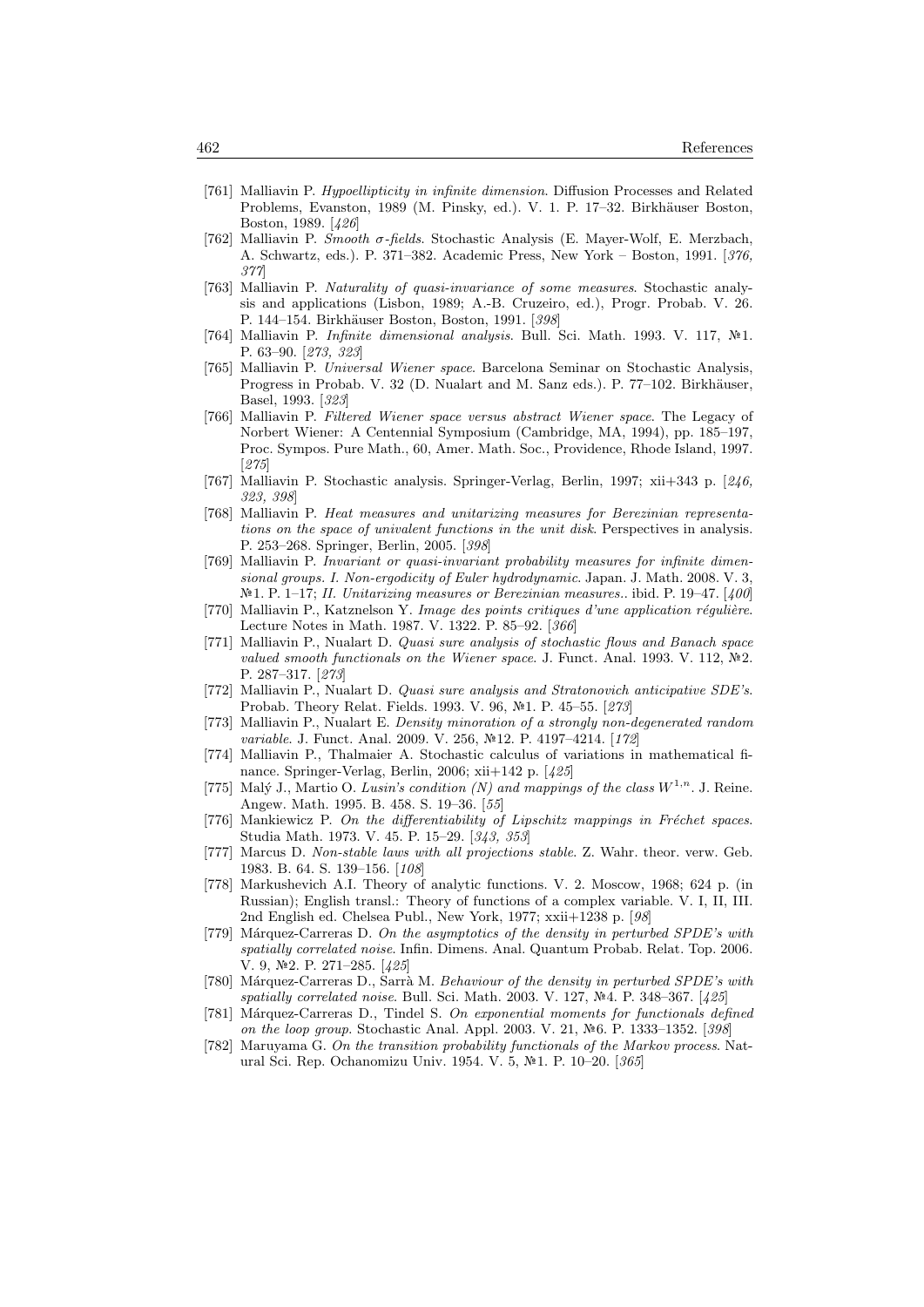[761] Malliavin P. *Hypoellipticity in infinite dimension*. Diffusion Processes and Related Problems, Evanston, 1989 (M. Pinsky, ed.). V. 1. P. 17–32. Birkhäuser Boston, Boston, 1989. [*426*]

[762] Malliavin P. *Smooth σ-fields*. Stochastic Analysis (E. Mayer-Wolf, E. Merzbach, A. Schwartz, eds.). P. 371–382. Academic Press, New York – Boston, 1991. [*376, 377*]

[763] Malliavin P. *Naturality of quasi-invariance of some measures*. Stochastic analysis and applications (Lisbon, 1989; A.-B. Cruzeiro, ed.), Progr. Probab. V. 26. P. 144–154. Birkhäuser Boston, Boston, 1991. [*398*]

[764] Malliavin P. *Infinite dimensional analysis*. Bull. Sci. Math. 1993. V. 117, №1. P. 63–90. [*273, 323*]

[765] Malliavin P. *Universal Wiener space*. Barcelona Seminar on Stochastic Analysis, Progress in Probab. V. 32 (D. Nualart and M. Sanz eds.). P. 77–102. Birkhäuser, Basel, 1993. [*323*]

[766] Malliavin P. *Filtered Wiener space versus abstract Wiener space*. The Legacy of Norbert Wiener: A Centennial Symposium (Cambridge, MA, 1994), pp. 185–197, Proc. Sympos. Pure Math., 60, Amer. Math. Soc., Providence, Rhode Island, 1997. [*275*]

[767] Malliavin P. Stochastic analysis. Springer-Verlag, Berlin, 1997; xii+343 p. [*246, 323, 398*]

[768] Malliavin P. *Heat measures and unitarizing measures for Berezinian representations on the space of univalent functions in the unit disk*. Perspectives in analysis. P. 253–268. Springer, Berlin, 2005. [*398*]

[769] Malliavin P. *Invariant or quasi-invariant probability measures for infinite dimensional groups. I. Non-ergodicity of Euler hydrodynamic*. Japan. J. Math. 2008. V. 3, №1. P. 1–17; *II. Unitarizing measures or Berezinian measures.*. ibid. P. 19–47. [*400*]

[770] Malliavin P., Katznelson Y. *Image des points critiques d'une application régulière*. Lecture Notes in Math. 1987. V. 1322. P. 85–92. [*366*]

[771] Malliavin P., Nualart D. *Quasi sure analysis of stochastic flows and Banach space valued smooth functionals on the Wiener space*. J. Funct. Anal. 1993. V. 112, №2. P. 287–317. [*273*]

[772] Malliavin P., Nualart D. *Quasi sure analysis and Stratonovich anticipative SDE's*. Probab. Theory Relat. Fields. 1993. V. 96, №1. P. 45–55. [*273*]

[773] Malliavin P., Nualart E. *Density minoration of a strongly non-degenerated random variable*. J. Funct. Anal. 2009. V. 256, №12. P. 4197–4214. [*172*]

[774] Malliavin P., Thalmaier A. Stochastic calculus of variations in mathematical finance. Springer-Verlag, Berlin, 2006; xii+142 p. [*425*]

[775] Malý J., Martio O. *Lusin's condition (N) and mappings of the class $W^{1,n}$*. J. Reine. Angew. Math. 1995. B. 458. S. 19–36. [*55*]

[776] Mankiewicz P. *On the differentiability of Lipschitz mappings in Fréchet spaces*. Studia Math. 1973. V. 45. P. 15–29. [*343, 353*]

[777] Marcus D. *Non-stable laws with all projections stable*. Z. Wahr. theor. verw. Geb. 1983. B. 64. S. 139–156. [*108*]

[778] Markushevich A.I. Theory of analytic functions. V. 2. Moscow, 1968; 624 p. (in Russian); English transl.: Theory of functions of a complex variable. V. I, II, III. 2nd English ed. Chelsea Publ., New York, 1977; xxii+1238 p. [*98*]

[779] Márquez-Carreras D. *On the asymptotics of the density in perturbed SPDE's with spatially correlated noise*. Infin. Dimens. Anal. Quantum Probab. Relat. Top. 2006. V. 9, №2. P. 271–285. [*425*]

[780] Márquez-Carreras D., Sarrà M. *Behaviour of the density in perturbed SPDE's with spatially correlated noise*. Bull. Sci. Math. 2003. V. 127, №4. P. 348–367. [*425*]

[781] Márquez-Carreras D., Tindel S. *On exponential moments for functionals defined on the loop group*. Stochastic Anal. Appl. 2003. V. 21, №6. P. 1333–1352. [*398*]

[782] Maruyama G. *On the transition probability functionals of the Markov process*. Natural Sci. Rep. Ochanomizu Univ. 1954. V. 5, №1. P. 10–20. [*365*]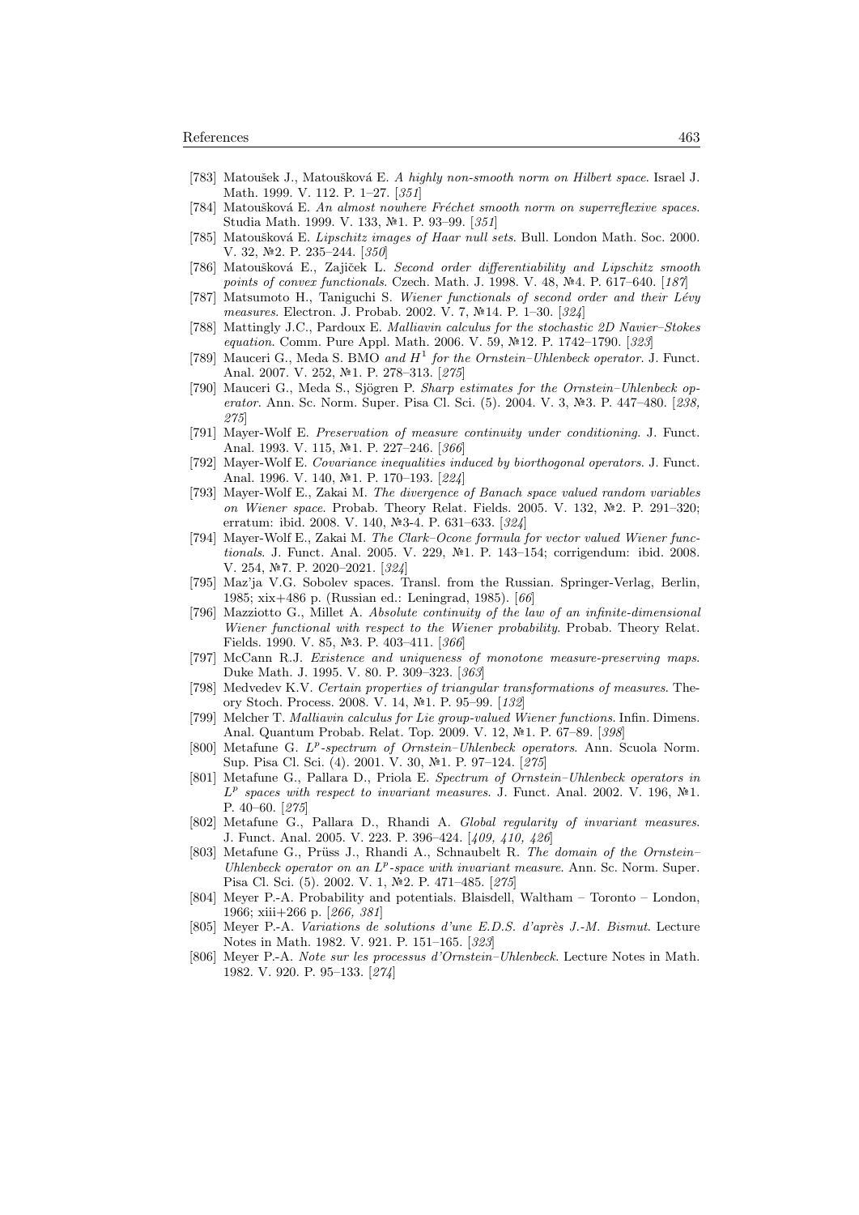[783] Matoušek J., Matoušková E. *A highly non-smooth norm on Hilbert space*. Israel J. Math. 1999. V. 112. P. 1–27. [*351*]

[784] Matoušková E. *An almost nowhere Fréchet smooth norm on superreflexive spaces*. Studia Math. 1999. V. 133, №1. P. 93–99. [*351*]

[785] Matoušková E. *Lipschitz images of Haar null sets*. Bull. London Math. Soc. 2000. V. 32, №2. P. 235–244. [*350*]

[786] Matoušková E., Zajíček L. *Second order differentiability and Lipschitz smooth points of convex functionals*. Czech. Math. J. 1998. V. 48, №4. P. 617–640. [*187*]

[787] Matsumoto H., Taniguchi S. *Wiener functionals of second order and their Lévy measures*. Electron. J. Probab. 2002. V. 7, №14. P. 1–30. [*324*]

[788] Mattingly J.C., Pardoux E. *Malliavin calculus for the stochastic 2D Navier–Stokes equation*. Comm. Pure Appl. Math. 2006. V. 59, №12. P. 1742–1790. [*323*]

[789] Mauceri G., Meda S. BMO *and* $H^1$ *for the Ornstein–Uhlenbeck operator*. J. Funct. Anal. 2007. V. 252, №1. P. 278–313. [*275*]

[790] Mauceri G., Meda S., Sjögren P. *Sharp estimates for the Ornstein–Uhlenbeck operator*. Ann. Sc. Norm. Super. Pisa Cl. Sci. (5). 2004. V. 3, №3. P. 447–480. [*238, 275*]

[791] Mayer-Wolf E. *Preservation of measure continuity under conditioning*. J. Funct. Anal. 1993. V. 115, №1. P. 227–246. [*366*]

[792] Mayer-Wolf E. *Covariance inequalities induced by biorthogonal operators*. J. Funct. Anal. 1996. V. 140, №1. P. 170–193. [*224*]

[793] Mayer-Wolf E., Zakai M. *The divergence of Banach space valued random variables on Wiener space*. Probab. Theory Relat. Fields. 2005. V. 132, №2. P. 291–320; erratum: ibid. 2008. V. 140, №3-4. P. 631–633. [*324*]

[794] Mayer-Wolf E., Zakai M. *The Clark–Ocone formula for vector valued Wiener functionals*. J. Funct. Anal. 2005. V. 229, №1. P. 143–154; corrigendum: ibid. 2008. V. 254, №7. P. 2020–2021. [*324*]

[795] Maz'ja V.G. Sobolev spaces. Transl. from the Russian. Springer-Verlag, Berlin, 1985; xix+486 p. (Russian ed.: Leningrad, 1985). [*66*]

[796] Mazziotto G., Millet A. *Absolute continuity of the law of an infinite-dimensional Wiener functional with respect to the Wiener probability*. Probab. Theory Relat. Fields. 1990. V. 85, №3. P. 403–411. [*366*]

[797] McCann R.J. *Existence and uniqueness of monotone measure-preserving maps*. Duke Math. J. 1995. V. 80. P. 309–323. [*363*]

[798] Medvedev K.V. *Certain properties of triangular transformations of measures*. Theory Stoch. Process. 2008. V. 14, №1. P. 95–99. [*132*]

[799] Melcher T. *Malliavin calculus for Lie group-valued Wiener functions*. Infin. Dimens. Anal. Quantum Probab. Relat. Top. 2009. V. 12, №1. P. 67–89. [*398*]

[800] Metafune G. $L^p$*-spectrum of Ornstein–Uhlenbeck operators*. Ann. Scuola Norm. Sup. Pisa Cl. Sci. (4). 2001. V. 30, №1. P. 97–124. [*275*]

[801] Metafune G., Pallara D., Priola E. *Spectrum of Ornstein–Uhlenbeck operators in* $L^p$ *spaces with respect to invariant measures*. J. Funct. Anal. 2002. V. 196, №1. P. 40–60. [*275*]

[802] Metafune G., Pallara D., Rhandi A. *Global regularity of invariant measures*. J. Funct. Anal. 2005. V. 223. P. 396–424. [*409, 410, 426*]

[803] Metafune G., Prüss J., Rhandi A., Schnaubelt R. *The domain of the Ornstein–Uhlenbeck operator on an* $L^p$*-space with invariant measure*. Ann. Sc. Norm. Super. Pisa Cl. Sci. (5). 2002. V. 1, №2. P. 471–485. [*275*]

[804] Meyer P.-A. Probability and potentials. Blaisdell, Waltham – Toronto – London, 1966; xiii+266 p. [*266, 381*]

[805] Meyer P.-A. *Variations de solutions d'une E.D.S. d'après J.-M. Bismut*. Lecture Notes in Math. 1982. V. 921. P. 151–165. [*323*]

[806] Meyer P.-A. *Note sur les processus d'Ornstein–Uhlenbeck*. Lecture Notes in Math. 1982. V. 920. P. 95–133. [*274*]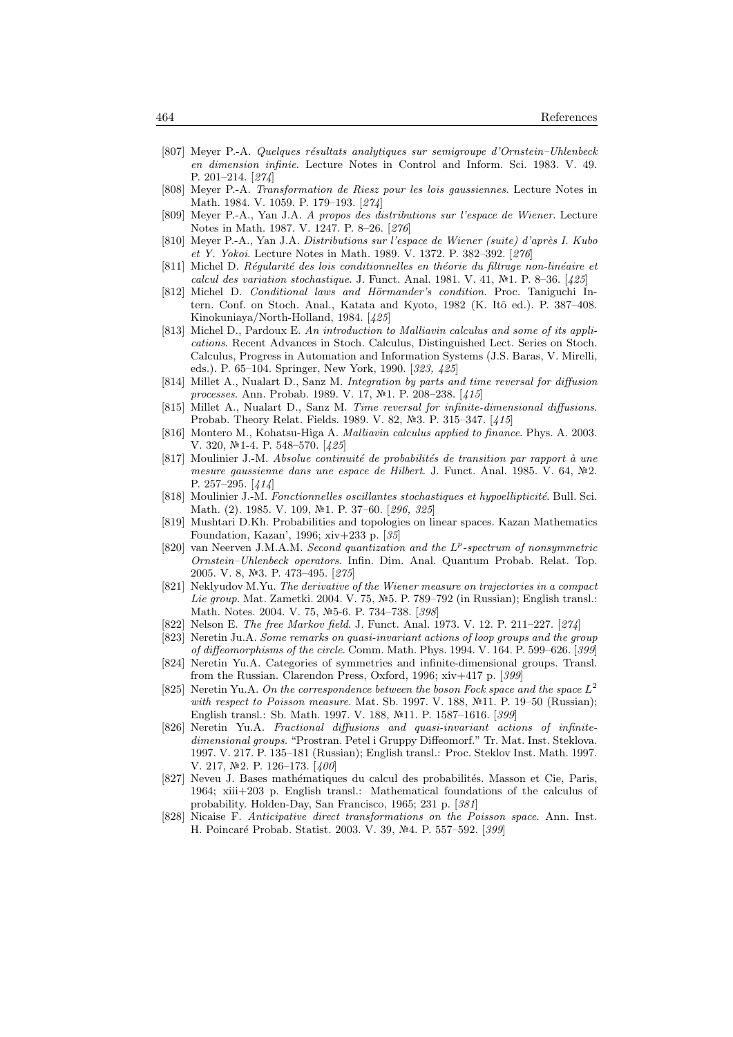[807] Meyer P.-A. *Quelques résultats analytiques sur semigroupe d'Ornstein–Uhlenbeck en dimension infinie*. Lecture Notes in Control and Inform. Sci. 1983. V. 49. P. 201–214. [*274*]

[808] Meyer P.-A. *Transformation de Riesz pour les lois gaussiennes*. Lecture Notes in Math. 1984. V. 1059. P. 179–193. [*274*]

[809] Meyer P.-A., Yan J.A. *A propos des distributions sur l'espace de Wiener*. Lecture Notes in Math. 1987. V. 1247. P. 8–26. [*276*]

[810] Meyer P.-A., Yan J.A. *Distributions sur l'espace de Wiener (suite) d'après I. Kubo et Y. Yokoi*. Lecture Notes in Math. 1989. V. 1372. P. 382–392. [*276*]

[811] Michel D. *Régularité des lois conditionnelles en théorie du filtrage non-linéaire et calcul des variation stochastique*. J. Funct. Anal. 1981. V. 41, №1. P. 8–36. [*425*]

[812] Michel D. *Conditional laws and Hörmander's condition*. Proc. Taniguchi Intern. Conf. on Stoch. Anal., Katata and Kyoto, 1982 (K. Itô ed.). P. 387–408. Kinokuniaya/North-Holland, 1984. [*425*]

[813] Michel D., Pardoux E. *An introduction to Malliavin calculus and some of its applications*. Recent Advances in Stoch. Calculus, Distinguished Lect. Series on Stoch. Calculus, Progress in Automation and Information Systems (J.S. Baras, V. Mirelli, eds.). P. 65–104. Springer, New York, 1990. [*323, 425*]

[814] Millet A., Nualart D., Sanz M. *Integration by parts and time reversal for diffusion processes*. Ann. Probab. 1989. V. 17, №1. P. 208–238. [*415*]

[815] Millet A., Nualart D., Sanz M. *Time reversal for infinite-dimensional diffusions*. Probab. Theory Relat. Fields. 1989. V. 82, №3. P. 315–347. [*415*]

[816] Montero M., Kohatsu-Higa A. *Malliavin calculus applied to finance*. Phys. A. 2003. V. 320, №1-4. P. 548–570. [*425*]

[817] Moulinier J.-M. *Absolue continuité de probabilités de transition par rapport à une mesure gaussienne dans une espace de Hilbert*. J. Funct. Anal. 1985. V. 64, №2. P. 257–295. [*414*]

[818] Moulinier J.-M. *Fonctionnelles oscillantes stochastiques et hypoellipticité*. Bull. Sci. Math. (2). 1985. V. 109, №1. P. 37–60. [*296, 325*]

[819] Mushtari D.Kh. Probabilities and topologies on linear spaces. Kazan Mathematics Foundation, Kazan', 1996; xiv+233 p. [*35*]

[820] van Neerven J.M.A.M. *Second quantization and the $L^p$-spectrum of nonsymmetric Ornstein–Uhlenbeck operators*. Infin. Dim. Anal. Quantum Probab. Relat. Top. 2005. V. 8, №3. P. 473–495. [*275*]

[821] Neklyudov M.Yu. *The derivative of the Wiener measure on trajectories in a compact Lie group*. Mat. Zametki. 2004. V. 75, №5. P. 789–792 (in Russian); English transl.: Math. Notes. 2004. V. 75, №5-6. P. 734–738. [*398*]

[822] Nelson E. *The free Markov field*. J. Funct. Anal. 1973. V. 12. P. 211–227. [*274*]

[823] Neretin Ju.A. *Some remarks on quasi-invariant actions of loop groups and the group of diffeomorphisms of the circle*. Comm. Math. Phys. 1994. V. 164. P. 599–626. [*399*]

[824] Neretin Yu.A. Categories of symmetries and infinite-dimensional groups. Transl. from the Russian. Clarendon Press, Oxford, 1996; xiv+417 p. [*399*]

[825] Neretin Yu.A. *On the correspondence between the boson Fock space and the space $L^2$ with respect to Poisson measure*. Mat. Sb. 1997. V. 188, №11. P. 19–50 (Russian); English transl.: Sb. Math. 1997. V. 188, №11. P. 1587–1616. [*399*]

[826] Neretin Yu.A. *Fractional diffusions and quasi-invariant actions of infinite-dimensional groups*. "Prostran. Petel i Gruppy Diffeomorf." Tr. Mat. Inst. Steklova. 1997. V. 217. P. 135–181 (Russian); English transl.: Proc. Steklov Inst. Math. 1997. V. 217, №2. P. 126–173. [*400*]

[827] Neveu J. Bases mathématiques du calcul des probabilités. Masson et Cie, Paris, 1964; xiii+203 p. English transl.: Mathematical foundations of the calculus of probability. Holden-Day, San Francisco, 1965; 231 p. [*381*]

[828] Nicaise F. *Anticipative direct transformations on the Poisson space*. Ann. Inst. H. Poincaré Probab. Statist. 2003. V. 39, №4. P. 557–592. [*399*]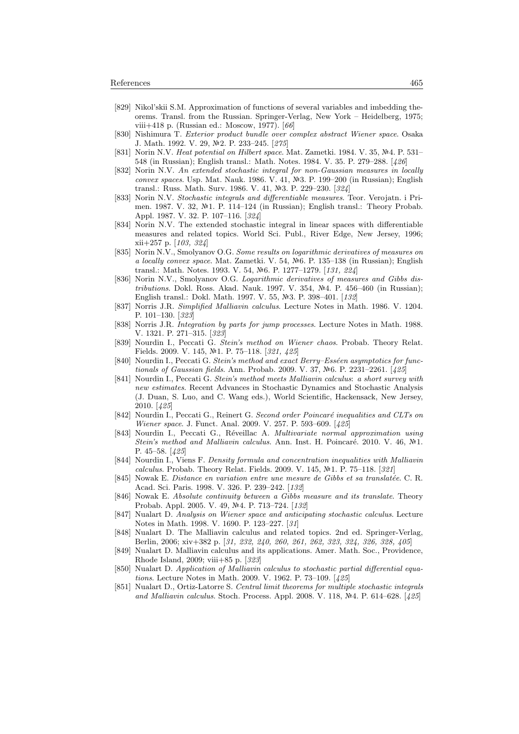[829] Nikol'skii S.M. Approximation of functions of several variables and imbedding theorems. Transl. from the Russian. Springer-Verlag, New York – Heidelberg, 1975; viii+418 p. (Russian ed.: Moscow, 1977). [*66*]

[830] Nishimura T. *Exterior product bundle over complex abstract Wiener space*. Osaka J. Math. 1992. V. 29, №2. P. 233–245. [*275*]

[831] Norin N.V. *Heat potential on Hilbert space*. Mat. Zametki. 1984. V. 35, №4. P. 531–548 (in Russian); English transl.: Math. Notes. 1984. V. 35. P. 279–288. [*426*]

[832] Norin N.V. *An extended stochastic integral for non-Gaussian measures in locally convex spaces*. Usp. Mat. Nauk. 1986. V. 41, №3. P. 199–200 (in Russian); English transl.: Russ. Math. Surv. 1986. V. 41, №3. P. 229–230. [*324*]

[833] Norin N.V. *Stochastic integrals and differentiable measures*. Teor. Verojatn. i Primen. 1987. V. 32, №1. P. 114–124 (in Russian); English transl.: Theory Probab. Appl. 1987. V. 32. P. 107–116. [*324*]

[834] Norin N.V. The extended stochastic integral in linear spaces with differentiable measures and related topics. World Sci. Publ., River Edge, New Jersey, 1996; xii+257 p. [*103, 324*]

[835] Norin N.V., Smolyanov O.G. *Some results on logarithmic derivatives of measures on a locally convex space*. Mat. Zametki. V. 54, №6. P. 135–138 (in Russian); English transl.: Math. Notes. 1993. V. 54, №6. P. 1277–1279. [*131, 224*]

[836] Norin N.V., Smolyanov O.G. *Logarithmic derivatives of measures and Gibbs distributions*. Dokl. Ross. Akad. Nauk. 1997. V. 354, №4. P. 456–460 (in Russian); English transl.: Dokl. Math. 1997. V. 55, №3. P. 398–401. [*132*]

[837] Norris J.R. *Simplified Malliavin calculus*. Lecture Notes in Math. 1986. V. 1204. P. 101–130. [*323*]

[838] Norris J.R. *Integration by parts for jump processes*. Lecture Notes in Math. 1988. V. 1321. P. 271–315. [*323*]

[839] Nourdin I., Peccati G. *Stein's method on Wiener chaos*. Probab. Theory Relat. Fields. 2009. V. 145, №1. P. 75–118. [*321, 425*]

[840] Nourdin I., Peccati G. *Stein's method and exact Berry–Esséen asymptotics for functionals of Gaussian fields*. Ann. Probab. 2009. V. 37, №6. P. 2231–2261. [*425*]

[841] Nourdin I., Peccati G. *Stein's method meets Malliavin calculus: a short survey with new estimates*. Recent Advances in Stochastic Dynamics and Stochastic Analysis (J. Duan, S. Luo, and C. Wang eds.), World Scientific, Hackensack, New Jersey, 2010. [*425*]

[842] Nourdin I., Peccati G., Reinert G. *Second order Poincaré inequalities and CLTs on Wiener space*. J. Funct. Anal. 2009. V. 257. P. 593–609. [*425*]

[843] Nourdin I., Peccati G., Réveillac A. *Multivariate normal approximation using Stein's method and Malliavin calculus*. Ann. Inst. H. Poincaré. 2010. V. 46, №1. P. 45–58. [*425*]

[844] Nourdin I., Viens F. *Density formula and concentration inequalities with Malliavin calculus*. Probab. Theory Relat. Fields. 2009. V. 145, №1. P. 75–118. [*321*]

[845] Nowak E. *Distance en variation entre une mesure de Gibbs et sa translatée*. C. R. Acad. Sci. Paris. 1998. V. 326. P. 239–242. [*132*]

[846] Nowak E. *Absolute continuity between a Gibbs measure and its translate*. Theory Probab. Appl. 2005. V. 49, №4. P. 713–724. [*132*]

[847] Nualart D. *Analysis on Wiener space and anticipating stochastic calculus*. Lecture Notes in Math. 1998. V. 1690. P. 123–227. [*31*]

[848] Nualart D. The Malliavin calculus and related topics. 2nd ed. Springer-Verlag, Berlin, 2006; xiv+382 p. [*31, 232, 240, 260, 261, 262, 323, 324, 326, 328, 405*]

[849] Nualart D. Malliavin calculus and its applications. Amer. Math. Soc., Providence, Rhode Island, 2009; viii+85 p. [*323*]

[850] Nualart D. *Application of Malliavin calculus to stochastic partial differential equations*. Lecture Notes in Math. 2009. V. 1962. P. 73–109. [*425*]

[851] Nualart D., Ortiz-Latorre S. *Central limit theorems for multiple stochastic integrals and Malliavin calculus*. Stoch. Process. Appl. 2008. V. 118, №4. P. 614–628. [*425*]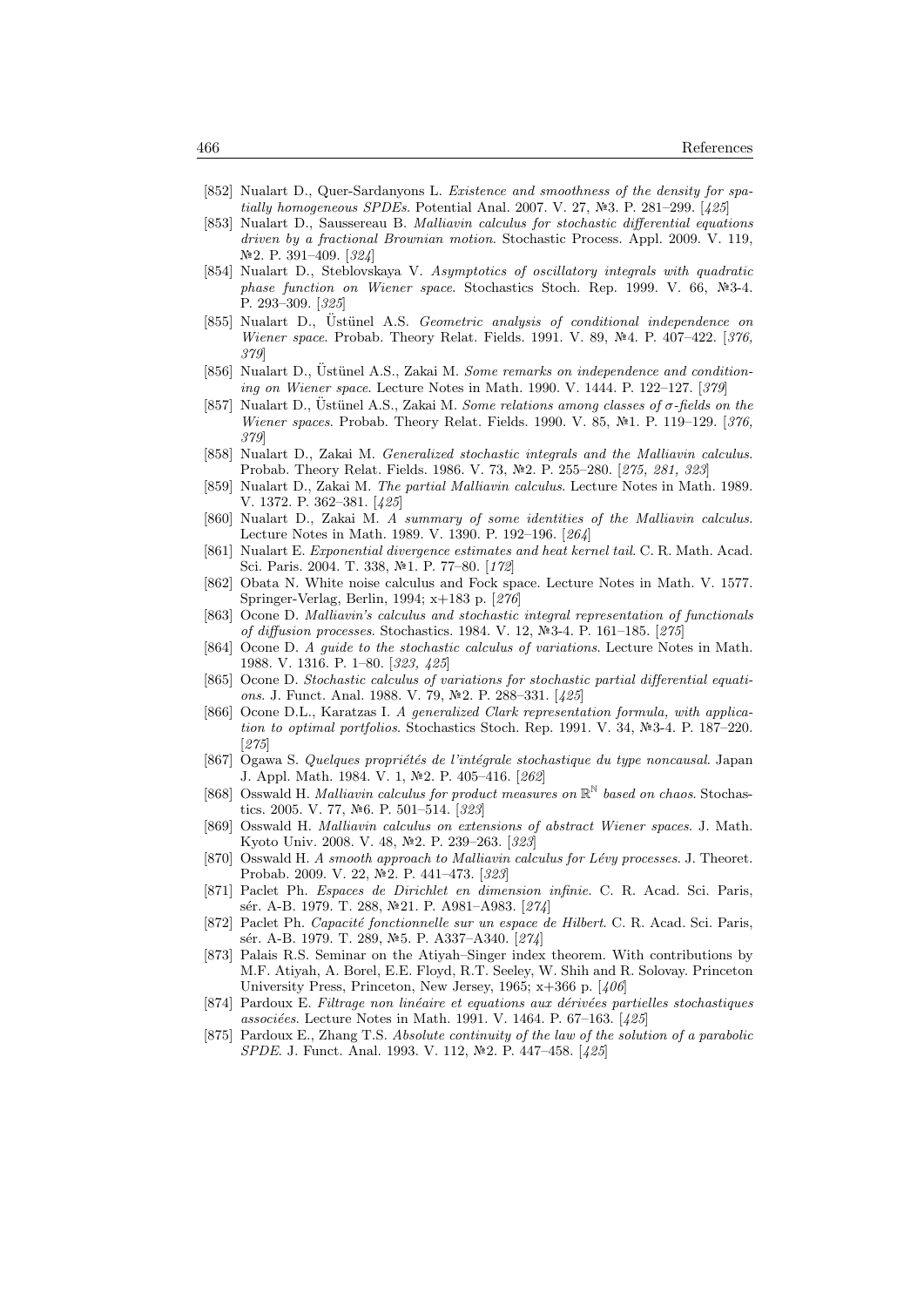[852] Nualart D., Quer-Sardanyons L. *Existence and smoothness of the density for spatially homogeneous SPDEs*. Potential Anal. 2007. V. 27, №3. P. 281–299. [*425*]

[853] Nualart D., Saussereau B. *Malliavin calculus for stochastic differential equations driven by a fractional Brownian motion*. Stochastic Process. Appl. 2009. V. 119, №2. P. 391–409. [*324*]

[854] Nualart D., Steblovskaya V. *Asymptotics of oscillatory integrals with quadratic phase function on Wiener space*. Stochastics Stoch. Rep. 1999. V. 66, №3-4. P. 293–309. [*325*]

[855] Nualart D., Üstünel A.S. *Geometric analysis of conditional independence on Wiener space*. Probab. Theory Relat. Fields. 1991. V. 89, №4. P. 407–422. [*376, 379*]

[856] Nualart D., Üstünel A.S., Zakai M. *Some remarks on independence and conditioning on Wiener space*. Lecture Notes in Math. 1990. V. 1444. P. 122–127. [*379*]

[857] Nualart D., Üstünel A.S., Zakai M. *Some relations among classes of $\sigma$-fields on the Wiener spaces*. Probab. Theory Relat. Fields. 1990. V. 85, №1. P. 119–129. [*376, 379*]

[858] Nualart D., Zakai M. *Generalized stochastic integrals and the Malliavin calculus*. Probab. Theory Relat. Fields. 1986. V. 73, №2. P. 255–280. [*275, 281, 323*]

[859] Nualart D., Zakai M. *The partial Malliavin calculus*. Lecture Notes in Math. 1989. V. 1372. P. 362–381. [*425*]

[860] Nualart D., Zakai M. *A summary of some identities of the Malliavin calculus*. Lecture Notes in Math. 1989. V. 1390. P. 192–196. [*264*]

[861] Nualart E. *Exponential divergence estimates and heat kernel tail*. C. R. Math. Acad. Sci. Paris. 2004. T. 338, №1. P. 77–80. [*172*]

[862] Obata N. White noise calculus and Fock space. Lecture Notes in Math. V. 1577. Springer-Verlag, Berlin, 1994; x+183 p. [*276*]

[863] Ocone D. *Malliavin's calculus and stochastic integral representation of functionals of diffusion processes*. Stochastics. 1984. V. 12, №3-4. P. 161–185. [*275*]

[864] Ocone D. *A guide to the stochastic calculus of variations*. Lecture Notes in Math. 1988. V. 1316. P. 1–80. [*323, 425*]

[865] Ocone D. *Stochastic calculus of variations for stochastic partial differential equations*. J. Funct. Anal. 1988. V. 79, №2. P. 288–331. [*425*]

[866] Ocone D.L., Karatzas I. *A generalized Clark representation formula, with application to optimal portfolios*. Stochastics Stoch. Rep. 1991. V. 34, №3-4. P. 187–220. [*275*]

[867] Ogawa S. *Quelques propriétés de l'intégrale stochastique du type noncausal*. Japan J. Appl. Math. 1984. V. 1, №2. P. 405–416. [*262*]

[868] Osswald H. *Malliavin calculus for product measures on $\mathbb{R}^{\mathbb{N}}$ based on chaos*. Stochastics. 2005. V. 77, №6. P. 501–514. [*323*]

[869] Osswald H. *Malliavin calculus on extensions of abstract Wiener spaces*. J. Math. Kyoto Univ. 2008. V. 48, №2. P. 239–263. [*323*]

[870] Osswald H. *A smooth approach to Malliavin calculus for Lévy processes*. J. Theoret. Probab. 2009. V. 22, №2. P. 441–473. [*323*]

[871] Paclet Ph. *Espaces de Dirichlet en dimension infinie*. C. R. Acad. Sci. Paris, sér. A-B. 1979. T. 288, №21. P. A981–A983. [*274*]

[872] Paclet Ph. *Capacité fonctionnelle sur un espace de Hilbert*. C. R. Acad. Sci. Paris, sér. A-B. 1979. T. 289, №5. P. A337–A340. [*274*]

[873] Palais R.S. Seminar on the Atiyah–Singer index theorem. With contributions by M.F. Atiyah, A. Borel, E.E. Floyd, R.T. Seeley, W. Shih and R. Solovay. Princeton University Press, Princeton, New Jersey, 1965; x+366 p. [*406*]

[874] Pardoux E. *Filtrage non linéaire et equations aux dérivées partielles stochastiques associées*. Lecture Notes in Math. 1991. V. 1464. P. 67–163. [*425*]

[875] Pardoux E., Zhang T.S. *Absolute continuity of the law of the solution of a parabolic SPDE*. J. Funct. Anal. 1993. V. 112, №2. P. 447–458. [*425*]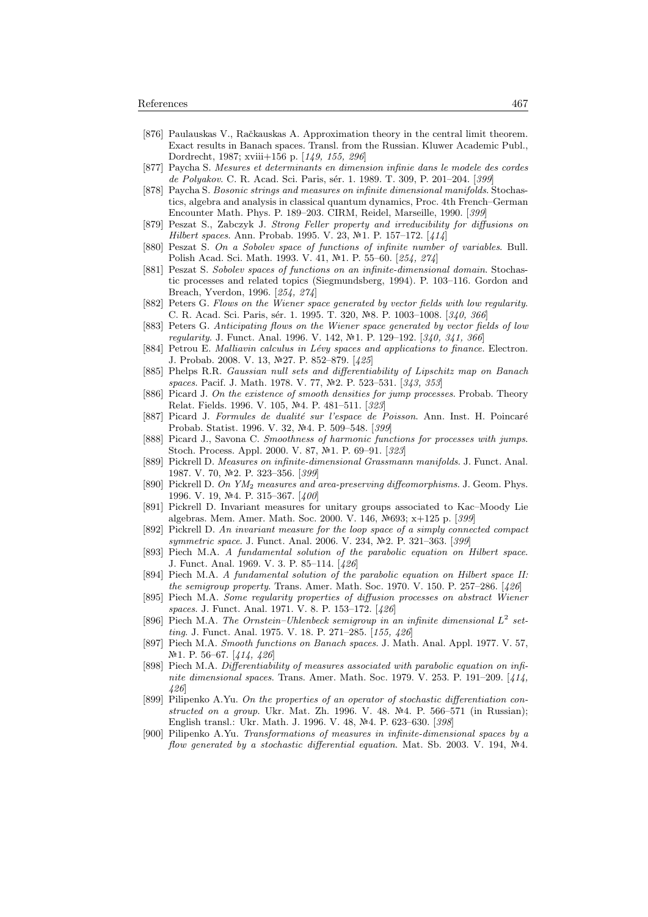[876] Paulauskas V., Račkauskas A. Approximation theory in the central limit theorem. Exact results in Banach spaces. Transl. from the Russian. Kluwer Academic Publ., Dordrecht, 1987; xviii+156 p. [*149, 155, 296*]

[877] Paycha S. *Mesures et determinants en dimension infinie dans le modele des cordes de Polyakov*. C. R. Acad. Sci. Paris, sér. 1. 1989. T. 309, P. 201–204. [*399*]

[878] Paycha S. *Bosonic strings and measures on infinite dimensional manifolds*. Stochastics, algebra and analysis in classical quantum dynamics, Proc. 4th French–German Encounter Math. Phys. P. 189–203. CIRM, Reidel, Marseille, 1990. [*399*]

[879] Peszat S., Zabczyk J. *Strong Feller property and irreducibility for diffusions on Hilbert spaces*. Ann. Probab. 1995. V. 23, №1. P. 157–172. [*414*]

[880] Peszat S. *On a Sobolev space of functions of infinite number of variables*. Bull. Polish Acad. Sci. Math. 1993. V. 41, №1. P. 55–60. [*254, 274*]

[881] Peszat S. *Sobolev spaces of functions on an infinite-dimensional domain*. Stochastic processes and related topics (Siegmundsberg, 1994). P. 103–116. Gordon and Breach, Yverdon, 1996. [*254, 274*]

[882] Peters G. *Flows on the Wiener space generated by vector fields with low regularity*. C. R. Acad. Sci. Paris, sér. 1. 1995. T. 320, №8. P. 1003–1008. [*340, 366*]

[883] Peters G. *Anticipating flows on the Wiener space generated by vector fields of low regularity*. J. Funct. Anal. 1996. V. 142, №1. P. 129–192. [*340, 341, 366*]

[884] Petrou E. *Malliavin calculus in Lévy spaces and applications to finance*. Electron. J. Probab. 2008. V. 13, №27. P. 852–879. [*425*]

[885] Phelps R.R. *Gaussian null sets and differentiability of Lipschitz map on Banach spaces*. Pacif. J. Math. 1978. V. 77, №2. P. 523–531. [*343, 353*]

[886] Picard J. *On the existence of smooth densities for jump processes*. Probab. Theory Relat. Fields. 1996. V. 105, №4. P. 481–511. [*323*]

[887] Picard J. *Formules de dualité sur l'espace de Poisson*. Ann. Inst. H. Poincaré Probab. Statist. 1996. V. 32, №4. P. 509–548. [*399*]

[888] Picard J., Savona C. *Smoothness of harmonic functions for processes with jumps*. Stoch. Process. Appl. 2000. V. 87, №1. P. 69–91. [*323*]

[889] Pickrell D. *Measures on infinite-dimensional Grassmann manifolds*. J. Funct. Anal. 1987. V. 70, №2. P. 323–356. [*399*]

[890] Pickrell D. *On $YM_2$ measures and area-preserving diffeomorphisms*. J. Geom. Phys. 1996. V. 19, №4. P. 315–367. [*400*]

[891] Pickrell D. Invariant measures for unitary groups associated to Kac–Moody Lie algebras. Mem. Amer. Math. Soc. 2000. V. 146, №693; x+125 p. [*399*]

[892] Pickrell D. *An invariant measure for the loop space of a simply connected compact symmetric space*. J. Funct. Anal. 2006. V. 234, №2. P. 321–363. [*399*]

[893] Piech M.A. *A fundamental solution of the parabolic equation on Hilbert space*. J. Funct. Anal. 1969. V. 3. P. 85–114. [*426*]

[894] Piech M.A. *A fundamental solution of the parabolic equation on Hilbert space II: the semigroup property*. Trans. Amer. Math. Soc. 1970. V. 150. P. 257–286. [*426*]

[895] Piech M.A. *Some regularity properties of diffusion processes on abstract Wiener spaces*. J. Funct. Anal. 1971. V. 8. P. 153–172. [*426*]

[896] Piech M.A. *The Ornstein–Uhlenbeck semigroup in an infinite dimensional $L^2$ setting*. J. Funct. Anal. 1975. V. 18. P. 271–285. [*155, 426*]

[897] Piech M.A. *Smooth functions on Banach spaces*. J. Math. Anal. Appl. 1977. V. 57, №1. P. 56–67. [*414, 426*]

[898] Piech M.A. *Differentiability of measures associated with parabolic equation on infinite dimensional spaces*. Trans. Amer. Math. Soc. 1979. V. 253. P. 191–209. [*414, 426*]

[899] Pilipenko A.Yu. *On the properties of an operator of stochastic differentiation constructed on a group*. Ukr. Mat. Zh. 1996. V. 48. №4. P. 566–571 (in Russian); English transl.: Ukr. Math. J. 1996. V. 48, №4. P. 623–630. [*398*]

[900] Pilipenko A.Yu. *Transformations of measures in infinite-dimensional spaces by a flow generated by a stochastic differential equation*. Mat. Sb. 2003. V. 194, №4.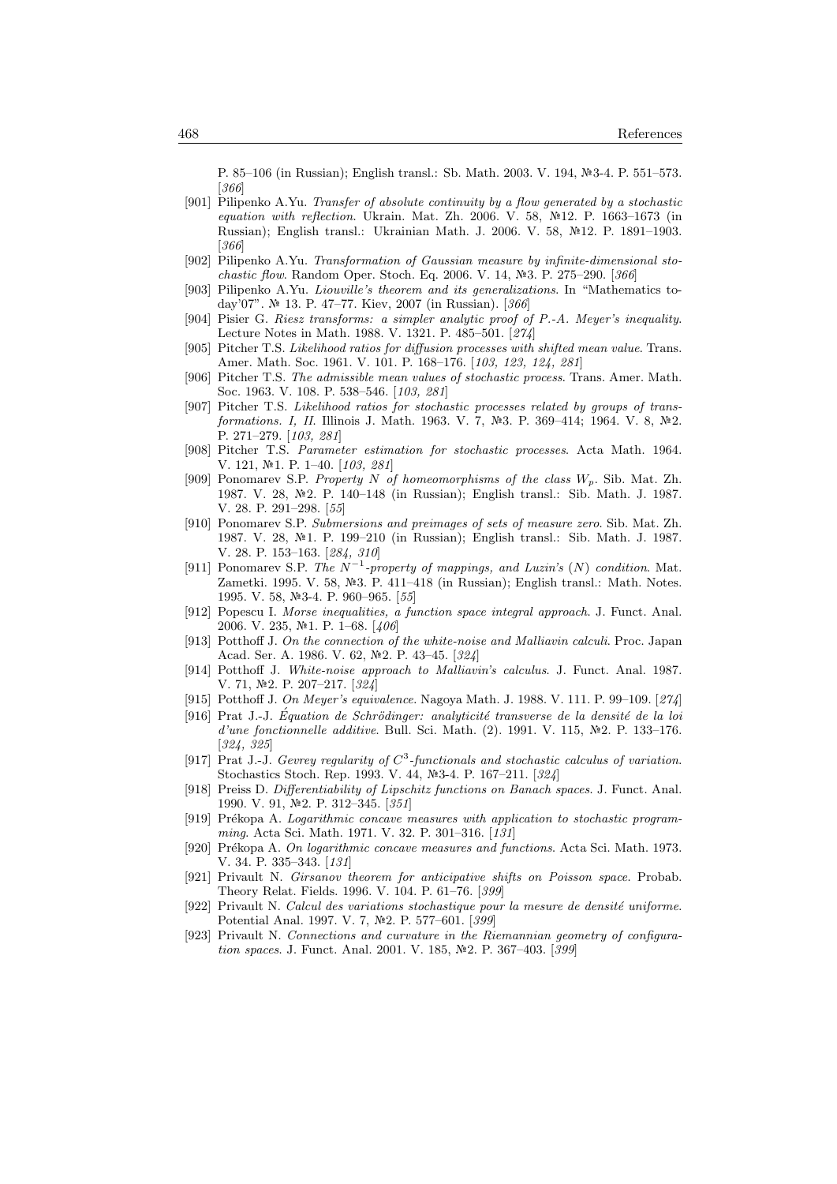P. 85–106 (in Russian); English transl.: Sb. Math. 2003. V. 194, №3-4. P. 551–573. [*366*]

- [901] Pilipenko A.Yu. *Transfer of absolute continuity by a flow generated by a stochastic equation with reflection*. Ukrain. Mat. Zh. 2006. V. 58, №12. P. 1663–1673 (in Russian); English transl.: Ukrainian Math. J. 2006. V. 58, №12. P. 1891–1903. [*366*]
- [902] Pilipenko A.Yu. *Transformation of Gaussian measure by infinite-dimensional stochastic flow*. Random Oper. Stoch. Eq. 2006. V. 14, №3. P. 275–290. [*366*]
- [903] Pilipenko A.Yu. *Liouville's theorem and its generalizations*. In "Mathematics today'07". № 13. P. 47–77. Kiev, 2007 (in Russian). [*366*]
- [904] Pisier G. *Riesz transforms: a simpler analytic proof of P.-A. Meyer's inequality*. Lecture Notes in Math. 1988. V. 1321. P. 485–501. [*274*]
- [905] Pitcher T.S. *Likelihood ratios for diffusion processes with shifted mean value*. Trans. Amer. Math. Soc. 1961. V. 101. P. 168–176. [*103, 123, 124, 281*]
- [906] Pitcher T.S. *The admissible mean values of stochastic process*. Trans. Amer. Math. Soc. 1963. V. 108. P. 538–546. [*103, 281*]
- [907] Pitcher T.S. *Likelihood ratios for stochastic processes related by groups of transformations. I, II*. Illinois J. Math. 1963. V. 7, №3. P. 369–414; 1964. V. 8, №2. P. 271–279. [*103, 281*]
- [908] Pitcher T.S. *Parameter estimation for stochastic processes*. Acta Math. 1964. V. 121, №1. P. 1–40. [*103, 281*]
- [909] Ponomarev S.P. *Property N of homeomorphisms of the class $W_p$*. Sib. Mat. Zh. 1987. V. 28, №2. P. 140–148 (in Russian); English transl.: Sib. Math. J. 1987. V. 28. P. 291–298. [*55*]
- [910] Ponomarev S.P. *Submersions and preimages of sets of measure zero*. Sib. Mat. Zh. 1987. V. 28, №1. P. 199–210 (in Russian); English transl.: Sib. Math. J. 1987. V. 28. P. 153–163. [*284, 310*]
- [911] Ponomarev S.P. *The $N^{-1}$-property of mappings, and Luzin's $(N)$ condition*. Mat. Zametki. 1995. V. 58, №3. P. 411–418 (in Russian); English transl.: Math. Notes. 1995. V. 58, №3-4. P. 960–965. [*55*]
- [912] Popescu I. *Morse inequalities, a function space integral approach*. J. Funct. Anal. 2006. V. 235, №1. P. 1–68. [*406*]
- [913] Potthoff J. *On the connection of the white-noise and Malliavin calculi*. Proc. Japan Acad. Ser. A. 1986. V. 62, №2. P. 43–45. [*324*]
- [914] Potthoff J. *White-noise approach to Malliavin's calculus*. J. Funct. Anal. 1987. V. 71, №2. P. 207–217. [*324*]
- [915] Potthoff J. *On Meyer's equivalence*. Nagoya Math. J. 1988. V. 111. P. 99–109. [*274*]
- [916] Prat J.-J. *Équation de Schrödinger: analyticité transverse de la densité de la loi d'une fonctionnelle additive*. Bull. Sci. Math. (2). 1991. V. 115, №2. P. 133–176. [*324, 325*]
- [917] Prat J.-J. *Gevrey regularity of $C^3$-functionals and stochastic calculus of variation*. Stochastics Stoch. Rep. 1993. V. 44, №3-4. P. 167–211. [*324*]
- [918] Preiss D. *Differentiability of Lipschitz functions on Banach spaces*. J. Funct. Anal. 1990. V. 91, №2. P. 312–345. [*351*]
- [919] Prékopa A. *Logarithmic concave measures with application to stochastic programming*. Acta Sci. Math. 1971. V. 32. P. 301–316. [*131*]
- [920] Prékopa A. *On logarithmic concave measures and functions*. Acta Sci. Math. 1973. V. 34. P. 335–343. [*131*]
- [921] Privault N. *Girsanov theorem for anticipative shifts on Poisson space*. Probab. Theory Relat. Fields. 1996. V. 104. P. 61–76. [*399*]
- [922] Privault N. *Calcul des variations stochastique pour la mesure de densité uniforme*. Potential Anal. 1997. V. 7, №2. P. 577–601. [*399*]
- [923] Privault N. *Connections and curvature in the Riemannian geometry of configuration spaces*. J. Funct. Anal. 2001. V. 185, №2. P. 367–403. [*399*]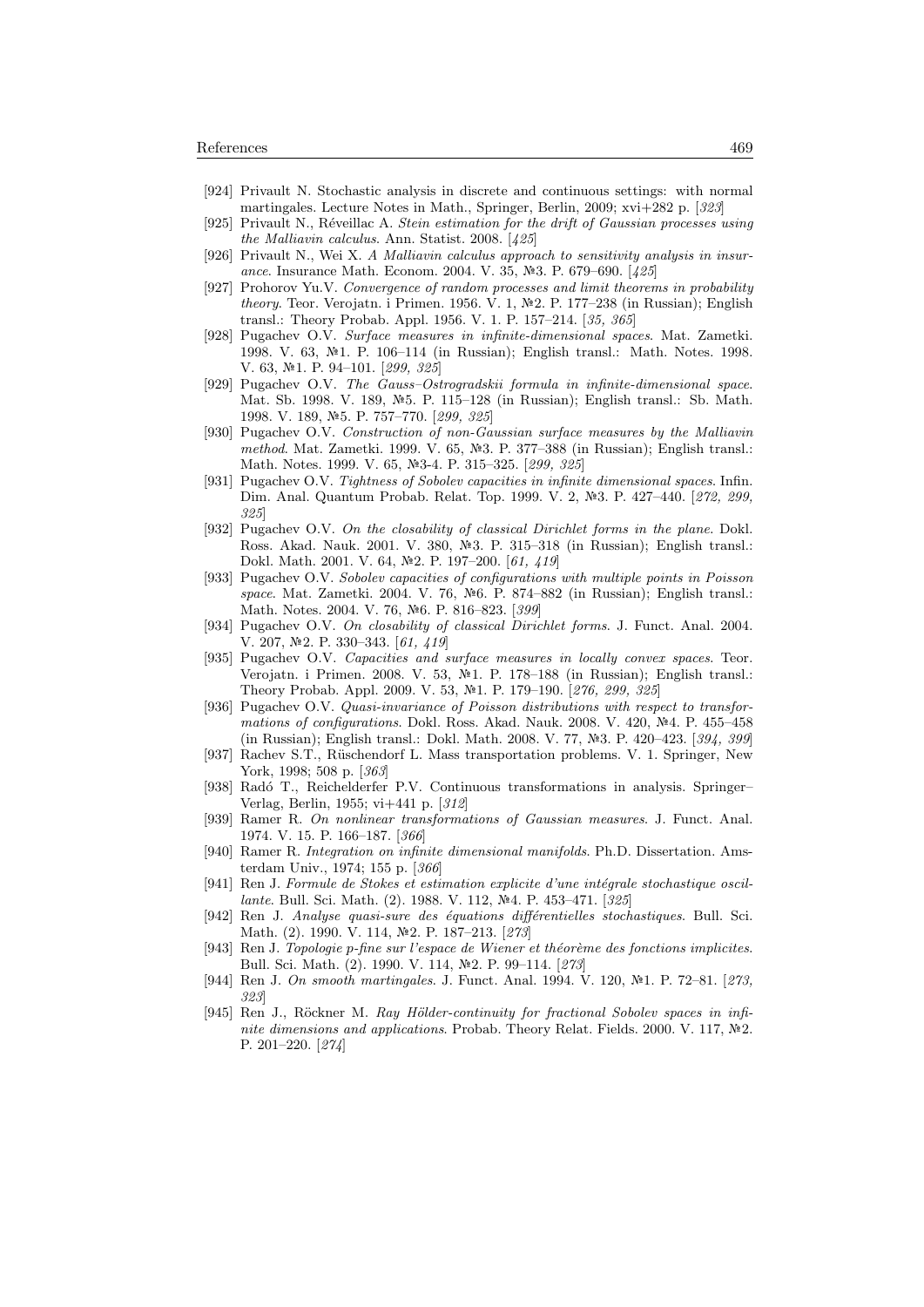[924] Privault N. Stochastic analysis in discrete and continuous settings: with normal martingales. Lecture Notes in Math., Springer, Berlin, 2009; xvi+282 p. [*323*]

[925] Privault N., Réveillac A. *Stein estimation for the drift of Gaussian processes using the Malliavin calculus*. Ann. Statist. 2008. [*425*]

[926] Privault N., Wei X. *A Malliavin calculus approach to sensitivity analysis in insurance*. Insurance Math. Econom. 2004. V. 35, №3. P. 679–690. [*425*]

[927] Prohorov Yu.V. *Convergence of random processes and limit theorems in probability theory*. Teor. Verojatn. i Primen. 1956. V. 1, №2. P. 177–238 (in Russian); English transl.: Theory Probab. Appl. 1956. V. 1. P. 157–214. [*35, 365*]

[928] Pugachev O.V. *Surface measures in infinite-dimensional spaces*. Mat. Zametki. 1998. V. 63, №1. P. 106–114 (in Russian); English transl.: Math. Notes. 1998. V. 63, №1. P. 94–101. [*299, 325*]

[929] Pugachev O.V. *The Gauss–Ostrogradskii formula in infinite-dimensional space*. Mat. Sb. 1998. V. 189, №5. P. 115–128 (in Russian); English transl.: Sb. Math. 1998. V. 189, №5. P. 757–770. [*299, 325*]

[930] Pugachev O.V. *Construction of non-Gaussian surface measures by the Malliavin method*. Mat. Zametki. 1999. V. 65, №3. P. 377–388 (in Russian); English transl.: Math. Notes. 1999. V. 65, №3-4. P. 315–325. [*299, 325*]

[931] Pugachev O.V. *Tightness of Sobolev capacities in infinite dimensional spaces*. Infin. Dim. Anal. Quantum Probab. Relat. Top. 1999. V. 2, №3. P. 427–440. [*272, 299, 325*]

[932] Pugachev O.V. *On the closability of classical Dirichlet forms in the plane*. Dokl. Ross. Akad. Nauk. 2001. V. 380, №3. P. 315–318 (in Russian); English transl.: Dokl. Math. 2001. V. 64, №2. P. 197–200. [*61, 419*]

[933] Pugachev O.V. *Sobolev capacities of configurations with multiple points in Poisson space*. Mat. Zametki. 2004. V. 76, №6. P. 874–882 (in Russian); English transl.: Math. Notes. 2004. V. 76, №6. P. 816–823. [*399*]

[934] Pugachev O.V. *On closability of classical Dirichlet forms*. J. Funct. Anal. 2004. V. 207, №2. P. 330–343. [*61, 419*]

[935] Pugachev O.V. *Capacities and surface measures in locally convex spaces*. Teor. Verojatn. i Primen. 2008. V. 53, №1. P. 178–188 (in Russian); English transl.: Theory Probab. Appl. 2009. V. 53, №1. P. 179–190. [*276, 299, 325*]

[936] Pugachev O.V. *Quasi-invariance of Poisson distributions with respect to transformations of configurations*. Dokl. Ross. Akad. Nauk. 2008. V. 420, №4. P. 455–458 (in Russian); English transl.: Dokl. Math. 2008. V. 77, №3. P. 420–423. [*394, 399*]

[937] Rachev S.T., Rüschendorf L. Mass transportation problems. V. 1. Springer, New York, 1998; 508 p. [*363*]

[938] Radó T., Reichelderfer P.V. Continuous transformations in analysis. Springer–Verlag, Berlin, 1955; vi+441 p. [*312*]

[939] Ramer R. *On nonlinear transformations of Gaussian measures*. J. Funct. Anal. 1974. V. 15. P. 166–187. [*366*]

[940] Ramer R. *Integration on infinite dimensional manifolds*. Ph.D. Dissertation. Amsterdam Univ., 1974; 155 p. [*366*]

[941] Ren J. *Formule de Stokes et estimation explicite d'une intégrale stochastique oscillante*. Bull. Sci. Math. (2). 1988. V. 112, №4. P. 453–471. [*325*]

[942] Ren J. *Analyse quasi-sure des équations différentielles stochastiques*. Bull. Sci. Math. (2). 1990. V. 114, №2. P. 187–213. [*273*]

[943] Ren J. *Topologie p-fine sur l'espace de Wiener et théorème des fonctions implicites*. Bull. Sci. Math. (2). 1990. V. 114, №2. P. 99–114. [*273*]

[944] Ren J. *On smooth martingales*. J. Funct. Anal. 1994. V. 120, №1. P. 72–81. [*273, 323*]

[945] Ren J., Röckner M. *Ray Hölder-continuity for fractional Sobolev spaces in infinite dimensions and applications*. Probab. Theory Relat. Fields. 2000. V. 117, №2. P. 201–220. [*274*]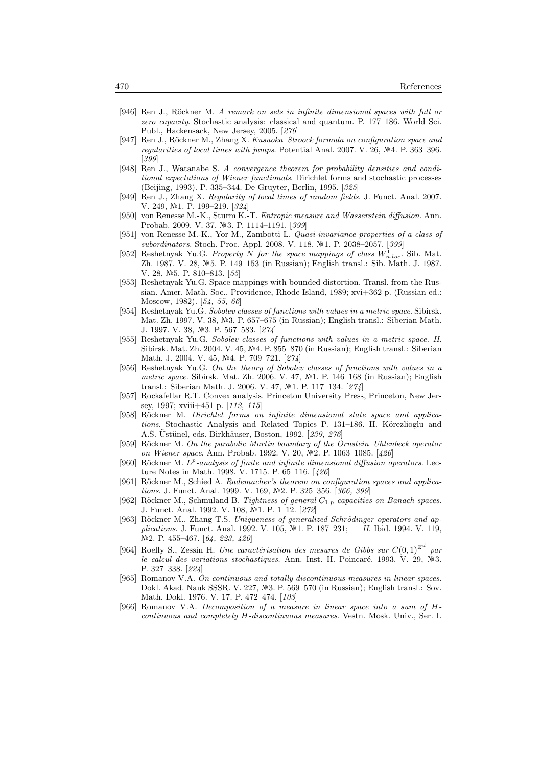[946] Ren J., Röckner M. *A remark on sets in infinite dimensional spaces with full or zero capacity*. Stochastic analysis: classical and quantum. P. 177–186. World Sci. Publ., Hackensack, New Jersey, 2005. [*276*]

[947] Ren J., Röckner M., Zhang X. *Kusuoka–Stroock formula on configuration space and regularities of local times with jumps*. Potential Anal. 2007. V. 26, №4. P. 363–396. [*399*]

[948] Ren J., Watanabe S. *A convergence theorem for probability densities and conditional expectations of Wiener functionals*. Dirichlet forms and stochastic processes (Beijing, 1993). P. 335–344. De Gruyter, Berlin, 1995. [*325*]

[949] Ren J., Zhang X. *Regularity of local times of random fields*. J. Funct. Anal. 2007. V. 249, №1. P. 199–219. [*324*]

[950] von Renesse M.-K., Sturm K.-T. *Entropic measure and Wasserstein diffusion*. Ann. Probab. 2009. V. 37, №3. P. 1114–1191. [*399*]

[951] von Renesse M.-K., Yor M., Zambotti L. *Quasi-invariance properties of a class of subordinators*. Stoch. Proc. Appl. 2008. V. 118, №1. P. 2038–2057. [*399*]

[952] Reshetnyak Yu.G. *Property N for the space mappings of class $W^1_{n,loc}$*. Sib. Mat. Zh. 1987. V. 28, №5. P. 149–153 (in Russian); English transl.: Sib. Math. J. 1987. V. 28, №5. P. 810–813. [*55*]

[953] Reshetnyak Yu.G. Space mappings with bounded distortion. Transl. from the Russian. Amer. Math. Soc., Providence, Rhode Island, 1989; xvi+362 p. (Russian ed.: Moscow, 1982). [*54, 55, 66*]

[954] Reshetnyak Yu.G. *Sobolev classes of functions with values in a metric space*. Sibirsk. Mat. Zh. 1997. V. 38, №3. P. 657–675 (in Russian); English transl.: Siberian Math. J. 1997. V. 38, №3. P. 567–583. [*274*]

[955] Reshetnyak Yu.G. *Sobolev classes of functions with values in a metric space. II*. Sibirsk. Mat. Zh. 2004. V. 45, №4. P. 855–870 (in Russian); English transl.: Siberian Math. J. 2004. V. 45, №4. P. 709–721. [*274*]

[956] Reshetnyak Yu.G. *On the theory of Sobolev classes of functions with values in a metric space*. Sibirsk. Mat. Zh. 2006. V. 47, №1. P. 146–168 (in Russian); English transl.: Siberian Math. J. 2006. V. 47, №1. P. 117–134. [*274*]

[957] Rockafellar R.T. Convex analysis. Princeton University Press, Princeton, New Jersey, 1997; xviii+451 p. [*112, 115*]

[958] Röckner M. *Dirichlet forms on infinite dimensional state space and applications*. Stochastic Analysis and Related Topics P. 131–186. H. Körezlioglu and A.S. Üstünel, eds. Birkhäuser, Boston, 1992. [*239, 276*]

[959] Röckner M. *On the parabolic Martin boundary of the Ornstein–Uhlenbeck operator on Wiener space*. Ann. Probab. 1992. V. 20, №2. P. 1063–1085. [*426*]

[960] Röckner M. *$L^p$-analysis of finite and infinite dimensional diffusion operators*. Lecture Notes in Math. 1998. V. 1715. P. 65–116. [*426*]

[961] Röckner M., Schied A. *Rademacher's theorem on configuration spaces and applications*. J. Funct. Anal. 1999. V. 169, №2. P. 325–356. [*366, 399*]

[962] Röckner M., Schmuland B. *Tightness of general $C_{1,p}$ capacities on Banach spaces*. J. Funct. Anal. 1992. V. 108, №1. P. 1–12. [*272*]

[963] Röckner M., Zhang T.S. *Uniqueness of generalized Schrödinger operators and applications*. J. Funct. Anal. 1992. V. 105, №1. P. 187–231; — *II*. Ibid. 1994. V. 119, №2. P. 455–467. [*64, 223, 420*]

[964] Roelly S., Zessin H. *Une caractérisation des mesures de Gibbs sur $C(0,1)^{Z^d}$ par le calcul des variations stochastiques*. Ann. Inst. H. Poincaré. 1993. V. 29, №3. P. 327–338. [*224*]

[965] Romanov V.A. *On continuous and totally discontinuous measures in linear spaces*. Dokl. Akad. Nauk SSSR. V. 227, №3. P. 569–570 (in Russian); English transl.: Sov. Math. Dokl. 1976. V. 17. P. 472–474. [*103*]

[966] Romanov V.A. *Decomposition of a measure in linear space into a sum of $H$-continuous and completely $H$-discontinuous measures*. Vestn. Mosk. Univ., Ser. I.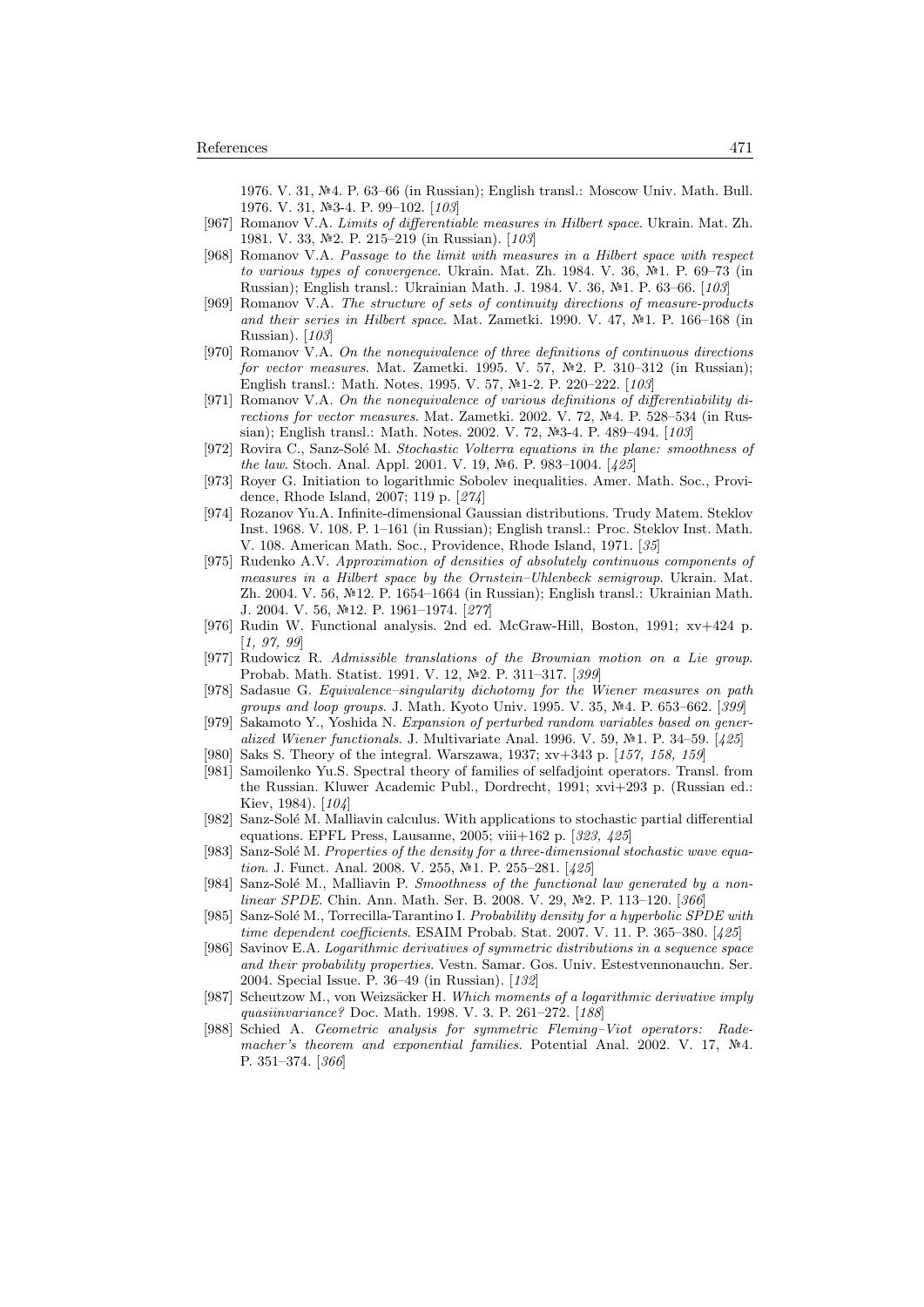1976. V. 31, №4. P. 63–66 (in Russian); English transl.: Moscow Univ. Math. Bull. 1976. V. 31, №3-4. P. 99–102. [*103*]

[967] Romanov V.A. *Limits of differentiable measures in Hilbert space*. Ukrain. Mat. Zh. 1981. V. 33, №2. P. 215–219 (in Russian). [*103*]

[968] Romanov V.A. *Passage to the limit with measures in a Hilbert space with respect to various types of convergence*. Ukrain. Mat. Zh. 1984. V. 36, №1. P. 69–73 (in Russian); English transl.: Ukrainian Math. J. 1984. V. 36, №1. P. 63–66. [*103*]

[969] Romanov V.A. *The structure of sets of continuity directions of measure-products and their series in Hilbert space*. Mat. Zametki. 1990. V. 47, №1. P. 166–168 (in Russian). [*103*]

[970] Romanov V.A. *On the nonequivalence of three definitions of continuous directions for vector measures*. Mat. Zametki. 1995. V. 57, №2. P. 310–312 (in Russian); English transl.: Math. Notes. 1995. V. 57, №1-2. P. 220–222. [*103*]

[971] Romanov V.A. *On the nonequivalence of various definitions of differentiability directions for vector measures*. Mat. Zametki. 2002. V. 72, №4. P. 528–534 (in Russian); English transl.: Math. Notes. 2002. V. 72, №3-4. P. 489–494. [*103*]

[972] Rovira C., Sanz-Solé M. *Stochastic Volterra equations in the plane: smoothness of the law*. Stoch. Anal. Appl. 2001. V. 19, №6. P. 983–1004. [*425*]

[973] Royer G. Initiation to logarithmic Sobolev inequalities. Amer. Math. Soc., Providence, Rhode Island, 2007; 119 p. [*274*]

[974] Rozanov Yu.A. Infinite-dimensional Gaussian distributions. Trudy Matem. Steklov Inst. 1968. V. 108. P. 1–161 (in Russian); English transl.: Proc. Steklov Inst. Math. V. 108. American Math. Soc., Providence, Rhode Island, 1971. [*35*]

[975] Rudenko A.V. *Approximation of densities of absolutely continuous components of measures in a Hilbert space by the Ornstein–Uhlenbeck semigroup*. Ukrain. Mat. Zh. 2004. V. 56, №12. P. 1654–1664 (in Russian); English transl.: Ukrainian Math. J. 2004. V. 56, №12. P. 1961–1974. [*277*]

[976] Rudin W. Functional analysis. 2nd ed. McGraw-Hill, Boston, 1991; xv+424 p. [*1, 97, 99*]

[977] Rudowicz R. *Admissible translations of the Brownian motion on a Lie group*. Probab. Math. Statist. 1991. V. 12, №2. P. 311–317. [*399*]

[978] Sadasue G. *Equivalence–singularity dichotomy for the Wiener measures on path groups and loop groups*. J. Math. Kyoto Univ. 1995. V. 35, №4. P. 653–662. [*399*]

[979] Sakamoto Y., Yoshida N. *Expansion of perturbed random variables based on generalized Wiener functionals*. J. Multivariate Anal. 1996. V. 59, №1. P. 34–59. [*425*]

[980] Saks S. Theory of the integral. Warszawa, 1937; xv+343 p. [*157, 158, 159*]

[981] Samoilenko Yu.S. Spectral theory of families of selfadjoint operators. Transl. from the Russian. Kluwer Academic Publ., Dordrecht, 1991; xvi+293 p. (Russian ed.: Kiev, 1984). [*104*]

[982] Sanz-Solé M. Malliavin calculus. With applications to stochastic partial differential equations. EPFL Press, Lausanne, 2005; viii+162 p. [*323, 425*]

[983] Sanz-Solé M. *Properties of the density for a three-dimensional stochastic wave equation*. J. Funct. Anal. 2008. V. 255, №1. P. 255–281. [*425*]

[984] Sanz-Solé M., Malliavin P. *Smoothness of the functional law generated by a nonlinear SPDE*. Chin. Ann. Math. Ser. B. 2008. V. 29, №2. P. 113–120. [*366*]

[985] Sanz-Solé M., Torrecilla-Tarantino I. *Probability density for a hyperbolic SPDE with time dependent coefficients*. ESAIM Probab. Stat. 2007. V. 11. P. 365–380. [*425*]

[986] Savinov E.A. *Logarithmic derivatives of symmetric distributions in a sequence space and their probability properties*. Vestn. Samar. Gos. Univ. Estestvennonauchn. Ser. 2004. Special Issue. P. 36–49 (in Russian). [*132*]

[987] Scheutzow M., von Weizsäcker H. *Which moments of a logarithmic derivative imply quasiinvariance?* Doc. Math. 1998. V. 3. P. 261–272. [*188*]

[988] Schied A. *Geometric analysis for symmetric Fleming–Viot operators: Rademacher's theorem and exponential families*. Potential Anal. 2002. V. 17, №4. P. 351–374. [*366*]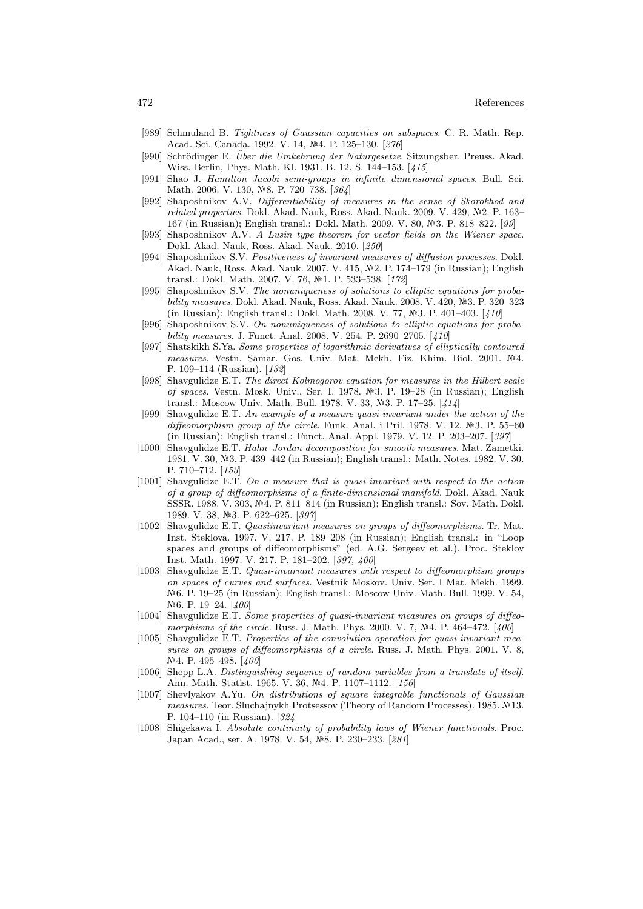[989] Schmuland B. *Tightness of Gaussian capacities on subspaces*. C. R. Math. Rep. Acad. Sci. Canada. 1992. V. 14, №4. P. 125–130. [*276*]

[990] Schrödinger E. *Über die Umkehrung der Naturgesetze*. Sitzungsber. Preuss. Akad. Wiss. Berlin, Phys.-Math. Kl. 1931. B. 12. S. 144–153. [*415*]

[991] Shao J. *Hamilton–Jacobi semi-groups in infinite dimensional spaces*. Bull. Sci. Math. 2006. V. 130, №8. P. 720–738. [*364*]

[992] Shaposhnikov A.V. *Differentiability of measures in the sense of Skorokhod and related properties*. Dokl. Akad. Nauk, Ross. Akad. Nauk. 2009. V. 429, №2. P. 163–167 (in Russian); English transl.: Dokl. Math. 2009. V. 80, №3. P. 818–822. [*99*]

[993] Shaposhnikov A.V. *A Lusin type theorem for vector fields on the Wiener space*. Dokl. Akad. Nauk, Ross. Akad. Nauk. 2010. [*250*]

[994] Shaposhnikov S.V. *Positiveness of invariant measures of diffusion processes*. Dokl. Akad. Nauk, Ross. Akad. Nauk. 2007. V. 415, №2. P. 174–179 (in Russian); English transl.: Dokl. Math. 2007. V. 76, №1. P. 533–538. [*172*]

[995] Shaposhnikov S.V. *The nonuniqueness of solutions to elliptic equations for probability measures*. Dokl. Akad. Nauk, Ross. Akad. Nauk. 2008. V. 420, №3. P. 320–323 (in Russian); English transl.: Dokl. Math. 2008. V. 77, №3. P. 401–403. [*410*]

[996] Shaposhnikov S.V. *On nonuniqueness of solutions to elliptic equations for probability measures*. J. Funct. Anal. 2008. V. 254. P. 2690–2705. [*410*]

[997] Shatskikh S.Ya. *Some properties of logarithmic derivatives of elliptically contoured measures*. Vestn. Samar. Gos. Univ. Mat. Mekh. Fiz. Khim. Biol. 2001. №4. P. 109–114 (Russian). [*132*]

[998] Shavgulidze E.T. *The direct Kolmogorov equation for measures in the Hilbert scale of spaces*. Vestn. Mosk. Univ., Ser. I. 1978. №3. P. 19–28 (in Russian); English transl.: Moscow Univ. Math. Bull. 1978. V. 33, №3. P. 17–25. [*414*]

[999] Shavgulidze E.T. *An example of a measure quasi-invariant under the action of the diffeomorphism group of the circle*. Funk. Anal. i Pril. 1978. V. 12, №3. P. 55–60 (in Russian); English transl.: Funct. Anal. Appl. 1979. V. 12. P. 203–207. [*397*]

[1000] Shavgulidze E.T. *Hahn–Jordan decomposition for smooth measures*. Mat. Zametki. 1981. V. 30, №3. P. 439–442 (in Russian); English transl.: Math. Notes. 1982. V. 30. P. 710–712. [*153*]

[1001] Shavgulidze E.T. *On a measure that is quasi-invariant with respect to the action of a group of diffeomorphisms of a finite-dimensional manifold*. Dokl. Akad. Nauk SSSR. 1988. V. 303, №4. P. 811–814 (in Russian); English transl.: Sov. Math. Dokl. 1989. V. 38, №3. P. 622–625. [*397*]

[1002] Shavgulidze E.T. *Quasiinvariant measures on groups of diffeomorphisms*. Tr. Mat. Inst. Steklova. 1997. V. 217. P. 189–208 (in Russian); English transl.: in "Loop spaces and groups of diffeomorphisms" (ed. A.G. Sergeev et al.). Proc. Steklov Inst. Math. 1997. V. 217. P. 181–202. [*397, 400*]

[1003] Shavgulidze E.T. *Quasi-invariant measures with respect to diffeomorphism groups on spaces of curves and surfaces*. Vestnik Moskov. Univ. Ser. I Mat. Mekh. 1999. №6. P. 19–25 (in Russian); English transl.: Moscow Univ. Math. Bull. 1999. V. 54, №6. P. 19–24. [*400*]

[1004] Shavgulidze E.T. *Some properties of quasi-invariant measures on groups of diffeomorphisms of the circle*. Russ. J. Math. Phys. 2000. V. 7, №4. P. 464–472. [*400*]

[1005] Shavgulidze E.T. *Properties of the convolution operation for quasi-invariant measures on groups of diffeomorphisms of a circle*. Russ. J. Math. Phys. 2001. V. 8, №4. P. 495–498. [*400*]

[1006] Shepp L.A. *Distinguishing sequence of random variables from a translate of itself*. Ann. Math. Statist. 1965. V. 36, №4. P. 1107–1112. [*156*]

[1007] Shevlyakov A.Yu. *On distributions of square integrable functionals of Gaussian measures*. Teor. Sluchajnykh Protsessov (Theory of Random Processes). 1985. №13. P. 104–110 (in Russian). [*324*]

[1008] Shigekawa I. *Absolute continuity of probability laws of Wiener functionals*. Proc. Japan Acad., ser. A. 1978. V. 54, №8. P. 230–233. [*281*]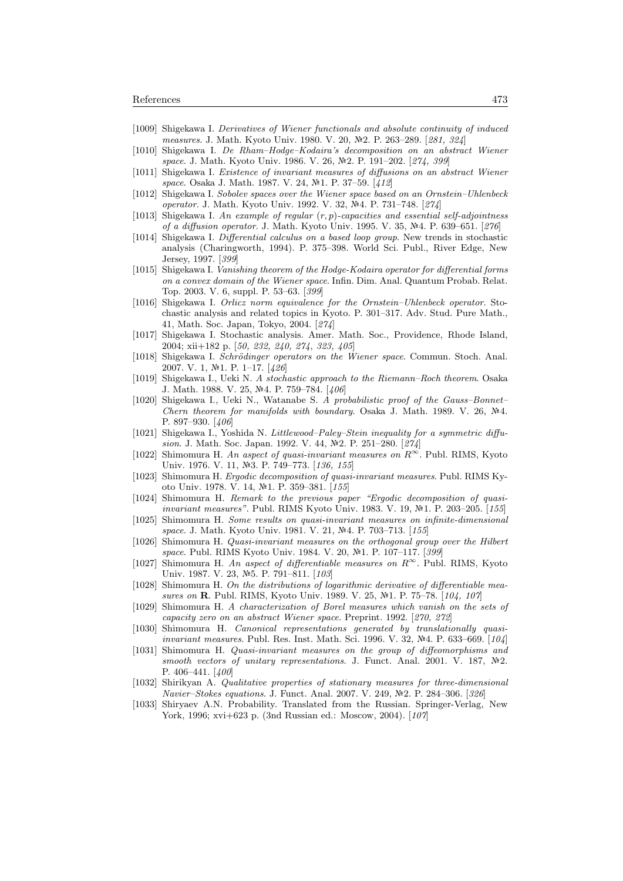[1009] Shigekawa I. *Derivatives of Wiener functionals and absolute continuity of induced measures*. J. Math. Kyoto Univ. 1980. V. 20, №2. P. 263–289. [*281, 324*]

[1010] Shigekawa I. *De Rham–Hodge–Kodaira's decomposition on an abstract Wiener space*. J. Math. Kyoto Univ. 1986. V. 26, №2. P. 191–202. [*274, 399*]

[1011] Shigekawa I. *Existence of invariant measures of diffusions on an abstract Wiener space*. Osaka J. Math. 1987. V. 24, №1. P. 37–59. [*412*]

[1012] Shigekawa I. *Sobolev spaces over the Wiener space based on an Ornstein–Uhlenbeck operator*. J. Math. Kyoto Univ. 1992. V. 32, №4. P. 731–748. [*274*]

[1013] Shigekawa I. *An example of regular $(r,p)$-capacities and essential self-adjointness of a diffusion operator*. J. Math. Kyoto Univ. 1995. V. 35, №4. P. 639–651. [*276*]

[1014] Shigekawa I. *Differential calculus on a based loop group*. New trends in stochastic analysis (Charingworth, 1994). P. 375–398. World Sci. Publ., River Edge, New Jersey, 1997. [*399*]

[1015] Shigekawa I. *Vanishing theorem of the Hodge-Kodaira operator for differential forms on a convex domain of the Wiener space*. Infin. Dim. Anal. Quantum Probab. Relat. Top. 2003. V. 6, suppl. P. 53–63. [*399*]

[1016] Shigekawa I. *Orlicz norm equivalence for the Ornstein–Uhlenbeck operator*. Stochastic analysis and related topics in Kyoto. P. 301–317. Adv. Stud. Pure Math., 41, Math. Soc. Japan, Tokyo, 2004. [*274*]

[1017] Shigekawa I. Stochastic analysis. Amer. Math. Soc., Providence, Rhode Island, 2004; xii+182 p. [*50, 232, 240, 274, 323, 405*]

[1018] Shigekawa I. *Schrödinger operators on the Wiener space*. Commun. Stoch. Anal. 2007. V. 1, №1. P. 1–17. [*426*]

[1019] Shigekawa I., Ueki N. *A stochastic approach to the Riemann–Roch theorem*. Osaka J. Math. 1988. V. 25, №4. P. 759–784. [*406*]

[1020] Shigekawa I., Ueki N., Watanabe S. *A probabilistic proof of the Gauss–Bonnet–Chern theorem for manifolds with boundary*. Osaka J. Math. 1989. V. 26, №4. P. 897–930. [*406*]

[1021] Shigekawa I., Yoshida N. *Littlewood–Paley–Stein inequality for a symmetric diffusion*. J. Math. Soc. Japan. 1992. V. 44, №2. P. 251–280. [*274*]

[1022] Shimomura H. *An aspect of quasi-invariant measures on $R^\infty$*. Publ. RIMS, Kyoto Univ. 1976. V. 11, №3. P. 749–773. [*136, 155*]

[1023] Shimomura H. *Ergodic decomposition of quasi-invariant measures*. Publ. RIMS Kyoto Univ. 1978. V. 14, №1. P. 359–381. [*155*]

[1024] Shimomura H. *Remark to the previous paper "Ergodic decomposition of quasi-invariant measures"*. Publ. RIMS Kyoto Univ. 1983. V. 19, №1. P. 203–205. [*155*]

[1025] Shimomura H. *Some results on quasi-invariant measures on infinite-dimensional space*. J. Math. Kyoto Univ. 1981. V. 21, №4. P. 703–713. [*155*]

[1026] Shimomura H. *Quasi-invariant measures on the orthogonal group over the Hilbert space*. Publ. RIMS Kyoto Univ. 1984. V. 20, №1. P. 107–117. [*399*]

[1027] Shimomura H. *An aspect of differentiable measures on $R^\infty$*. Publ. RIMS, Kyoto Univ. 1987. V. 23, №5. P. 791–811. [*103*]

[1028] Shimomura H. *On the distributions of logarithmic derivative of differentiable measures on* **R**. Publ. RIMS, Kyoto Univ. 1989. V. 25, №1. P. 75–78. [*104, 107*]

[1029] Shimomura H. *A characterization of Borel measures which vanish on the sets of capacity zero on an abstract Wiener space*. Preprint. 1992. [*270, 272*]

[1030] Shimomura H. *Canonical representations generated by translationally quasi-invariant measures*. Publ. Res. Inst. Math. Sci. 1996. V. 32, №4. P. 633–669. [*104*]

[1031] Shimomura H. *Quasi-invariant measures on the group of diffeomorphisms and smooth vectors of unitary representations*. J. Funct. Anal. 2001. V. 187, №2. P. 406–441. [*400*]

[1032] Shirikyan A. *Qualitative properties of stationary measures for three-dimensional Navier–Stokes equations*. J. Funct. Anal. 2007. V. 249, №2. P. 284–306. [*326*]

[1033] Shiryaev A.N. Probability. Translated from the Russian. Springer-Verlag, New York, 1996; xvi+623 p. (3nd Russian ed.: Moscow, 2004). [*107*]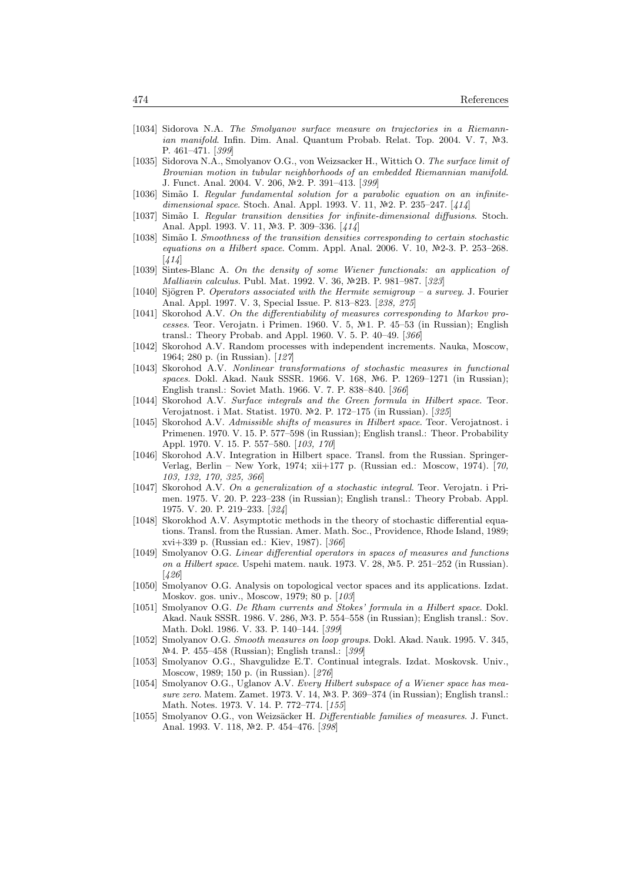[1034] Sidorova N.A. *The Smolyanov surface measure on trajectories in a Riemannian manifold*. Infin. Dim. Anal. Quantum Probab. Relat. Top. 2004. V. 7, №3. P. 461–471. [*399*]

[1035] Sidorova N.A., Smolyanov O.G., von Weizsacker H., Wittich O. *The surface limit of Brownian motion in tubular neighborhoods of an embedded Riemannian manifold*. J. Funct. Anal. 2004. V. 206, №2. P. 391–413. [*399*]

[1036] Simão I. *Regular fundamental solution for a parabolic equation on an infinite-dimensional space*. Stoch. Anal. Appl. 1993. V. 11, №2. P. 235–247. [*414*]

[1037] Simão I. *Regular transition densities for infinite-dimensional diffusions*. Stoch. Anal. Appl. 1993. V. 11, №3. P. 309–336. [*414*]

[1038] Simão I. *Smoothness of the transition densities corresponding to certain stochastic equations on a Hilbert space*. Comm. Appl. Anal. 2006. V. 10, №2-3. P. 253–268. [*414*]

[1039] Sintes-Blanc A. *On the density of some Wiener functionals: an application of Malliavin calculus*. Publ. Mat. 1992. V. 36, №2B. P. 981–987. [*323*]

[1040] Sjögren P. *Operators associated with the Hermite semigroup – a survey*. J. Fourier Anal. Appl. 1997. V. 3, Special Issue. P. 813–823. [*238, 275*]

[1041] Skorohod A.V. *On the differentiability of measures corresponding to Markov processes*. Teor. Verojatn. i Primen. 1960. V. 5, №1. P. 45–53 (in Russian); English transl.: Theory Probab. and Appl. 1960. V. 5. P. 40–49. [*366*]

[1042] Skorohod A.V. Random processes with independent increments. Nauka, Moscow, 1964; 280 p. (in Russian). [*127*]

[1043] Skorohod A.V. *Nonlinear transformations of stochastic measures in functional spaces*. Dokl. Akad. Nauk SSSR. 1966. V. 168, №6. P. 1269–1271 (in Russian); English transl.: Soviet Math. 1966. V. 7. P. 838–840. [*366*]

[1044] Skorohod A.V. *Surface integrals and the Green formula in Hilbert space*. Teor. Verojatnost. i Mat. Statist. 1970. №2. P. 172–175 (in Russian). [*325*]

[1045] Skorohod A.V. *Admissible shifts of measures in Hilbert space*. Teor. Verojatnost. i Primenen. 1970. V. 15. P. 577–598 (in Russian); English transl.: Theor. Probability Appl. 1970. V. 15. P. 557–580. [*103, 170*]

[1046] Skorohod A.V. Integration in Hilbert space. Transl. from the Russian. Springer-Verlag, Berlin – New York, 1974; xii+177 p. (Russian ed.: Moscow, 1974). [*70, 103, 132, 170, 325, 366*]

[1047] Skorohod A.V. *On a generalization of a stochastic integral*. Teor. Verojatn. i Primen. 1975. V. 20. P. 223–238 (in Russian); English transl.: Theory Probab. Appl. 1975. V. 20. P. 219–233. [*324*]

[1048] Skorokhod A.V. Asymptotic methods in the theory of stochastic differential equations. Transl. from the Russian. Amer. Math. Soc., Providence, Rhode Island, 1989; xvi+339 p. (Russian ed.: Kiev, 1987). [*366*]

[1049] Smolyanov O.G. *Linear differential operators in spaces of measures and functions on a Hilbert space*. Uspehi matem. nauk. 1973. V. 28, №5. P. 251–252 (in Russian). [*426*]

[1050] Smolyanov O.G. Analysis on topological vector spaces and its applications. Izdat. Moskov. gos. univ., Moscow, 1979; 80 p. [*103*]

[1051] Smolyanov O.G. *De Rham currents and Stokes' formula in a Hilbert space*. Dokl. Akad. Nauk SSSR. 1986. V. 286, №3. P. 554–558 (in Russian); English transl.: Sov. Math. Dokl. 1986. V. 33. P. 140–144. [*399*]

[1052] Smolyanov O.G. *Smooth measures on loop groups*. Dokl. Akad. Nauk. 1995. V. 345, №4. P. 455–458 (Russian); English transl.: [*399*]

[1053] Smolyanov O.G., Shavgulidze E.T. Continual integrals. Izdat. Moskovsk. Univ., Moscow, 1989; 150 p. (in Russian). [*276*]

[1054] Smolyanov O.G., Uglanov A.V. *Every Hilbert subspace of a Wiener space has measure zero*. Matem. Zamet. 1973. V. 14, №3. P. 369–374 (in Russian); English transl.: Math. Notes. 1973. V. 14. P. 772–774. [*155*]

[1055] Smolyanov O.G., von Weizsäcker H. *Differentiable families of measures*. J. Funct. Anal. 1993. V. 118, №2. P. 454–476. [*398*]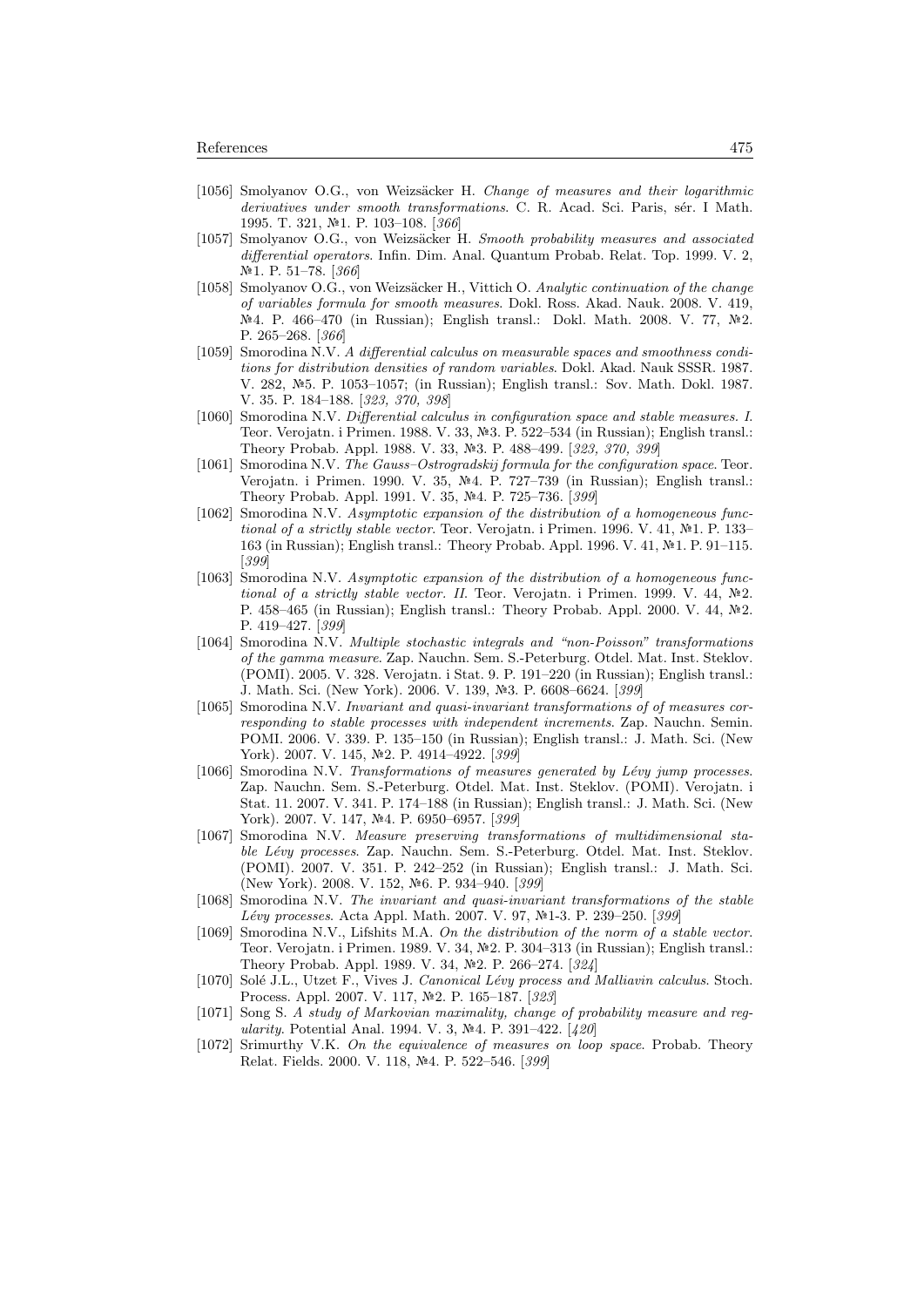[1056] Smolyanov O.G., von Weizsäcker H. *Change of measures and their logarithmic derivatives under smooth transformations*. C. R. Acad. Sci. Paris, sér. I Math. 1995. T. 321, №1. P. 103–108. [*366*]

[1057] Smolyanov O.G., von Weizsäcker H. *Smooth probability measures and associated differential operators*. Infin. Dim. Anal. Quantum Probab. Relat. Top. 1999. V. 2, №1. P. 51–78. [*366*]

[1058] Smolyanov O.G., von Weizsäcker H., Vittich O. *Analytic continuation of the change of variables formula for smooth measures*. Dokl. Ross. Akad. Nauk. 2008. V. 419, №4. P. 466–470 (in Russian); English transl.: Dokl. Math. 2008. V. 77, №2. P. 265–268. [*366*]

[1059] Smorodina N.V. *A differential calculus on measurable spaces and smoothness conditions for distribution densities of random variables*. Dokl. Akad. Nauk SSSR. 1987. V. 282, №5. P. 1053–1057; (in Russian); English transl.: Sov. Math. Dokl. 1987. V. 35. P. 184–188. [*323, 370, 398*]

[1060] Smorodina N.V. *Differential calculus in configuration space and stable measures. I*. Teor. Verojatn. i Primen. 1988. V. 33, №3. P. 522–534 (in Russian); English transl.: Theory Probab. Appl. 1988. V. 33, №3. P. 488–499. [*323, 370, 399*]

[1061] Smorodina N.V. *The Gauss–Ostrogradskij formula for the configuration space*. Teor. Verojatn. i Primen. 1990. V. 35, №4. P. 727–739 (in Russian); English transl.: Theory Probab. Appl. 1991. V. 35, №4. P. 725–736. [*399*]

[1062] Smorodina N.V. *Asymptotic expansion of the distribution of a homogeneous functional of a strictly stable vector*. Teor. Verojatn. i Primen. 1996. V. 41, №1. P. 133–163 (in Russian); English transl.: Theory Probab. Appl. 1996. V. 41, №1. P. 91–115. [*399*]

[1063] Smorodina N.V. *Asymptotic expansion of the distribution of a homogeneous functional of a strictly stable vector. II*. Teor. Verojatn. i Primen. 1999. V. 44, №2. P. 458–465 (in Russian); English transl.: Theory Probab. Appl. 2000. V. 44, №2. P. 419–427. [*399*]

[1064] Smorodina N.V. *Multiple stochastic integrals and "non-Poisson" transformations of the gamma measure*. Zap. Nauchn. Sem. S.-Peterburg. Otdel. Mat. Inst. Steklov. (POMI). 2005. V. 328. Verojatn. i Stat. 9. P. 191–220 (in Russian); English transl.: J. Math. Sci. (New York). 2006. V. 139, №3. P. 6608–6624. [*399*]

[1065] Smorodina N.V. *Invariant and quasi-invariant transformations of of measures corresponding to stable processes with independent increments*. Zap. Nauchn. Semin. POMI. 2006. V. 339. P. 135–150 (in Russian); English transl.: J. Math. Sci. (New York). 2007. V. 145, №2. P. 4914–4922. [*399*]

[1066] Smorodina N.V. *Transformations of measures generated by Lévy jump processes*. Zap. Nauchn. Sem. S.-Peterburg. Otdel. Mat. Inst. Steklov. (POMI). Verojatn. i Stat. 11. 2007. V. 341. P. 174–188 (in Russian); English transl.: J. Math. Sci. (New York). 2007. V. 147, №4. P. 6950–6957. [*399*]

[1067] Smorodina N.V. *Measure preserving transformations of multidimensional stable Lévy processes*. Zap. Nauchn. Sem. S.-Peterburg. Otdel. Mat. Inst. Steklov. (POMI). 2007. V. 351. P. 242–252 (in Russian); English transl.: J. Math. Sci. (New York). 2008. V. 152, №6. P. 934–940. [*399*]

[1068] Smorodina N.V. *The invariant and quasi-invariant transformations of the stable Lévy processes*. Acta Appl. Math. 2007. V. 97, №1-3. P. 239–250. [*399*]

[1069] Smorodina N.V., Lifshits M.A. *On the distribution of the norm of a stable vector*. Teor. Verojatn. i Primen. 1989. V. 34, №2. P. 304–313 (in Russian); English transl.: Theory Probab. Appl. 1989. V. 34, №2. P. 266–274. [*324*]

[1070] Solé J.L., Utzet F., Vives J. *Canonical Lévy process and Malliavin calculus*. Stoch. Process. Appl. 2007. V. 117, №2. P. 165–187. [*323*]

[1071] Song S. *A study of Markovian maximality, change of probability measure and regularity*. Potential Anal. 1994. V. 3, №4. P. 391–422. [*420*]

[1072] Srimurthy V.K. *On the equivalence of measures on loop space*. Probab. Theory Relat. Fields. 2000. V. 118, №4. P. 522–546. [*399*]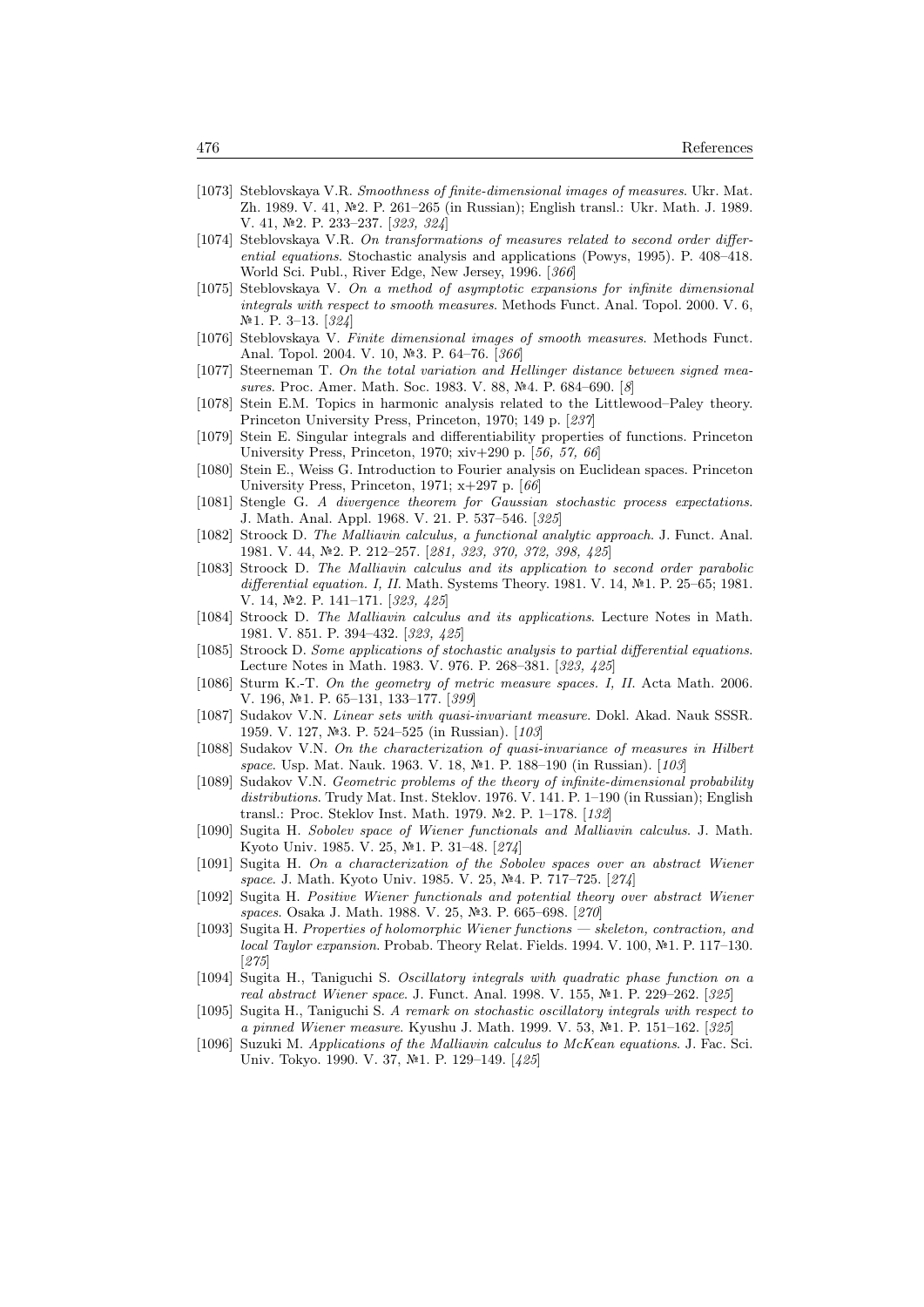[1073] Steblovskaya V.R. *Smoothness of finite-dimensional images of measures*. Ukr. Mat. Zh. 1989. V. 41, №2. P. 261–265 (in Russian); English transl.: Ukr. Math. J. 1989. V. 41, №2. P. 233–237. [*323, 324*]

[1074] Steblovskaya V.R. *On transformations of measures related to second order differential equations*. Stochastic analysis and applications (Powys, 1995). P. 408–418. World Sci. Publ., River Edge, New Jersey, 1996. [*366*]

[1075] Steblovskaya V. *On a method of asymptotic expansions for infinite dimensional integrals with respect to smooth measures*. Methods Funct. Anal. Topol. 2000. V. 6, №1. P. 3–13. [*324*]

[1076] Steblovskaya V. *Finite dimensional images of smooth measures*. Methods Funct. Anal. Topol. 2004. V. 10, №3. P. 64–76. [*366*]

[1077] Steerneman T. *On the total variation and Hellinger distance between signed measures*. Proc. Amer. Math. Soc. 1983. V. 88, №4. P. 684–690. [*8*]

[1078] Stein E.M. Topics in harmonic analysis related to the Littlewood–Paley theory. Princeton University Press, Princeton, 1970; 149 p. [*237*]

[1079] Stein E. Singular integrals and differentiability properties of functions. Princeton University Press, Princeton, 1970; xiv+290 p. [*56, 57, 66*]

[1080] Stein E., Weiss G. Introduction to Fourier analysis on Euclidean spaces. Princeton University Press, Princeton, 1971; x+297 p. [*66*]

[1081] Stengle G. *A divergence theorem for Gaussian stochastic process expectations*. J. Math. Anal. Appl. 1968. V. 21. P. 537–546. [*325*]

[1082] Stroock D. *The Malliavin calculus, a functional analytic approach*. J. Funct. Anal. 1981. V. 44, №2. P. 212–257. [*281, 323, 370, 372, 398, 425*]

[1083] Stroock D. *The Malliavin calculus and its application to second order parabolic differential equation. I, II*. Math. Systems Theory. 1981. V. 14, №1. P. 25–65; 1981. V. 14, №2. P. 141–171. [*323, 425*]

[1084] Stroock D. *The Malliavin calculus and its applications*. Lecture Notes in Math. 1981. V. 851. P. 394–432. [*323, 425*]

[1085] Stroock D. *Some applications of stochastic analysis to partial differential equations*. Lecture Notes in Math. 1983. V. 976. P. 268–381. [*323, 425*]

[1086] Sturm K.-T. *On the geometry of metric measure spaces. I, II*. Acta Math. 2006. V. 196, №1. P. 65–131, 133–177. [*399*]

[1087] Sudakov V.N. *Linear sets with quasi-invariant measure*. Dokl. Akad. Nauk SSSR. 1959. V. 127, №3. P. 524–525 (in Russian). [*103*]

[1088] Sudakov V.N. *On the characterization of quasi-invariance of measures in Hilbert space*. Usp. Mat. Nauk. 1963. V. 18, №1. P. 188–190 (in Russian). [*103*]

[1089] Sudakov V.N. *Geometric problems of the theory of infinite-dimensional probability distributions*. Trudy Mat. Inst. Steklov. 1976. V. 141. P. 1–190 (in Russian); English transl.: Proc. Steklov Inst. Math. 1979. №2. P. 1–178. [*132*]

[1090] Sugita H. *Sobolev space of Wiener functionals and Malliavin calculus*. J. Math. Kyoto Univ. 1985. V. 25, №1. P. 31–48. [*274*]

[1091] Sugita H. *On a characterization of the Sobolev spaces over an abstract Wiener space*. J. Math. Kyoto Univ. 1985. V. 25, №4. P. 717–725. [*274*]

[1092] Sugita H. *Positive Wiener functionals and potential theory over abstract Wiener spaces*. Osaka J. Math. 1988. V. 25, №3. P. 665–698. [*270*]

[1093] Sugita H. *Properties of holomorphic Wiener functions — skeleton, contraction, and local Taylor expansion*. Probab. Theory Relat. Fields. 1994. V. 100, №1. P. 117–130. [*275*]

[1094] Sugita H., Taniguchi S. *Oscillatory integrals with quadratic phase function on a real abstract Wiener space*. J. Funct. Anal. 1998. V. 155, №1. P. 229–262. [*325*]

[1095] Sugita H., Taniguchi S. *A remark on stochastic oscillatory integrals with respect to a pinned Wiener measure*. Kyushu J. Math. 1999. V. 53, №1. P. 151–162. [*325*]

[1096] Suzuki M. *Applications of the Malliavin calculus to McKean equations*. J. Fac. Sci. Univ. Tokyo. 1990. V. 37, №1. P. 129–149. [*425*]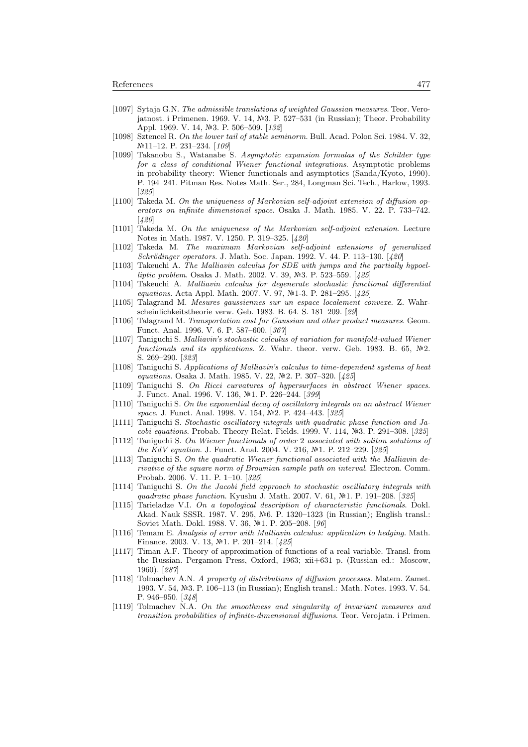- [1097] Sytaja G.N. *The admissible translations of weighted Gaussian measures*. Teor. Verojatnost. i Primenen. 1969. V. 14, №3. P. 527–531 (in Russian); Theor. Probability Appl. 1969. V. 14, №3. P. 506–509. [*132*]
- [1098] Sztencel R. *On the lower tail of stable seminorm*. Bull. Acad. Polon Sci. 1984. V. 32, №11–12. P. 231–234. [*109*]
- [1099] Takanobu S., Watanabe S. *Asymptotic expansion formulas of the Schilder type for a class of conditional Wiener functional integrations*. Asymptotic problems in probability theory: Wiener functionals and asymptotics (Sanda/Kyoto, 1990). P. 194–241. Pitman Res. Notes Math. Ser., 284, Longman Sci. Tech., Harlow, 1993. [*325*]
- [1100] Takeda M. *On the uniqueness of Markovian self-adjoint extension of diffusion operators on infinite dimensional space*. Osaka J. Math. 1985. V. 22. P. 733–742. [*420*]
- [1101] Takeda M. *On the uniqueness of the Markovian self-adjoint extension*. Lecture Notes in Math. 1987. V. 1250. P. 319–325. [*420*]
- [1102] Takeda M. *The maximum Markovian self-adjoint extensions of generalized Schrödinger operators*. J. Math. Soc. Japan. 1992. V. 44. P. 113–130. [*420*]
- [1103] Takeuchi A. *The Malliavin calculus for SDE with jumps and the partially hypoelliptic problem*. Osaka J. Math. 2002. V. 39, №3. P. 523–559. [*425*]
- [1104] Takeuchi A. *Malliavin calculus for degenerate stochastic functional differential equations*. Acta Appl. Math. 2007. V. 97, №1-3. P. 281–295. [*425*]
- [1105] Talagrand M. *Mesures gaussiennes sur un espace localement convexe*. Z. Wahrscheinlichkeitstheorie verw. Geb. 1983. B. 64. S. 181–209. [*29*]
- [1106] Talagrand M. *Transportation cost for Gaussian and other product measures*. Geom. Funct. Anal. 1996. V. 6. P. 587–600. [*367*]
- [1107] Taniguchi S. *Malliavin's stochastic calculus of variation for manifold-valued Wiener functionals and its applications*. Z. Wahr. theor. verw. Geb. 1983. B. 65, №2. S. 269–290. [*323*]
- [1108] Taniguchi S. *Applications of Malliavin's calculus to time-dependent systems of heat equations*. Osaka J. Math. 1985. V. 22, №2. P. 307–320. [*425*]
- [1109] Taniguchi S. *On Ricci curvatures of hypersurfaces in abstract Wiener spaces*. J. Funct. Anal. 1996. V. 136, №1. P. 226–244. [*399*]
- [1110] Taniguchi S. *On the exponential decay of oscillatory integrals on an abstract Wiener space*. J. Funct. Anal. 1998. V. 154, №2. P. 424–443. [*325*]
- [1111] Taniguchi S. *Stochastic oscillatory integrals with quadratic phase function and Jacobi equations*. Probab. Theory Relat. Fields. 1999. V. 114, №3. P. 291–308. [*325*]
- [1112] Taniguchi S. *On Wiener functionals of order 2 associated with soliton solutions of the KdV equation*. J. Funct. Anal. 2004. V. 216, №1. P. 212–229. [*325*]
- [1113] Taniguchi S. *On the quadratic Wiener functional associated with the Malliavin derivative of the square norm of Brownian sample path on interval*. Electron. Comm. Probab. 2006. V. 11. P. 1–10. [*325*]
- [1114] Taniguchi S. *On the Jacobi field approach to stochastic oscillatory integrals with quadratic phase function*. Kyushu J. Math. 2007. V. 61, №1. P. 191–208. [*325*]
- [1115] Tarieladze V.I. *On a topological description of characteristic functionals*. Dokl. Akad. Nauk SSSR. 1987. V. 295, №6. P. 1320–1323 (in Russian); English transl.: Soviet Math. Dokl. 1988. V. 36, №1. P. 205–208. [*96*]
- [1116] Temam E. *Analysis of error with Malliavin calculus: application to hedging*. Math. Finance. 2003. V. 13, №1. P. 201–214. [*425*]
- [1117] Timan A.F. Theory of approximation of functions of a real variable. Transl. from the Russian. Pergamon Press, Oxford, 1963; xii+631 p. (Russian ed.: Moscow, 1960). [*287*]
- [1118] Tolmachev A.N. *A property of distributions of diffusion processes*. Matem. Zamet. 1993. V. 54, №3. P. 106–113 (in Russian); English transl.: Math. Notes. 1993. V. 54. P. 946–950. [*348*]
- [1119] Tolmachev N.A. *On the smoothness and singularity of invariant measures and transition probabilities of infinite-dimensional diffusions*. Teor. Verojatn. i Primen.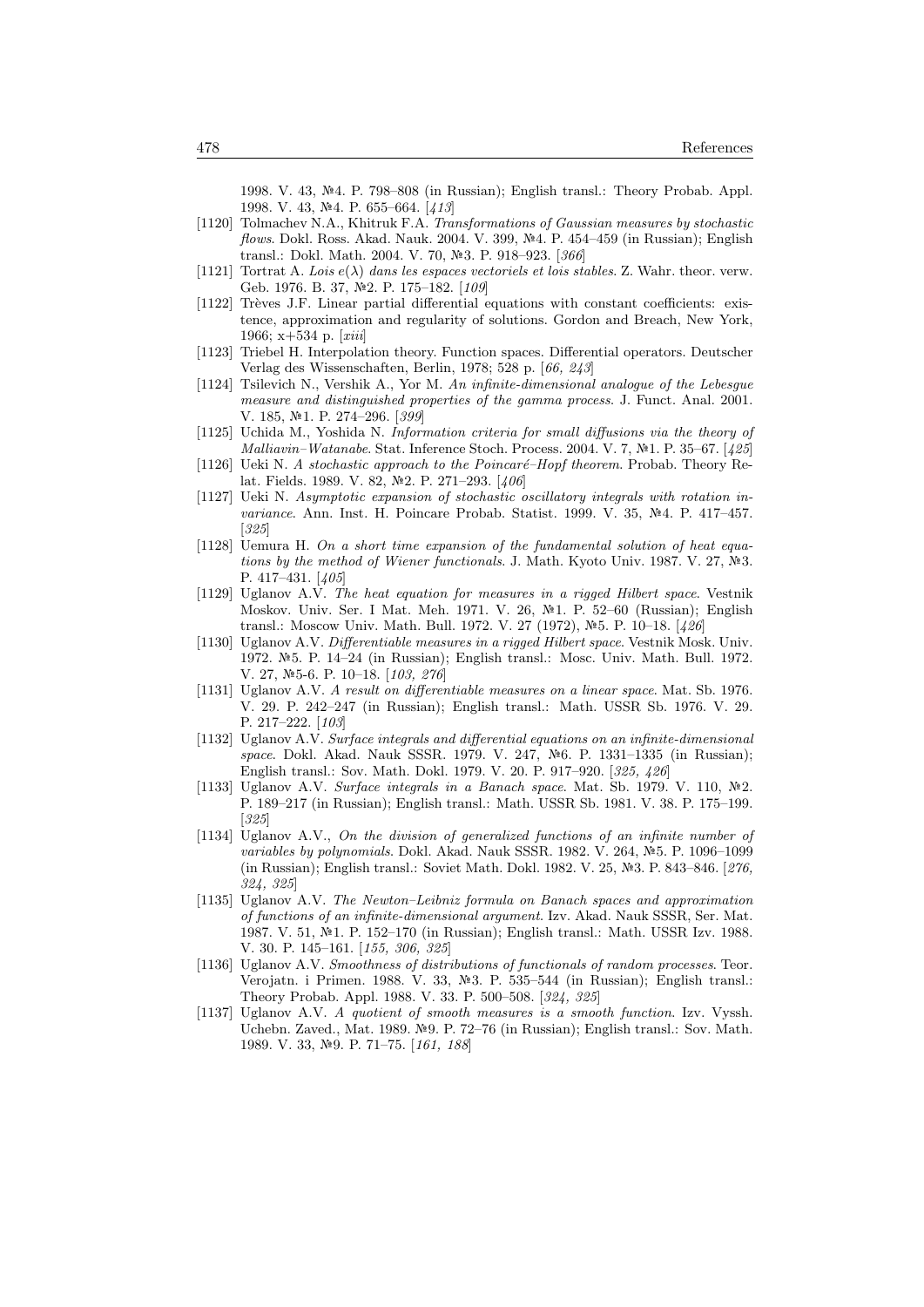1998. V. 43, №4. P. 798–808 (in Russian); English transl.: Theory Probab. Appl. 1998. V. 43, №4. P. 655–664. [*413*]

[1120] Tolmachev N.A., Khitruk F.A. *Transformations of Gaussian measures by stochastic flows*. Dokl. Ross. Akad. Nauk. 2004. V. 399, №4. P. 454–459 (in Russian); English transl.: Dokl. Math. 2004. V. 70, №3. P. 918–923. [*366*]

[1121] Tortrat A. *Lois $e(\lambda)$ dans les espaces vectoriels et lois stables*. Z. Wahr. theor. verw. Geb. 1976. B. 37, №2. P. 175–182. [*109*]

[1122] Trèves J.F. Linear partial differential equations with constant coefficients: existence, approximation and regularity of solutions. Gordon and Breach, New York, 1966; x+534 p. [*xiii*]

[1123] Triebel H. Interpolation theory. Function spaces. Differential operators. Deutscher Verlag des Wissenschaften, Berlin, 1978; 528 p. [*66, 243*]

[1124] Tsilevich N., Vershik A., Yor M. *An infinite-dimensional analogue of the Lebesgue measure and distinguished properties of the gamma process*. J. Funct. Anal. 2001. V. 185, №1. P. 274–296. [*399*]

[1125] Uchida M., Yoshida N. *Information criteria for small diffusions via the theory of Malliavin–Watanabe*. Stat. Inference Stoch. Process. 2004. V. 7, №1. P. 35–67. [*425*]

[1126] Ueki N. *A stochastic approach to the Poincaré–Hopf theorem*. Probab. Theory Relat. Fields. 1989. V. 82, №2. P. 271–293. [*406*]

[1127] Ueki N. *Asymptotic expansion of stochastic oscillatory integrals with rotation invariance*. Ann. Inst. H. Poincare Probab. Statist. 1999. V. 35, №4. P. 417–457. [*325*]

[1128] Uemura H. *On a short time expansion of the fundamental solution of heat equations by the method of Wiener functionals*. J. Math. Kyoto Univ. 1987. V. 27, №3. P. 417–431. [*405*]

[1129] Uglanov A.V. *The heat equation for measures in a rigged Hilbert space*. Vestnik Moskov. Univ. Ser. I Mat. Meh. 1971. V. 26, №1. P. 52–60 (Russian); English transl.: Moscow Univ. Math. Bull. 1972. V. 27 (1972), №5. P. 10–18. [*426*]

[1130] Uglanov A.V. *Differentiable measures in a rigged Hilbert space*. Vestnik Mosk. Univ. 1972. №5. P. 14–24 (in Russian); English transl.: Mosc. Univ. Math. Bull. 1972. V. 27, №5-6. P. 10–18. [*103, 276*]

[1131] Uglanov A.V. *A result on differentiable measures on a linear space*. Mat. Sb. 1976. V. 29. P. 242–247 (in Russian); English transl.: Math. USSR Sb. 1976. V. 29. P. 217–222. [*103*]

[1132] Uglanov A.V. *Surface integrals and differential equations on an infinite-dimensional space*. Dokl. Akad. Nauk SSSR. 1979. V. 247, №6. P. 1331–1335 (in Russian); English transl.: Sov. Math. Dokl. 1979. V. 20. P. 917–920. [*325, 426*]

[1133] Uglanov A.V. *Surface integrals in a Banach space*. Mat. Sb. 1979. V. 110, №2. P. 189–217 (in Russian); English transl.: Math. USSR Sb. 1981. V. 38. P. 175–199. [*325*]

[1134] Uglanov A.V., *On the division of generalized functions of an infinite number of variables by polynomials*. Dokl. Akad. Nauk SSSR. 1982. V. 264, №5. P. 1096–1099 (in Russian); English transl.: Soviet Math. Dokl. 1982. V. 25, №3. P. 843–846. [*276, 324, 325*]

[1135] Uglanov A.V. *The Newton–Leibniz formula on Banach spaces and approximation of functions of an infinite-dimensional argument*. Izv. Akad. Nauk SSSR, Ser. Mat. 1987. V. 51, №1. P. 152–170 (in Russian); English transl.: Math. USSR Izv. 1988. V. 30. P. 145–161. [*155, 306, 325*]

[1136] Uglanov A.V. *Smoothness of distributions of functionals of random processes*. Teor. Verojatn. i Primen. 1988. V. 33, №3. P. 535–544 (in Russian); English transl.: Theory Probab. Appl. 1988. V. 33. P. 500–508. [*324, 325*]

[1137] Uglanov A.V. *A quotient of smooth measures is a smooth function*. Izv. Vyssh. Uchebn. Zaved., Mat. 1989. №9. P. 72–76 (in Russian); English transl.: Sov. Math. 1989. V. 33, №9. P. 71–75. [*161, 188*]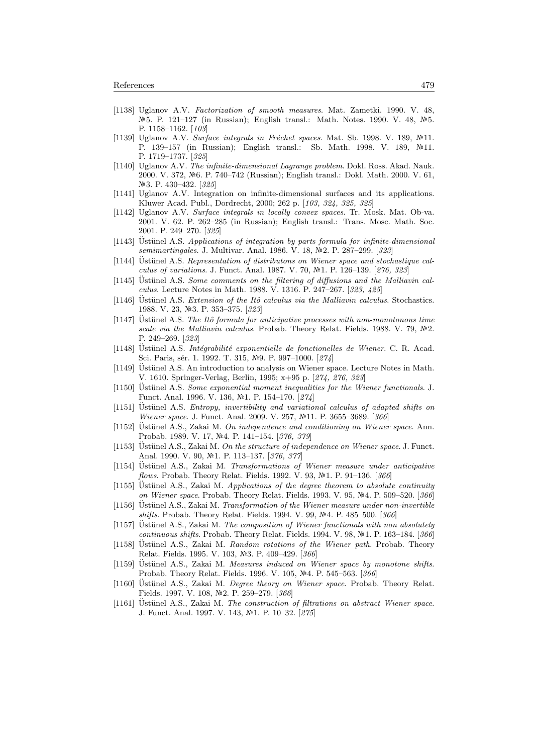[1138] Uglanov A.V. *Factorization of smooth measures*. Mat. Zametki. 1990. V. 48, №5. P. 121–127 (in Russian); English transl.: Math. Notes. 1990. V. 48, №5. P. 1158–1162. [*103*]

[1139] Uglanov A.V. *Surface integrals in Fréchet spaces*. Mat. Sb. 1998. V. 189, №11. P. 139–157 (in Russian); English transl.: Sb. Math. 1998. V. 189, №11. P. 1719–1737. [*325*]

[1140] Uglanov A.V. *The infinite-dimensional Lagrange problem*. Dokl. Ross. Akad. Nauk. 2000. V. 372, №6. P. 740–742 (Russian); English transl.: Dokl. Math. 2000. V. 61, №3. P. 430–432. [*325*]

[1141] Uglanov A.V. Integration on infinite-dimensional surfaces and its applications. Kluwer Acad. Publ., Dordrecht, 2000; 262 p. [*103, 324, 325, 325*]

[1142] Uglanov A.V. *Surface integrals in locally convex spaces*. Tr. Mosk. Mat. Ob-va. 2001. V. 62. P. 262–285 (in Russian); English transl.: Trans. Mosc. Math. Soc. 2001. P. 249–270. [*325*]

[1143] Üstünel A.S. *Applications of integration by parts formula for infinite-dimensional semimartingales*. J. Multivar. Anal. 1986. V. 18, №2. P. 287–299. [*323*]

[1144] Üstünel A.S. *Representation of distributons on Wiener space and stochastique calculus of variations*. J. Funct. Anal. 1987. V. 70, №1. P. 126–139. [*276, 323*]

[1145] Üstünel A.S. *Some comments on the filtering of diffusions and the Malliavin calculus*. Lecture Notes in Math. 1988. V. 1316. P. 247–267. [*323, 425*]

[1146] Üstünel A.S. *Extension of the Itô calculus via the Malliavin calculus*. Stochastics. 1988. V. 23, №3. P. 353–375. [*323*]

[1147] Üstünel A.S. *The Itô formula for anticipative processes with non-monotonous time scale via the Malliavin calculus*. Probab. Theory Relat. Fields. 1988. V. 79, №2. P. 249–269. [*323*]

[1148] Üstünel A.S. *Intégrabilité exponentielle de fonctionelles de Wiener*. C. R. Acad. Sci. Paris, sér. 1. 1992. T. 315, №9. P. 997–1000. [*274*]

[1149] Üstünel A.S. An introduction to analysis on Wiener space. Lecture Notes in Math. V. 1610. Springer-Verlag, Berlin, 1995; x+95 p. [*274, 276, 323*]

[1150] Üstünel A.S. *Some exponential moment inequalities for the Wiener functionals*. J. Funct. Anal. 1996. V. 136, №1. P. 154–170. [*274*]

[1151] Üstünel A.S. *Entropy, invertibility and variational calculus of adapted shifts on Wiener space*. J. Funct. Anal. 2009. V. 257, №11. P. 3655–3689. [*366*]

[1152] Üstünel A.S., Zakai M. *On independence and conditioning on Wiener space*. Ann. Probab. 1989. V. 17, №4. P. 141–154. [*376, 379*]

[1153] Üstünel A.S., Zakai M. *On the structure of independence on Wiener space*. J. Funct. Anal. 1990. V. 90, №1. P. 113–137. [*376, 377*]

[1154] Üstünel A.S., Zakai M. *Transformations of Wiener measure under anticipative flows*. Probab. Theory Relat. Fields. 1992. V. 93, №1. P. 91–136. [*366*]

[1155] Üstünel A.S., Zakai M. *Applications of the degree theorem to absolute continuity on Wiener space*. Probab. Theory Relat. Fields. 1993. V. 95, №4. P. 509–520. [*366*]

[1156] Üstünel A.S., Zakai M. *Transformation of the Wiener measure under non-invertible shifts*. Probab. Theory Relat. Fields. 1994. V. 99, №4. P. 485–500. [*366*]

[1157] Üstünel A.S., Zakai M. *The composition of Wiener functionals with non absolutely continuous shifts*. Probab. Theory Relat. Fields. 1994. V. 98, №1. P. 163–184. [*366*]

[1158] Üstünel A.S., Zakai M. *Random rotations of the Wiener path*. Probab. Theory Relat. Fields. 1995. V. 103, №3. P. 409–429. [*366*]

[1159] Üstünel A.S., Zakai M. *Measures induced on Wiener space by monotone shifts*. Probab. Theory Relat. Fields. 1996. V. 105, №4. P. 545–563. [*366*]

[1160] Üstünel A.S., Zakai M. *Degree theory on Wiener space*. Probab. Theory Relat. Fields. 1997. V. 108, №2. P. 259–279. [*366*]

[1161] Üstünel A.S., Zakai M. *The construction of filtrations on abstract Wiener space*. J. Funct. Anal. 1997. V. 143, №1. P. 10–32. [*275*]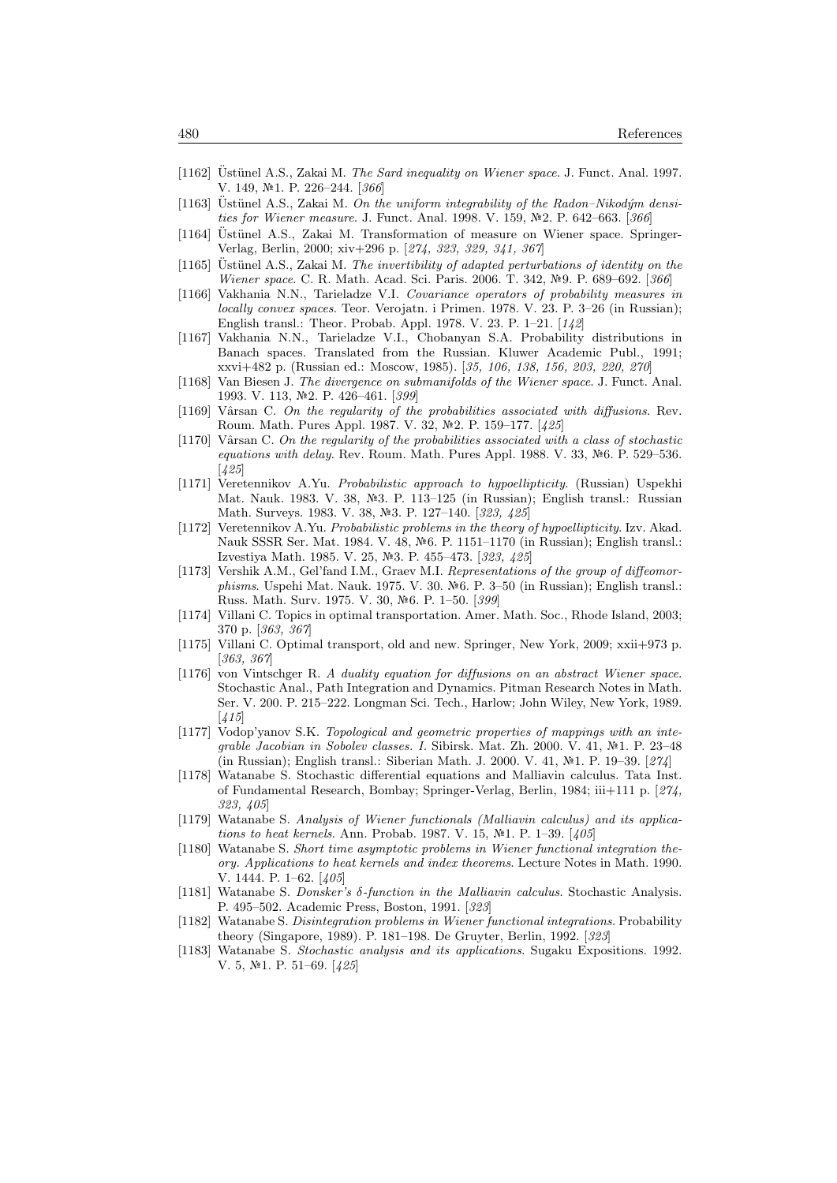[1162] Üstünel A.S., Zakai M. *The Sard inequality on Wiener space.* J. Funct. Anal. 1997. V. 149, №1. P. 226–244. [*366*]

[1163] Üstünel A.S., Zakai M. *On the uniform integrability of the Radon–Nikodým densities for Wiener measure.* J. Funct. Anal. 1998. V. 159, №2. P. 642–663. [*366*]

[1164] Üstünel A.S., Zakai M. Transformation of measure on Wiener space. Springer-Verlag, Berlin, 2000; xiv+296 p. [*274, 323, 329, 341, 367*]

[1165] Üstünel A.S., Zakai M. *The invertibility of adapted perturbations of identity on the Wiener space.* C. R. Math. Acad. Sci. Paris. 2006. T. 342, №9. P. 689–692. [*366*]

[1166] Vakhania N.N., Tarieladze V.I. *Covariance operators of probability measures in locally convex spaces.* Teor. Verojatn. i Primen. 1978. V. 23. P. 3–26 (in Russian); English transl.: Theor. Probab. Appl. 1978. V. 23. P. 1–21. [*142*]

[1167] Vakhania N.N., Tarieladze V.I., Chobanyan S.A. Probability distributions in Banach spaces. Translated from the Russian. Kluwer Academic Publ., 1991; xxvi+482 p. (Russian ed.: Moscow, 1985). [*35, 106, 138, 156, 203, 220, 270*]

[1168] Van Biesen J. *The divergence on submanifolds of the Wiener space.* J. Funct. Anal. 1993. V. 113, №2. P. 426–461. [*399*]

[1169] Vârsan C. *On the regularity of the probabilities associated with diffusions.* Rev. Roum. Math. Pures Appl. 1987. V. 32, №2. P. 159–177. [*425*]

[1170] Vârsan C. *On the regularity of the probabilities associated with a class of stochastic equations with delay.* Rev. Roum. Math. Pures Appl. 1988. V. 33, №6. P. 529–536. [*425*]

[1171] Veretennikov A.Yu. *Probabilistic approach to hypoellipticity.* (Russian) Uspekhi Mat. Nauk. 1983. V. 38, №3. P. 113–125 (in Russian); English transl.: Russian Math. Surveys. 1983. V. 38, №3. P. 127–140. [*323, 425*]

[1172] Veretennikov A.Yu. *Probabilistic problems in the theory of hypoellipticity.* Izv. Akad. Nauk SSSR Ser. Mat. 1984. V. 48, №6. P. 1151–1170 (in Russian); English transl.: Izvestiya Math. 1985. V. 25, №3. P. 455–473. [*323, 425*]

[1173] Vershik A.M., Gel'fand I.M., Graev M.I. *Representations of the group of diffeomorphisms.* Uspehi Mat. Nauk. 1975. V. 30. №6. P. 3–50 (in Russian); English transl.: Russ. Math. Surv. 1975. V. 30, №6. P. 1–50. [*399*]

[1174] Villani C. Topics in optimal transportation. Amer. Math. Soc., Rhode Island, 2003; 370 p. [*363, 367*]

[1175] Villani C. Optimal transport, old and new. Springer, New York, 2009; xxii+973 p. [*363, 367*]

[1176] von Vintschger R. *A duality equation for diffusions on an abstract Wiener space.* Stochastic Anal., Path Integration and Dynamics. Pitman Research Notes in Math. Ser. V. 200. P. 215–222. Longman Sci. Tech., Harlow; John Wiley, New York, 1989. [*415*]

[1177] Vodop'yanov S.K. *Topological and geometric properties of mappings with an integrable Jacobian in Sobolev classes. I.* Sibirsk. Mat. Zh. 2000. V. 41, №1. P. 23–48 (in Russian); English transl.: Siberian Math. J. 2000. V. 41, №1. P. 19–39. [*274*]

[1178] Watanabe S. Stochastic differential equations and Malliavin calculus. Tata Inst. of Fundamental Research, Bombay; Springer-Verlag, Berlin, 1984; iii+111 p. [*274, 323, 405*]

[1179] Watanabe S. *Analysis of Wiener functionals (Malliavin calculus) and its applications to heat kernels.* Ann. Probab. 1987. V. 15, №1. P. 1–39. [*405*]

[1180] Watanabe S. *Short time asymptotic problems in Wiener functional integration theory. Applications to heat kernels and index theorems.* Lecture Notes in Math. 1990. V. 1444. P. 1–62. [*405*]

[1181] Watanabe S. *Donsker's δ-function in the Malliavin calculus.* Stochastic Analysis. P. 495–502. Academic Press, Boston, 1991. [*323*]

[1182] Watanabe S. *Disintegration problems in Wiener functional integrations.* Probability theory (Singapore, 1989). P. 181–198. De Gruyter, Berlin, 1992. [*323*]

[1183] Watanabe S. *Stochastic analysis and its applications.* Sugaku Expositions. 1992. V. 5, №1. P. 51–69. [*425*]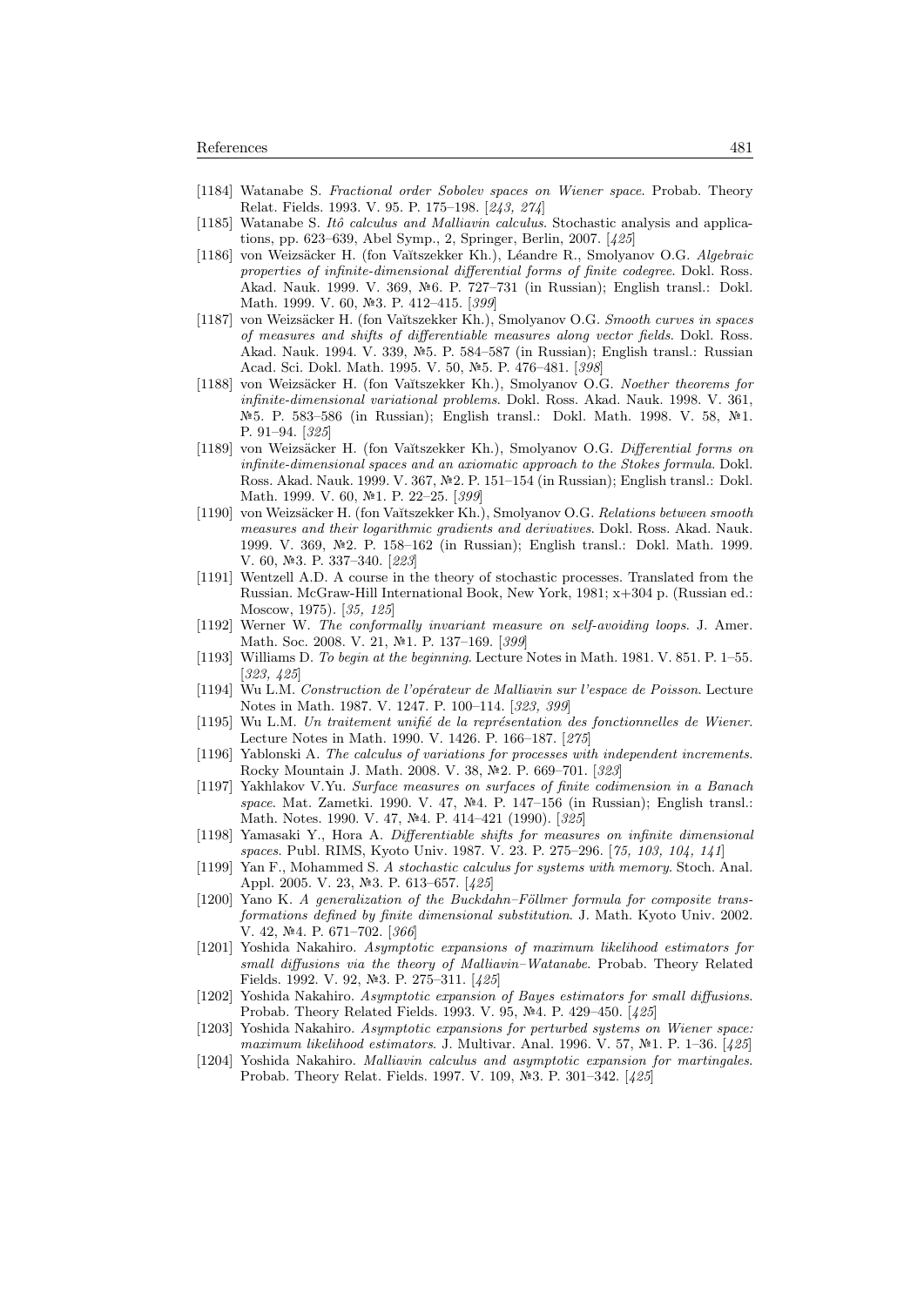[1184] Watanabe S. *Fractional order Sobolev spaces on Wiener space*. Probab. Theory Relat. Fields. 1993. V. 95. P. 175–198. [*243, 274*]

[1185] Watanabe S. *Itô calculus and Malliavin calculus*. Stochastic analysis and applications, pp. 623–639, Abel Symp., 2, Springer, Berlin, 2007. [*425*]

[1186] von Weizsäcker H. (fon Vaĭtszekker Kh.), Léandre R., Smolyanov O.G. *Algebraic properties of infinite-dimensional differential forms of finite codegree*. Dokl. Ross. Akad. Nauk. 1999. V. 369, №6. P. 727–731 (in Russian); English transl.: Dokl. Math. 1999. V. 60, №3. P. 412–415. [*399*]

[1187] von Weizsäcker H. (fon Vaĭtszekker Kh.), Smolyanov O.G. *Smooth curves in spaces of measures and shifts of differentiable measures along vector fields*. Dokl. Ross. Akad. Nauk. 1994. V. 339, №5. P. 584–587 (in Russian); English transl.: Russian Acad. Sci. Dokl. Math. 1995. V. 50, №5. P. 476–481. [*398*]

[1188] von Weizsäcker H. (fon Vaĭtszekker Kh.), Smolyanov O.G. *Noether theorems for infinite-dimensional variational problems*. Dokl. Ross. Akad. Nauk. 1998. V. 361, №5. P. 583–586 (in Russian); English transl.: Dokl. Math. 1998. V. 58, №1. P. 91–94. [*325*]

[1189] von Weizsäcker H. (fon Vaĭtszekker Kh.), Smolyanov O.G. *Differential forms on infinite-dimensional spaces and an axiomatic approach to the Stokes formula*. Dokl. Ross. Akad. Nauk. 1999. V. 367, №2. P. 151–154 (in Russian); English transl.: Dokl. Math. 1999. V. 60, №1. P. 22–25. [*399*]

[1190] von Weizsäcker H. (fon Vaĭtszekker Kh.), Smolyanov O.G. *Relations between smooth measures and their logarithmic gradients and derivatives*. Dokl. Ross. Akad. Nauk. 1999. V. 369, №2. P. 158–162 (in Russian); English transl.: Dokl. Math. 1999. V. 60, №3. P. 337–340. [*223*]

[1191] Wentzell A.D. A course in the theory of stochastic processes. Translated from the Russian. McGraw-Hill International Book, New York, 1981; x+304 p. (Russian ed.: Moscow, 1975). [*35, 125*]

[1192] Werner W. *The conformally invariant measure on self-avoiding loops*. J. Amer. Math. Soc. 2008. V. 21, №1. P. 137–169. [*399*]

[1193] Williams D. *To begin at the beginning*. Lecture Notes in Math. 1981. V. 851. P. 1–55. [*323, 425*]

[1194] Wu L.M. *Construction de l'opérateur de Malliavin sur l'espace de Poisson*. Lecture Notes in Math. 1987. V. 1247. P. 100–114. [*323, 399*]

[1195] Wu L.M. *Un traitement unifié de la représentation des fonctionnelles de Wiener*. Lecture Notes in Math. 1990. V. 1426. P. 166–187. [*275*]

[1196] Yablonski A. *The calculus of variations for processes with independent increments*. Rocky Mountain J. Math. 2008. V. 38, №2. P. 669–701. [*323*]

[1197] Yakhlakov V.Yu. *Surface measures on surfaces of finite codimension in a Banach space*. Mat. Zametki. 1990. V. 47, №4. P. 147–156 (in Russian); English transl.: Math. Notes. 1990. V. 47, №4. P. 414–421 (1990). [*325*]

[1198] Yamasaki Y., Hora A. *Differentiable shifts for measures on infinite dimensional spaces*. Publ. RIMS, Kyoto Univ. 1987. V. 23. P. 275–296. [*75, 103, 104, 141*]

[1199] Yan F., Mohammed S. *A stochastic calculus for systems with memory*. Stoch. Anal. Appl. 2005. V. 23, №3. P. 613–657. [*425*]

[1200] Yano K. *A generalization of the Buckdahn–Föllmer formula for composite transformations defined by finite dimensional substitution*. J. Math. Kyoto Univ. 2002. V. 42, №4. P. 671–702. [*366*]

[1201] Yoshida Nakahiro. *Asymptotic expansions of maximum likelihood estimators for small diffusions via the theory of Malliavin–Watanabe*. Probab. Theory Related Fields. 1992. V. 92, №3. P. 275–311. [*425*]

[1202] Yoshida Nakahiro. *Asymptotic expansion of Bayes estimators for small diffusions*. Probab. Theory Related Fields. 1993. V. 95, №4. P. 429–450. [*425*]

[1203] Yoshida Nakahiro. *Asymptotic expansions for perturbed systems on Wiener space: maximum likelihood estimators*. J. Multivar. Anal. 1996. V. 57, №1. P. 1–36. [*425*]

[1204] Yoshida Nakahiro. *Malliavin calculus and asymptotic expansion for martingales*. Probab. Theory Relat. Fields. 1997. V. 109, №3. P. 301–342. [*425*]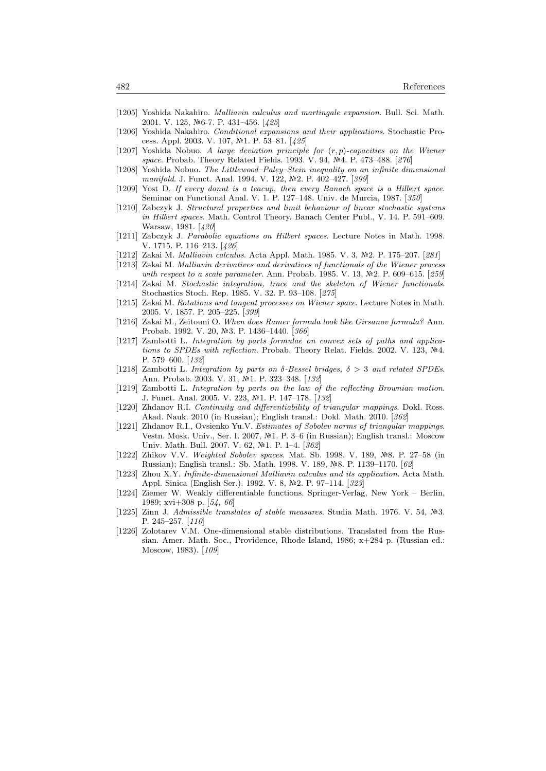[1205] Yoshida Nakahiro. *Malliavin calculus and martingale expansion*. Bull. Sci. Math. 2001. V. 125, №6-7. P. 431–456. [*425*]

[1206] Yoshida Nakahiro. *Conditional expansions and their applications*. Stochastic Process. Appl. 2003. V. 107, №1. P. 53–81. [*425*]

[1207] Yoshida Nobuo. *A large deviation principle for $(r, p)$-capacities on the Wiener space*. Probab. Theory Related Fields. 1993. V. 94, №4. P. 473–488. [*276*]

[1208] Yoshida Nobuo. *The Littlewood–Paley–Stein inequality on an infinite dimensional manifold*. J. Funct. Anal. 1994. V. 122, №2. P. 402–427. [*399*]

[1209] Yost D. *If every donut is a teacup, then every Banach space is a Hilbert space*. Seminar on Functional Anal. V. 1. P. 127–148. Univ. de Murcia, 1987. [*350*]

[1210] Zabczyk J. *Structural properties and limit behaviour of linear stochastic systems in Hilbert spaces*. Math. Control Theory. Banach Center Publ., V. 14. P. 591–609. Warsaw, 1981. [*420*]

[1211] Zabczyk J. *Parabolic equations on Hilbert spaces*. Lecture Notes in Math. 1998. V. 1715. P. 116–213. [*426*]

[1212] Zakai M. *Malliavin calculus*. Acta Appl. Math. 1985. V. 3, №2. P. 175–207. [*281*]

[1213] Zakai M. *Malliavin derivatives and derivatives of functionals of the Wiener process with respect to a scale parameter*. Ann. Probab. 1985. V. 13, №2. P. 609–615. [*259*]

[1214] Zakai M. *Stochastic integration, trace and the skeleton of Wiener functionals*. Stochastics Stoch. Rep. 1985. V. 32. P. 93–108. [*275*]

[1215] Zakai M. *Rotations and tangent processes on Wiener space*. Lecture Notes in Math. 2005. V. 1857. P. 205–225. [*399*]

[1216] Zakai M., Zeitouni O. *When does Ramer formula look like Girsanov formula?* Ann. Probab. 1992. V. 20, №3. P. 1436–1440. [*366*]

[1217] Zambotti L. *Integration by parts formulae on convex sets of paths and applications to SPDEs with reflection*. Probab. Theory Relat. Fields. 2002. V. 123, №4. P. 579–600. [*132*]

[1218] Zambotti L. *Integration by parts on $\delta$-Bessel bridges, $\delta > 3$ and related SPDEs*. Ann. Probab. 2003. V. 31, №1. P. 323–348. [*132*]

[1219] Zambotti L. *Integration by parts on the law of the reflecting Brownian motion*. J. Funct. Anal. 2005. V. 223, №1. P. 147–178. [*132*]

[1220] Zhdanov R.I. *Continuity and differentiability of triangular mappings*. Dokl. Ross. Akad. Nauk. 2010 (in Russian); English transl.: Dokl. Math. 2010. [*362*]

[1221] Zhdanov R.I., Ovsienko Yu.V. *Estimates of Sobolev norms of triangular mappings*. Vestn. Mosk. Univ., Ser. I. 2007, №1. P. 3–6 (in Russian); English transl.: Moscow Univ. Math. Bull. 2007. V. 62, №1. P. 1–4. [*362*]

[1222] Zhikov V.V. *Weighted Sobolev spaces*. Mat. Sb. 1998. V. 189, №8. P. 27–58 (in Russian); English transl.: Sb. Math. 1998. V. 189, №8. P. 1139–1170. [*62*]

[1223] Zhou X.Y. *Infinite-dimensional Malliavin calculus and its application*. Acta Math. Appl. Sinica (English Ser.). 1992. V. 8, №2. P. 97–114. [*323*]

[1224] Ziemer W. Weakly differentiable functions. Springer-Verlag, New York – Berlin, 1989; xvi+308 p. [*54, 66*]

[1225] Zinn J. *Admissible translates of stable measures*. Studia Math. 1976. V. 54, №3. P. 245–257. [*110*]

[1226] Zolotarev V.M. One-dimensional stable distributions. Translated from the Russian. Amer. Math. Soc., Providence, Rhode Island, 1986; x+284 p. (Russian ed.: Moscow, 1983). [*109*]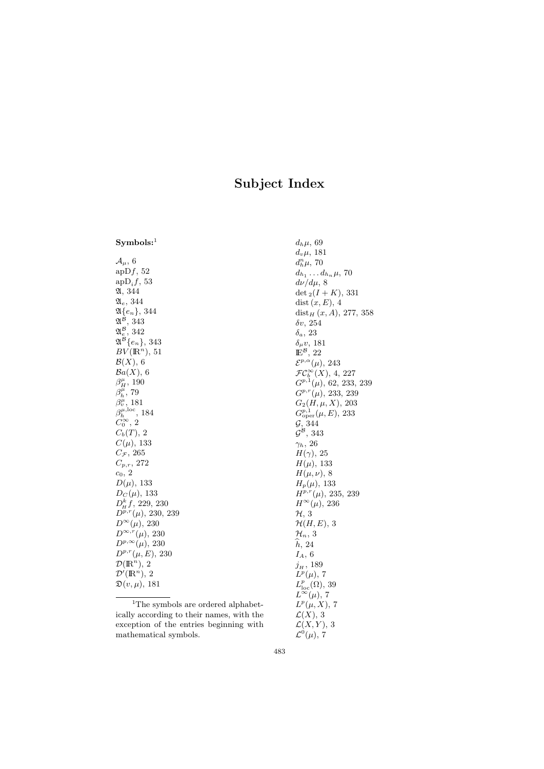# Subject Index

**Symbols:**[1]

$\mathcal{A}_\mu$, 6
apD$f$, 52
apD$_i f$, 53
$\mathfrak{A}$, 344
$\mathfrak{A}_e$, 344
$\mathfrak{A}\{e_n\}$, 344
$\mathfrak{A}^{\mathcal{B}}$, 343
$\mathfrak{A}^{\mathcal{B}}_e$, 342
$\mathfrak{A}^{\mathcal{B}}\{e_n\}$, 343
$BV(\mathbb{R}^n)$, 51
$\mathcal{B}(X)$, 6
$\mathcal{B}a(X)$, 6
$\beta^\mu_H$, 190
$\beta^\mu_h$, 79
$\beta^\mu_v$, 181
$\beta^{\mu,\mathrm{loc}}_h$, 184
$C_0^\infty$, 2
$C_b(T)$, 2
$C(\mu)$, 133
$C_{\mathcal{F}}$, 265
$C_{p,r}$, 272
$c_0$, 2
$D(\mu)$, 133
$D_C(\mu)$, 133
$D^k_H f$, 229, 230
$D^{p,r}(\mu)$, 230, 239
$D^\infty(\mu)$, 230
$D^{\infty,r}(\mu)$, 230
$D^{p,\infty}(\mu)$, 230
$D^{p,r}(\mu, E)$, 230
$\mathcal{D}(\mathbb{R}^n)$, 2
$\mathcal{D}'(\mathbb{R}^n)$, 2
$\mathfrak{D}(v, \mu)$, 181

$d_h\mu$, 69
$d_v\mu$, 181
$d^n_h\mu$, 70
$d_{h_1}\dots d_{h_n}\mu$, 70
$d\nu/d\mu$, 8
$\det{}_2(I+K)$, 331
$\mathrm{dist}\,(x, E)$, 4
$\mathrm{dist}_H\,(x, A)$, 277, 358
$\delta v$, 254
$\delta_a$, 23
$\delta_\mu v$, 181
$\mathbb{E}^{\mathcal{B}}$, 22
$\mathcal{E}^{p,\alpha}(\mu)$, 243
$\mathcal{FC}^\infty_b(X)$, 4, 227
$G^{p,1}(\mu)$, 62, 233, 239
$G^{p,r}(\mu)$, 233, 239
$G_2(H, \mu, X)$, 203
$G^{p,1}_{\mathrm{oper}}(\mu, E)$, 233
$\mathcal{G}$, 344
$\mathcal{G}^{\mathcal{B}}$, 343
$\gamma_h$, 26
$H(\gamma)$, 25
$H(\mu)$, 133
$H(\mu, \nu)$, 8
$H_p(\mu)$, 133
$H^{p,r}(\mu)$, 235, 239
$H^\infty(\mu)$, 236
$\mathcal{H}$, 3
$\mathcal{H}(H, E)$, 3
$\mathcal{H}_n$, 3
$\widehat{h}$, 24
$I_A$, 6
$j_H$, 189
$L^p(\mu)$, 7
$L^p_{\mathrm{loc}}(\Omega)$, 39
$L^\infty(\mu)$, 7
$L^p(\mu, X)$, 7
$\mathcal{L}(X)$, 3
$\mathcal{L}(X, Y)$, 3
$\mathcal{L}^0(\mu)$, 7

[1] The symbols are ordered alphabetically according to their names, with the exception of the entries beginning with mathematical symbols.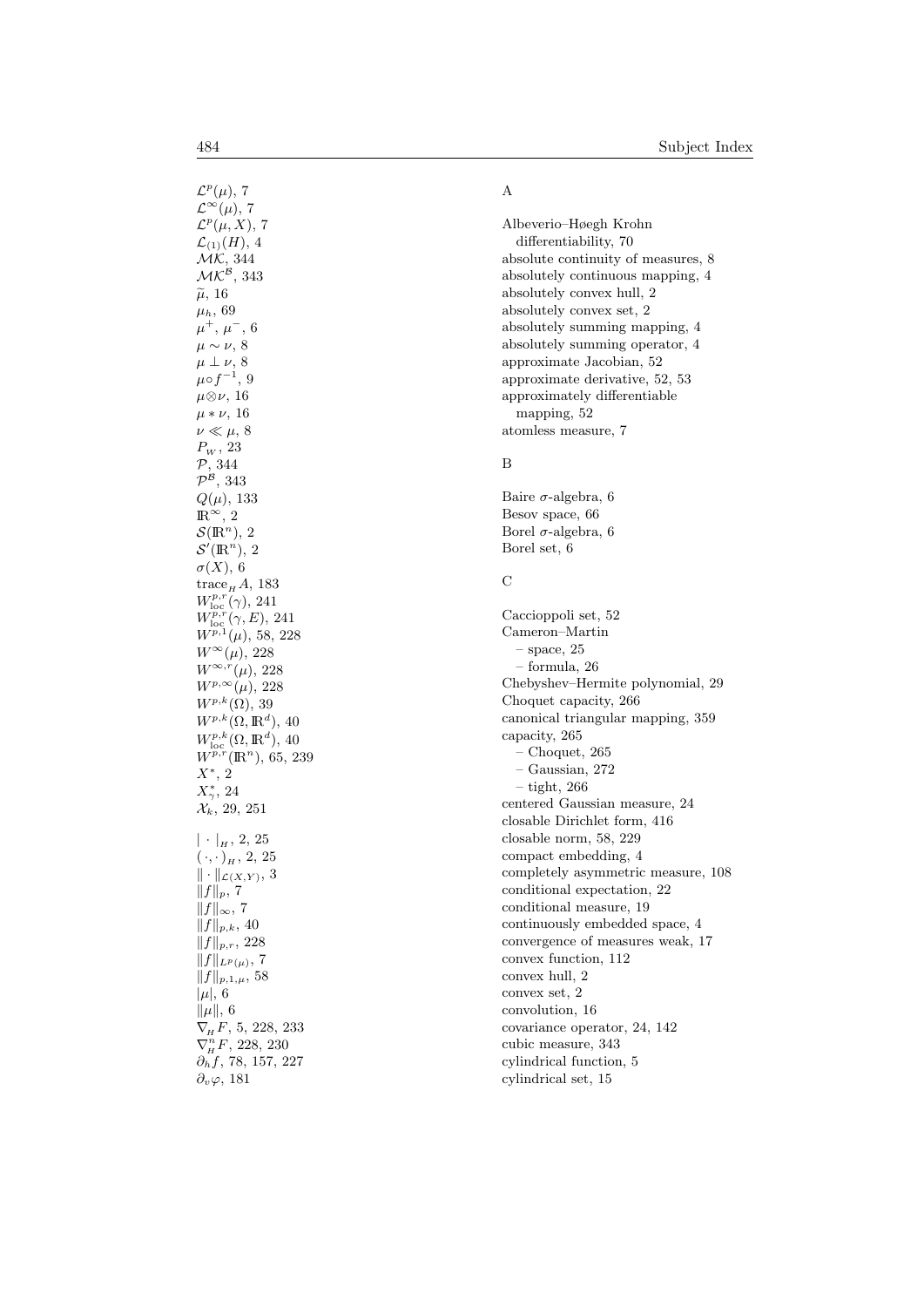$\mathcal{L}^p(\mu)$, 7
$\mathcal{L}^\infty(\mu)$, 7
$\mathcal{L}^p(\mu, X)$, 7
$\mathcal{L}_{(1)}(H)$, 4
$\mathcal{MK}$, 344
$\mathcal{MK}^{\mathcal{B}}$, 343
$\widetilde{\mu}$, 16
$\mu_h$, 69
$\mu^+$, $\mu^-$, 6
$\mu \sim \nu$, 8
$\mu \perp \nu$, 8
$\mu\circ f^{-1}$, 9
$\mu\otimes\nu$, 16
$\mu * \nu$, 16
$\nu \ll \mu$, 8
$P_{_W}$, 23
$\mathcal{P}$, 344
$\mathcal{P}^{\mathcal{B}}$, 343
$Q(\mu)$, 133
$\mathbb{R}^\infty$, 2
$\mathcal{S}(\mathbb{R}^n)$, 2
$\mathcal{S}'(\mathbb{R}^n)$, 2
$\sigma(X)$, 6
$\mathrm{trace}_{_H} A$, 183
$W^{p,r}_{\mathrm{loc}}(\gamma)$, 241
$W^{p,r}_{\mathrm{loc}}(\gamma, E)$, 241
$W^{p,1}(\mu)$, 58, 228
$W^{\infty}(\mu)$, 228
$W^{\infty,r}(\mu)$, 228
$W^{p,\infty}(\mu)$, 228
$W^{p,k}(\Omega)$, 39
$W^{p,k}(\Omega, \mathbb{R}^d)$, 40
$W^{p,k}_{\mathrm{loc}}(\Omega, \mathbb{R}^d)$, 40
$W^{p,r}(\mathbb{R}^n)$, 65, 239
$X^*$, 2
$X^*_\gamma$, 24
$\mathcal{X}_k$, 29, 251

$|\cdot|_{_H}$, 2, 25
$(\cdot,\cdot)_{_H}$, 2, 25
$\|\cdot\|_{\mathcal{L}(X,Y)}$, 3
$\|f\|_p$, 7
$\|f\|_\infty$, 7
$\|f\|_{p,k}$, 40
$\|f\|_{p,r}$, 228
$\|f\|_{L^p(\mu)}$, 7
$\|f\|_{p,1,\mu}$, 58
$|\mu|$, 6
$\|\mu\|$, 6
$\nabla_{_H} F$, 5, 228, 233
$\nabla^n_{_H} F$, 228, 230
$\partial_h f$, 78, 157, 227
$\partial_v \varphi$, 181

A

Albeverio–Høegh Krohn
  differentiability, 70
absolute continuity of measures, 8
absolutely continuous mapping, 4
absolutely convex hull, 2
absolutely convex set, 2
absolutely summing mapping, 4
absolutely summing operator, 4
approximate Jacobian, 52
approximate derivative, 52, 53
approximately differentiable
  mapping, 52
atomless measure, 7

B

Baire $\sigma$-algebra, 6
Besov space, 66
Borel $\sigma$-algebra, 6
Borel set, 6

C

Caccioppoli set, 52
Cameron–Martin
  – space, 25
  – formula, 26
Chebyshev–Hermite polynomial, 29
Choquet capacity, 266
canonical triangular mapping, 359
capacity, 265
  – Choquet, 265
  – Gaussian, 272
  – tight, 266
centered Gaussian measure, 24
closable Dirichlet form, 416
closable norm, 58, 229
compact embedding, 4
completely asymmetric measure, 108
conditional expectation, 22
conditional measure, 19
continuously embedded space, 4
convergence of measures weak, 17
convex function, 112
convex hull, 2
convex set, 2
convolution, 16
covariance operator, 24, 142
cubic measure, 343
cylindrical function, 5
cylindrical set, 15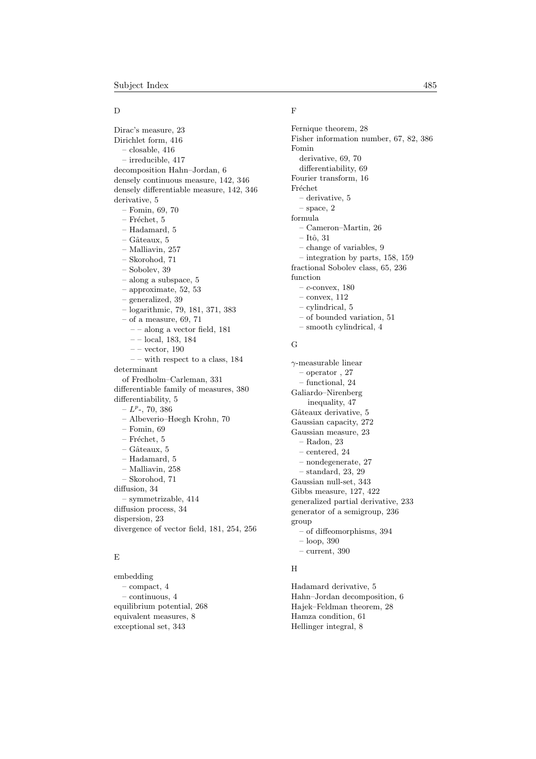## D

Dirac's measure, 23
Dirichlet form, 416
– closable, 416
– irreducible, 417
decomposition Hahn–Jordan, 6
densely continuous measure, 142, 346
densely differentiable measure, 142, 346
derivative, 5
– Fomin, 69, 70
– Fréchet, 5
– Hadamard, 5
– Gâteaux, 5
– Malliavin, 257
– Skorohod, 71
– Sobolev, 39
– along a subspace, 5
– approximate, 52, 53
– generalized, 39
– logarithmic, 79, 181, 371, 383
– of a measure, 69, 71
– – along a vector field, 181
– – local, 183, 184
– – vector, 190
– – with respect to a class, 184
determinant
of Fredholm–Carleman, 331
differentiable family of measures, 380
differentiability, 5
– $L^p$-, 70, 386
– Albeverio–Høegh Krohn, 70
– Fomin, 69
– Fréchet, 5
– Gâteaux, 5
– Hadamard, 5
– Malliavin, 258
– Skorohod, 71
diffusion, 34
– symmetrizable, 414
diffusion process, 34
dispersion, 23
divergence of vector field, 181, 254, 256

## E

embedding
– compact, 4
– continuous, 4
equilibrium potential, 268
equivalent measures, 8
exceptional set, 343

## F

Fernique theorem, 28
Fisher information number, 67, 82, 386
Fomin
derivative, 69, 70
differentiability, 69
Fourier transform, 16
Fréchet
– derivative, 5
– space, 2
formula
– Cameron–Martin, 26
– Itô, 31
– change of variables, 9
– integration by parts, 158, 159
fractional Sobolev class, 65, 236
function
– $c$-convex, 180
– convex, 112
– cylindrical, 5
– of bounded variation, 51
– smooth cylindrical, 4

## G

$\gamma$-measurable linear
– operator , 27
– functional, 24
Galiardo–Nirenberg
inequality, 47
Gâteaux derivative, 5
Gaussian capacity, 272
Gaussian measure, 23
– Radon, 23
– centered, 24
– nondegenerate, 27
– standard, 23, 29
Gaussian null-set, 343
Gibbs measure, 127, 422
generalized partial derivative, 233
generator of a semigroup, 236
group
– of diffeomorphisms, 394
– loop, 390
– current, 390

## H

Hadamard derivative, 5
Hahn–Jordan decomposition, 6
Hajek–Feldman theorem, 28
Hamza condition, 61
Hellinger integral, 8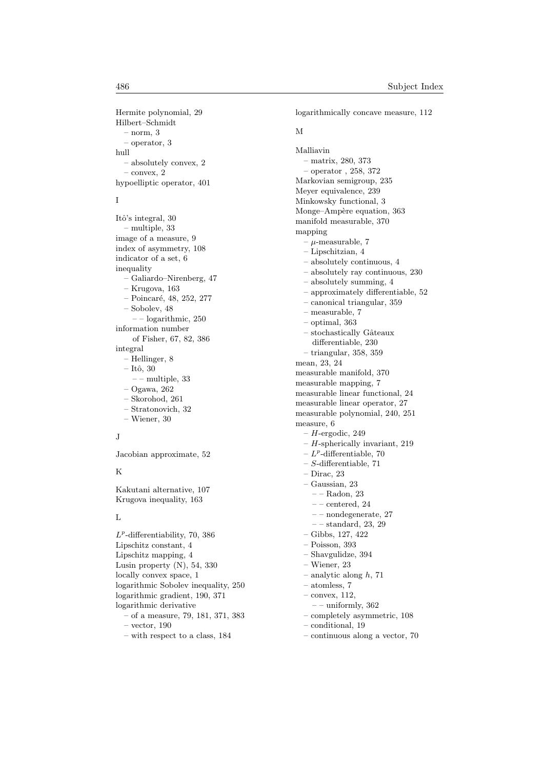Hermite polynomial, 29
Hilbert–Schmidt
  – norm, 3
  – operator, 3
hull
  – absolutely convex, 2
  – convex, 2
hypoelliptic operator, 401

I

Itô's integral, 30
  – multiple, 33
image of a measure, 9
index of asymmetry, 108
indicator of a set, 6
inequality
  – Galiardo–Nirenberg, 47
  – Krugova, 163
  – Poincaré, 48, 252, 277
  – Sobolev, 48
    – – logarithmic, 250
information number
    of Fisher, 67, 82, 386
integral
  – Hellinger, 8
  – Itô, 30
    – – multiple, 33
  – Ogawa, 262
  – Skorohod, 261
  – Stratonovich, 32
  – Wiener, 30

J

Jacobian approximate, 52

K

Kakutani alternative, 107
Krugova inequality, 163

L

$L^p$-differentiability, 70, 386
Lipschitz constant, 4
Lipschitz mapping, 4
Lusin property (N), 54, 330
locally convex space, 1
logarithmic Sobolev inequality, 250
logarithmic gradient, 190, 371
logarithmic derivative
  – of a measure, 79, 181, 371, 383
  – vector, 190
  – with respect to a class, 184

logarithmically concave measure, 112

M

Malliavin
  – matrix, 280, 373
  – operator , 258, 372
Markovian semigroup, 235
Meyer equivalence, 239
Minkowsky functional, 3
Monge–Ampère equation, 363
manifold measurable, 370
mapping
  – $\mu$-measurable, 7
  – Lipschitzian, 4
  – absolutely continuous, 4
  – absolutely ray continuous, 230
  – absolutely summing, 4
  – approximately differentiable, 52
  – canonical triangular, 359
  – measurable, 7
  – optimal, 363
  – stochastically Gâteaux
    differentiable, 230
  – triangular, 358, 359
mean, 23, 24
measurable manifold, 370
measurable mapping, 7
measurable linear functional, 24
measurable linear operator, 27
measurable polynomial, 240, 251
measure, 6
  – $H$-ergodic, 249
  – $H$-spherically invariant, 219
  – $L^p$-differentiable, 70
  – $S$-differentiable, 71
  – Dirac, 23
  – Gaussian, 23
    – – Radon, 23
    – – centered, 24
    – – nondegenerate, 27
    – – standard, 23, 29
  – Gibbs, 127, 422
  – Poisson, 393
  – Shavgulidze, 394
  – Wiener, 23
  – analytic along $h$, 71
  – atomless, 7
  – convex, 112,
    – – uniformly, 362
  – completely asymmetric, 108
  – conditional, 19
  – continuous along a vector, 70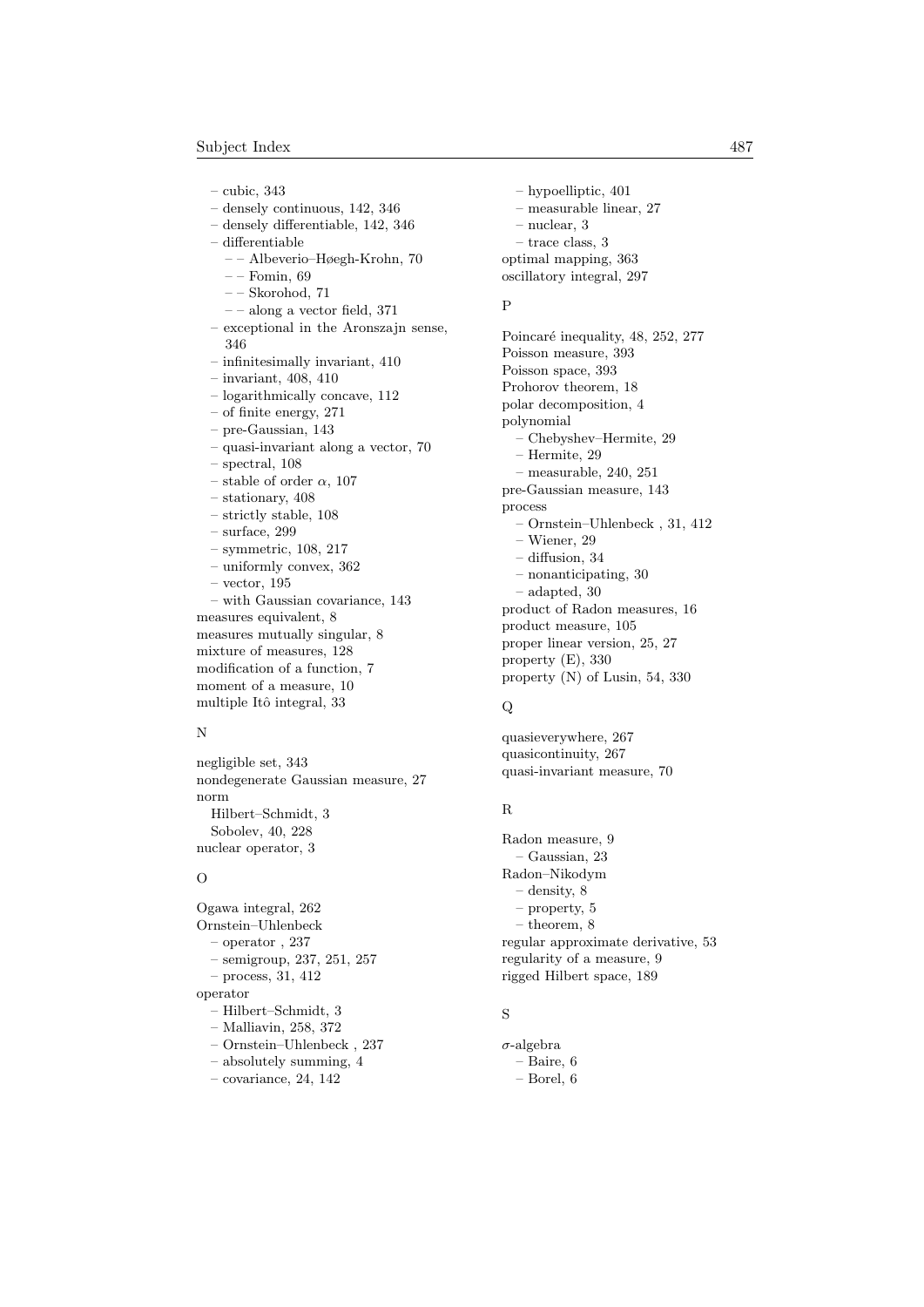– cubic, 343
– densely continuous, 142, 346
– densely differentiable, 142, 346
– differentiable
– – Albeverio–Høegh-Krohn, 70
– – Fomin, 69
– – Skorohod, 71
– – along a vector field, 371
– exceptional in the Aronszajn sense, 346
– infinitesimally invariant, 410
– invariant, 408, 410
– logarithmically concave, 112
– of finite energy, 271
– pre-Gaussian, 143
– quasi-invariant along a vector, 70
– spectral, 108
– stable of order $\alpha$, 107
– stationary, 408
– strictly stable, 108
– surface, 299
– symmetric, 108, 217
– uniformly convex, 362
– vector, 195
– with Gaussian covariance, 143
measures equivalent, 8
measures mutually singular, 8
mixture of measures, 128
modification of a function, 7
moment of a measure, 10
multiple Itô integral, 33

N

negligible set, 343
nondegenerate Gaussian measure, 27
norm
Hilbert–Schmidt, 3
Sobolev, 40, 228
nuclear operator, 3

O

Ogawa integral, 262
Ornstein–Uhlenbeck
– operator , 237
– semigroup, 237, 251, 257
– process, 31, 412
operator
– Hilbert–Schmidt, 3
– Malliavin, 258, 372
– Ornstein–Uhlenbeck , 237
– absolutely summing, 4
– covariance, 24, 142
– hypoelliptic, 401
– measurable linear, 27
– nuclear, 3
– trace class, 3
optimal mapping, 363
oscillatory integral, 297

P

Poincaré inequality, 48, 252, 277
Poisson measure, 393
Poisson space, 393
Prohorov theorem, 18
polar decomposition, 4
polynomial
– Chebyshev–Hermite, 29
– Hermite, 29
– measurable, 240, 251
pre-Gaussian measure, 143
process
– Ornstein–Uhlenbeck , 31, 412
– Wiener, 29
– diffusion, 34
– nonanticipating, 30
– adapted, 30
product of Radon measures, 16
product measure, 105
proper linear version, 25, 27
property (E), 330
property (N) of Lusin, 54, 330

Q

quasieverywhere, 267
quasicontinuity, 267
quasi-invariant measure, 70

R

Radon measure, 9
– Gaussian, 23
Radon–Nikodym
– density, 8
– property, 5
– theorem, 8
regular approximate derivative, 53
regularity of a measure, 9
rigged Hilbert space, 189

S

$\sigma$-algebra
– Baire, 6
– Borel, 6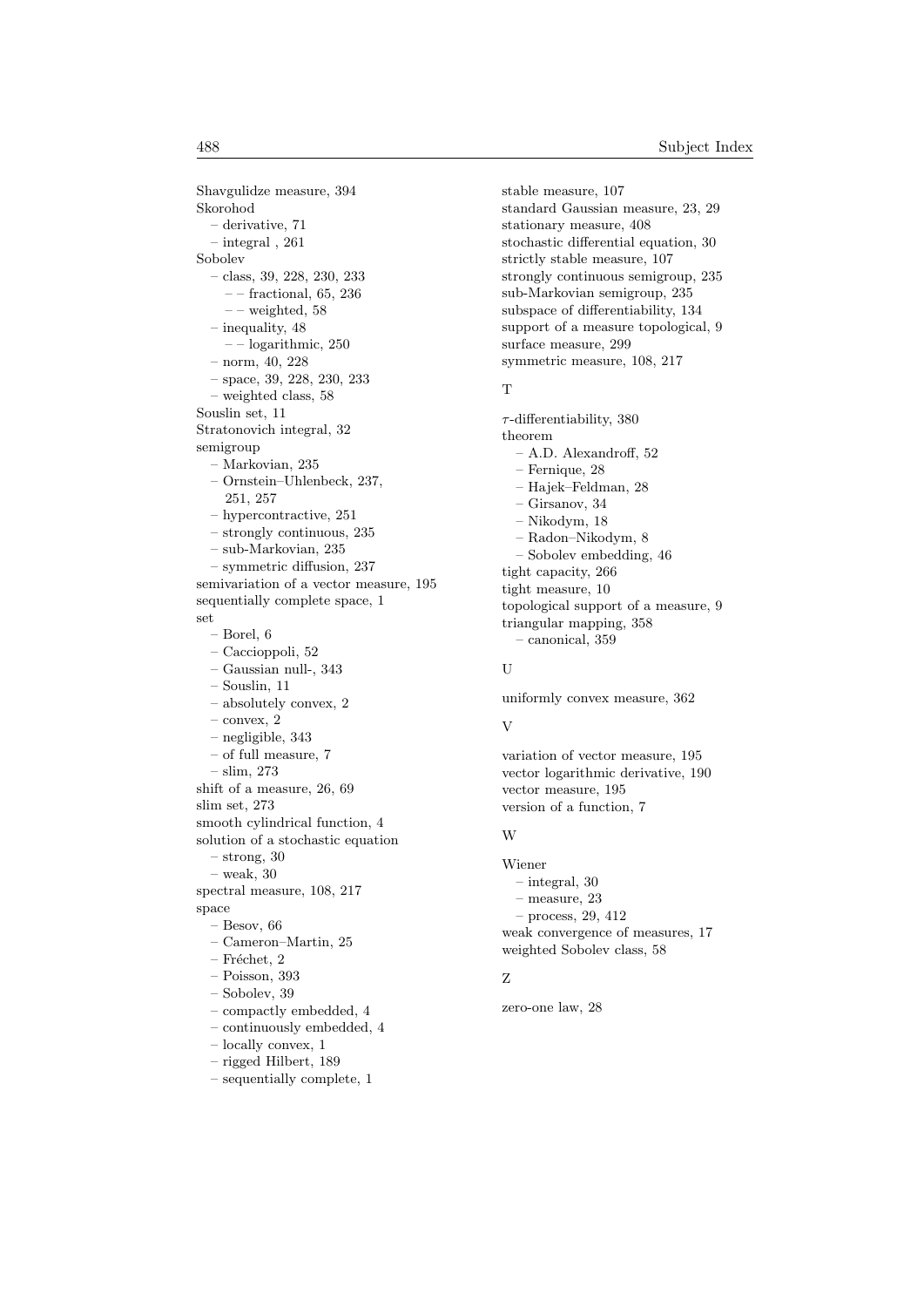Shavgulidze measure, 394
Skorohod
  – derivative, 71
  – integral , 261
Sobolev
  – class, 39, 228, 230, 233
    – – fractional, 65, 236
    – – weighted, 58
  – inequality, 48
    – – logarithmic, 250
  – norm, 40, 228
  – space, 39, 228, 230, 233
  – weighted class, 58
Souslin set, 11
Stratonovich integral, 32
semigroup
  – Markovian, 235
  – Ornstein–Uhlenbeck, 237, 251, 257
  – hypercontractive, 251
  – strongly continuous, 235
  – sub-Markovian, 235
  – symmetric diffusion, 237
semivariation of a vector measure, 195
sequentially complete space, 1
set
  – Borel, 6
  – Caccioppoli, 52
  – Gaussian null-, 343
  – Souslin, 11
  – absolutely convex, 2
  – convex, 2
  – negligible, 343
  – of full measure, 7
  – slim, 273
shift of a measure, 26, 69
slim set, 273
smooth cylindrical function, 4
solution of a stochastic equation
  – strong, 30
  – weak, 30
spectral measure, 108, 217
space
  – Besov, 66
  – Cameron–Martin, 25
  – Fréchet, 2
  – Poisson, 393
  – Sobolev, 39
  – compactly embedded, 4
  – continuously embedded, 4
  – locally convex, 1
  – rigged Hilbert, 189
  – sequentially complete, 1

stable measure, 107
standard Gaussian measure, 23, 29
stationary measure, 408
stochastic differential equation, 30
strictly stable measure, 107
strongly continuous semigroup, 235
sub-Markovian semigroup, 235
subspace of differentiability, 134
support of a measure topological, 9
surface measure, 299
symmetric measure, 108, 217

T

$\tau$-differentiability, 380
theorem
  – A.D. Alexandroff, 52
  – Fernique, 28
  – Hajek–Feldman, 28
  – Girsanov, 34
  – Nikodym, 18
  – Radon–Nikodym, 8
  – Sobolev embedding, 46
tight capacity, 266
tight measure, 10
topological support of a measure, 9
triangular mapping, 358
  – canonical, 359

U

uniformly convex measure, 362

V

variation of vector measure, 195
vector logarithmic derivative, 190
vector measure, 195
version of a function, 7

W

Wiener
  – integral, 30
  – measure, 23
  – process, 29, 412
weak convergence of measures, 17
weighted Sobolev class, 58

Z

zero-one law, 28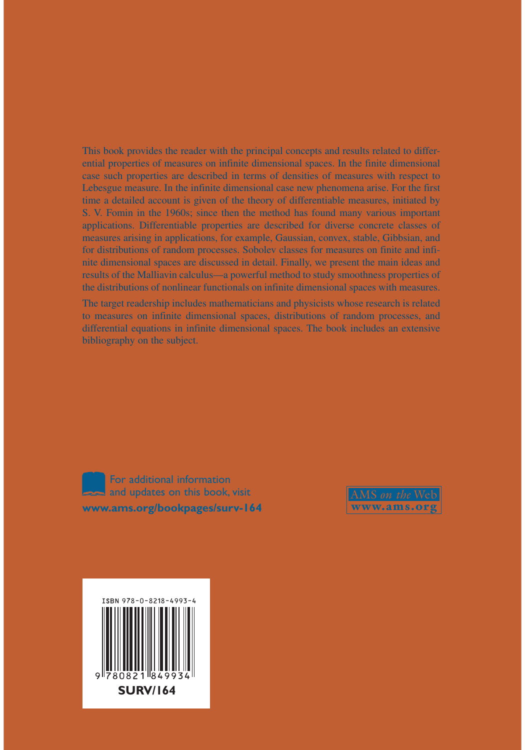This book provides the reader with the principal concepts and results related to differential properties of measures on infinite dimensional spaces. In the finite dimensional case such properties are described in terms of densities of measures with respect to Lebesgue measure. In the infinite dimensional case new phenomena arise. For the first time a detailed account is given of the theory of differentiable measures, initiated by S. V. Fomin in the 1960s; since then the method has found many various important applications. Differentiable properties are described for diverse concrete classes of measures arising in applications, for example, Gaussian, convex, stable, Gibbsian, and for distributions of random processes. Sobolev classes for measures on finite and infinite dimensional spaces are discussed in detail. Finally, we present the main ideas and results of the Malliavin calculus—a powerful method to study smoothness properties of the distributions of nonlinear functionals on infinite dimensional spaces with measures.

The target readership includes mathematicians and physicists whose research is related to measures on infinite dimensional spaces, distributions of random processes, and differential equations in infinite dimensional spaces. The book includes an extensive bibliography on the subject.

For additional information and updates on this book, visit
**www.ams.org/bookpages/surv-164**

AMS *on the* Web
**www.ams.org**

ISBN 978-0-8218-4993-4

9 780821 849934

**SURV/164**